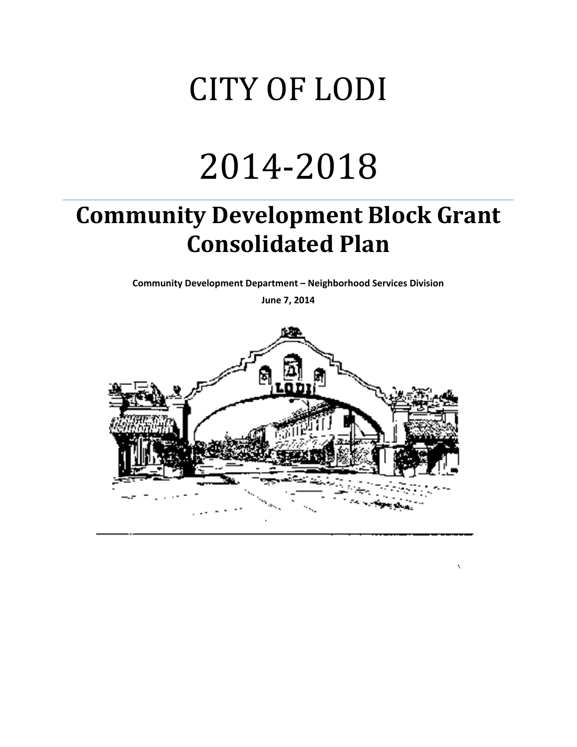# CITY OF LODI

# 2014-2018

## Community Development Block Grant Consolidated Plan

**Community Development Department – Neighborhood Services Division**

**June 7, 2014**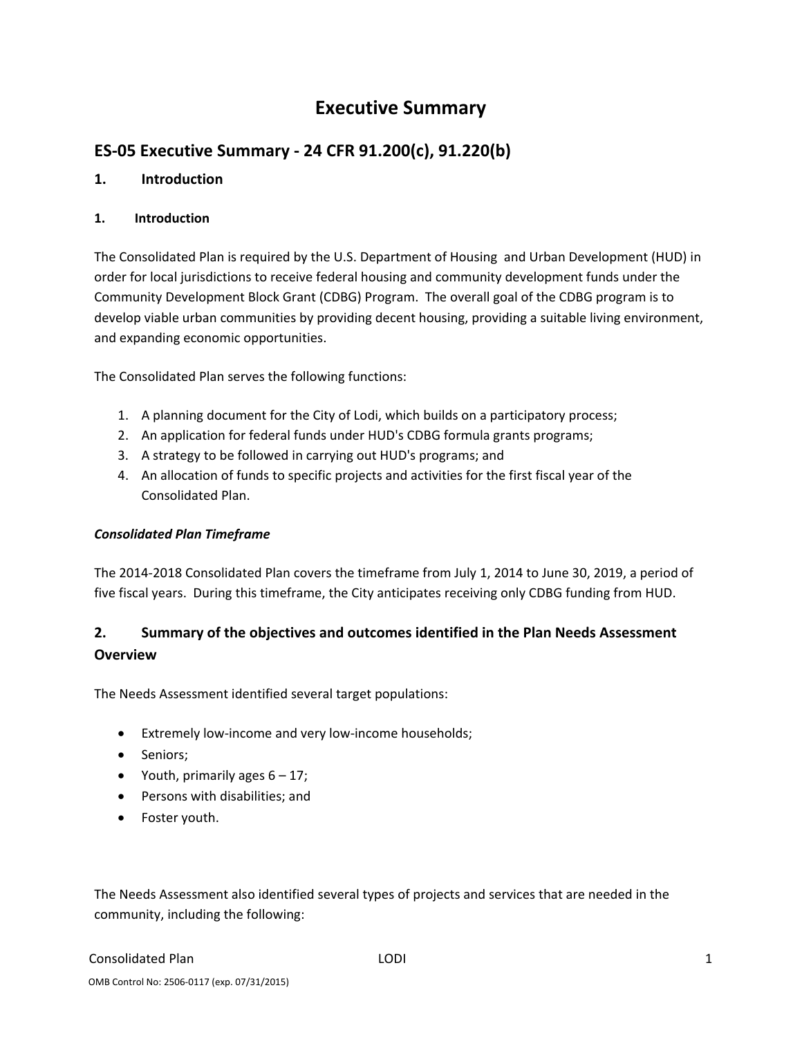# Executive Summary

## ES-05 Executive Summary - 24 CFR 91.200(c), 91.220(b)

### 1. Introduction

#### 1. Introduction

The Consolidated Plan is required by the U.S. Department of Housing and Urban Development (HUD) in order for local jurisdictions to receive federal housing and community development funds under the Community Development Block Grant (CDBG) Program. The overall goal of the CDBG program is to develop viable urban communities by providing decent housing, providing a suitable living environment, and expanding economic opportunities.

The Consolidated Plan serves the following functions:

1. A planning document for the City of Lodi, which builds on a participatory process;
2. An application for federal funds under HUD's CDBG formula grants programs;
3. A strategy to be followed in carrying out HUD's programs; and
4. An allocation of funds to specific projects and activities for the first fiscal year of the Consolidated Plan.

***Consolidated Plan Timeframe***

The 2014-2018 Consolidated Plan covers the timeframe from July 1, 2014 to June 30, 2019, a period of five fiscal years. During this timeframe, the City anticipates receiving only CDBG funding from HUD.

### 2. Summary of the objectives and outcomes identified in the Plan Needs Assessment Overview

The Needs Assessment identified several target populations:

- Extremely low-income and very low-income households;
- Seniors;
- Youth, primarily ages 6 – 17;
- Persons with disabilities; and
- Foster youth.

The Needs Assessment also identified several types of projects and services that are needed in the community, including the following: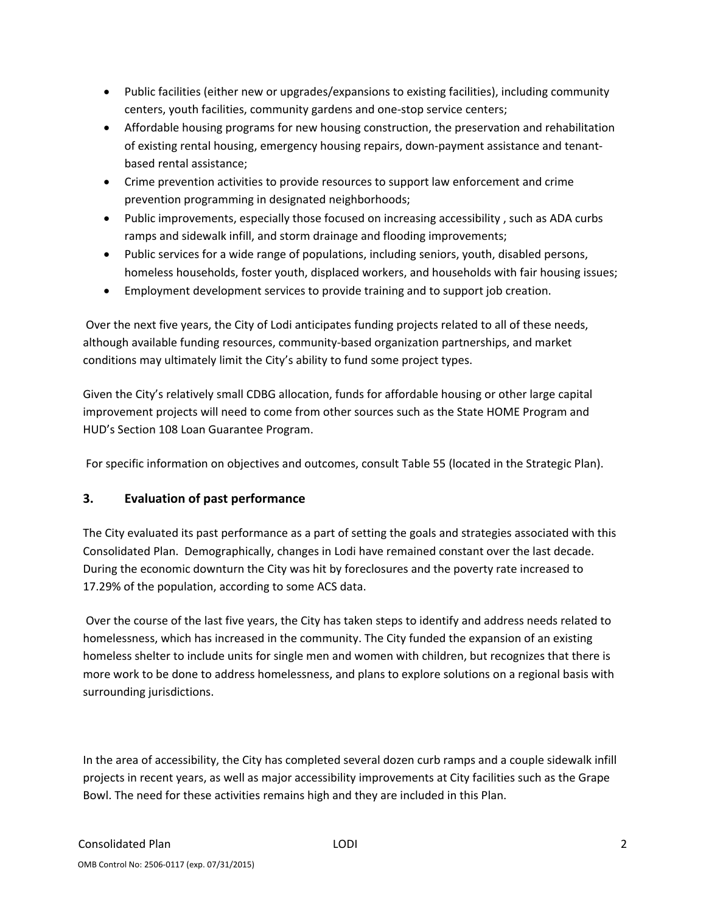- Public facilities (either new or upgrades/expansions to existing facilities), including community centers, youth facilities, community gardens and one-stop service centers;
- Affordable housing programs for new housing construction, the preservation and rehabilitation of existing rental housing, emergency housing repairs, down-payment assistance and tenant-based rental assistance;
- Crime prevention activities to provide resources to support law enforcement and crime prevention programming in designated neighborhoods;
- Public improvements, especially those focused on increasing accessibility , such as ADA curbs ramps and sidewalk infill, and storm drainage and flooding improvements;
- Public services for a wide range of populations, including seniors, youth, disabled persons, homeless households, foster youth, displaced workers, and households with fair housing issues;
- Employment development services to provide training and to support job creation.

Over the next five years, the City of Lodi anticipates funding projects related to all of these needs, although available funding resources, community-based organization partnerships, and market conditions may ultimately limit the City's ability to fund some project types.

Given the City's relatively small CDBG allocation, funds for affordable housing or other large capital improvement projects will need to come from other sources such as the State HOME Program and HUD's Section 108 Loan Guarantee Program.

For specific information on objectives and outcomes, consult Table 55 (located in the Strategic Plan).

## 3. Evaluation of past performance

The City evaluated its past performance as a part of setting the goals and strategies associated with this Consolidated Plan. Demographically, changes in Lodi have remained constant over the last decade. During the economic downturn the City was hit by foreclosures and the poverty rate increased to 17.29% of the population, according to some ACS data.

Over the course of the last five years, the City has taken steps to identify and address needs related to homelessness, which has increased in the community. The City funded the expansion of an existing homeless shelter to include units for single men and women with children, but recognizes that there is more work to be done to address homelessness, and plans to explore solutions on a regional basis with surrounding jurisdictions.

In the area of accessibility, the City has completed several dozen curb ramps and a couple sidewalk infill projects in recent years, as well as major accessibility improvements at City facilities such as the Grape Bowl. The need for these activities remains high and they are included in this Plan.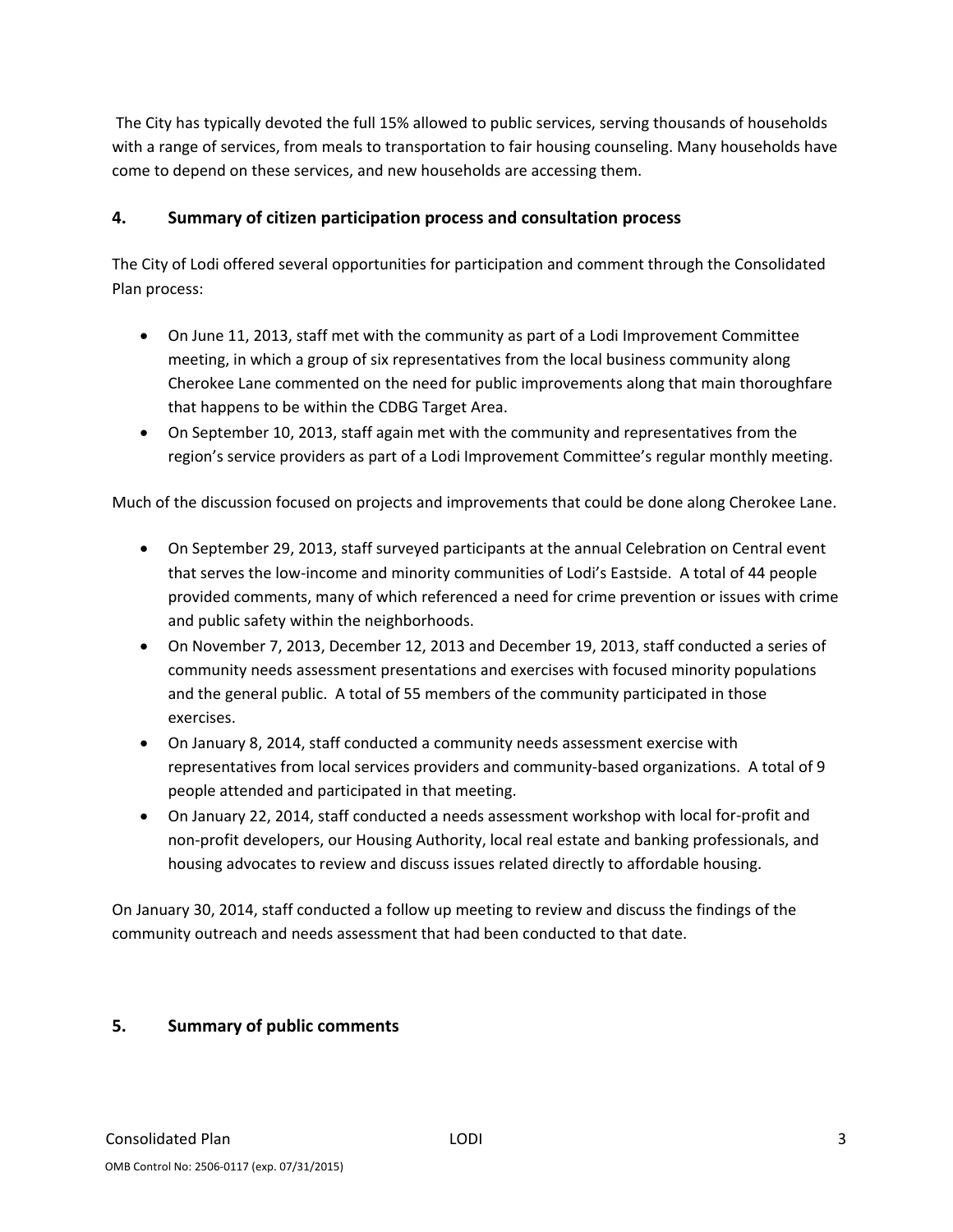The City has typically devoted the full 15% allowed to public services, serving thousands of households with a range of services, from meals to transportation to fair housing counseling. Many households have come to depend on these services, and new households are accessing them.

## 4. Summary of citizen participation process and consultation process

The City of Lodi offered several opportunities for participation and comment through the Consolidated Plan process:

- On June 11, 2013, staff met with the community as part of a Lodi Improvement Committee meeting, in which a group of six representatives from the local business community along Cherokee Lane commented on the need for public improvements along that main thoroughfare that happens to be within the CDBG Target Area.
- On September 10, 2013, staff again met with the community and representatives from the region's service providers as part of a Lodi Improvement Committee's regular monthly meeting.

Much of the discussion focused on projects and improvements that could be done along Cherokee Lane.

- On September 29, 2013, staff surveyed participants at the annual Celebration on Central event that serves the low-income and minority communities of Lodi's Eastside. A total of 44 people provided comments, many of which referenced a need for crime prevention or issues with crime and public safety within the neighborhoods.
- On November 7, 2013, December 12, 2013 and December 19, 2013, staff conducted a series of community needs assessment presentations and exercises with focused minority populations and the general public. A total of 55 members of the community participated in those exercises.
- On January 8, 2014, staff conducted a community needs assessment exercise with representatives from local services providers and community-based organizations. A total of 9 people attended and participated in that meeting.
- On January 22, 2014, staff conducted a needs assessment workshop with local for-profit and non-profit developers, our Housing Authority, local real estate and banking professionals, and housing advocates to review and discuss issues related directly to affordable housing.

On January 30, 2014, staff conducted a follow up meeting to review and discuss the findings of the community outreach and needs assessment that had been conducted to that date.

## 5. Summary of public comments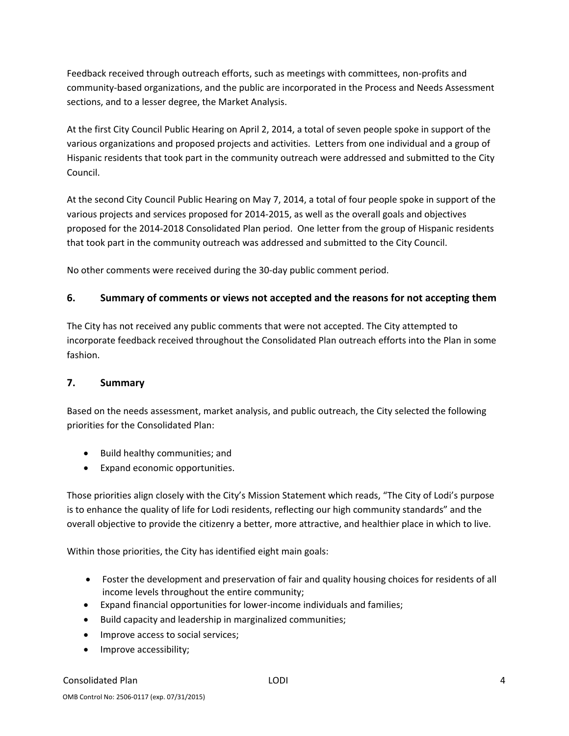Feedback received through outreach efforts, such as meetings with committees, non-profits and community-based organizations, and the public are incorporated in the Process and Needs Assessment sections, and to a lesser degree, the Market Analysis.

At the first City Council Public Hearing on April 2, 2014, a total of seven people spoke in support of the various organizations and proposed projects and activities. Letters from one individual and a group of Hispanic residents that took part in the community outreach were addressed and submitted to the City Council.

At the second City Council Public Hearing on May 7, 2014, a total of four people spoke in support of the various projects and services proposed for 2014-2015, as well as the overall goals and objectives proposed for the 2014-2018 Consolidated Plan period. One letter from the group of Hispanic residents that took part in the community outreach was addressed and submitted to the City Council.

No other comments were received during the 30-day public comment period.

### 6. Summary of comments or views not accepted and the reasons for not accepting them

The City has not received any public comments that were not accepted. The City attempted to incorporate feedback received throughout the Consolidated Plan outreach efforts into the Plan in some fashion.

### 7. Summary

Based on the needs assessment, market analysis, and public outreach, the City selected the following priorities for the Consolidated Plan:

- Build healthy communities; and
- Expand economic opportunities.

Those priorities align closely with the City's Mission Statement which reads, "The City of Lodi's purpose is to enhance the quality of life for Lodi residents, reflecting our high community standards" and the overall objective to provide the citizenry a better, more attractive, and healthier place in which to live.

Within those priorities, the City has identified eight main goals:

- Foster the development and preservation of fair and quality housing choices for residents of all income levels throughout the entire community;
- Expand financial opportunities for lower-income individuals and families;
- Build capacity and leadership in marginalized communities;
- Improve access to social services;
- Improve accessibility;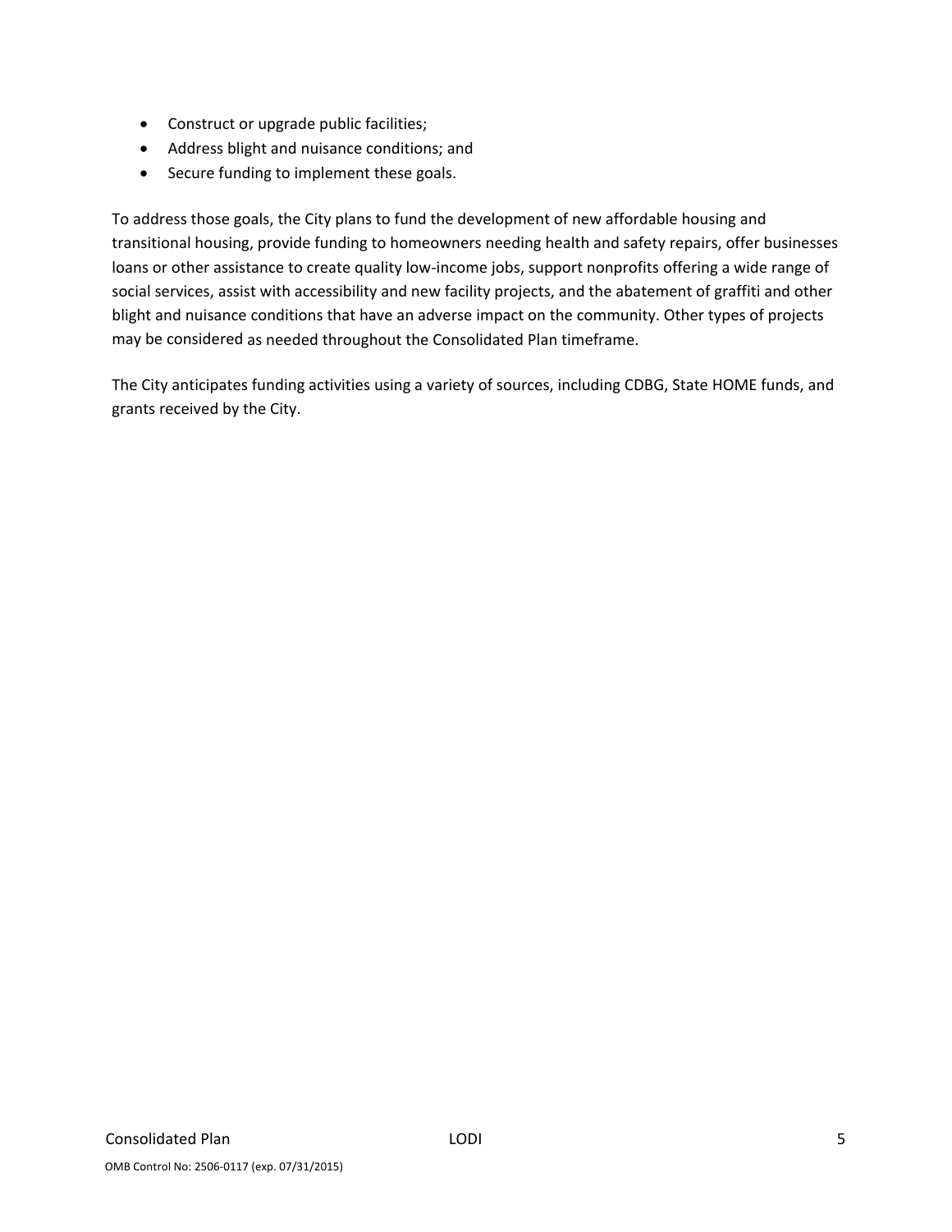- Construct or upgrade public facilities;
- Address blight and nuisance conditions; and
- Secure funding to implement these goals.

To address those goals, the City plans to fund the development of new affordable housing and transitional housing, provide funding to homeowners needing health and safety repairs, offer businesses loans or other assistance to create quality low-income jobs, support nonprofits offering a wide range of social services, assist with accessibility and new facility projects, and the abatement of graffiti and other blight and nuisance conditions that have an adverse impact on the community. Other types of projects may be considered as needed throughout the Consolidated Plan timeframe.

The City anticipates funding activities using a variety of sources, including CDBG, State HOME funds, and grants received by the City.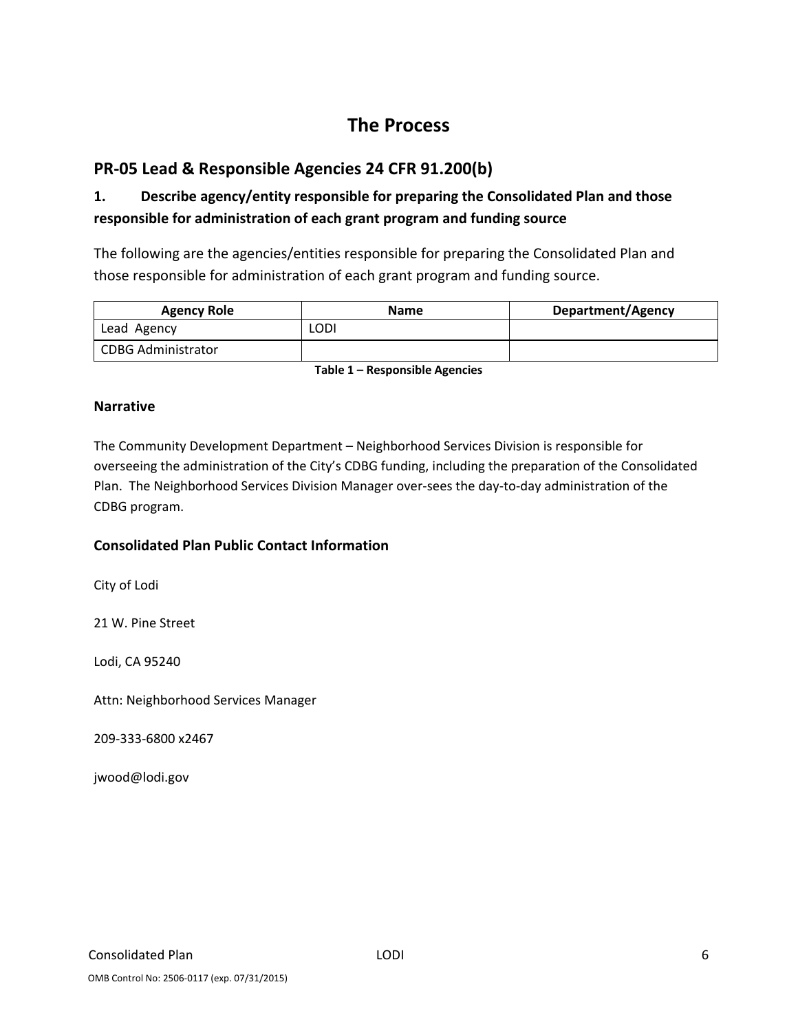# The Process

## PR-05 Lead & Responsible Agencies 24 CFR 91.200(b)

### 1. Describe agency/entity responsible for preparing the Consolidated Plan and those responsible for administration of each grant program and funding source

The following are the agencies/entities responsible for preparing the Consolidated Plan and those responsible for administration of each grant program and funding source.

| Agency Role | Name | Department/Agency |
|---|---|---|
| Lead Agency | LODI | |
| CDBG Administrator | | |

**Table 1 – Responsible Agencies**

### Narrative

The Community Development Department – Neighborhood Services Division is responsible for overseeing the administration of the City's CDBG funding, including the preparation of the Consolidated Plan. The Neighborhood Services Division Manager over-sees the day-to-day administration of the CDBG program.

### Consolidated Plan Public Contact Information

City of Lodi

21 W. Pine Street

Lodi, CA 95240

Attn: Neighborhood Services Manager

209-333-6800 x2467

jwood@lodi.gov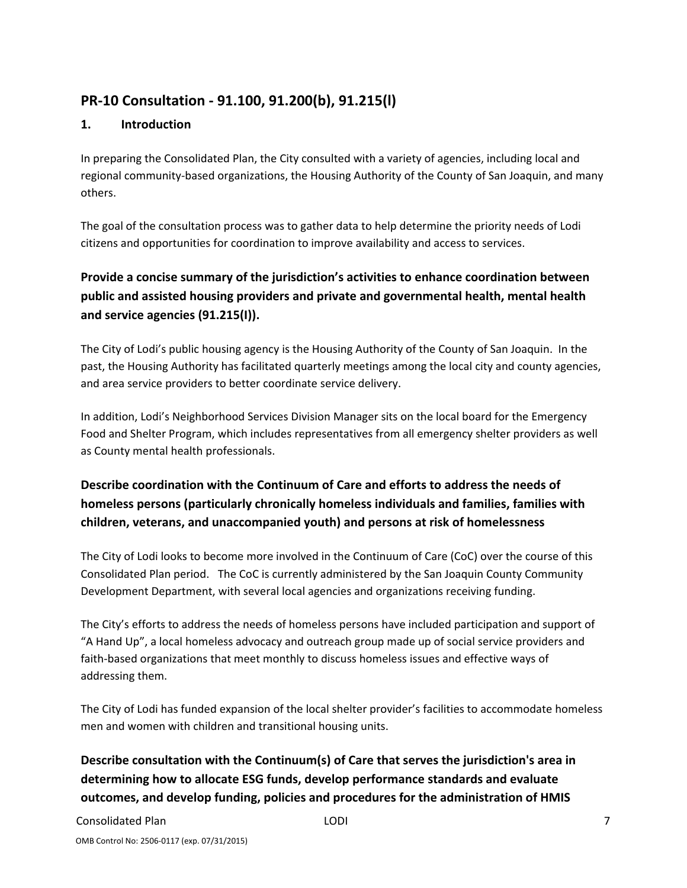## PR-10 Consultation - 91.100, 91.200(b), 91.215(l)

### 1. Introduction

In preparing the Consolidated Plan, the City consulted with a variety of agencies, including local and regional community-based organizations, the Housing Authority of the County of San Joaquin, and many others.

The goal of the consultation process was to gather data to help determine the priority needs of Lodi citizens and opportunities for coordination to improve availability and access to services.

### Provide a concise summary of the jurisdiction's activities to enhance coordination between public and assisted housing providers and private and governmental health, mental health and service agencies (91.215(I)).

The City of Lodi's public housing agency is the Housing Authority of the County of San Joaquin. In the past, the Housing Authority has facilitated quarterly meetings among the local city and county agencies, and area service providers to better coordinate service delivery.

In addition, Lodi's Neighborhood Services Division Manager sits on the local board for the Emergency Food and Shelter Program, which includes representatives from all emergency shelter providers as well as County mental health professionals.

### Describe coordination with the Continuum of Care and efforts to address the needs of homeless persons (particularly chronically homeless individuals and families, families with children, veterans, and unaccompanied youth) and persons at risk of homelessness

The City of Lodi looks to become more involved in the Continuum of Care (CoC) over the course of this Consolidated Plan period. The CoC is currently administered by the San Joaquin County Community Development Department, with several local agencies and organizations receiving funding.

The City's efforts to address the needs of homeless persons have included participation and support of "A Hand Up", a local homeless advocacy and outreach group made up of social service providers and faith-based organizations that meet monthly to discuss homeless issues and effective ways of addressing them.

The City of Lodi has funded expansion of the local shelter provider's facilities to accommodate homeless men and women with children and transitional housing units.

### Describe consultation with the Continuum(s) of Care that serves the jurisdiction's area in determining how to allocate ESG funds, develop performance standards and evaluate outcomes, and develop funding, policies and procedures for the administration of HMIS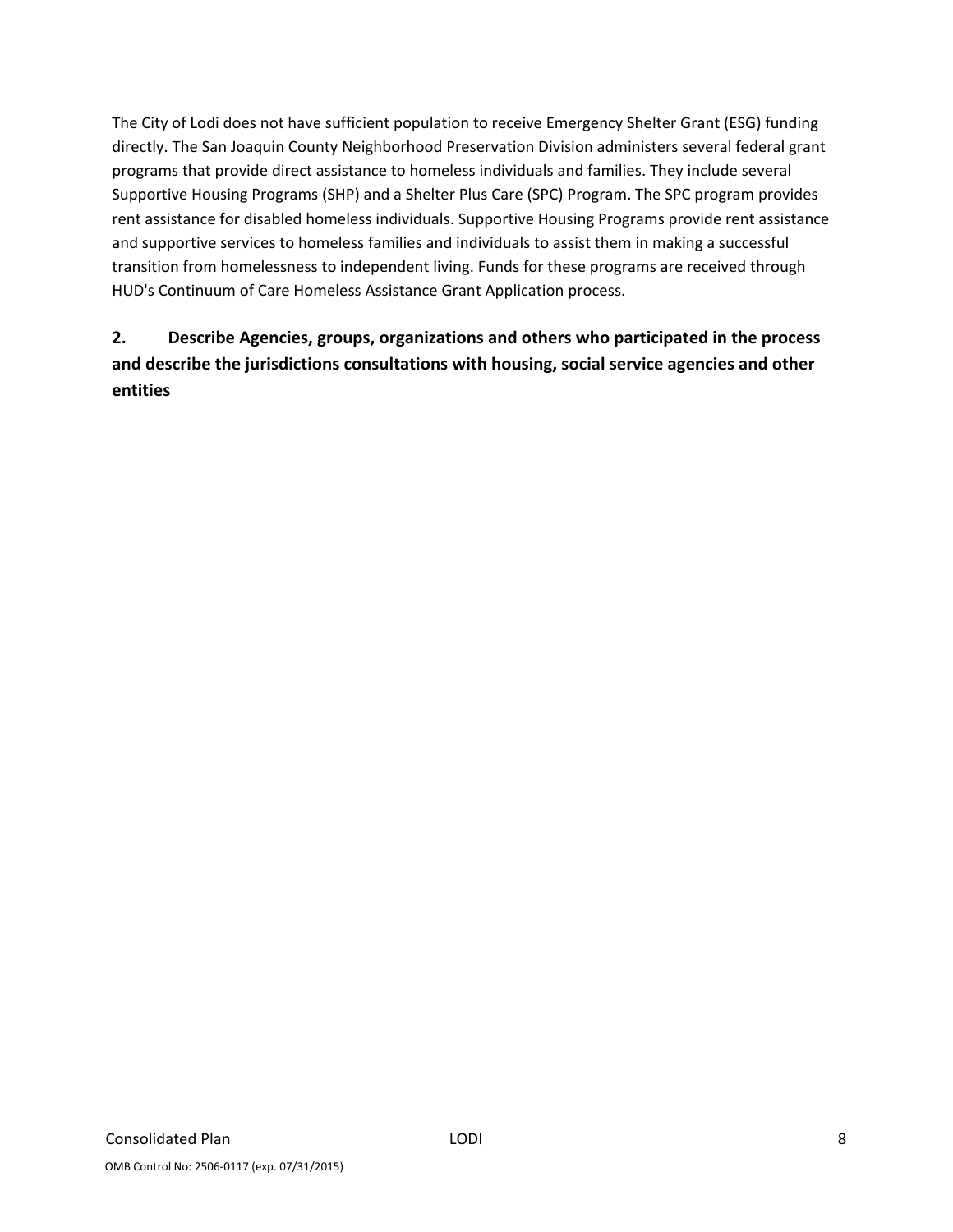The City of Lodi does not have sufficient population to receive Emergency Shelter Grant (ESG) funding directly. The San Joaquin County Neighborhood Preservation Division administers several federal grant programs that provide direct assistance to homeless individuals and families. They include several Supportive Housing Programs (SHP) and a Shelter Plus Care (SPC) Program. The SPC program provides rent assistance for disabled homeless individuals. Supportive Housing Programs provide rent assistance and supportive services to homeless families and individuals to assist them in making a successful transition from homelessness to independent living. Funds for these programs are received through HUD's Continuum of Care Homeless Assistance Grant Application process.

**2. Describe Agencies, groups, organizations and others who participated in the process and describe the jurisdictions consultations with housing, social service agencies and other entities**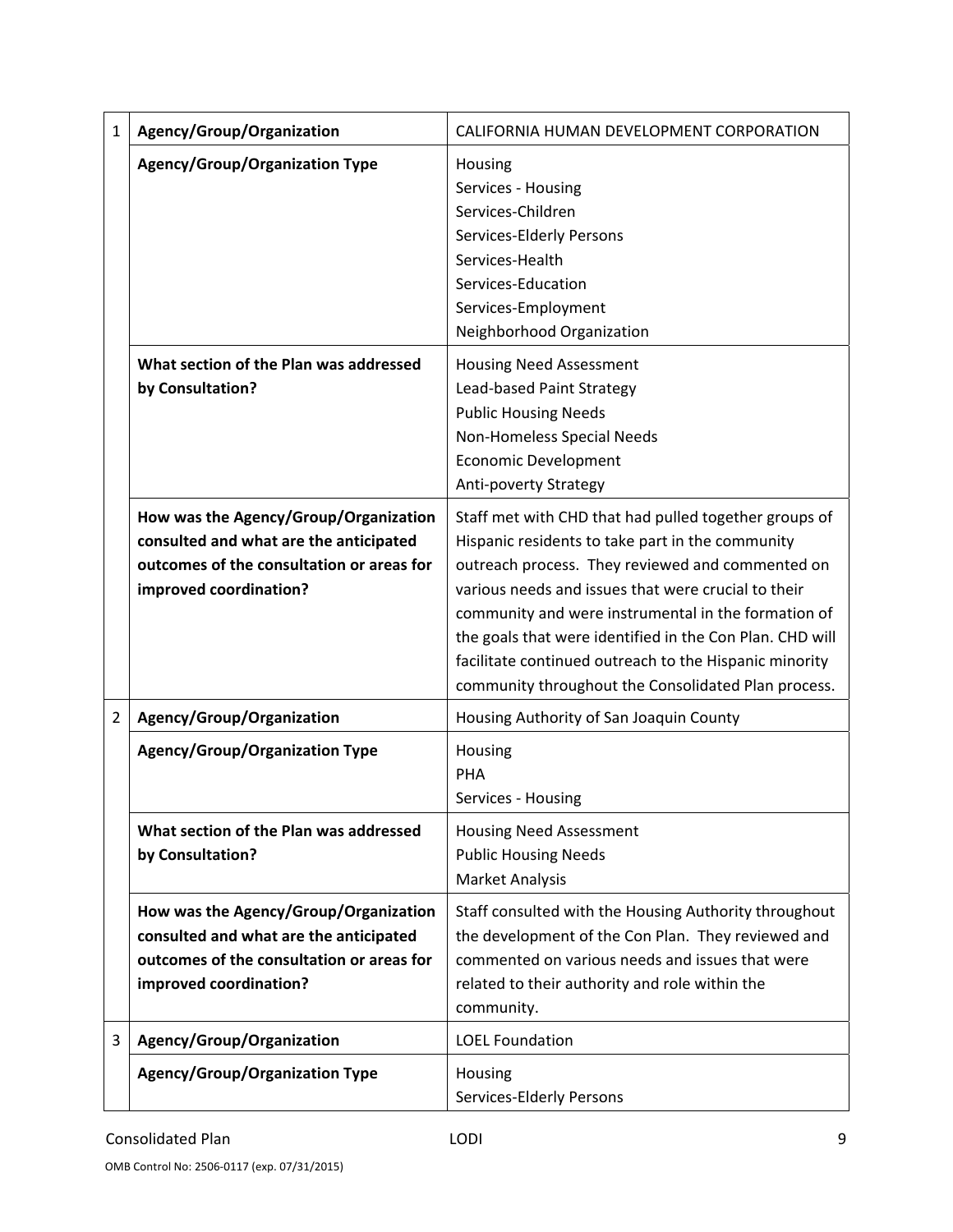| # | | |
|---|---|---|
| 1 | **Agency/Group/Organization** | CALIFORNIA HUMAN DEVELOPMENT CORPORATION |
| | **Agency/Group/Organization Type** | Housing<br>Services - Housing<br>Services-Children<br>Services-Elderly Persons<br>Services-Health<br>Services-Education<br>Services-Employment<br>Neighborhood Organization |
| | **What section of the Plan was addressed by Consultation?** | Housing Need Assessment<br>Lead-based Paint Strategy<br>Public Housing Needs<br>Non-Homeless Special Needs<br>Economic Development<br>Anti-poverty Strategy |
| | **How was the Agency/Group/Organization consulted and what are the anticipated outcomes of the consultation or areas for improved coordination?** | Staff met with CHD that had pulled together groups of Hispanic residents to take part in the community outreach process. They reviewed and commented on various needs and issues that were crucial to their community and were instrumental in the formation of the goals that were identified in the Con Plan. CHD will facilitate continued outreach to the Hispanic minority community throughout the Consolidated Plan process. |
| 2 | **Agency/Group/Organization** | Housing Authority of San Joaquin County |
| | **Agency/Group/Organization Type** | Housing<br>PHA<br>Services - Housing |
| | **What section of the Plan was addressed by Consultation?** | Housing Need Assessment<br>Public Housing Needs<br>Market Analysis |
| | **How was the Agency/Group/Organization consulted and what are the anticipated outcomes of the consultation or areas for improved coordination?** | Staff consulted with the Housing Authority throughout the development of the Con Plan. They reviewed and commented on various needs and issues that were related to their authority and role within the community. |
| 3 | **Agency/Group/Organization** | LOEL Foundation |
| | **Agency/Group/Organization Type** | Housing<br>Services-Elderly Persons |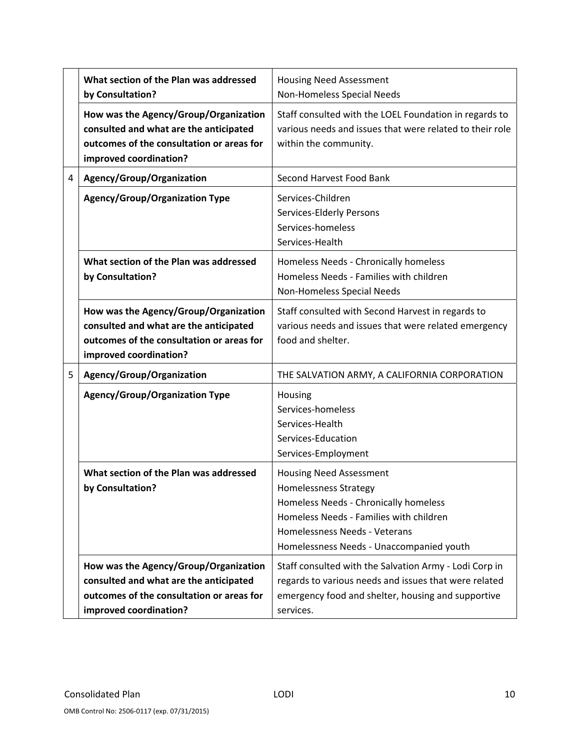| | | |
|---|---|---|
| | **What section of the Plan was addressed by Consultation?** | Housing Need Assessment<br>Non-Homeless Special Needs |
| | **How was the Agency/Group/Organization consulted and what are the anticipated outcomes of the consultation or areas for improved coordination?** | Staff consulted with the LOEL Foundation in regards to various needs and issues that were related to their role within the community. |
| 4 | **Agency/Group/Organization** | Second Harvest Food Bank |
| | **Agency/Group/Organization Type** | Services-Children<br>Services-Elderly Persons<br>Services-homeless<br>Services-Health |
| | **What section of the Plan was addressed by Consultation?** | Homeless Needs - Chronically homeless<br>Homeless Needs - Families with children<br>Non-Homeless Special Needs |
| | **How was the Agency/Group/Organization consulted and what are the anticipated outcomes of the consultation or areas for improved coordination?** | Staff consulted with Second Harvest in regards to various needs and issues that were related emergency food and shelter. |
| 5 | **Agency/Group/Organization** | THE SALVATION ARMY, A CALIFORNIA CORPORATION |
| | **Agency/Group/Organization Type** | Housing<br>Services-homeless<br>Services-Health<br>Services-Education<br>Services-Employment |
| | **What section of the Plan was addressed by Consultation?** | Housing Need Assessment<br>Homelessness Strategy<br>Homeless Needs - Chronically homeless<br>Homeless Needs - Families with children<br>Homelessness Needs - Veterans<br>Homelessness Needs - Unaccompanied youth |
| | **How was the Agency/Group/Organization consulted and what are the anticipated outcomes of the consultation or areas for improved coordination?** | Staff consulted with the Salvation Army - Lodi Corp in regards to various needs and issues that were related emergency food and shelter, housing and supportive services. |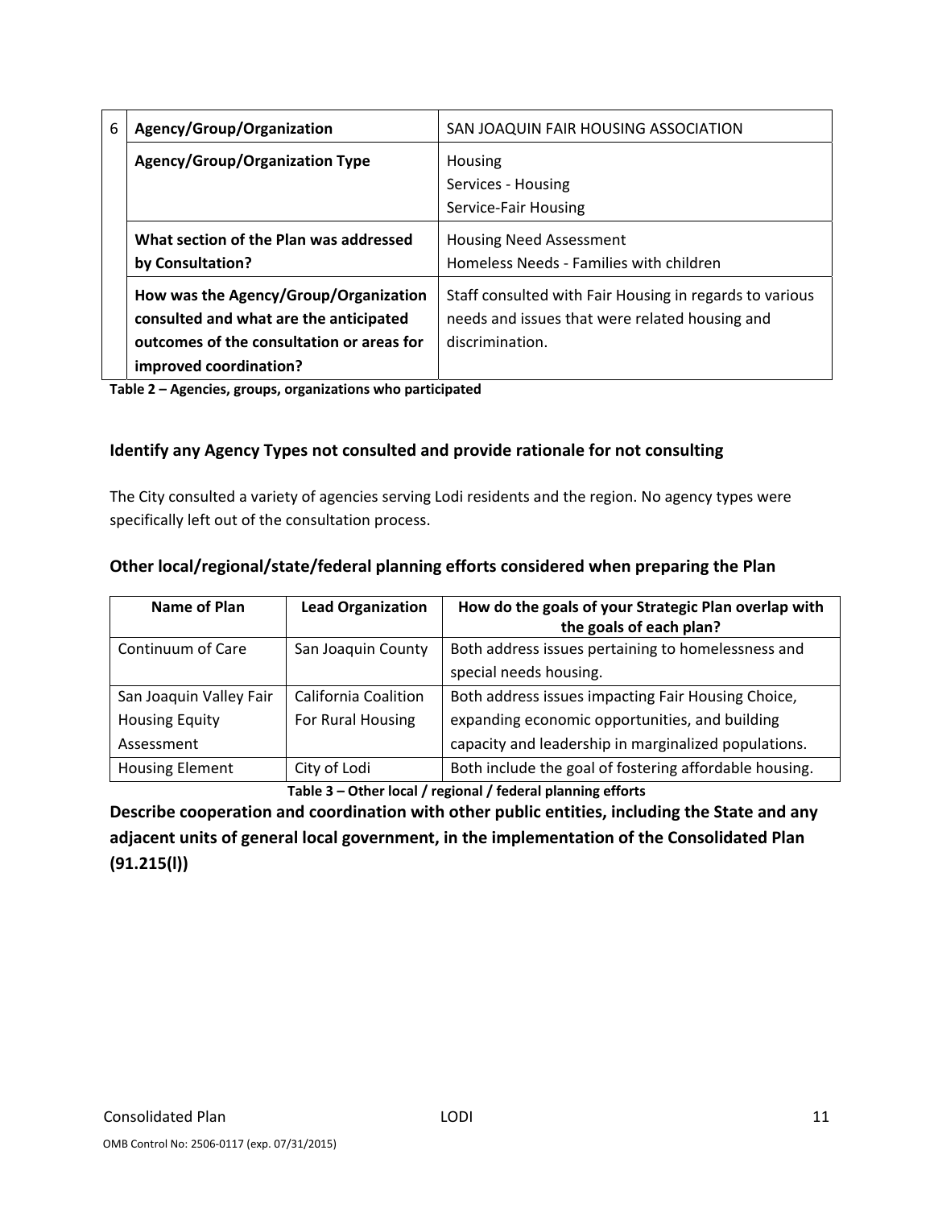| 6 | Agency/Group/Organization | SAN JOAQUIN FAIR HOUSING ASSOCIATION |
|---|---|---|
| | **Agency/Group/Organization Type** | Housing<br>Services - Housing<br>Service-Fair Housing |
| | **What section of the Plan was addressed by Consultation?** | Housing Need Assessment<br>Homeless Needs - Families with children |
| | **How was the Agency/Group/Organization consulted and what are the anticipated outcomes of the consultation or areas for improved coordination?** | Staff consulted with Fair Housing in regards to various needs and issues that were related housing and discrimination. |

**Table 2 – Agencies, groups, organizations who participated**

### Identify any Agency Types not consulted and provide rationale for not consulting

The City consulted a variety of agencies serving Lodi residents and the region. No agency types were specifically left out of the consultation process.

### Other local/regional/state/federal planning efforts considered when preparing the Plan

| Name of Plan | Lead Organization | How do the goals of your Strategic Plan overlap with the goals of each plan? |
|---|---|---|
| Continuum of Care | San Joaquin County | Both address issues pertaining to homelessness and special needs housing. |
| San Joaquin Valley Fair Housing Equity Assessment | California Coalition For Rural Housing | Both address issues impacting Fair Housing Choice, expanding economic opportunities, and building capacity and leadership in marginalized populations. |
| Housing Element | City of Lodi | Both include the goal of fostering affordable housing. |

**Table 3 – Other local / regional / federal planning efforts**

### Describe cooperation and coordination with other public entities, including the State and any adjacent units of general local government, in the implementation of the Consolidated Plan (91.215(l))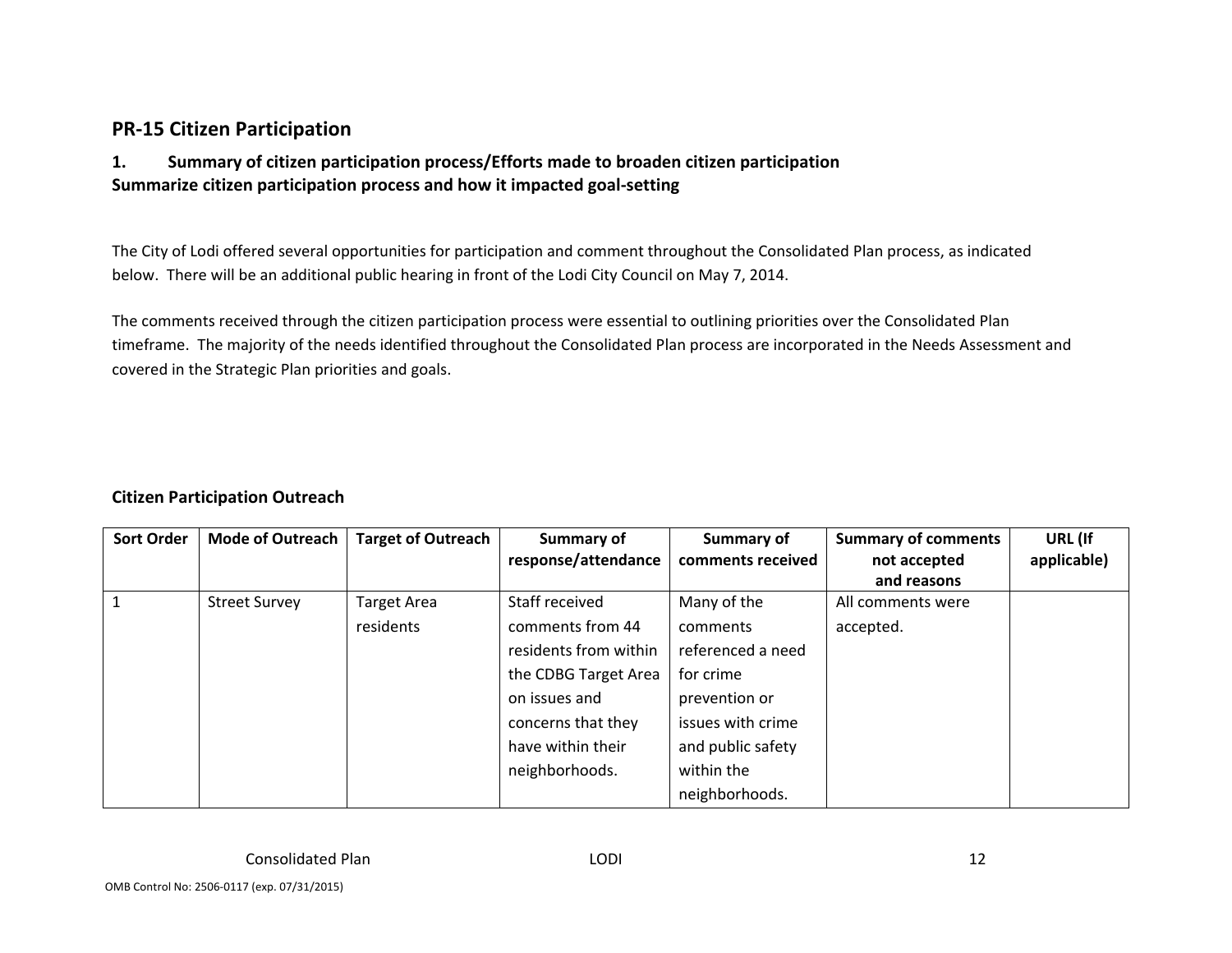## PR-15 Citizen Participation

### 1. Summary of citizen participation process/Efforts made to broaden citizen participation

**Summarize citizen participation process and how it impacted goal-setting**

The City of Lodi offered several opportunities for participation and comment throughout the Consolidated Plan process, as indicated below. There will be an additional public hearing in front of the Lodi City Council on May 7, 2014.

The comments received through the citizen participation process were essential to outlining priorities over the Consolidated Plan timeframe. The majority of the needs identified throughout the Consolidated Plan process are incorporated in the Needs Assessment and covered in the Strategic Plan priorities and goals.

### Citizen Participation Outreach

| Sort Order | Mode of Outreach | Target of Outreach | Summary of response/attendance | Summary of comments received | Summary of comments not accepted and reasons | URL (If applicable) |
|---|---|---|---|---|---|---|
| 1 | Street Survey | Target Area residents | Staff received comments from 44 residents from within the CDBG Target Area on issues and concerns that they have within their neighborhoods. | Many of the comments referenced a need for crime prevention or issues with crime and public safety within the neighborhoods. | All comments were accepted. | |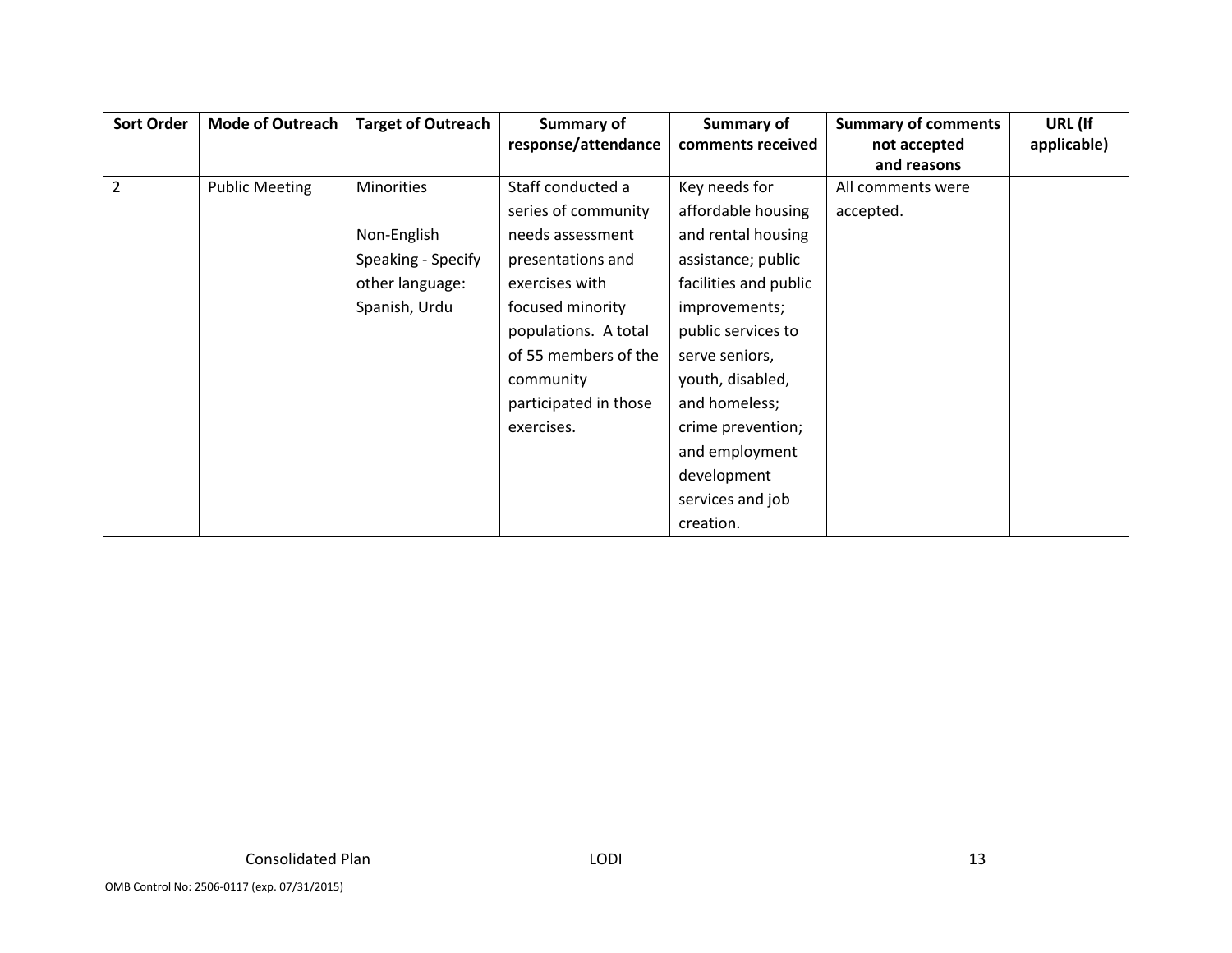| Sort Order | Mode of Outreach | Target of Outreach | Summary of response/attendance | Summary of comments received | Summary of comments not accepted and reasons | URL (If applicable) |
|---|---|---|---|---|---|---|
| 2 | Public Meeting | Minorities<br><br>Non-English Speaking - Specify other language: Spanish, Urdu | Staff conducted a series of community needs assessment presentations and exercises with focused minority populations. A total of 55 members of the community participated in those exercises. | Key needs for affordable housing and rental housing assistance; public facilities and public improvements; public services to serve seniors, youth, disabled, and homeless; crime prevention; and employment development services and job creation. | All comments were accepted. | |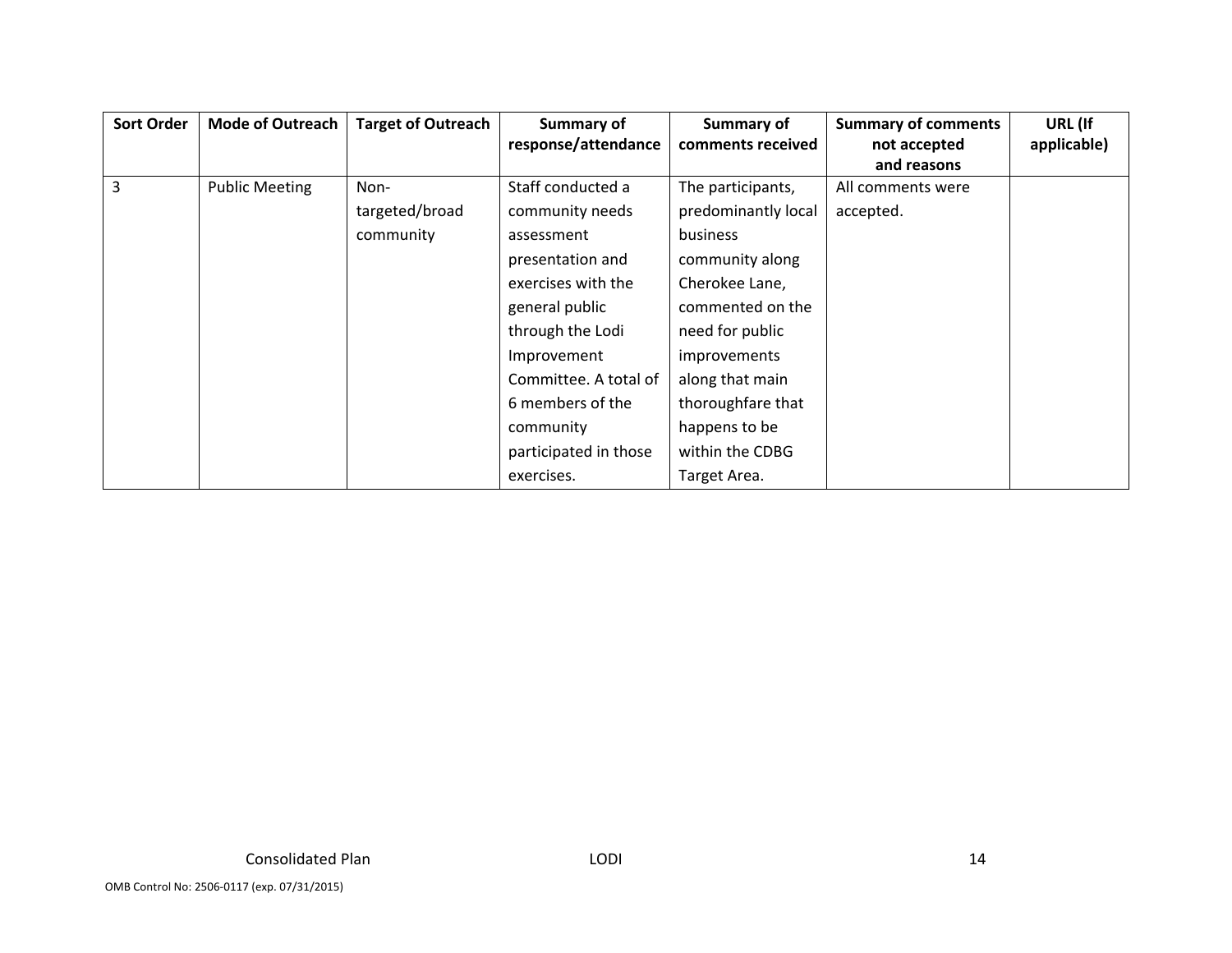| Sort Order | Mode of Outreach | Target of Outreach | Summary of response/attendance | Summary of comments received | Summary of comments not accepted and reasons | URL (If applicable) |
|---|---|---|---|---|---|---|
| 3 | Public Meeting | Non-targeted/broad community | Staff conducted a community needs assessment presentation and exercises with the general public through the Lodi Improvement Committee. A total of 6 members of the community participated in those exercises. | The participants, predominantly local business community along Cherokee Lane, commented on the need for public improvements along that main thoroughfare that happens to be within the CDBG Target Area. | All comments were accepted. | |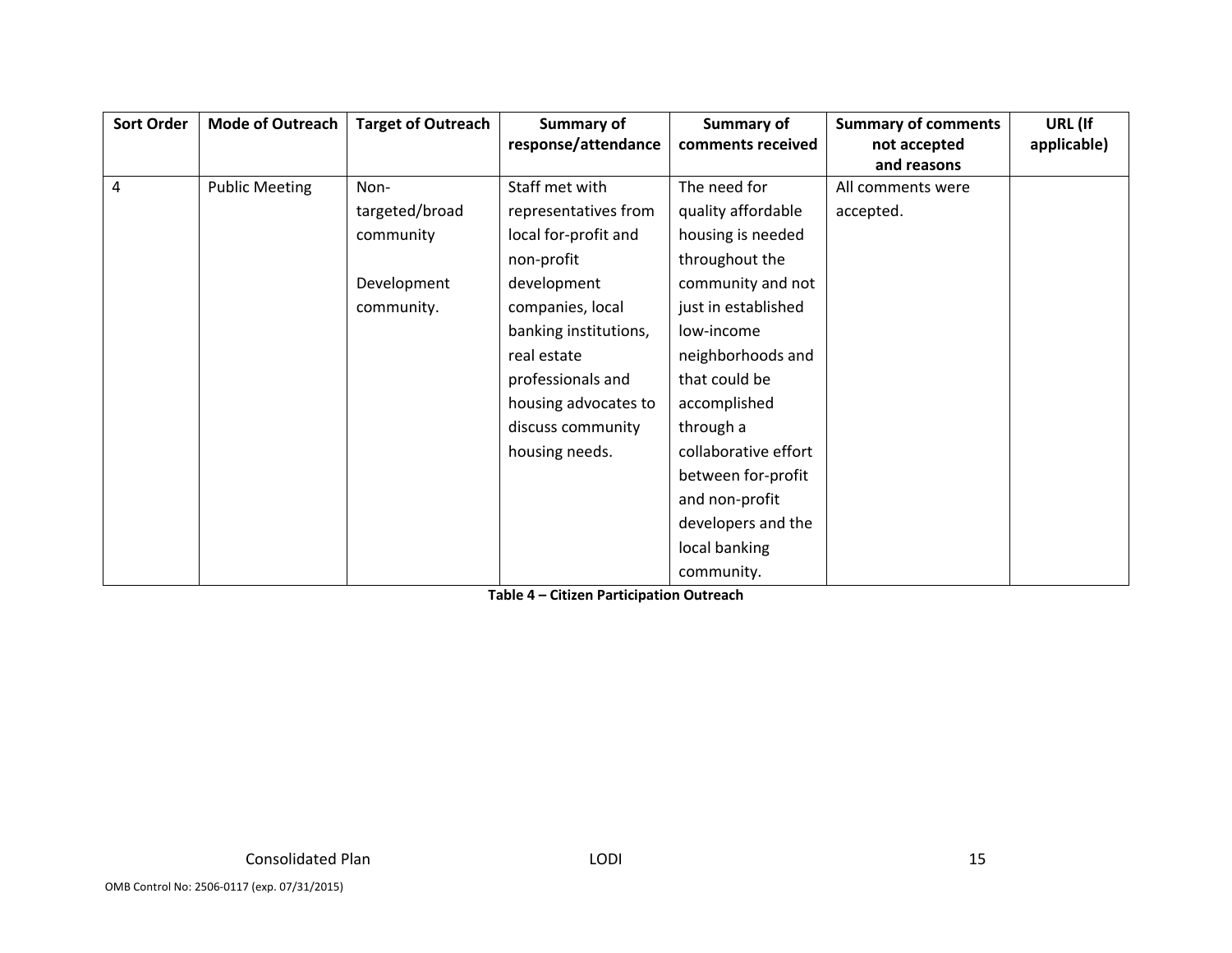| Sort Order | Mode of Outreach | Target of Outreach | Summary of response/attendance | Summary of comments received | Summary of comments not accepted and reasons | URL (If applicable) |
|---|---|---|---|---|---|---|
| 4 | Public Meeting | Non-targeted/broad community<br><br>Development community. | Staff met with representatives from local for-profit and non-profit development companies, local banking institutions, real estate professionals and housing advocates to discuss community housing needs. | The need for quality affordable housing is needed throughout the community and not just in established low-income neighborhoods and that could be accomplished through a collaborative effort between for-profit and non-profit developers and the local banking community. | All comments were accepted. | |

**Table 4 – Citizen Participation Outreach**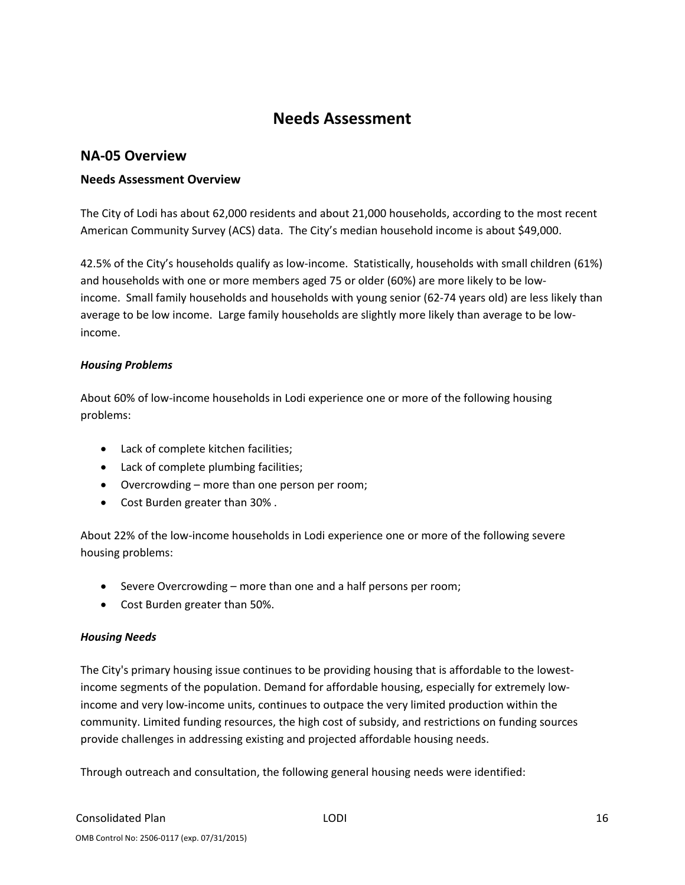# Needs Assessment

## NA-05 Overview

### Needs Assessment Overview

The City of Lodi has about 62,000 residents and about 21,000 households, according to the most recent American Community Survey (ACS) data. The City's median household income is about $49,000.

42.5% of the City's households qualify as low-income. Statistically, households with small children (61%) and households with one or more members aged 75 or older (60%) are more likely to be low-income. Small family households and households with young senior (62-74 years old) are less likely than average to be low income. Large family households are slightly more likely than average to be low-income.

***Housing Problems***

About 60% of low-income households in Lodi experience one or more of the following housing problems:

- Lack of complete kitchen facilities;
- Lack of complete plumbing facilities;
- Overcrowding – more than one person per room;
- Cost Burden greater than 30% .

About 22% of the low-income households in Lodi experience one or more of the following severe housing problems:

- Severe Overcrowding – more than one and a half persons per room;
- Cost Burden greater than 50%.

***Housing Needs***

The City's primary housing issue continues to be providing housing that is affordable to the lowest-income segments of the population. Demand for affordable housing, especially for extremely low-income and very low-income units, continues to outpace the very limited production within the community. Limited funding resources, the high cost of subsidy, and restrictions on funding sources provide challenges in addressing existing and projected affordable housing needs.

Through outreach and consultation, the following general housing needs were identified: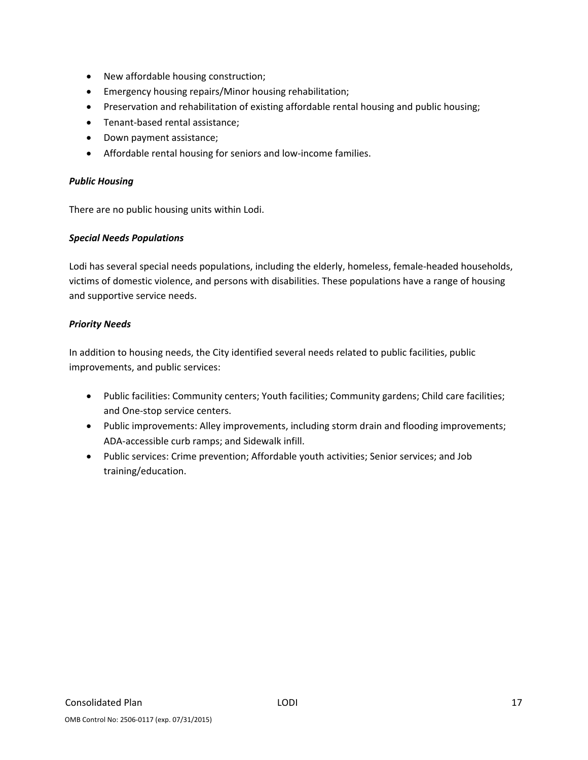- New affordable housing construction;
- Emergency housing repairs/Minor housing rehabilitation;
- Preservation and rehabilitation of existing affordable rental housing and public housing;
- Tenant-based rental assistance;
- Down payment assistance;
- Affordable rental housing for seniors and low-income families.

***Public Housing***

There are no public housing units within Lodi.

***Special Needs Populations***

Lodi has several special needs populations, including the elderly, homeless, female-headed households, victims of domestic violence, and persons with disabilities. These populations have a range of housing and supportive service needs.

***Priority Needs***

In addition to housing needs, the City identified several needs related to public facilities, public improvements, and public services:

- Public facilities: Community centers; Youth facilities; Community gardens; Child care facilities; and One-stop service centers.
- Public improvements: Alley improvements, including storm drain and flooding improvements; ADA-accessible curb ramps; and Sidewalk infill.
- Public services: Crime prevention; Affordable youth activities; Senior services; and Job training/education.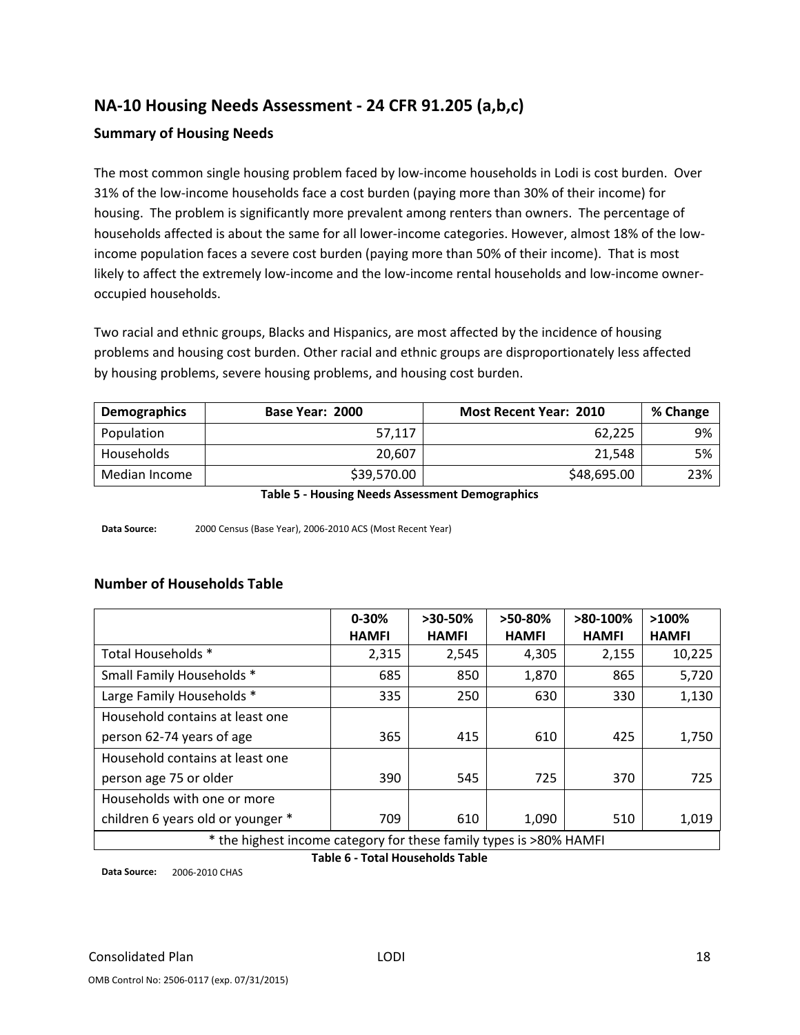## NA-10 Housing Needs Assessment - 24 CFR 91.205 (a,b,c)

### Summary of Housing Needs

The most common single housing problem faced by low-income households in Lodi is cost burden. Over 31% of the low-income households face a cost burden (paying more than 30% of their income) for housing. The problem is significantly more prevalent among renters than owners. The percentage of households affected is about the same for all lower-income categories. However, almost 18% of the low-income population faces a severe cost burden (paying more than 50% of their income). That is most likely to affect the extremely low-income and the low-income rental households and low-income owner-occupied households.

Two racial and ethnic groups, Blacks and Hispanics, are most affected by the incidence of housing problems and housing cost burden. Other racial and ethnic groups are disproportionately less affected by housing problems, severe housing problems, and housing cost burden.

| Demographics | Base Year: 2000 | Most Recent Year: 2010 | % Change |
|---|---|---|---|
| Population | 57,117 | 62,225 | 9% |
| Households | 20,607 | 21,548 | 5% |
| Median Income | $39,570.00 | $48,695.00 | 23% |

**Table 5 - Housing Needs Assessment Demographics**

**Data Source:** 2000 Census (Base Year), 2006-2010 ACS (Most Recent Year)

### Number of Households Table

| | 0-30% HAMFI | >30-50% HAMFI | >50-80% HAMFI | >80-100% HAMFI | >100% HAMFI |
|---|---|---|---|---|---|
| Total Households * | 2,315 | 2,545 | 4,305 | 2,155 | 10,225 |
| Small Family Households * | 685 | 850 | 1,870 | 865 | 5,720 |
| Large Family Households * | 335 | 250 | 630 | 330 | 1,130 |
| Household contains at least one person 62-74 years of age | 365 | 415 | 610 | 425 | 1,750 |
| Household contains at least one person age 75 or older | 390 | 545 | 725 | 370 | 725 |
| Households with one or more children 6 years old or younger * | 709 | 610 | 1,090 | 510 | 1,019 |
| * the highest income category for these family types is >80% HAMFI | | | | | |

**Table 6 - Total Households Table**

**Data Source:** 2006-2010 CHAS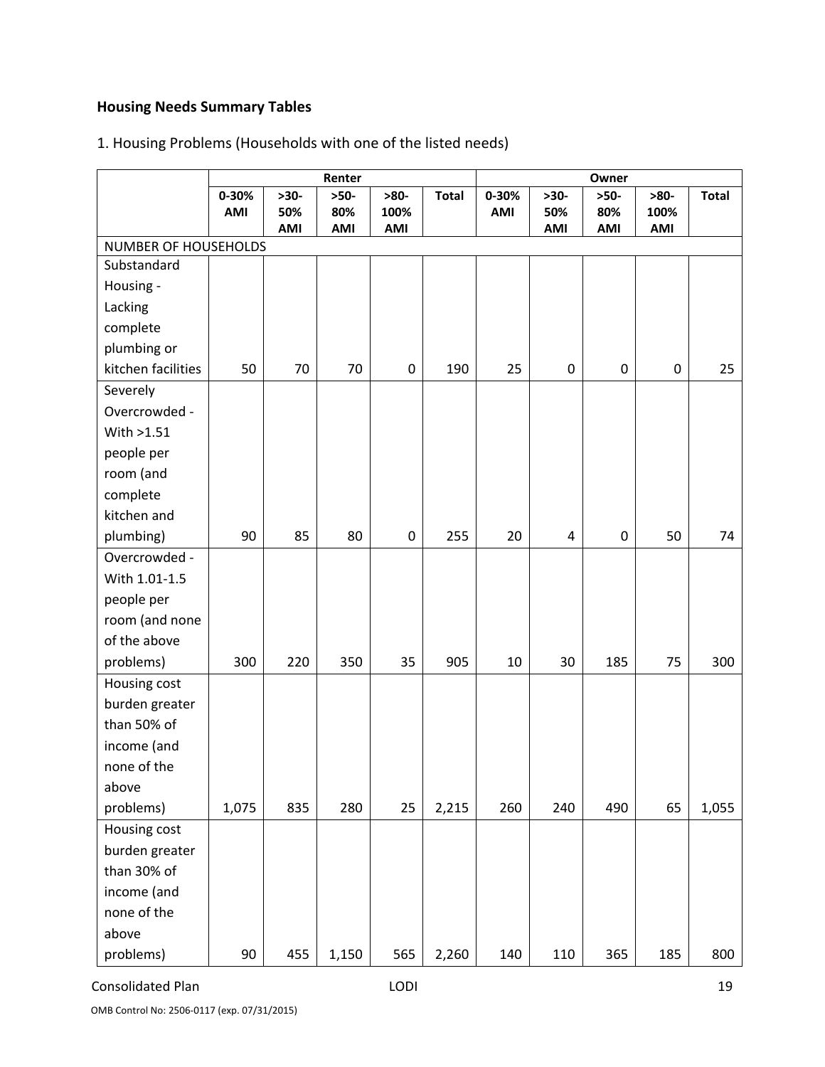**Housing Needs Summary Tables**

1. Housing Problems (Households with one of the listed needs)

| | Renter | | | | | Owner | | | | |
|---|---|---|---|---|---|---|---|---|---|---|
| | 0-30% AMI | >30-50% AMI | >50-80% AMI | >80-100% AMI | Total | 0-30% AMI | >30-50% AMI | >50-80% AMI | >80-100% AMI | Total |
| NUMBER OF HOUSEHOLDS | | | | | | | | | | |
| Substandard Housing - Lacking complete plumbing or kitchen facilities | 50 | 70 | 70 | 0 | 190 | 25 | 0 | 0 | 0 | 25 |
| Severely Overcrowded - With >1.51 people per room (and complete kitchen and plumbing) | 90 | 85 | 80 | 0 | 255 | 20 | 4 | 0 | 50 | 74 |
| Overcrowded - With 1.01-1.5 people per room (and none of the above problems) | 300 | 220 | 350 | 35 | 905 | 10 | 30 | 185 | 75 | 300 |
| Housing cost burden greater than 50% of income (and none of the above problems) | 1,075 | 835 | 280 | 25 | 2,215 | 260 | 240 | 490 | 65 | 1,055 |
| Housing cost burden greater than 30% of income (and none of the above problems) | 90 | 455 | 1,150 | 565 | 2,260 | 140 | 110 | 365 | 185 | 800 |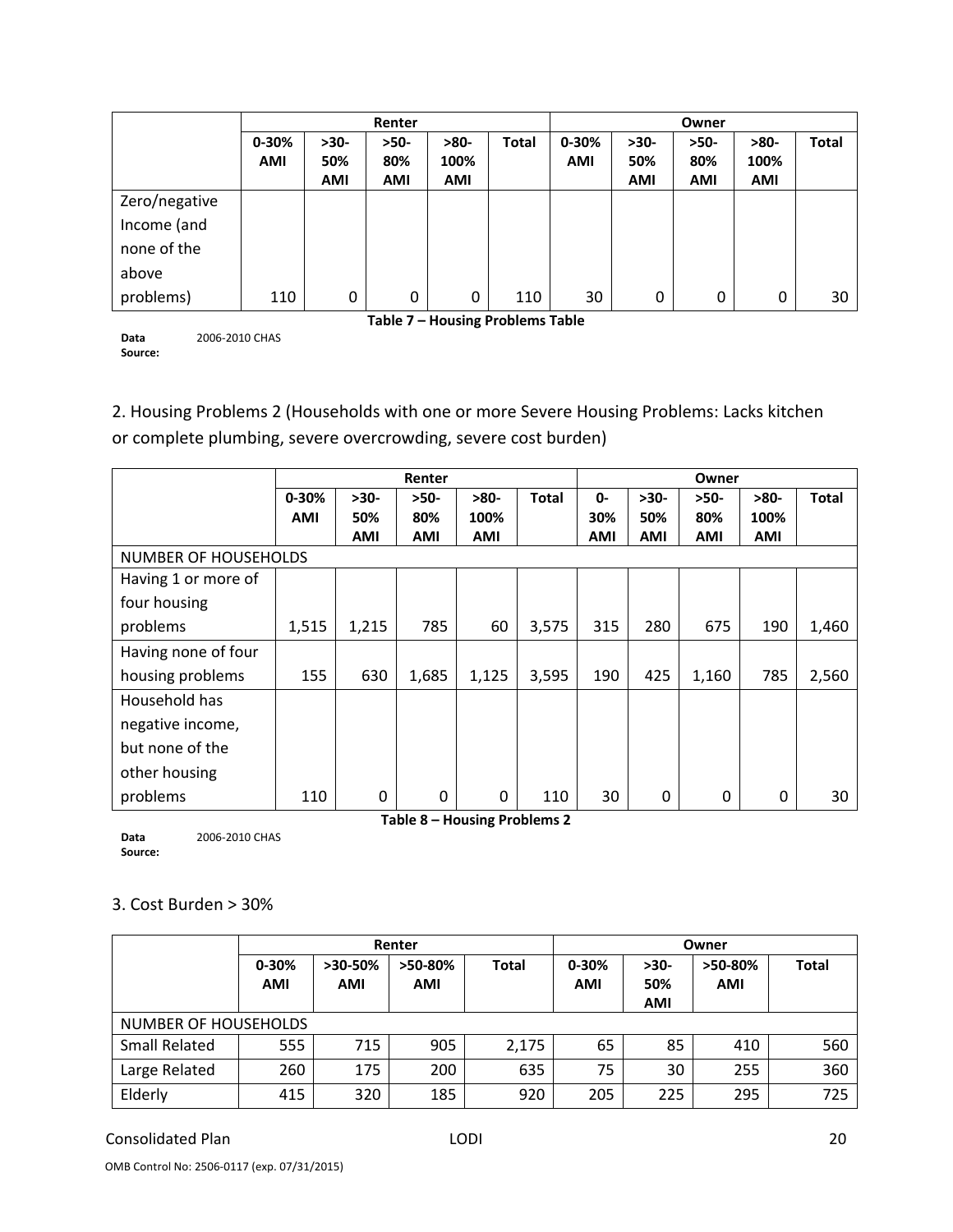| | Renter | | | | | Owner | | | | |
|---|---|---|---|---|---|---|---|---|---|---|
| | 0-30% AMI | >30-50% AMI | >50-80% AMI | >80-100% AMI | Total | 0-30% AMI | >30-50% AMI | >50-80% AMI | >80-100% AMI | Total |
| Zero/negative Income (and none of the above problems) | 110 | 0 | 0 | 0 | 110 | 30 | 0 | 0 | 0 | 30 |

**Table 7 – Housing Problems Table**

**Data Source:** 2006-2010 CHAS

2. Housing Problems 2 (Households with one or more Severe Housing Problems: Lacks kitchen or complete plumbing, severe overcrowding, severe cost burden)

| | Renter | | | | | Owner | | | | |
|---|---|---|---|---|---|---|---|---|---|---|
| | 0-30% AMI | >30-50% AMI | >50-80% AMI | >80-100% AMI | Total | 0-30% AMI | >30-50% AMI | >50-80% AMI | >80-100% AMI | Total |
| NUMBER OF HOUSEHOLDS | | | | | | | | | | |
| Having 1 or more of four housing problems | 1,515 | 1,215 | 785 | 60 | 3,575 | 315 | 280 | 675 | 190 | 1,460 |
| Having none of four housing problems | 155 | 630 | 1,685 | 1,125 | 3,595 | 190 | 425 | 1,160 | 785 | 2,560 |
| Household has negative income, but none of the other housing problems | 110 | 0 | 0 | 0 | 110 | 30 | 0 | 0 | 0 | 30 |

**Table 8 – Housing Problems 2**

**Data Source:** 2006-2010 CHAS

3. Cost Burden > 30%

| | Renter | | | | Owner | | | |
|---|---|---|---|---|---|---|---|---|
| | 0-30% AMI | >30-50% AMI | >50-80% AMI | Total | 0-30% AMI | >30-50% AMI | >50-80% AMI | Total |
| NUMBER OF HOUSEHOLDS | | | | | | | | |
| Small Related | 555 | 715 | 905 | 2,175 | 65 | 85 | 410 | 560 |
| Large Related | 260 | 175 | 200 | 635 | 75 | 30 | 255 | 360 |
| Elderly | 415 | 320 | 185 | 920 | 205 | 225 | 295 | 725 |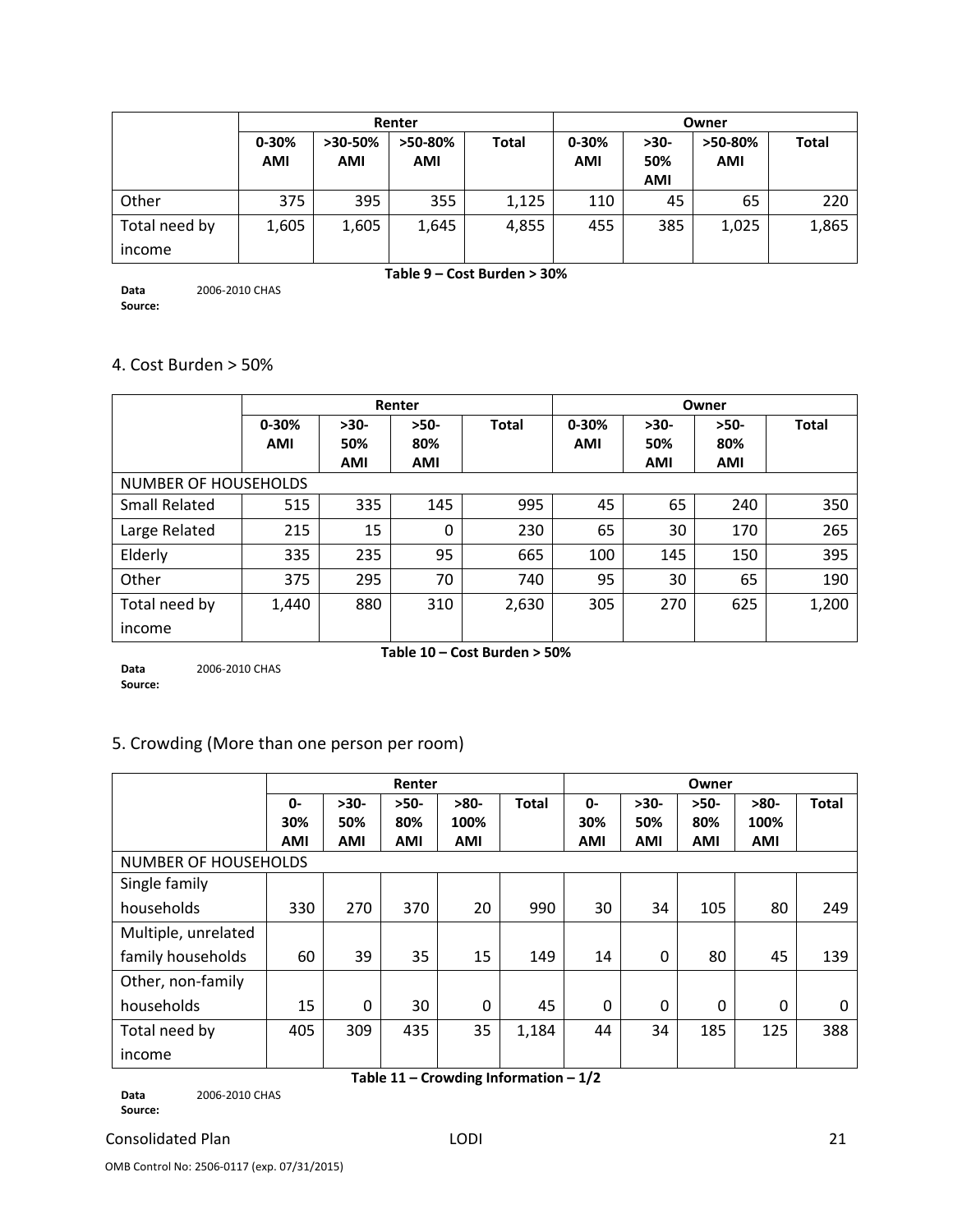| | Renter | | | | Owner | | | |
|---|---|---|---|---|---|---|---|---|
| | 0-30% AMI | >30-50% AMI | >50-80% AMI | Total | 0-30% AMI | >30-50% AMI | >50-80% AMI | Total |
| Other | 375 | 395 | 355 | 1,125 | 110 | 45 | 65 | 220 |
| Total need by income | 1,605 | 1,605 | 1,645 | 4,855 | 455 | 385 | 1,025 | 1,865 |

**Table 9 – Cost Burden > 30%**

**Data Source:** 2006-2010 CHAS

## 4. Cost Burden > 50%

| | Renter | | | | Owner | | | |
|---|---|---|---|---|---|---|---|---|
| | 0-30% AMI | >30-50% AMI | >50-80% AMI | Total | 0-30% AMI | >30-50% AMI | >50-80% AMI | Total |
| NUMBER OF HOUSEHOLDS | | | | | | | | |
| Small Related | 515 | 335 | 145 | 995 | 45 | 65 | 240 | 350 |
| Large Related | 215 | 15 | 0 | 230 | 65 | 30 | 170 | 265 |
| Elderly | 335 | 235 | 95 | 665 | 100 | 145 | 150 | 395 |
| Other | 375 | 295 | 70 | 740 | 95 | 30 | 65 | 190 |
| Total need by income | 1,440 | 880 | 310 | 2,630 | 305 | 270 | 625 | 1,200 |

**Table 10 – Cost Burden > 50%**

**Data Source:** 2006-2010 CHAS

## 5. Crowding (More than one person per room)

| | Renter | | | | | Owner | | | | |
|---|---|---|---|---|---|---|---|---|---|---|
| | 0-30% AMI | >30-50% AMI | >50-80% AMI | >80-100% AMI | Total | 0-30% AMI | >30-50% AMI | >50-80% AMI | >80-100% AMI | Total |
| NUMBER OF HOUSEHOLDS | | | | | | | | | | |
| Single family households | 330 | 270 | 370 | 20 | 990 | 30 | 34 | 105 | 80 | 249 |
| Multiple, unrelated family households | 60 | 39 | 35 | 15 | 149 | 14 | 0 | 80 | 45 | 139 |
| Other, non-family households | 15 | 0 | 30 | 0 | 45 | 0 | 0 | 0 | 0 | 0 |
| Total need by income | 405 | 309 | 435 | 35 | 1,184 | 44 | 34 | 185 | 125 | 388 |

**Table 11 – Crowding Information – 1/2**

**Data Source:** 2006-2010 CHAS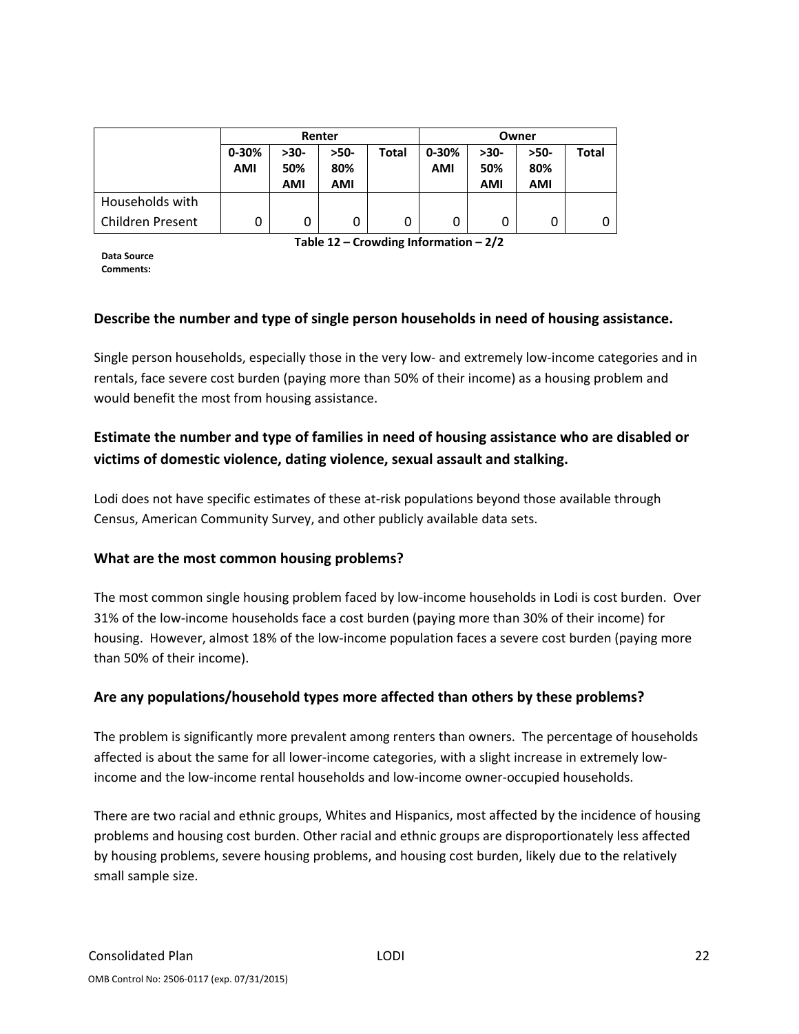| | Renter | | | | Owner | | | |
|---|---|---|---|---|---|---|---|---|
| | 0-30% AMI | >30-50% AMI | >50-80% AMI | Total | 0-30% AMI | >30-50% AMI | >50-80% AMI | Total |
| Households with Children Present | 0 | 0 | 0 | 0 | 0 | 0 | 0 | 0 |

**Table 12 – Crowding Information – 2/2**

**Data Source Comments:**

### Describe the number and type of single person households in need of housing assistance.

Single person households, especially those in the very low- and extremely low-income categories and in rentals, face severe cost burden (paying more than 50% of their income) as a housing problem and would benefit the most from housing assistance.

### Estimate the number and type of families in need of housing assistance who are disabled or victims of domestic violence, dating violence, sexual assault and stalking.

Lodi does not have specific estimates of these at-risk populations beyond those available through Census, American Community Survey, and other publicly available data sets.

### What are the most common housing problems?

The most common single housing problem faced by low-income households in Lodi is cost burden. Over 31% of the low-income households face a cost burden (paying more than 30% of their income) for housing. However, almost 18% of the low-income population faces a severe cost burden (paying more than 50% of their income).

### Are any populations/household types more affected than others by these problems?

The problem is significantly more prevalent among renters than owners. The percentage of households affected is about the same for all lower-income categories, with a slight increase in extremely low-income and the low-income rental households and low-income owner-occupied households.

There are two racial and ethnic groups, Whites and Hispanics, most affected by the incidence of housing problems and housing cost burden. Other racial and ethnic groups are disproportionately less affected by housing problems, severe housing problems, and housing cost burden, likely due to the relatively small sample size.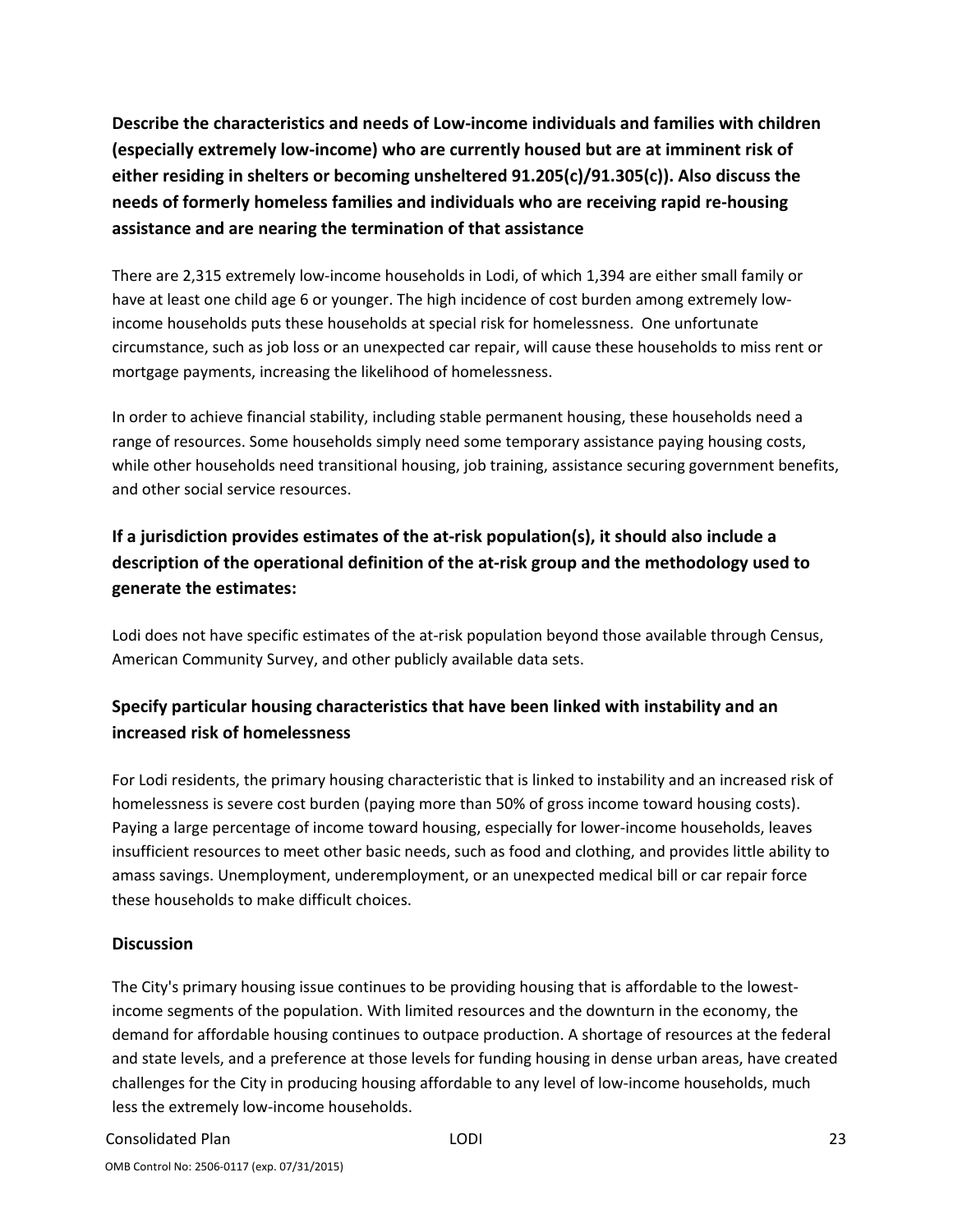**Describe the characteristics and needs of Low-income individuals and families with children (especially extremely low-income) who are currently housed but are at imminent risk of either residing in shelters or becoming unsheltered 91.205(c)/91.305(c)). Also discuss the needs of formerly homeless families and individuals who are receiving rapid re-housing assistance and are nearing the termination of that assistance**

There are 2,315 extremely low-income households in Lodi, of which 1,394 are either small family or have at least one child age 6 or younger. The high incidence of cost burden among extremely low-income households puts these households at special risk for homelessness. One unfortunate circumstance, such as job loss or an unexpected car repair, will cause these households to miss rent or mortgage payments, increasing the likelihood of homelessness.

In order to achieve financial stability, including stable permanent housing, these households need a range of resources. Some households simply need some temporary assistance paying housing costs, while other households need transitional housing, job training, assistance securing government benefits, and other social service resources.

**If a jurisdiction provides estimates of the at-risk population(s), it should also include a description of the operational definition of the at-risk group and the methodology used to generate the estimates:**

Lodi does not have specific estimates of the at-risk population beyond those available through Census, American Community Survey, and other publicly available data sets.

**Specify particular housing characteristics that have been linked with instability and an increased risk of homelessness**

For Lodi residents, the primary housing characteristic that is linked to instability and an increased risk of homelessness is severe cost burden (paying more than 50% of gross income toward housing costs). Paying a large percentage of income toward housing, especially for lower-income households, leaves insufficient resources to meet other basic needs, such as food and clothing, and provides little ability to amass savings. Unemployment, underemployment, or an unexpected medical bill or car repair force these households to make difficult choices.

**Discussion**

The City's primary housing issue continues to be providing housing that is affordable to the lowest-income segments of the population. With limited resources and the downturn in the economy, the demand for affordable housing continues to outpace production. A shortage of resources at the federal and state levels, and a preference at those levels for funding housing in dense urban areas, have created challenges for the City in producing housing affordable to any level of low-income households, much less the extremely low-income households.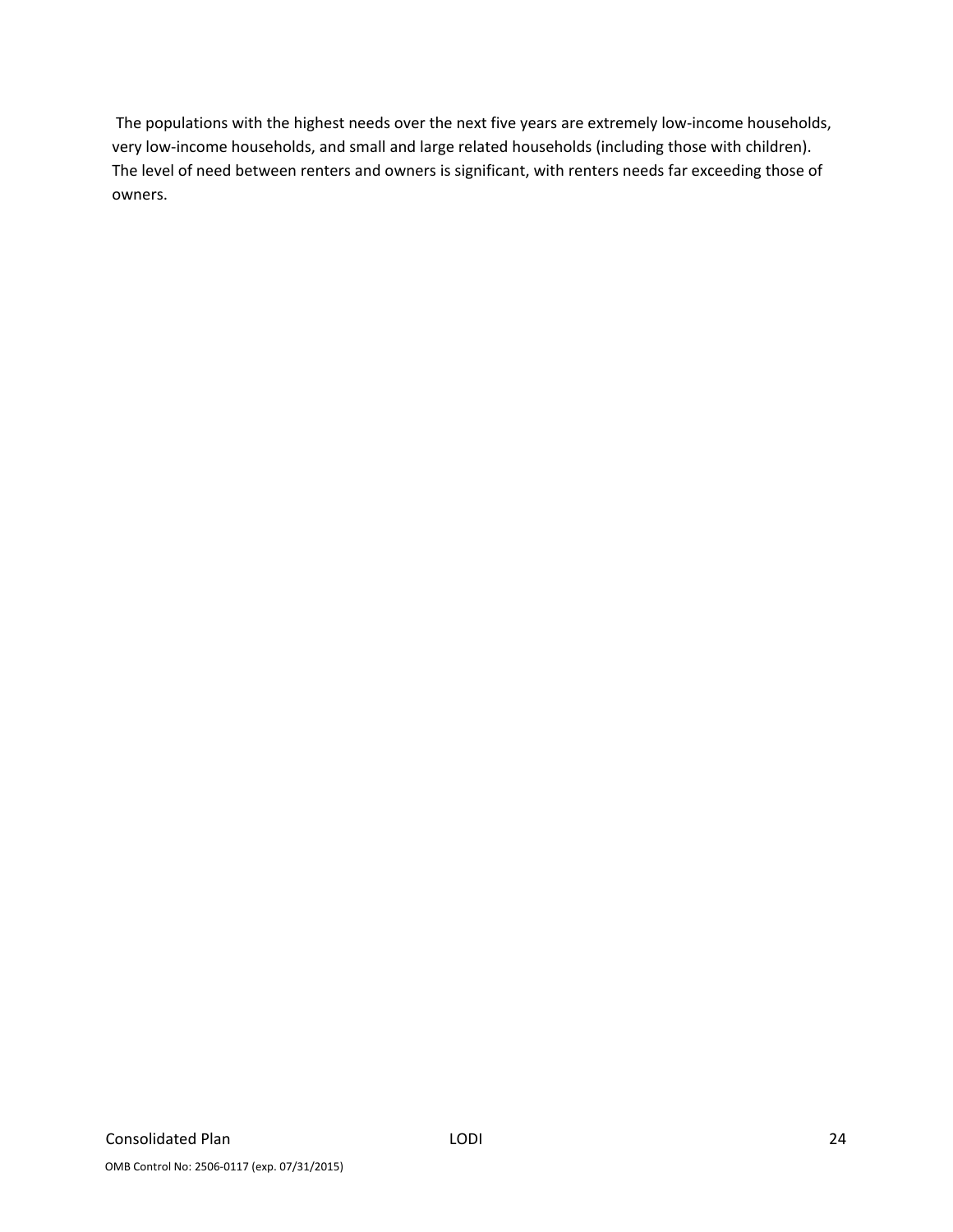The populations with the highest needs over the next five years are extremely low-income households, very low-income households, and small and large related households (including those with children). The level of need between renters and owners is significant, with renters needs far exceeding those of owners.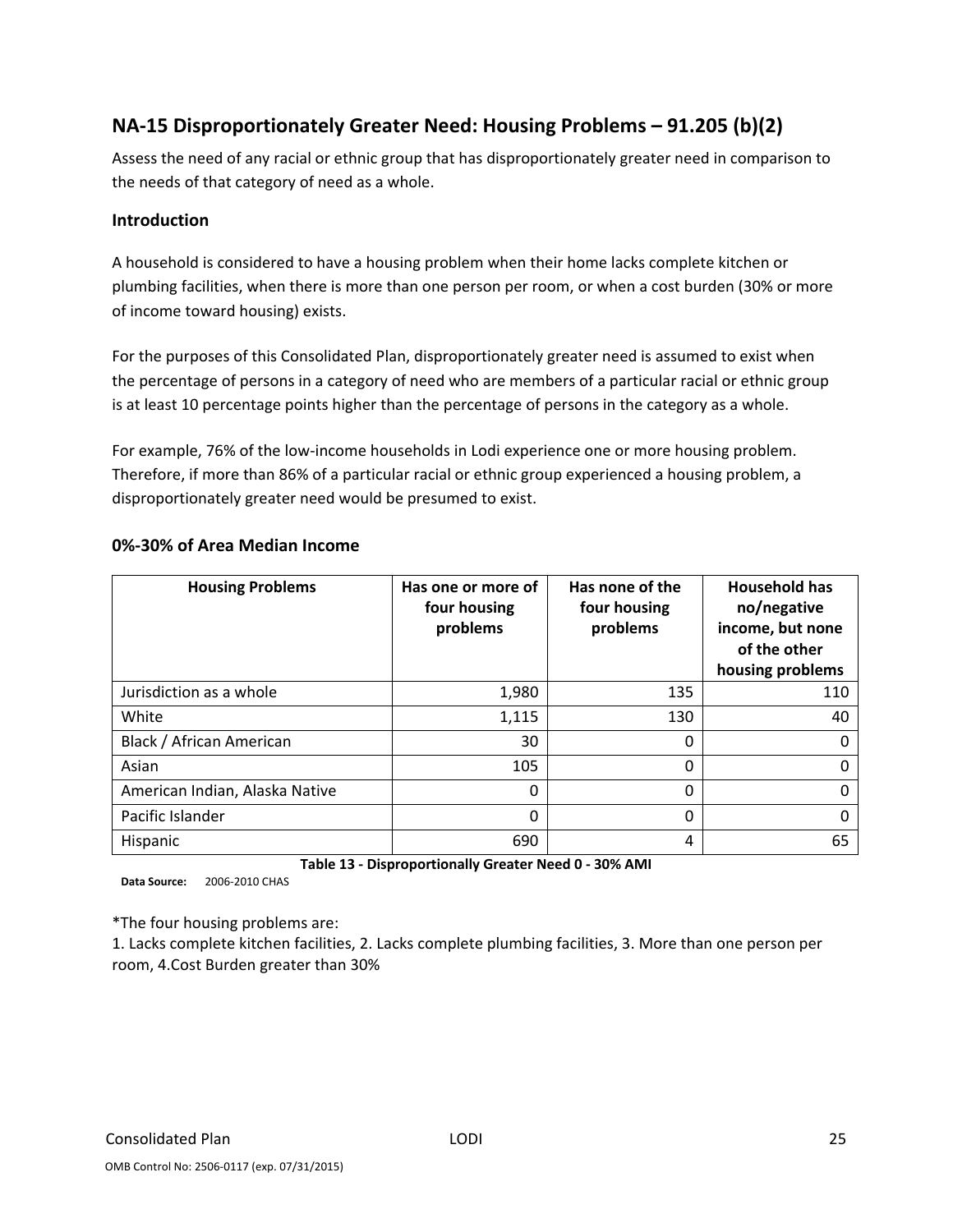## NA-15 Disproportionately Greater Need: Housing Problems – 91.205 (b)(2)

Assess the need of any racial or ethnic group that has disproportionately greater need in comparison to the needs of that category of need as a whole.

### Introduction

A household is considered to have a housing problem when their home lacks complete kitchen or plumbing facilities, when there is more than one person per room, or when a cost burden (30% or more of income toward housing) exists.

For the purposes of this Consolidated Plan, disproportionately greater need is assumed to exist when the percentage of persons in a category of need who are members of a particular racial or ethnic group is at least 10 percentage points higher than the percentage of persons in the category as a whole.

For example, 76% of the low-income households in Lodi experience one or more housing problem. Therefore, if more than 86% of a particular racial or ethnic group experienced a housing problem, a disproportionately greater need would be presumed to exist.

### 0%-30% of Area Median Income

| Housing Problems | Has one or more of four housing problems | Has none of the four housing problems | Household has no/negative income, but none of the other housing problems |
|---|---|---|---|
| Jurisdiction as a whole | 1,980 | 135 | 110 |
| White | 1,115 | 130 | 40 |
| Black / African American | 30 | 0 | 0 |
| Asian | 105 | 0 | 0 |
| American Indian, Alaska Native | 0 | 0 | 0 |
| Pacific Islander | 0 | 0 | 0 |
| Hispanic | 690 | 4 | 65 |

**Table 13 - Disproportionally Greater Need 0 - 30% AMI**

**Data Source:** 2006-2010 CHAS

*The four housing problems are:
1. Lacks complete kitchen facilities, 2. Lacks complete plumbing facilities, 3. More than one person per room, 4.Cost Burden greater than 30%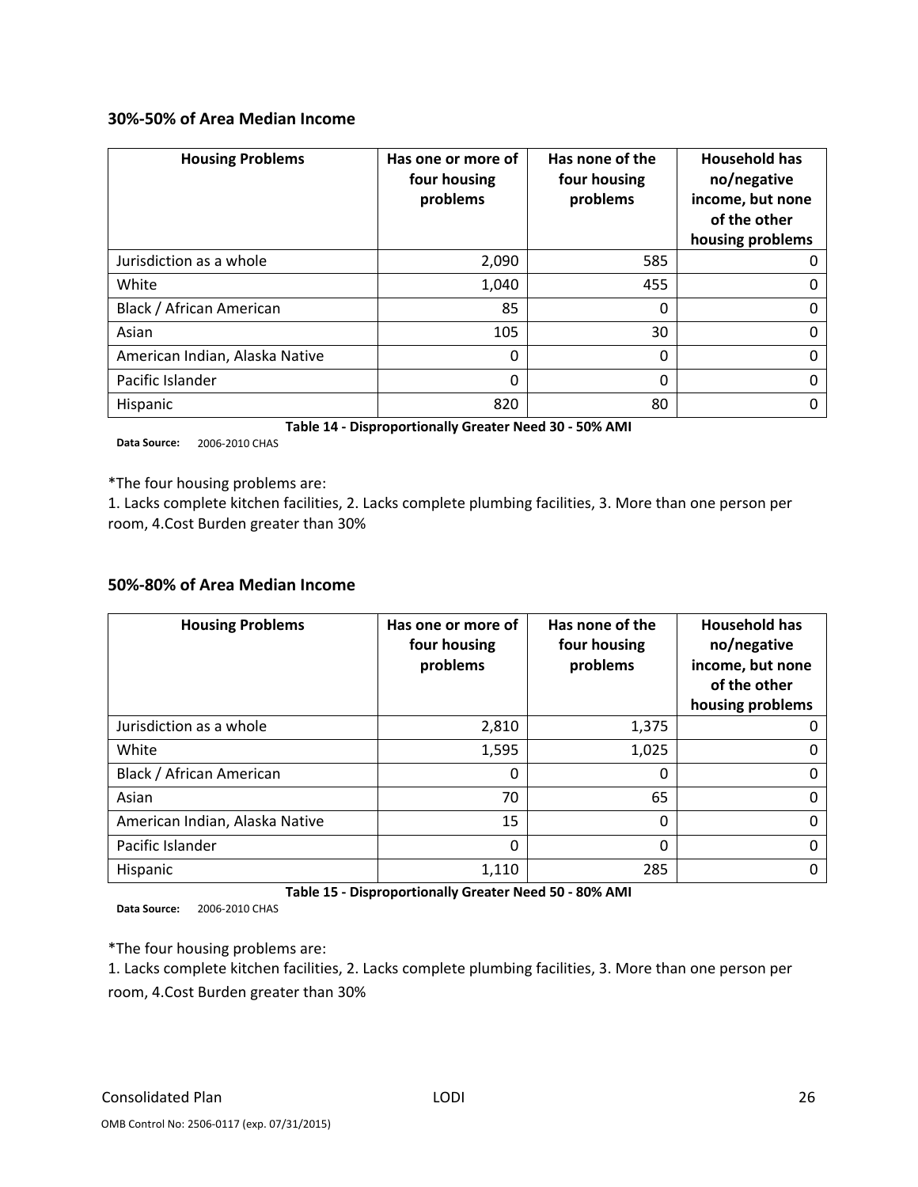### 30%-50% of Area Median Income

| Housing Problems | Has one or more of four housing problems | Has none of the four housing problems | Household has no/negative income, but none of the other housing problems |
|---|---|---|---|
| Jurisdiction as a whole | 2,090 | 585 | 0 |
| White | 1,040 | 455 | 0 |
| Black / African American | 85 | 0 | 0 |
| Asian | 105 | 30 | 0 |
| American Indian, Alaska Native | 0 | 0 | 0 |
| Pacific Islander | 0 | 0 | 0 |
| Hispanic | 820 | 80 | 0 |

**Table 14 - Disproportionally Greater Need 30 - 50% AMI**

**Data Source:** 2006-2010 CHAS

*The four housing problems are:
1. Lacks complete kitchen facilities, 2. Lacks complete plumbing facilities, 3. More than one person per room, 4.Cost Burden greater than 30%

### 50%-80% of Area Median Income

| Housing Problems | Has one or more of four housing problems | Has none of the four housing problems | Household has no/negative income, but none of the other housing problems |
|---|---|---|---|
| Jurisdiction as a whole | 2,810 | 1,375 | 0 |
| White | 1,595 | 1,025 | 0 |
| Black / African American | 0 | 0 | 0 |
| Asian | 70 | 65 | 0 |
| American Indian, Alaska Native | 15 | 0 | 0 |
| Pacific Islander | 0 | 0 | 0 |
| Hispanic | 1,110 | 285 | 0 |

**Table 15 - Disproportionally Greater Need 50 - 80% AMI**

**Data Source:** 2006-2010 CHAS

*The four housing problems are:
1. Lacks complete kitchen facilities, 2. Lacks complete plumbing facilities, 3. More than one person per room, 4.Cost Burden greater than 30%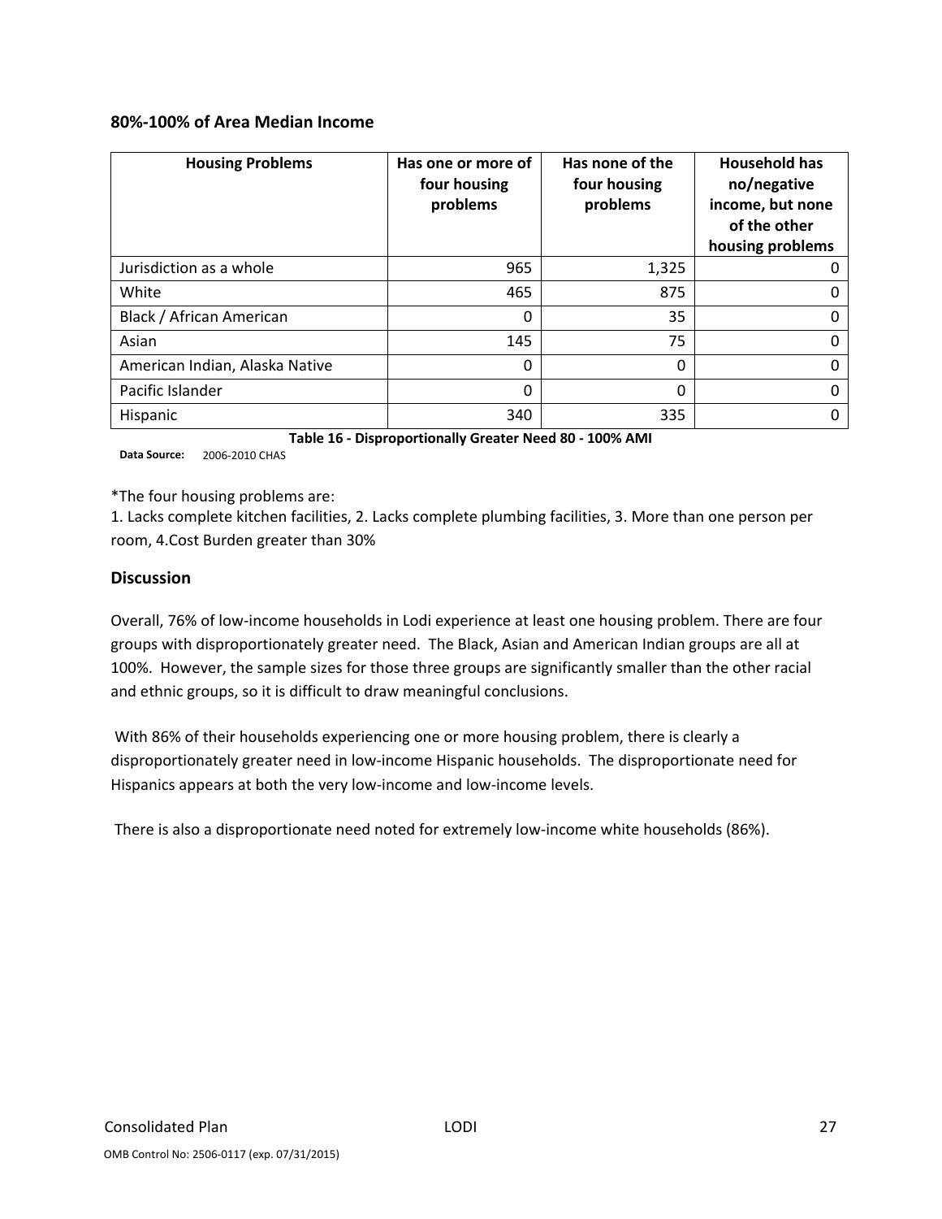### 80%-100% of Area Median Income

| Housing Problems | Has one or more of four housing problems | Has none of the four housing problems | Household has no/negative income, but none of the other housing problems |
|---|---|---|---|
| Jurisdiction as a whole | 965 | 1,325 | 0 |
| White | 465 | 875 | 0 |
| Black / African American | 0 | 35 | 0 |
| Asian | 145 | 75 | 0 |
| American Indian, Alaska Native | 0 | 0 | 0 |
| Pacific Islander | 0 | 0 | 0 |
| Hispanic | 340 | 335 | 0 |

**Table 16 - Disproportionally Greater Need 80 - 100% AMI**

**Data Source:** 2006-2010 CHAS

*The four housing problems are:

1. Lacks complete kitchen facilities, 2. Lacks complete plumbing facilities, 3. More than one person per room, 4.Cost Burden greater than 30%

## Discussion

Overall, 76% of low-income households in Lodi experience at least one housing problem. There are four groups with disproportionately greater need. The Black, Asian and American Indian groups are all at 100%. However, the sample sizes for those three groups are significantly smaller than the other racial and ethnic groups, so it is difficult to draw meaningful conclusions.

With 86% of their households experiencing one or more housing problem, there is clearly a disproportionately greater need in low-income Hispanic households. The disproportionate need for Hispanics appears at both the very low-income and low-income levels.

There is also a disproportionate need noted for extremely low-income white households (86%).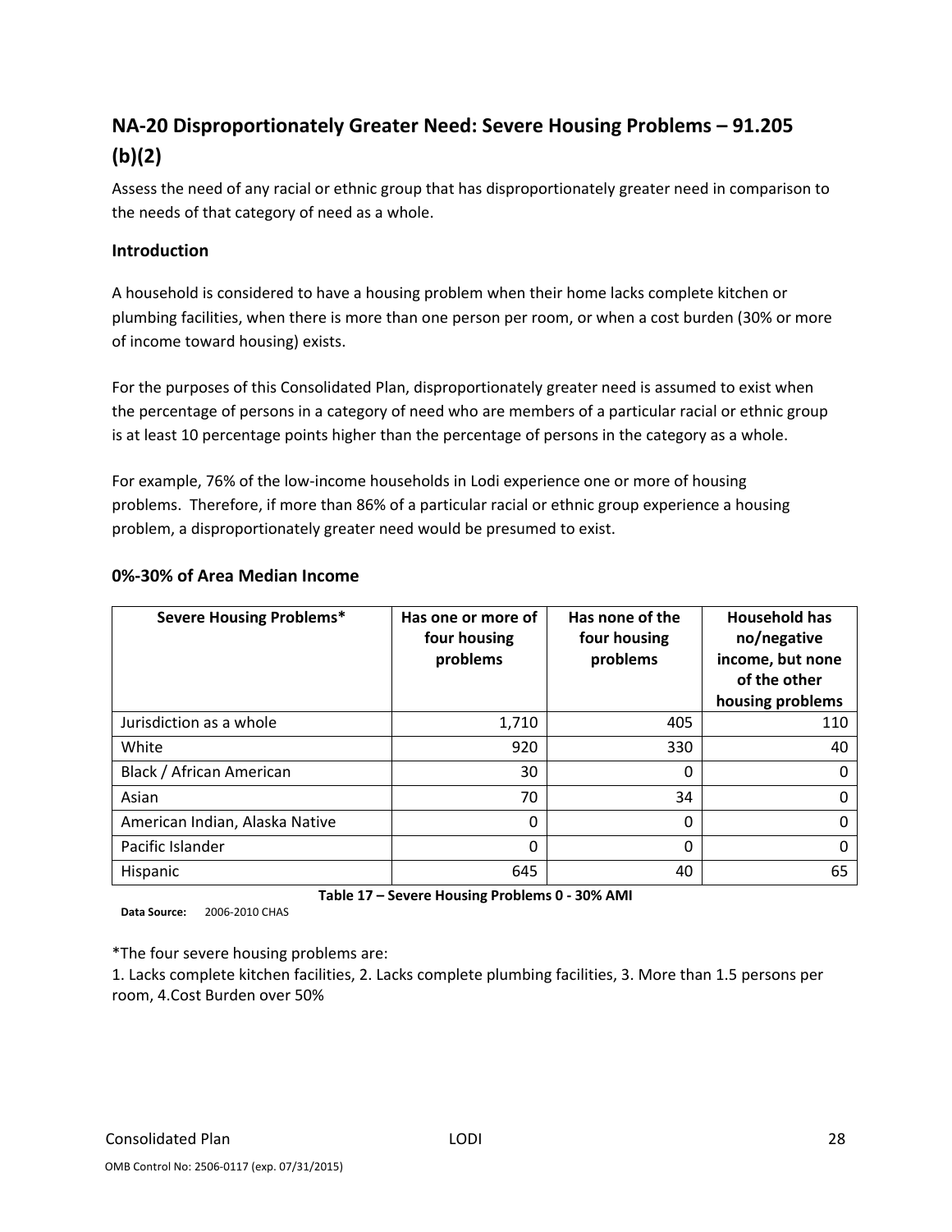## NA-20 Disproportionately Greater Need: Severe Housing Problems – 91.205 (b)(2)

Assess the need of any racial or ethnic group that has disproportionately greater need in comparison to the needs of that category of need as a whole.

### Introduction

A household is considered to have a housing problem when their home lacks complete kitchen or plumbing facilities, when there is more than one person per room, or when a cost burden (30% or more of income toward housing) exists.

For the purposes of this Consolidated Plan, disproportionately greater need is assumed to exist when the percentage of persons in a category of need who are members of a particular racial or ethnic group is at least 10 percentage points higher than the percentage of persons in the category as a whole.

For example, 76% of the low-income households in Lodi experience one or more of housing problems. Therefore, if more than 86% of a particular racial or ethnic group experience a housing problem, a disproportionately greater need would be presumed to exist.

### 0%-30% of Area Median Income

| Severe Housing Problems* | Has one or more of four housing problems | Has none of the four housing problems | Household has no/negative income, but none of the other housing problems |
|---|---|---|---|
| Jurisdiction as a whole | 1,710 | 405 | 110 |
| White | 920 | 330 | 40 |
| Black / African American | 30 | 0 | 0 |
| Asian | 70 | 34 | 0 |
| American Indian, Alaska Native | 0 | 0 | 0 |
| Pacific Islander | 0 | 0 | 0 |
| Hispanic | 645 | 40 | 65 |

**Table 17 – Severe Housing Problems 0 - 30% AMI**

**Data Source:** 2006-2010 CHAS

*The four severe housing problems are:
1. Lacks complete kitchen facilities, 2. Lacks complete plumbing facilities, 3. More than 1.5 persons per room, 4.Cost Burden over 50%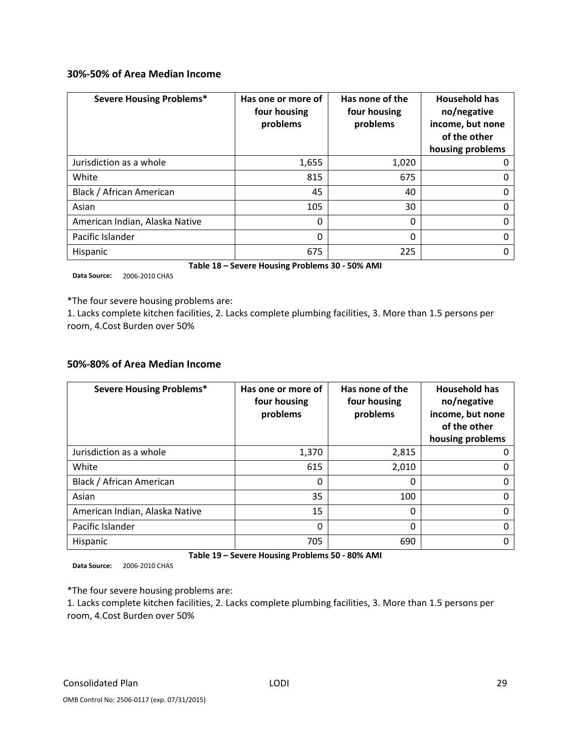### 30%-50% of Area Median Income

| Severe Housing Problems* | Has one or more of four housing problems | Has none of the four housing problems | Household has no/negative income, but none of the other housing problems |
|---|---|---|---|
| Jurisdiction as a whole | 1,655 | 1,020 | 0 |
| White | 815 | 675 | 0 |
| Black / African American | 45 | 40 | 0 |
| Asian | 105 | 30 | 0 |
| American Indian, Alaska Native | 0 | 0 | 0 |
| Pacific Islander | 0 | 0 | 0 |
| Hispanic | 675 | 225 | 0 |

**Table 18 – Severe Housing Problems 30 - 50% AMI**

**Data Source:** 2006-2010 CHAS

*The four severe housing problems are:
1. Lacks complete kitchen facilities, 2. Lacks complete plumbing facilities, 3. More than 1.5 persons per room, 4.Cost Burden over 50%

### 50%-80% of Area Median Income

| Severe Housing Problems* | Has one or more of four housing problems | Has none of the four housing problems | Household has no/negative income, but none of the other housing problems |
|---|---|---|---|
| Jurisdiction as a whole | 1,370 | 2,815 | 0 |
| White | 615 | 2,010 | 0 |
| Black / African American | 0 | 0 | 0 |
| Asian | 35 | 100 | 0 |
| American Indian, Alaska Native | 15 | 0 | 0 |
| Pacific Islander | 0 | 0 | 0 |
| Hispanic | 705 | 690 | 0 |

**Table 19 – Severe Housing Problems 50 - 80% AMI**

**Data Source:** 2006-2010 CHAS

*The four severe housing problems are:
1. Lacks complete kitchen facilities, 2. Lacks complete plumbing facilities, 3. More than 1.5 persons per room, 4.Cost Burden over 50%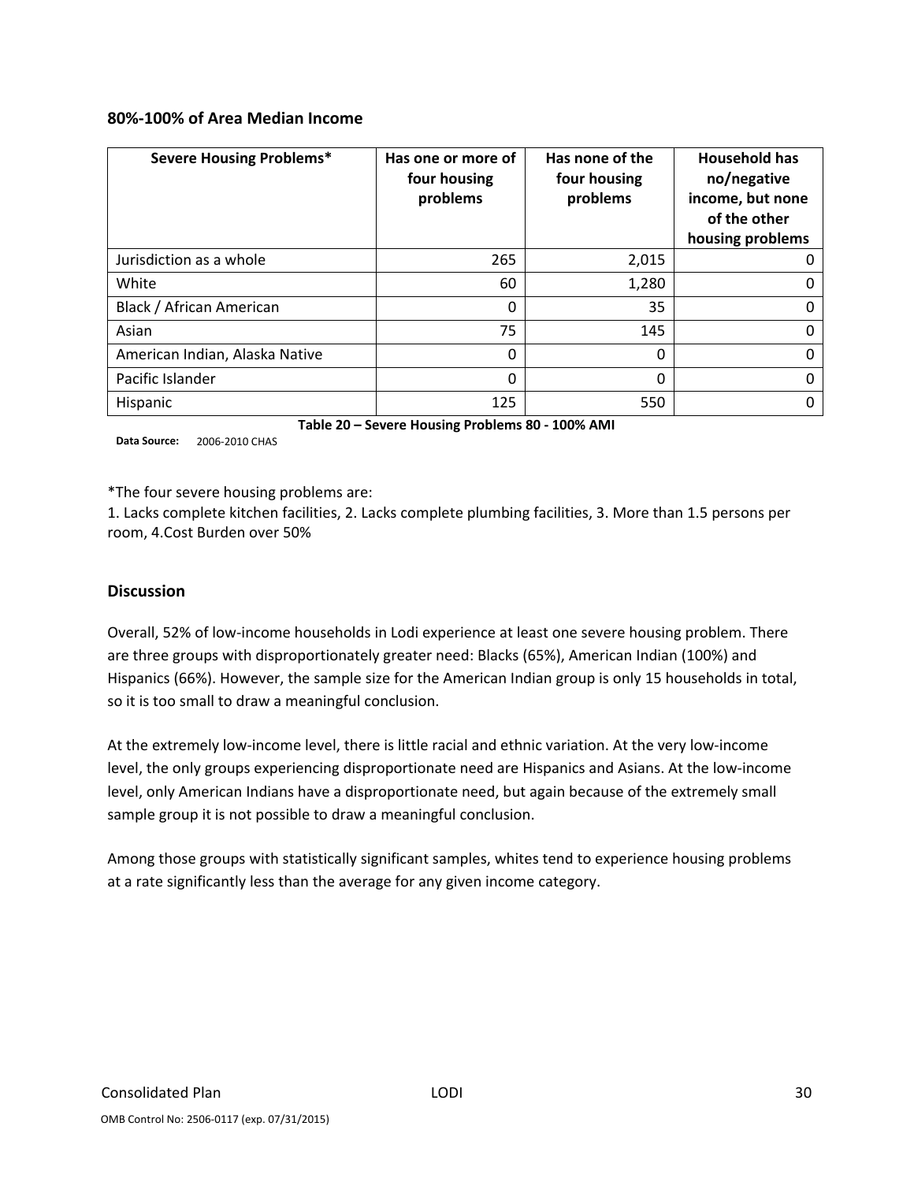### 80%-100% of Area Median Income

| Severe Housing Problems* | Has one or more of four housing problems | Has none of the four housing problems | Household has no/negative income, but none of the other housing problems |
|---|---|---|---|
| Jurisdiction as a whole | 265 | 2,015 | 0 |
| White | 60 | 1,280 | 0 |
| Black / African American | 0 | 35 | 0 |
| Asian | 75 | 145 | 0 |
| American Indian, Alaska Native | 0 | 0 | 0 |
| Pacific Islander | 0 | 0 | 0 |
| Hispanic | 125 | 550 | 0 |

**Table 20 – Severe Housing Problems 80 - 100% AMI**

**Data Source:** 2006-2010 CHAS

*The four severe housing problems are:
1. Lacks complete kitchen facilities, 2. Lacks complete plumbing facilities, 3. More than 1.5 persons per room, 4.Cost Burden over 50%

## Discussion

Overall, 52% of low-income households in Lodi experience at least one severe housing problem. There are three groups with disproportionately greater need: Blacks (65%), American Indian (100%) and Hispanics (66%). However, the sample size for the American Indian group is only 15 households in total, so it is too small to draw a meaningful conclusion.

At the extremely low-income level, there is little racial and ethnic variation. At the very low-income level, the only groups experiencing disproportionate need are Hispanics and Asians. At the low-income level, only American Indians have a disproportionate need, but again because of the extremely small sample group it is not possible to draw a meaningful conclusion.

Among those groups with statistically significant samples, whites tend to experience housing problems at a rate significantly less than the average for any given income category.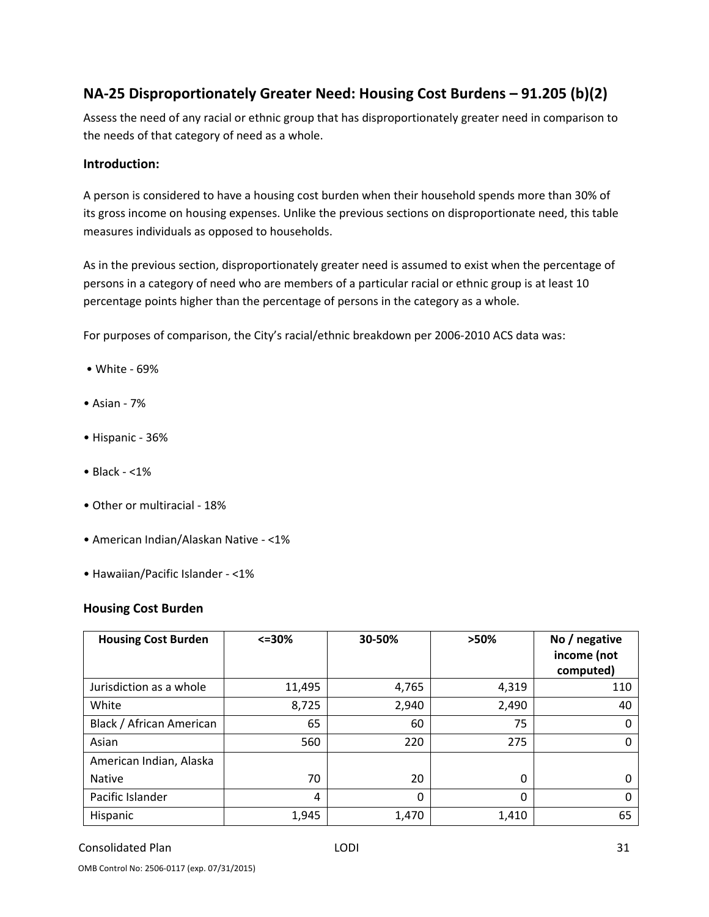## NA-25 Disproportionately Greater Need: Housing Cost Burdens – 91.205 (b)(2)

Assess the need of any racial or ethnic group that has disproportionately greater need in comparison to the needs of that category of need as a whole.

### Introduction:

A person is considered to have a housing cost burden when their household spends more than 30% of its gross income on housing expenses. Unlike the previous sections on disproportionate need, this table measures individuals as opposed to households.

As in the previous section, disproportionately greater need is assumed to exist when the percentage of persons in a category of need who are members of a particular racial or ethnic group is at least 10 percentage points higher than the percentage of persons in the category as a whole.

For purposes of comparison, the City's racial/ethnic breakdown per 2006-2010 ACS data was:

- White - 69%
- Asian - 7%
- Hispanic - 36%
- Black - <1%
- Other or multiracial - 18%
- American Indian/Alaskan Native - <1%
- Hawaiian/Pacific Islander - <1%

### Housing Cost Burden

| Housing Cost Burden | <=30% | 30-50% | >50% | No / negative income (not computed) |
|---|---|---|---|---|
| Jurisdiction as a whole | 11,495 | 4,765 | 4,319 | 110 |
| White | 8,725 | 2,940 | 2,490 | 40 |
| Black / African American | 65 | 60 | 75 | 0 |
| Asian | 560 | 220 | 275 | 0 |
| American Indian, Alaska Native | 70 | 20 | 0 | 0 |
| Pacific Islander | 4 | 0 | 0 | 0 |
| Hispanic | 1,945 | 1,470 | 1,410 | 65 |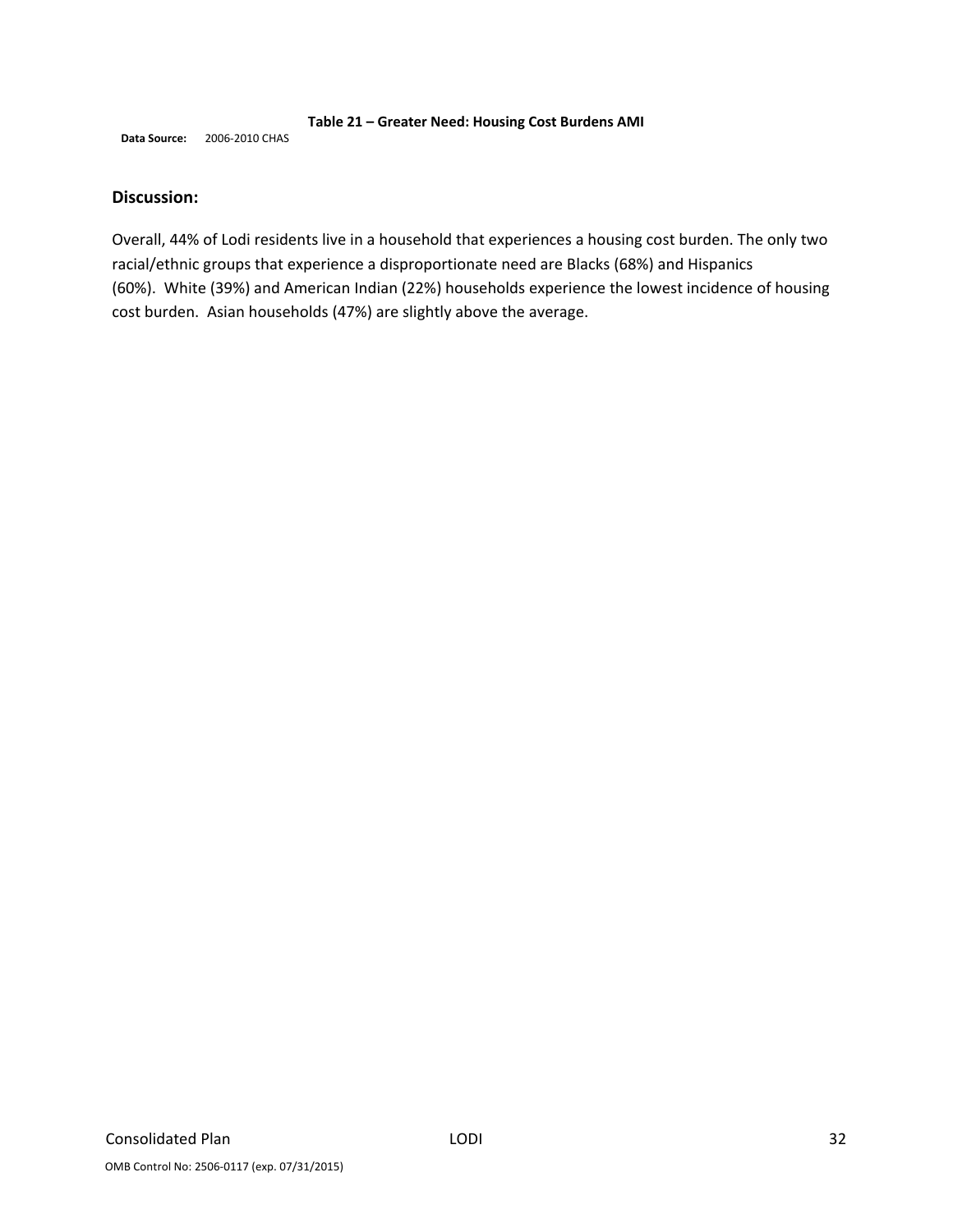**Table 21 – Greater Need: Housing Cost Burdens AMI**

**Data Source:** 2006-2010 CHAS

## Discussion:

Overall, 44% of Lodi residents live in a household that experiences a housing cost burden. The only two racial/ethnic groups that experience a disproportionate need are Blacks (68%) and Hispanics (60%). White (39%) and American Indian (22%) households experience the lowest incidence of housing cost burden. Asian households (47%) are slightly above the average.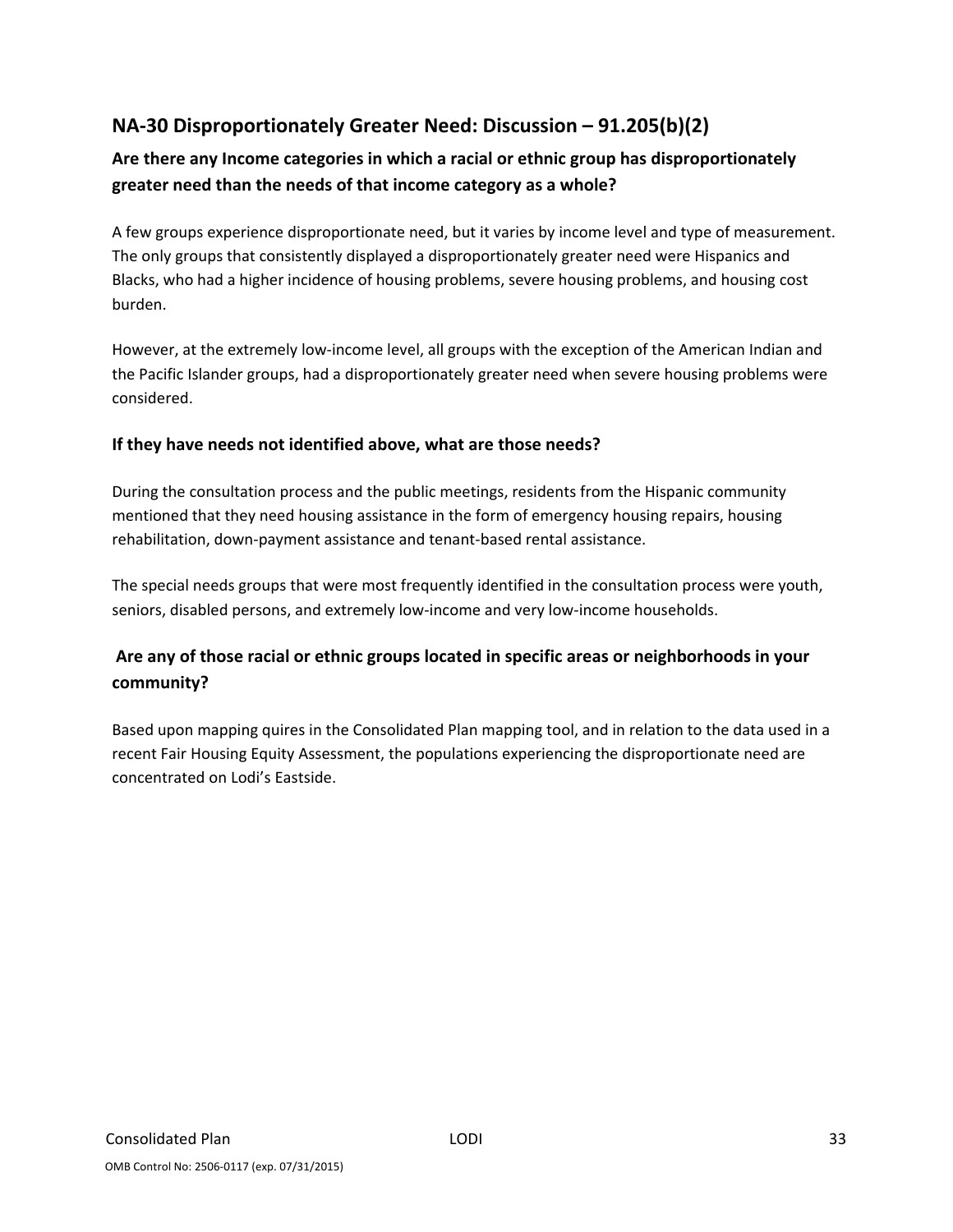## NA-30 Disproportionately Greater Need: Discussion – 91.205(b)(2)

### Are there any Income categories in which a racial or ethnic group has disproportionately greater need than the needs of that income category as a whole?

A few groups experience disproportionate need, but it varies by income level and type of measurement. The only groups that consistently displayed a disproportionately greater need were Hispanics and Blacks, who had a higher incidence of housing problems, severe housing problems, and housing cost burden.

However, at the extremely low-income level, all groups with the exception of the American Indian and the Pacific Islander groups, had a disproportionately greater need when severe housing problems were considered.

### If they have needs not identified above, what are those needs?

During the consultation process and the public meetings, residents from the Hispanic community mentioned that they need housing assistance in the form of emergency housing repairs, housing rehabilitation, down-payment assistance and tenant-based rental assistance.

The special needs groups that were most frequently identified in the consultation process were youth, seniors, disabled persons, and extremely low-income and very low-income households.

### Are any of those racial or ethnic groups located in specific areas or neighborhoods in your community?

Based upon mapping quires in the Consolidated Plan mapping tool, and in relation to the data used in a recent Fair Housing Equity Assessment, the populations experiencing the disproportionate need are concentrated on Lodi's Eastside.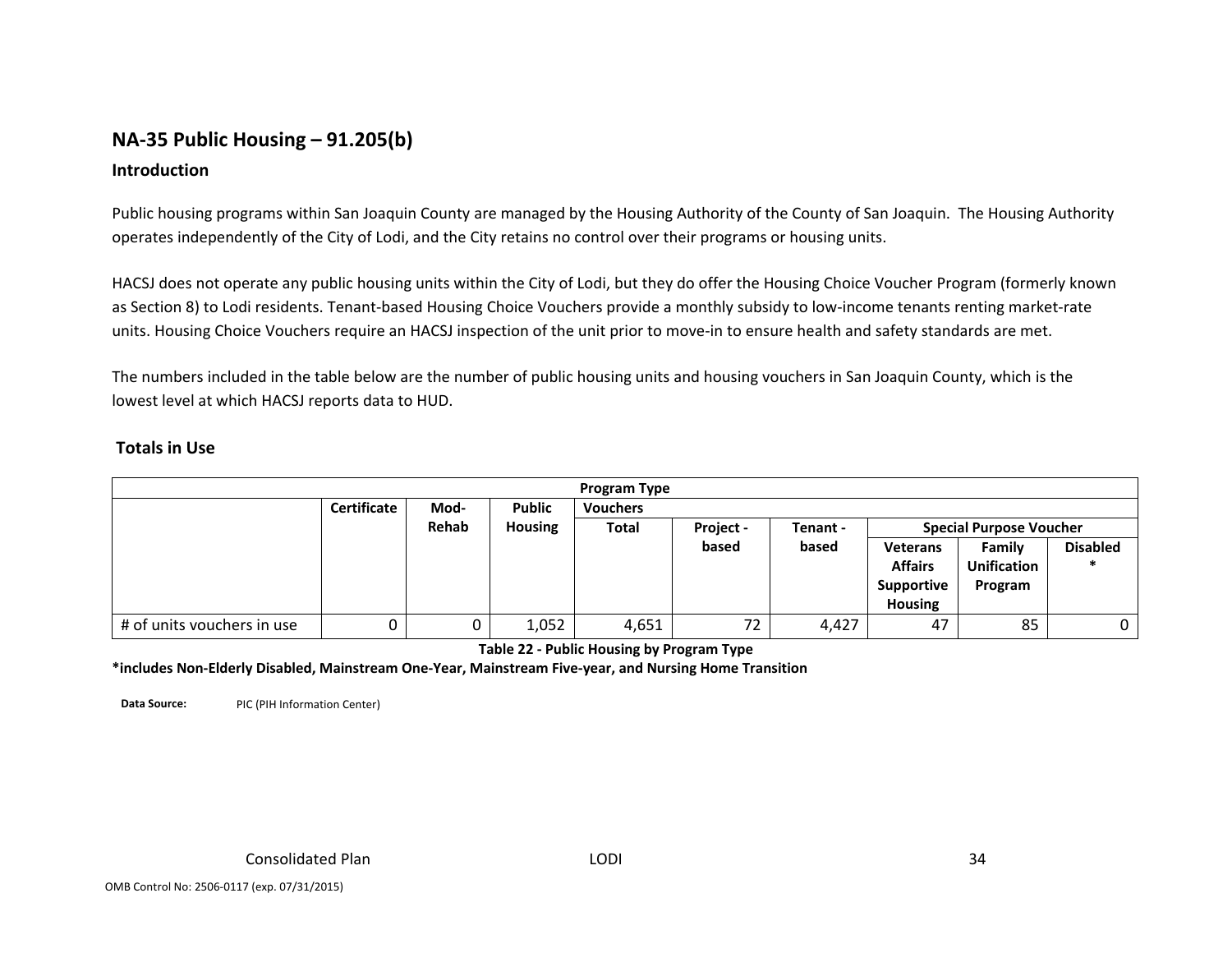## NA-35 Public Housing – 91.205(b)

### Introduction

Public housing programs within San Joaquin County are managed by the Housing Authority of the County of San Joaquin. The Housing Authority operates independently of the City of Lodi, and the City retains no control over their programs or housing units.

HACSJ does not operate any public housing units within the City of Lodi, but they do offer the Housing Choice Voucher Program (formerly known as Section 8) to Lodi residents. Tenant-based Housing Choice Vouchers provide a monthly subsidy to low-income tenants renting market-rate units. Housing Choice Vouchers require an HACSJ inspection of the unit prior to move-in to ensure health and safety standards are met.

The numbers included in the table below are the number of public housing units and housing vouchers in San Joaquin County, which is the lowest level at which HACSJ reports data to HUD.

### Totals in Use

| | Program Type | | | | | | | | |
|---|---|---|---|---|---|---|---|---|---|
| | Certificate | Mod-Rehab | Public Housing | Vouchers | | | | | |
| | | | | Total | Project - based | Tenant - based | Special Purpose Voucher | | |
| | | | | | | | Veterans Affairs Supportive Housing | Family Unification Program | Disabled * |
| # of units vouchers in use | 0 | 0 | 1,052 | 4,651 | 72 | 4,427 | 47 | 85 | 0 |

**Table 22 - Public Housing by Program Type**

**\*includes Non-Elderly Disabled, Mainstream One-Year, Mainstream Five-year, and Nursing Home Transition**

**Data Source:** PIC (PIH Information Center)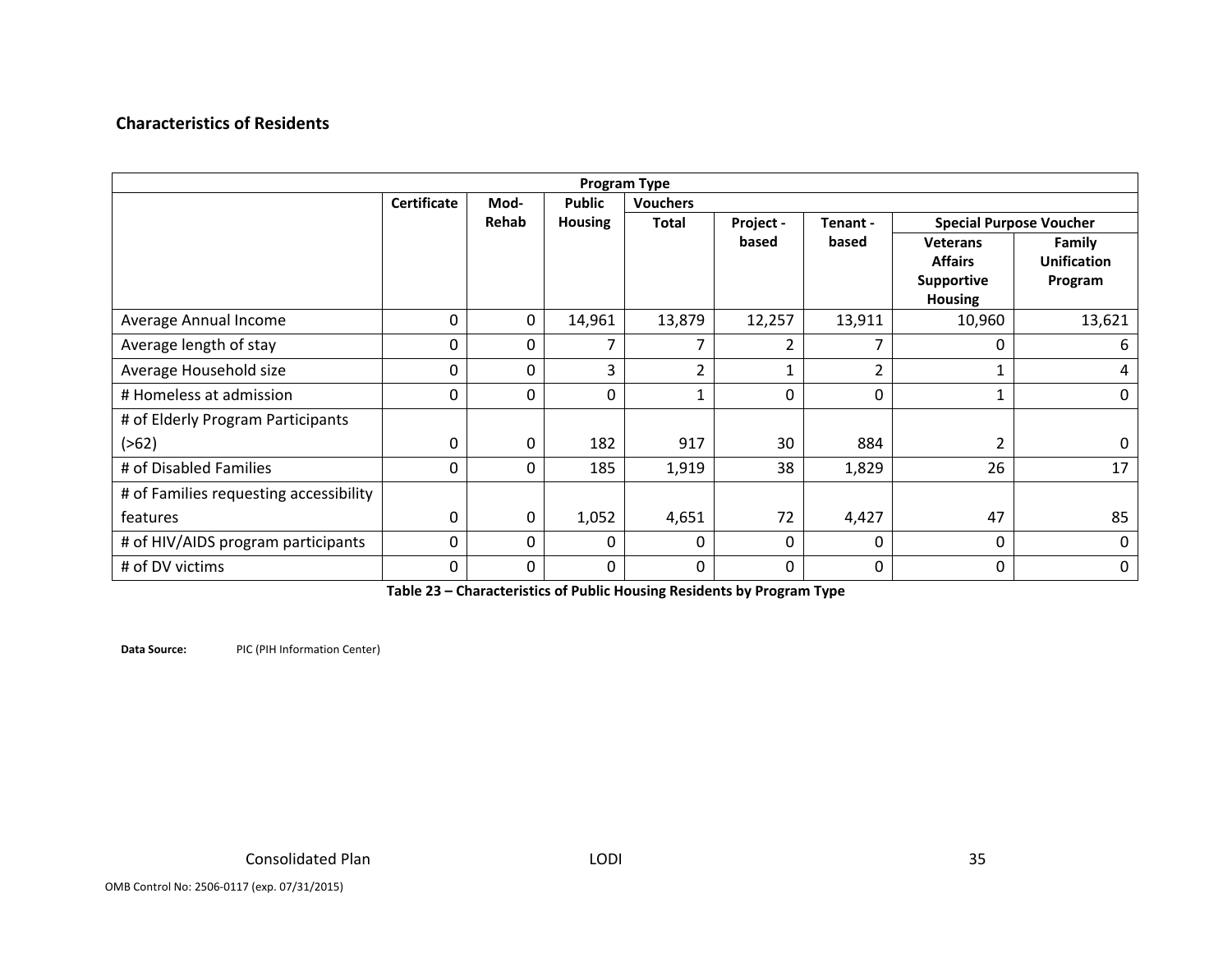### Characteristics of Residents

| Program Type | | | | | | | | |
|---|---|---|---|---|---|---|---|---|
| | Certificate | Mod-Rehab | Public Housing | Vouchers | | | | |
| | | | | Total | Project - based | Tenant - based | Special Purpose Voucher | |
| | | | | | | | Veterans Affairs Supportive Housing | Family Unification Program |
| Average Annual Income | 0 | 0 | 14,961 | 13,879 | 12,257 | 13,911 | 10,960 | 13,621 |
| Average length of stay | 0 | 0 | 7 | 7 | 2 | 7 | 0 | 6 |
| Average Household size | 0 | 0 | 3 | 2 | 1 | 2 | 1 | 4 |
| # Homeless at admission | 0 | 0 | 0 | 1 | 0 | 0 | 1 | 0 |
| # of Elderly Program Participants (>62) | 0 | 0 | 182 | 917 | 30 | 884 | 2 | 0 |
| # of Disabled Families | 0 | 0 | 185 | 1,919 | 38 | 1,829 | 26 | 17 |
| # of Families requesting accessibility features | 0 | 0 | 1,052 | 4,651 | 72 | 4,427 | 47 | 85 |
| # of HIV/AIDS program participants | 0 | 0 | 0 | 0 | 0 | 0 | 0 | 0 |
| # of DV victims | 0 | 0 | 0 | 0 | 0 | 0 | 0 | 0 |

**Table 23 – Characteristics of Public Housing Residents by Program Type**

**Data Source:** PIC (PIH Information Center)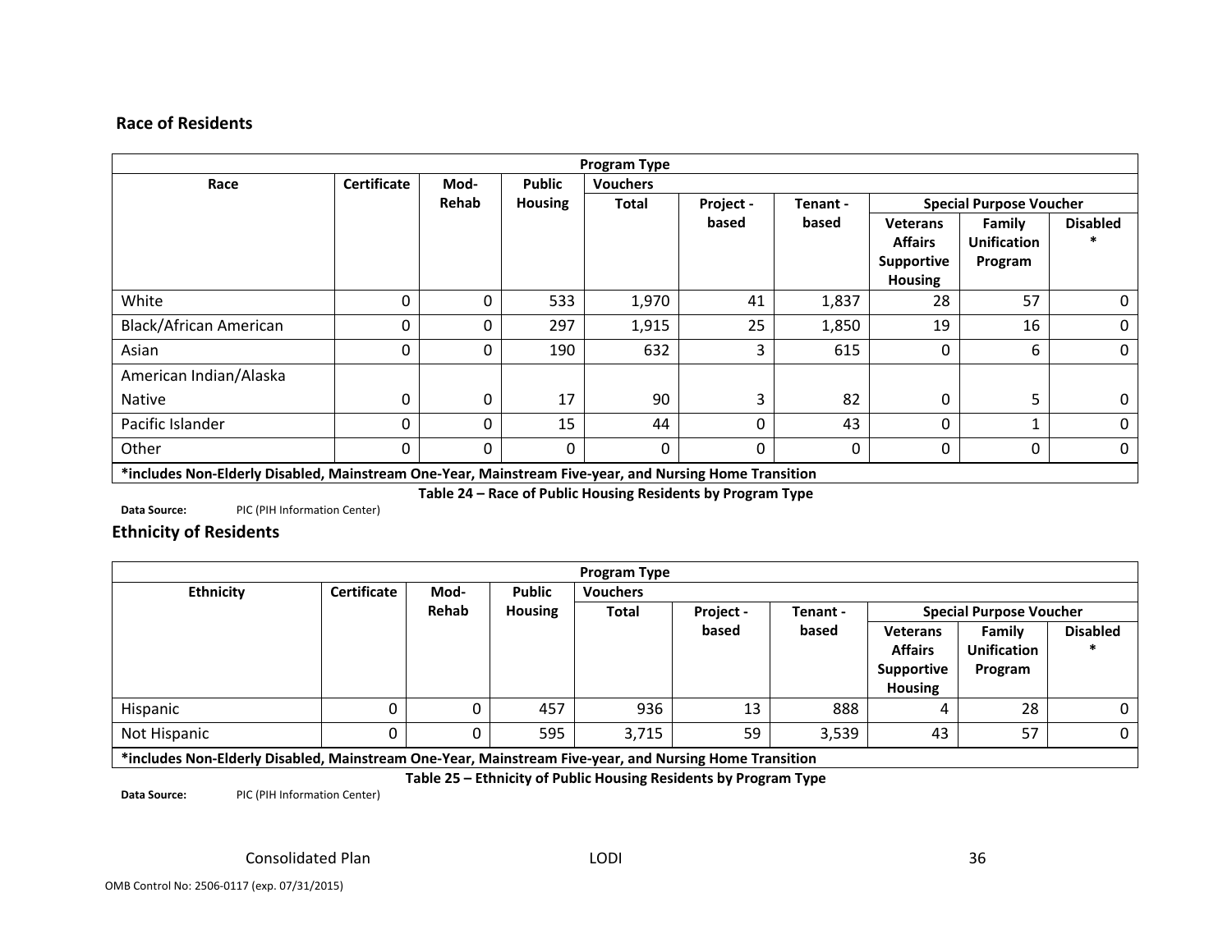### Race of Residents

| Program Type | | | | | | | | | |
|---|---|---|---|---|---|---|---|---|---|
| Race | Certificate | Mod-Rehab | Public Housing | Vouchers | | | | | |
| | | | | Total | Project - based | Tenant - based | Special Purpose Voucher | | |
| | | | | | | | Veterans Affairs Supportive Housing | Family Unification Program | Disabled * |
| White | 0 | 0 | 533 | 1,970 | 41 | 1,837 | 28 | 57 | 0 |
| Black/African American | 0 | 0 | 297 | 1,915 | 25 | 1,850 | 19 | 16 | 0 |
| Asian | 0 | 0 | 190 | 632 | 3 | 615 | 0 | 6 | 0 |
| American Indian/Alaska Native | 0 | 0 | 17 | 90 | 3 | 82 | 0 | 5 | 0 |
| Pacific Islander | 0 | 0 | 15 | 44 | 0 | 43 | 0 | 1 | 0 |
| Other | 0 | 0 | 0 | 0 | 0 | 0 | 0 | 0 | 0 |

***includes Non-Elderly Disabled, Mainstream One-Year, Mainstream Five-year, and Nursing Home Transition**

**Table 24 – Race of Public Housing Residents by Program Type**

**Data Source:** PIC (PIH Information Center)

### Ethnicity of Residents

| Program Type | | | | | | | | | |
|---|---|---|---|---|---|---|---|---|---|
| Ethnicity | Certificate | Mod-Rehab | Public Housing | Vouchers | | | | | |
| | | | | Total | Project - based | Tenant - based | Special Purpose Voucher | | |
| | | | | | | | Veterans Affairs Supportive Housing | Family Unification Program | Disabled * |
| Hispanic | 0 | 0 | 457 | 936 | 13 | 888 | 4 | 28 | 0 |
| Not Hispanic | 0 | 0 | 595 | 3,715 | 59 | 3,539 | 43 | 57 | 0 |

***includes Non-Elderly Disabled, Mainstream One-Year, Mainstream Five-year, and Nursing Home Transition**

**Table 25 – Ethnicity of Public Housing Residents by Program Type**

**Data Source:** PIC (PIH Information Center)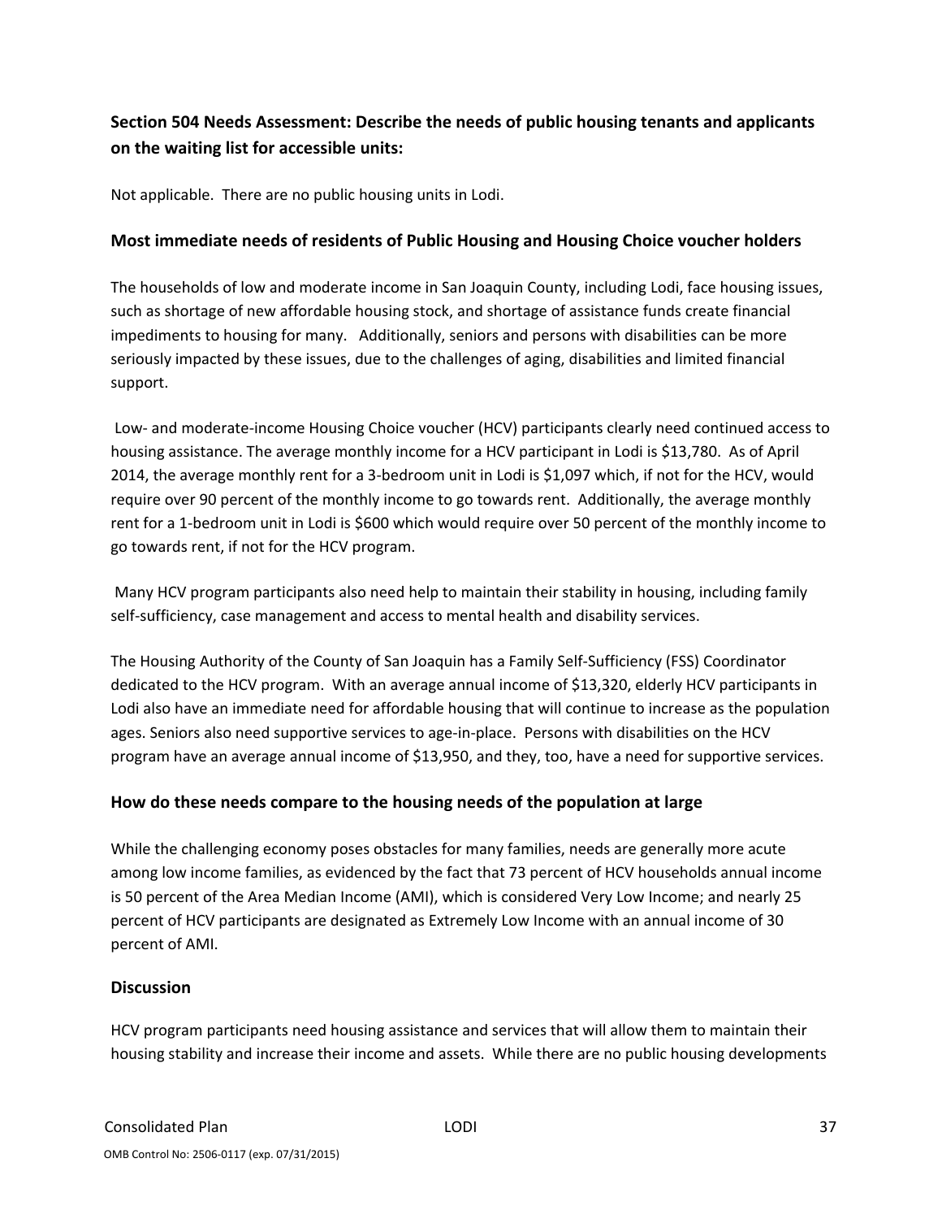### Section 504 Needs Assessment: Describe the needs of public housing tenants and applicants on the waiting list for accessible units:

Not applicable. There are no public housing units in Lodi.

### Most immediate needs of residents of Public Housing and Housing Choice voucher holders

The households of low and moderate income in San Joaquin County, including Lodi, face housing issues, such as shortage of new affordable housing stock, and shortage of assistance funds create financial impediments to housing for many. Additionally, seniors and persons with disabilities can be more seriously impacted by these issues, due to the challenges of aging, disabilities and limited financial support.

Low- and moderate-income Housing Choice voucher (HCV) participants clearly need continued access to housing assistance. The average monthly income for a HCV participant in Lodi is $13,780. As of April 2014, the average monthly rent for a 3-bedroom unit in Lodi is $1,097 which, if not for the HCV, would require over 90 percent of the monthly income to go towards rent. Additionally, the average monthly rent for a 1-bedroom unit in Lodi is $600 which would require over 50 percent of the monthly income to go towards rent, if not for the HCV program.

Many HCV program participants also need help to maintain their stability in housing, including family self-sufficiency, case management and access to mental health and disability services.

The Housing Authority of the County of San Joaquin has a Family Self-Sufficiency (FSS) Coordinator dedicated to the HCV program. With an average annual income of $13,320, elderly HCV participants in Lodi also have an immediate need for affordable housing that will continue to increase as the population ages. Seniors also need supportive services to age-in-place. Persons with disabilities on the HCV program have an average annual income of $13,950, and they, too, have a need for supportive services.

### How do these needs compare to the housing needs of the population at large

While the challenging economy poses obstacles for many families, needs are generally more acute among low income families, as evidenced by the fact that 73 percent of HCV households annual income is 50 percent of the Area Median Income (AMI), which is considered Very Low Income; and nearly 25 percent of HCV participants are designated as Extremely Low Income with an annual income of 30 percent of AMI.

### Discussion

HCV program participants need housing assistance and services that will allow them to maintain their housing stability and increase their income and assets. While there are no public housing developments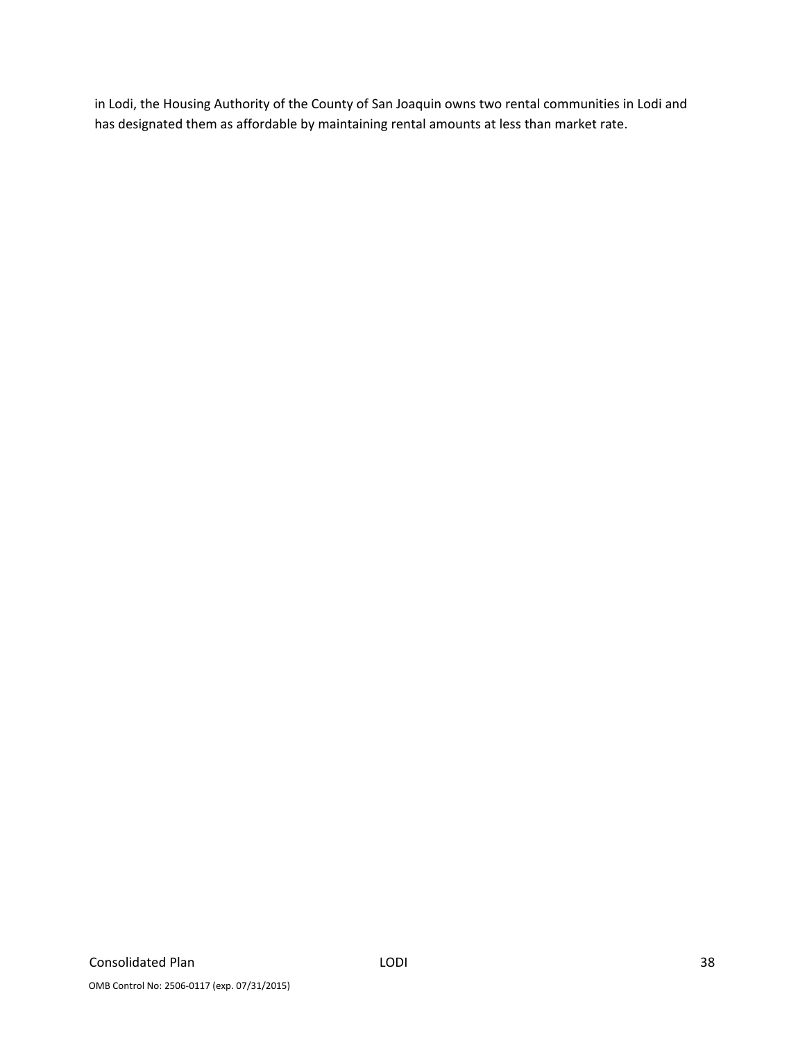in Lodi, the Housing Authority of the County of San Joaquin owns two rental communities in Lodi and has designated them as affordable by maintaining rental amounts at less than market rate.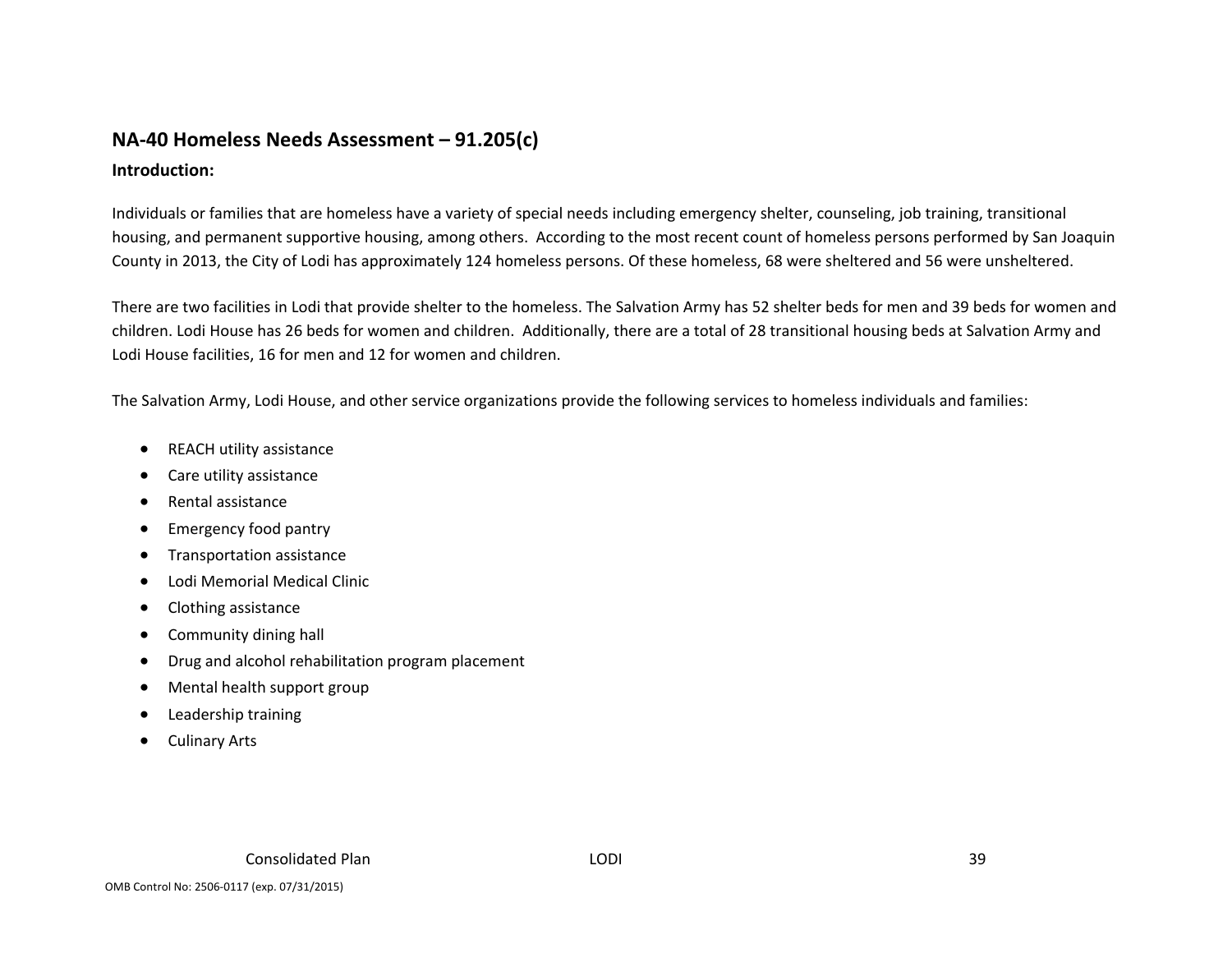## NA-40 Homeless Needs Assessment – 91.205(c)

**Introduction:**

Individuals or families that are homeless have a variety of special needs including emergency shelter, counseling, job training, transitional housing, and permanent supportive housing, among others. According to the most recent count of homeless persons performed by San Joaquin County in 2013, the City of Lodi has approximately 124 homeless persons. Of these homeless, 68 were sheltered and 56 were unsheltered.

There are two facilities in Lodi that provide shelter to the homeless. The Salvation Army has 52 shelter beds for men and 39 beds for women and children. Lodi House has 26 beds for women and children. Additionally, there are a total of 28 transitional housing beds at Salvation Army and Lodi House facilities, 16 for men and 12 for women and children.

The Salvation Army, Lodi House, and other service organizations provide the following services to homeless individuals and families:

- REACH utility assistance
- Care utility assistance
- Rental assistance
- Emergency food pantry
- Transportation assistance
- Lodi Memorial Medical Clinic
- Clothing assistance
- Community dining hall
- Drug and alcohol rehabilitation program placement
- Mental health support group
- Leadership training
- Culinary Arts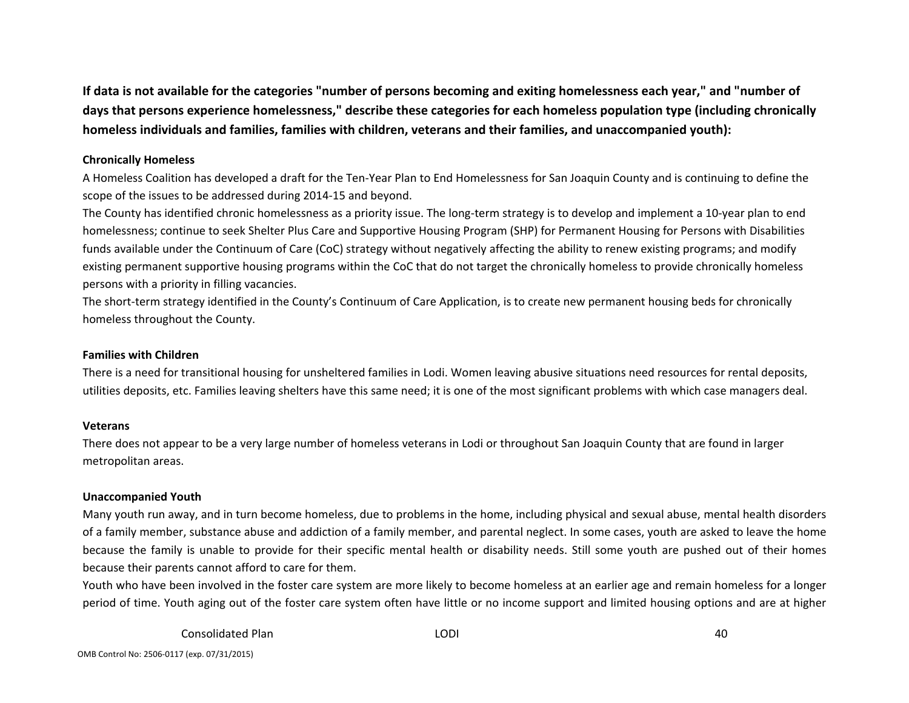**If data is not available for the categories "number of persons becoming and exiting homelessness each year," and "number of days that persons experience homelessness," describe these categories for each homeless population type (including chronically homeless individuals and families, families with children, veterans and their families, and unaccompanied youth):**

**Chronically Homeless**

A Homeless Coalition has developed a draft for the Ten-Year Plan to End Homelessness for San Joaquin County and is continuing to define the scope of the issues to be addressed during 2014-15 and beyond.

The County has identified chronic homelessness as a priority issue. The long-term strategy is to develop and implement a 10-year plan to end homelessness; continue to seek Shelter Plus Care and Supportive Housing Program (SHP) for Permanent Housing for Persons with Disabilities funds available under the Continuum of Care (CoC) strategy without negatively affecting the ability to renew existing programs; and modify existing permanent supportive housing programs within the CoC that do not target the chronically homeless to provide chronically homeless persons with a priority in filling vacancies.

The short-term strategy identified in the County's Continuum of Care Application, is to create new permanent housing beds for chronically homeless throughout the County.

**Families with Children**

There is a need for transitional housing for unsheltered families in Lodi. Women leaving abusive situations need resources for rental deposits, utilities deposits, etc. Families leaving shelters have this same need; it is one of the most significant problems with which case managers deal.

**Veterans**

There does not appear to be a very large number of homeless veterans in Lodi or throughout San Joaquin County that are found in larger metropolitan areas.

**Unaccompanied Youth**

Many youth run away, and in turn become homeless, due to problems in the home, including physical and sexual abuse, mental health disorders of a family member, substance abuse and addiction of a family member, and parental neglect. In some cases, youth are asked to leave the home because the family is unable to provide for their specific mental health or disability needs. Still some youth are pushed out of their homes because their parents cannot afford to care for them.

Youth who have been involved in the foster care system are more likely to become homeless at an earlier age and remain homeless for a longer period of time. Youth aging out of the foster care system often have little or no income support and limited housing options and are at higher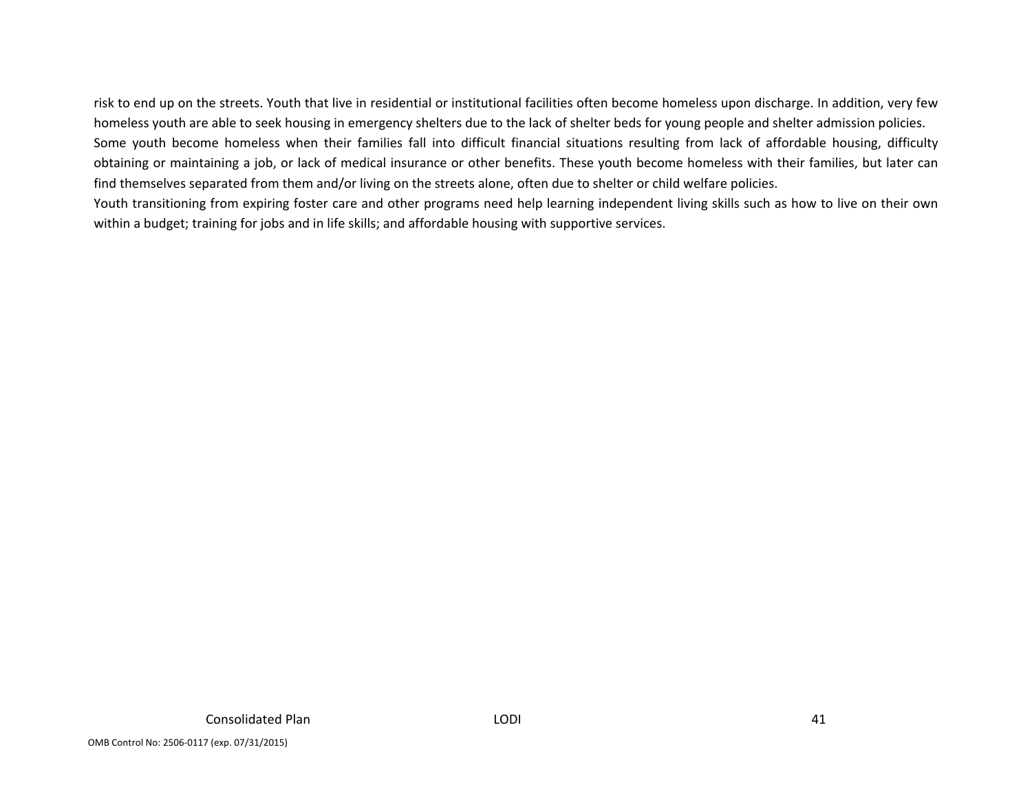risk to end up on the streets. Youth that live in residential or institutional facilities often become homeless upon discharge. In addition, very few homeless youth are able to seek housing in emergency shelters due to the lack of shelter beds for young people and shelter admission policies.

Some youth become homeless when their families fall into difficult financial situations resulting from lack of affordable housing, difficulty obtaining or maintaining a job, or lack of medical insurance or other benefits. These youth become homeless with their families, but later can find themselves separated from them and/or living on the streets alone, often due to shelter or child welfare policies.

Youth transitioning from expiring foster care and other programs need help learning independent living skills such as how to live on their own within a budget; training for jobs and in life skills; and affordable housing with supportive services.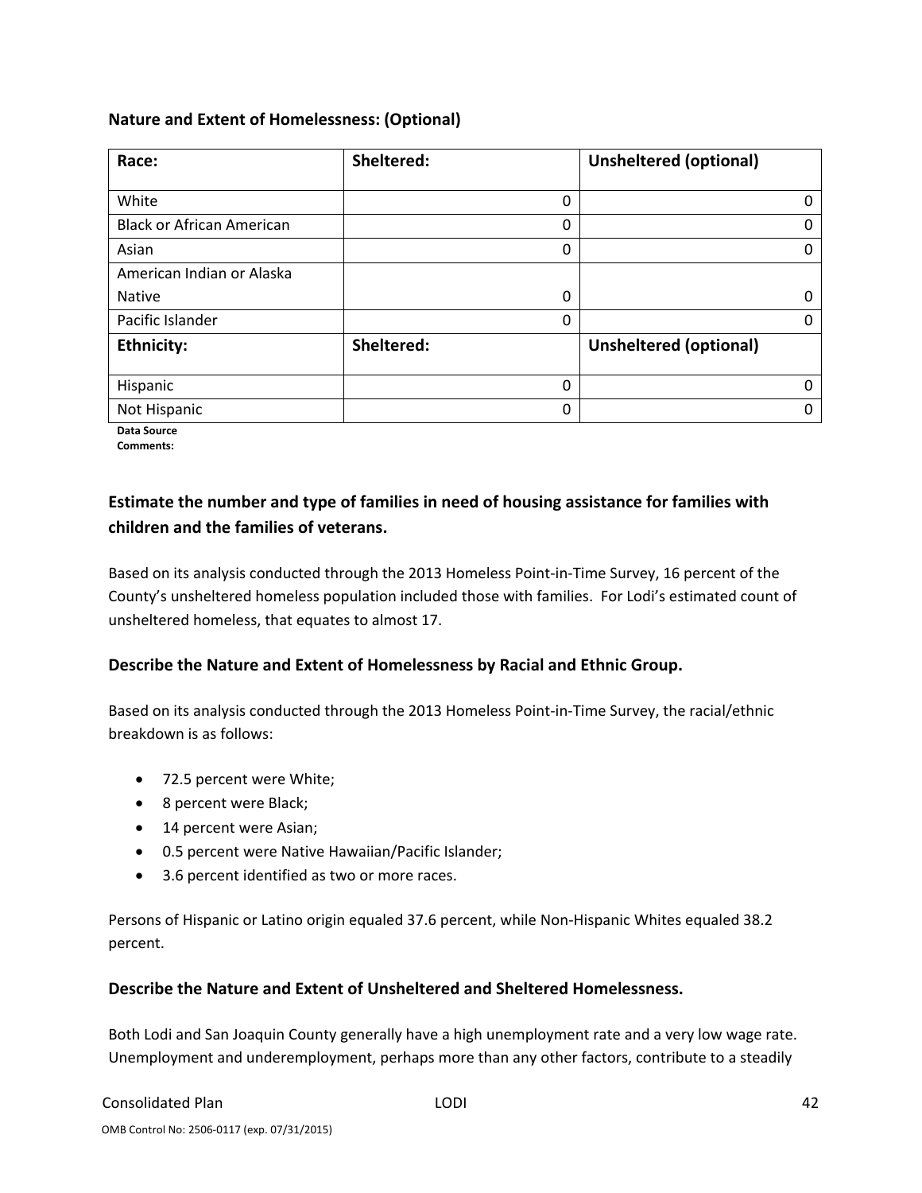### Nature and Extent of Homelessness: (Optional)

| Race: | Sheltered: | Unsheltered (optional) |
|---|---|---|
| White | 0 | 0 |
| Black or African American | 0 | 0 |
| Asian | 0 | 0 |
| American Indian or Alaska Native | 0 | 0 |
| Pacific Islander | 0 | 0 |
| **Ethnicity:** | **Sheltered:** | **Unsheltered (optional)** |
| Hispanic | 0 | 0 |
| Not Hispanic | 0 | 0 |

**Data Source Comments:**

## Estimate the number and type of families in need of housing assistance for families with children and the families of veterans.

Based on its analysis conducted through the 2013 Homeless Point-in-Time Survey, 16 percent of the County's unsheltered homeless population included those with families. For Lodi's estimated count of unsheltered homeless, that equates to almost 17.

### Describe the Nature and Extent of Homelessness by Racial and Ethnic Group.

Based on its analysis conducted through the 2013 Homeless Point-in-Time Survey, the racial/ethnic breakdown is as follows:

- 72.5 percent were White;
- 8 percent were Black;
- 14 percent were Asian;
- 0.5 percent were Native Hawaiian/Pacific Islander;
- 3.6 percent identified as two or more races.

Persons of Hispanic or Latino origin equaled 37.6 percent, while Non-Hispanic Whites equaled 38.2 percent.

### Describe the Nature and Extent of Unsheltered and Sheltered Homelessness.

Both Lodi and San Joaquin County generally have a high unemployment rate and a very low wage rate. Unemployment and underemployment, perhaps more than any other factors, contribute to a steadily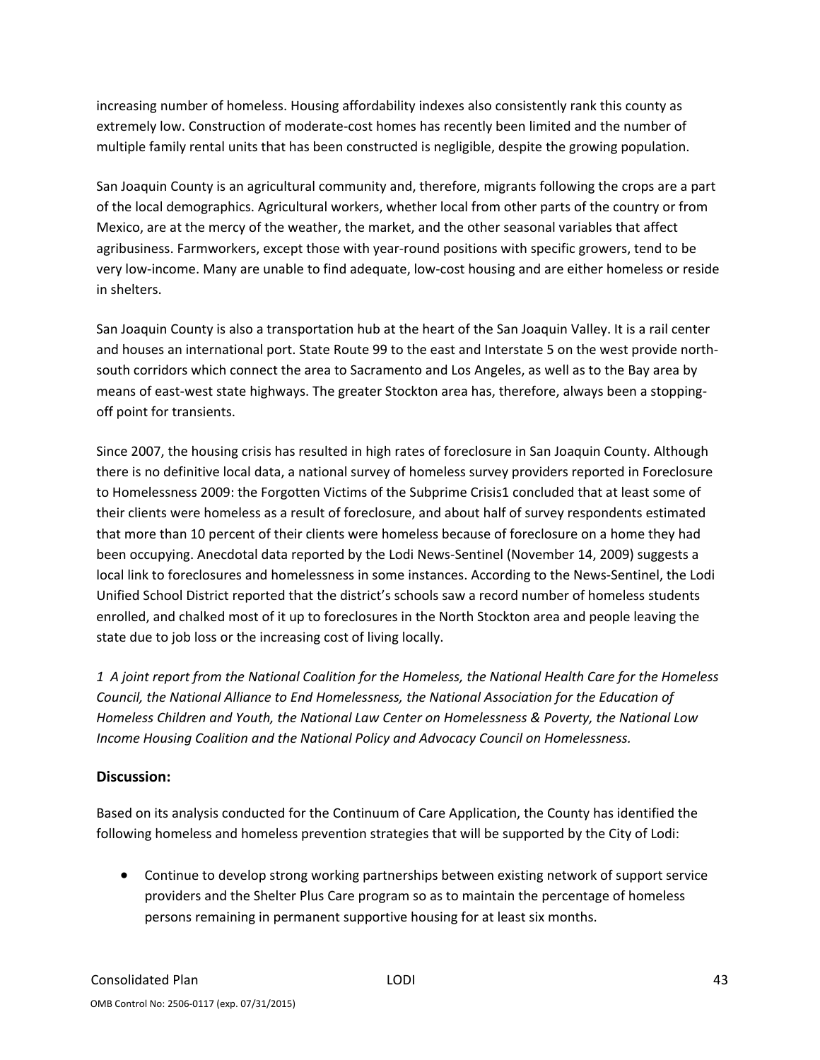increasing number of homeless. Housing affordability indexes also consistently rank this county as extremely low. Construction of moderate-cost homes has recently been limited and the number of multiple family rental units that has been constructed is negligible, despite the growing population.

San Joaquin County is an agricultural community and, therefore, migrants following the crops are a part of the local demographics. Agricultural workers, whether local from other parts of the country or from Mexico, are at the mercy of the weather, the market, and the other seasonal variables that affect agribusiness. Farmworkers, except those with year-round positions with specific growers, tend to be very low-income. Many are unable to find adequate, low-cost housing and are either homeless or reside in shelters.

San Joaquin County is also a transportation hub at the heart of the San Joaquin Valley. It is a rail center and houses an international port. State Route 99 to the east and Interstate 5 on the west provide north-south corridors which connect the area to Sacramento and Los Angeles, as well as to the Bay area by means of east-west state highways. The greater Stockton area has, therefore, always been a stopping-off point for transients.

Since 2007, the housing crisis has resulted in high rates of foreclosure in San Joaquin County. Although there is no definitive local data, a national survey of homeless survey providers reported in Foreclosure to Homelessness 2009: the Forgotten Victims of the Subprime Crisis[1] concluded that at least some of their clients were homeless as a result of foreclosure, and about half of survey respondents estimated that more than 10 percent of their clients were homeless because of foreclosure on a home they had been occupying. Anecdotal data reported by the Lodi News-Sentinel (November 14, 2009) suggests a local link to foreclosures and homelessness in some instances. According to the News-Sentinel, the Lodi Unified School District reported that the district's schools saw a record number of homeless students enrolled, and chalked most of it up to foreclosures in the North Stockton area and people leaving the state due to job loss or the increasing cost of living locally.

*1 A joint report from the National Coalition for the Homeless, the National Health Care for the Homeless Council, the National Alliance to End Homelessness, the National Association for the Education of Homeless Children and Youth, the National Law Center on Homelessness & Poverty, the National Low Income Housing Coalition and the National Policy and Advocacy Council on Homelessness.*

## Discussion:

Based on its analysis conducted for the Continuum of Care Application, the County has identified the following homeless and homeless prevention strategies that will be supported by the City of Lodi:

- Continue to develop strong working partnerships between existing network of support service providers and the Shelter Plus Care program so as to maintain the percentage of homeless persons remaining in permanent supportive housing for at least six months.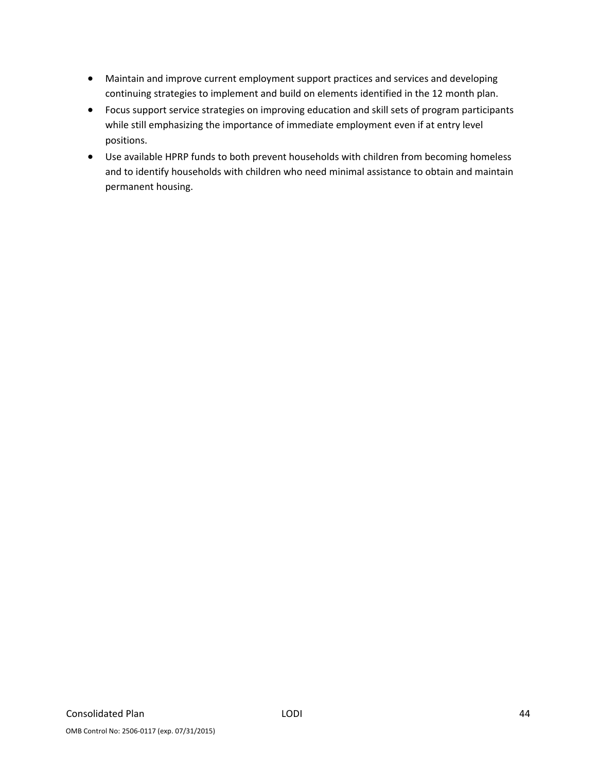- Maintain and improve current employment support practices and services and developing continuing strategies to implement and build on elements identified in the 12 month plan.
- Focus support service strategies on improving education and skill sets of program participants while still emphasizing the importance of immediate employment even if at entry level positions.
- Use available HPRP funds to both prevent households with children from becoming homeless and to identify households with children who need minimal assistance to obtain and maintain permanent housing.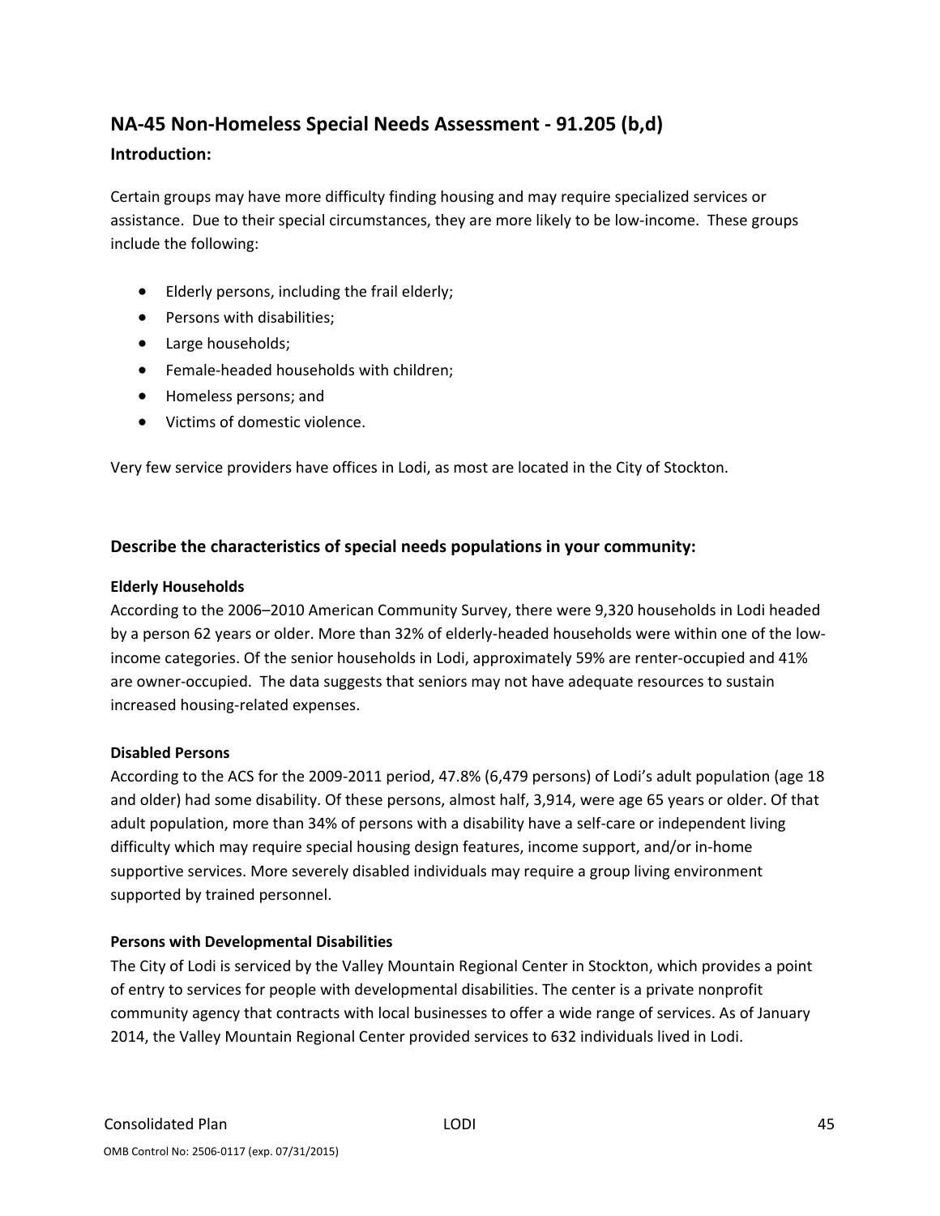## NA-45 Non-Homeless Special Needs Assessment - 91.205 (b,d)

### Introduction:

Certain groups may have more difficulty finding housing and may require specialized services or assistance. Due to their special circumstances, they are more likely to be low-income. These groups include the following:

- Elderly persons, including the frail elderly;
- Persons with disabilities;
- Large households;
- Female-headed households with children;
- Homeless persons; and
- Victims of domestic violence.

Very few service providers have offices in Lodi, as most are located in the City of Stockton.

### Describe the characteristics of special needs populations in your community:

**Elderly Households**

According to the 2006–2010 American Community Survey, there were 9,320 households in Lodi headed by a person 62 years or older. More than 32% of elderly-headed households were within one of the low-income categories. Of the senior households in Lodi, approximately 59% are renter-occupied and 41% are owner-occupied. The data suggests that seniors may not have adequate resources to sustain increased housing-related expenses.

**Disabled Persons**

According to the ACS for the 2009-2011 period, 47.8% (6,479 persons) of Lodi's adult population (age 18 and older) had some disability. Of these persons, almost half, 3,914, were age 65 years or older. Of that adult population, more than 34% of persons with a disability have a self-care or independent living difficulty which may require special housing design features, income support, and/or in-home supportive services. More severely disabled individuals may require a group living environment supported by trained personnel.

**Persons with Developmental Disabilities**

The City of Lodi is serviced by the Valley Mountain Regional Center in Stockton, which provides a point of entry to services for people with developmental disabilities. The center is a private nonprofit community agency that contracts with local businesses to offer a wide range of services. As of January 2014, the Valley Mountain Regional Center provided services to 632 individuals lived in Lodi.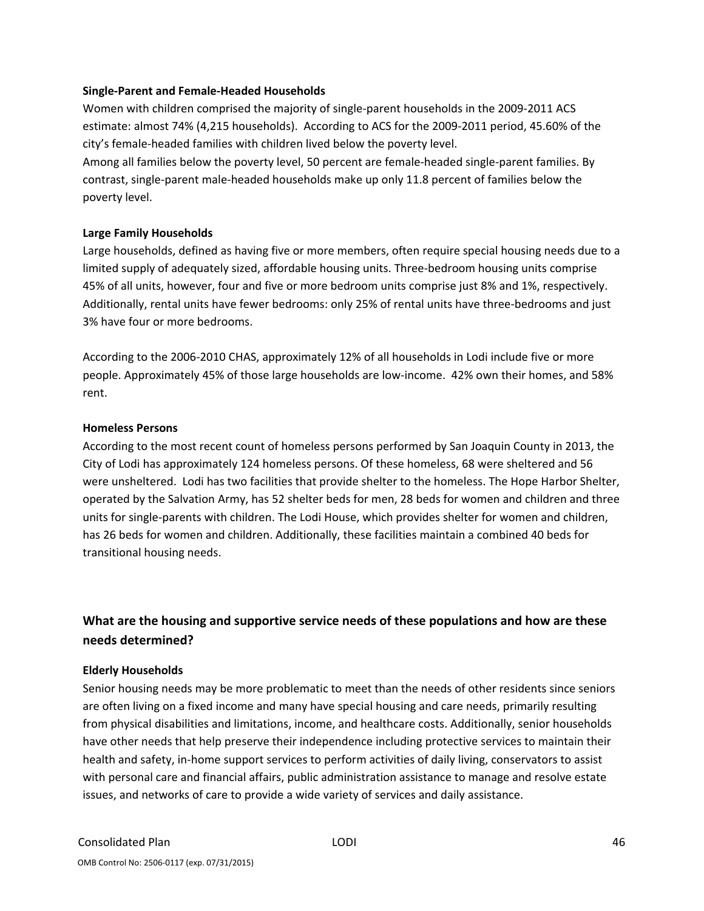**Single-Parent and Female-Headed Households**

Women with children comprised the majority of single-parent households in the 2009-2011 ACS estimate: almost 74% (4,215 households). According to ACS for the 2009-2011 period, 45.60% of the city's female-headed families with children lived below the poverty level.

Among all families below the poverty level, 50 percent are female-headed single-parent families. By contrast, single-parent male-headed households make up only 11.8 percent of families below the poverty level.

**Large Family Households**

Large households, defined as having five or more members, often require special housing needs due to a limited supply of adequately sized, affordable housing units. Three-bedroom housing units comprise 45% of all units, however, four and five or more bedroom units comprise just 8% and 1%, respectively. Additionally, rental units have fewer bedrooms: only 25% of rental units have three-bedrooms and just 3% have four or more bedrooms.

According to the 2006-2010 CHAS, approximately 12% of all households in Lodi include five or more people. Approximately 45% of those large households are low-income. 42% own their homes, and 58% rent.

**Homeless Persons**

According to the most recent count of homeless persons performed by San Joaquin County in 2013, the City of Lodi has approximately 124 homeless persons. Of these homeless, 68 were sheltered and 56 were unsheltered. Lodi has two facilities that provide shelter to the homeless. The Hope Harbor Shelter, operated by the Salvation Army, has 52 shelter beds for men, 28 beds for women and children and three units for single-parents with children. The Lodi House, which provides shelter for women and children, has 26 beds for women and children. Additionally, these facilities maintain a combined 40 beds for transitional housing needs.

## What are the housing and supportive service needs of these populations and how are these needs determined?

**Elderly Households**

Senior housing needs may be more problematic to meet than the needs of other residents since seniors are often living on a fixed income and many have special housing and care needs, primarily resulting from physical disabilities and limitations, income, and healthcare costs. Additionally, senior households have other needs that help preserve their independence including protective services to maintain their health and safety, in-home support services to perform activities of daily living, conservators to assist with personal care and financial affairs, public administration assistance to manage and resolve estate issues, and networks of care to provide a wide variety of services and daily assistance.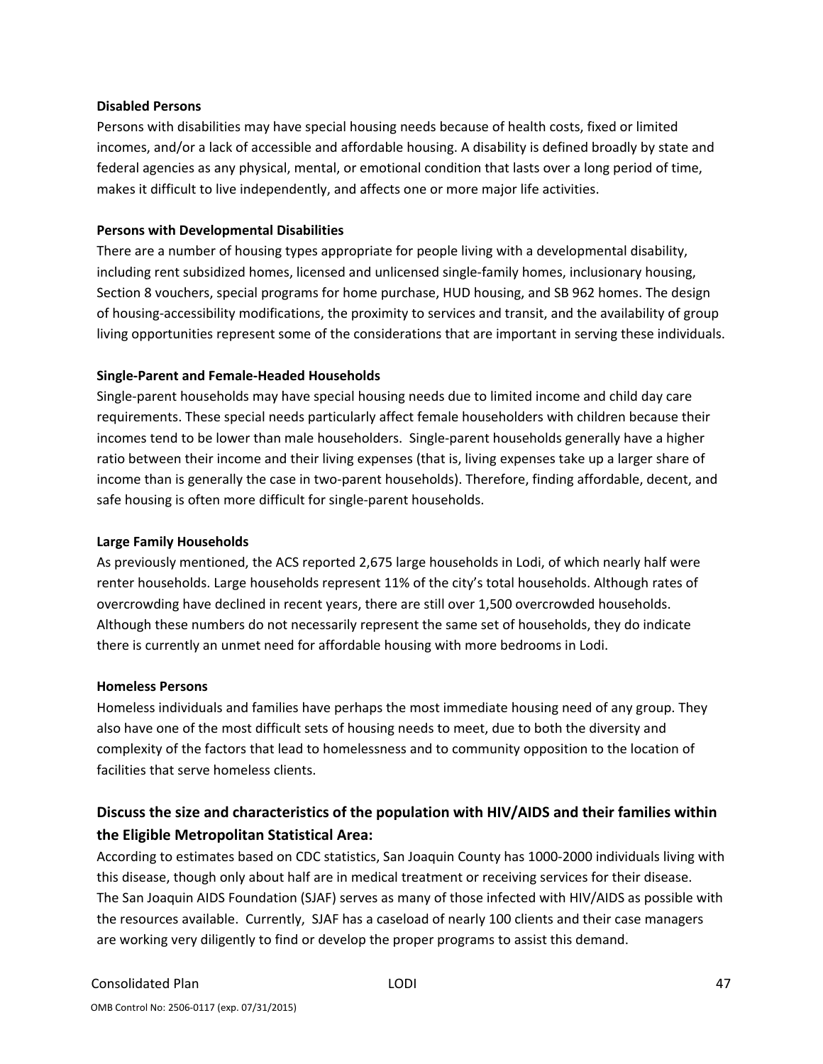**Disabled Persons**

Persons with disabilities may have special housing needs because of health costs, fixed or limited incomes, and/or a lack of accessible and affordable housing. A disability is defined broadly by state and federal agencies as any physical, mental, or emotional condition that lasts over a long period of time, makes it difficult to live independently, and affects one or more major life activities.

**Persons with Developmental Disabilities**

There are a number of housing types appropriate for people living with a developmental disability, including rent subsidized homes, licensed and unlicensed single-family homes, inclusionary housing, Section 8 vouchers, special programs for home purchase, HUD housing, and SB 962 homes. The design of housing-accessibility modifications, the proximity to services and transit, and the availability of group living opportunities represent some of the considerations that are important in serving these individuals.

**Single-Parent and Female-Headed Households**

Single-parent households may have special housing needs due to limited income and child day care requirements. These special needs particularly affect female householders with children because their incomes tend to be lower than male householders. Single-parent households generally have a higher ratio between their income and their living expenses (that is, living expenses take up a larger share of income than is generally the case in two-parent households). Therefore, finding affordable, decent, and safe housing is often more difficult for single-parent households.

**Large Family Households**

As previously mentioned, the ACS reported 2,675 large households in Lodi, of which nearly half were renter households. Large households represent 11% of the city's total households. Although rates of overcrowding have declined in recent years, there are still over 1,500 overcrowded households. Although these numbers do not necessarily represent the same set of households, they do indicate there is currently an unmet need for affordable housing with more bedrooms in Lodi.

**Homeless Persons**

Homeless individuals and families have perhaps the most immediate housing need of any group. They also have one of the most difficult sets of housing needs to meet, due to both the diversity and complexity of the factors that lead to homelessness and to community opposition to the location of facilities that serve homeless clients.

## Discuss the size and characteristics of the population with HIV/AIDS and their families within the Eligible Metropolitan Statistical Area:

According to estimates based on CDC statistics, San Joaquin County has 1000-2000 individuals living with this disease, though only about half are in medical treatment or receiving services for their disease. The San Joaquin AIDS Foundation (SJAF) serves as many of those infected with HIV/AIDS as possible with the resources available. Currently, SJAF has a caseload of nearly 100 clients and their case managers are working very diligently to find or develop the proper programs to assist this demand.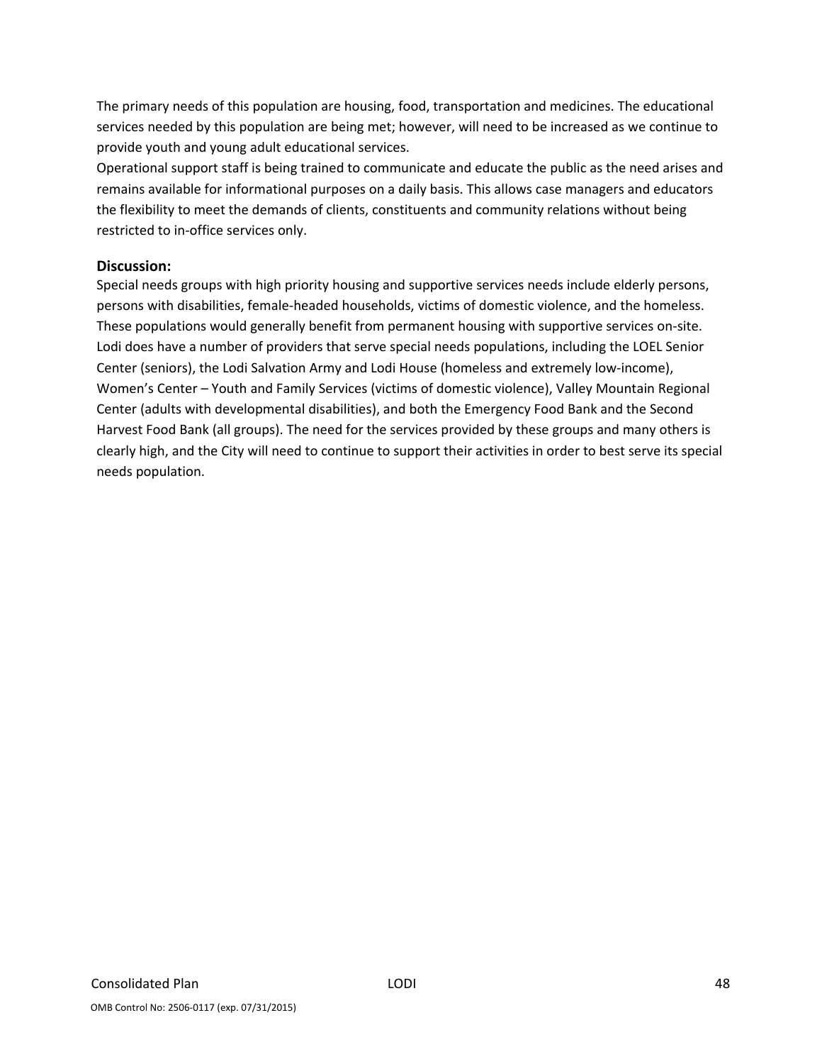The primary needs of this population are housing, food, transportation and medicines. The educational services needed by this population are being met; however, will need to be increased as we continue to provide youth and young adult educational services.

Operational support staff is being trained to communicate and educate the public as the need arises and remains available for informational purposes on a daily basis. This allows case managers and educators the flexibility to meet the demands of clients, constituents and community relations without being restricted to in-office services only.

### Discussion:

Special needs groups with high priority housing and supportive services needs include elderly persons, persons with disabilities, female-headed households, victims of domestic violence, and the homeless. These populations would generally benefit from permanent housing with supportive services on-site. Lodi does have a number of providers that serve special needs populations, including the LOEL Senior Center (seniors), the Lodi Salvation Army and Lodi House (homeless and extremely low-income), Women's Center – Youth and Family Services (victims of domestic violence), Valley Mountain Regional Center (adults with developmental disabilities), and both the Emergency Food Bank and the Second Harvest Food Bank (all groups). The need for the services provided by these groups and many others is clearly high, and the City will need to continue to support their activities in order to best serve its special needs population.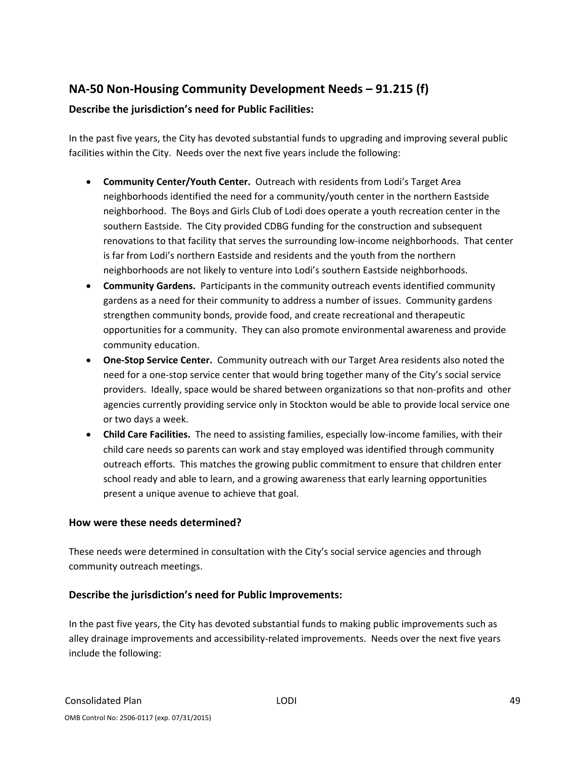## NA-50 Non-Housing Community Development Needs – 91.215 (f)

### Describe the jurisdiction's need for Public Facilities:

In the past five years, the City has devoted substantial funds to upgrading and improving several public facilities within the City. Needs over the next five years include the following:

- **Community Center/Youth Center.** Outreach with residents from Lodi's Target Area neighborhoods identified the need for a community/youth center in the northern Eastside neighborhood. The Boys and Girls Club of Lodi does operate a youth recreation center in the southern Eastside. The City provided CDBG funding for the construction and subsequent renovations to that facility that serves the surrounding low-income neighborhoods. That center is far from Lodi's northern Eastside and residents and the youth from the northern neighborhoods are not likely to venture into Lodi's southern Eastside neighborhoods.
- **Community Gardens.** Participants in the community outreach events identified community gardens as a need for their community to address a number of issues. Community gardens strengthen community bonds, provide food, and create recreational and therapeutic opportunities for a community. They can also promote environmental awareness and provide community education.
- **One-Stop Service Center.** Community outreach with our Target Area residents also noted the need for a one-stop service center that would bring together many of the City's social service providers. Ideally, space would be shared between organizations so that non-profits and other agencies currently providing service only in Stockton would be able to provide local service one or two days a week.
- **Child Care Facilities.** The need to assisting families, especially low-income families, with their child care needs so parents can work and stay employed was identified through community outreach efforts. This matches the growing public commitment to ensure that children enter school ready and able to learn, and a growing awareness that early learning opportunities present a unique avenue to achieve that goal.

### How were these needs determined?

These needs were determined in consultation with the City's social service agencies and through community outreach meetings.

### Describe the jurisdiction's need for Public Improvements:

In the past five years, the City has devoted substantial funds to making public improvements such as alley drainage improvements and accessibility-related improvements. Needs over the next five years include the following: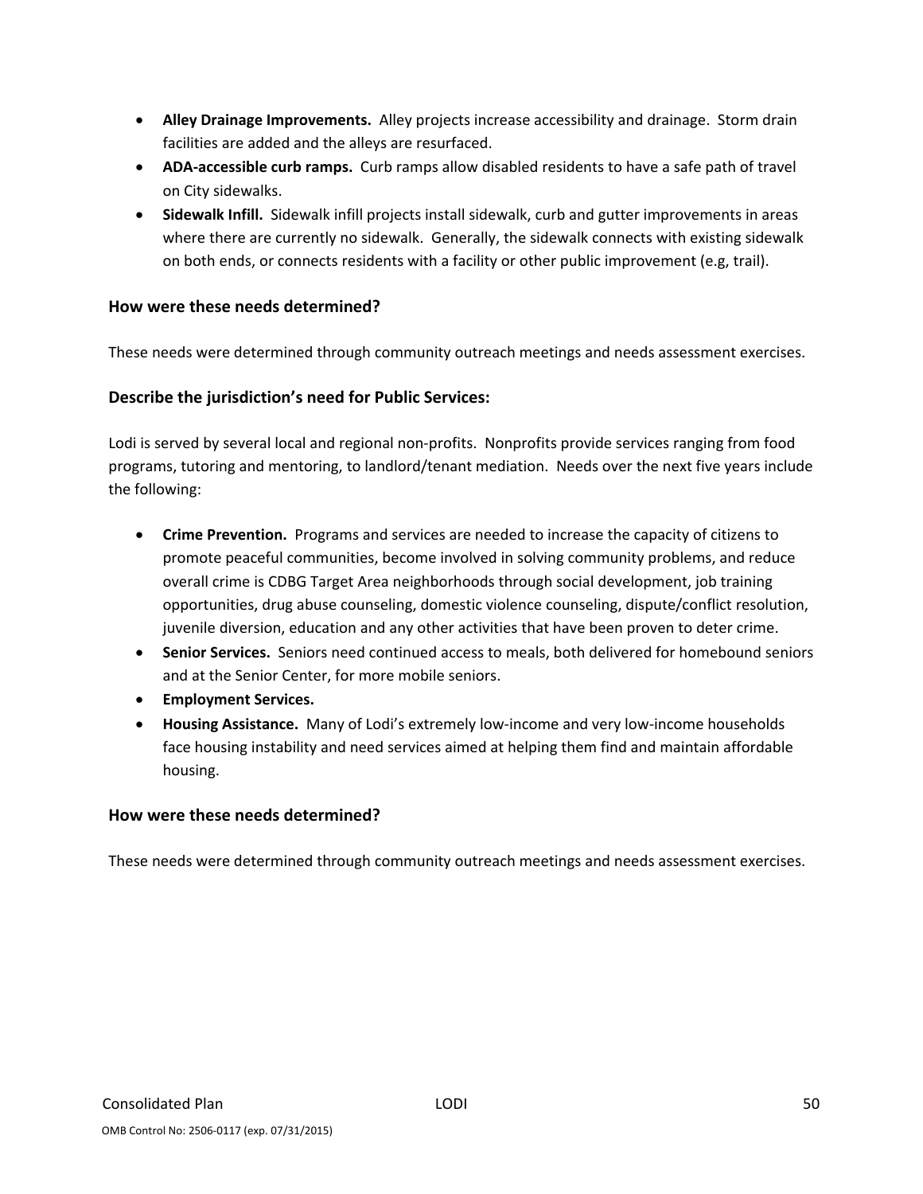- **Alley Drainage Improvements.** Alley projects increase accessibility and drainage. Storm drain facilities are added and the alleys are resurfaced.
- **ADA-accessible curb ramps.** Curb ramps allow disabled residents to have a safe path of travel on City sidewalks.
- **Sidewalk Infill.** Sidewalk infill projects install sidewalk, curb and gutter improvements in areas where there are currently no sidewalk. Generally, the sidewalk connects with existing sidewalk on both ends, or connects residents with a facility or other public improvement (e.g, trail).

### How were these needs determined?

These needs were determined through community outreach meetings and needs assessment exercises.

### Describe the jurisdiction's need for Public Services:

Lodi is served by several local and regional non-profits. Nonprofits provide services ranging from food programs, tutoring and mentoring, to landlord/tenant mediation. Needs over the next five years include the following:

- **Crime Prevention.** Programs and services are needed to increase the capacity of citizens to promote peaceful communities, become involved in solving community problems, and reduce overall crime is CDBG Target Area neighborhoods through social development, job training opportunities, drug abuse counseling, domestic violence counseling, dispute/conflict resolution, juvenile diversion, education and any other activities that have been proven to deter crime.
- **Senior Services.** Seniors need continued access to meals, both delivered for homebound seniors and at the Senior Center, for more mobile seniors.
- **Employment Services.**
- **Housing Assistance.** Many of Lodi's extremely low-income and very low-income households face housing instability and need services aimed at helping them find and maintain affordable housing.

### How were these needs determined?

These needs were determined through community outreach meetings and needs assessment exercises.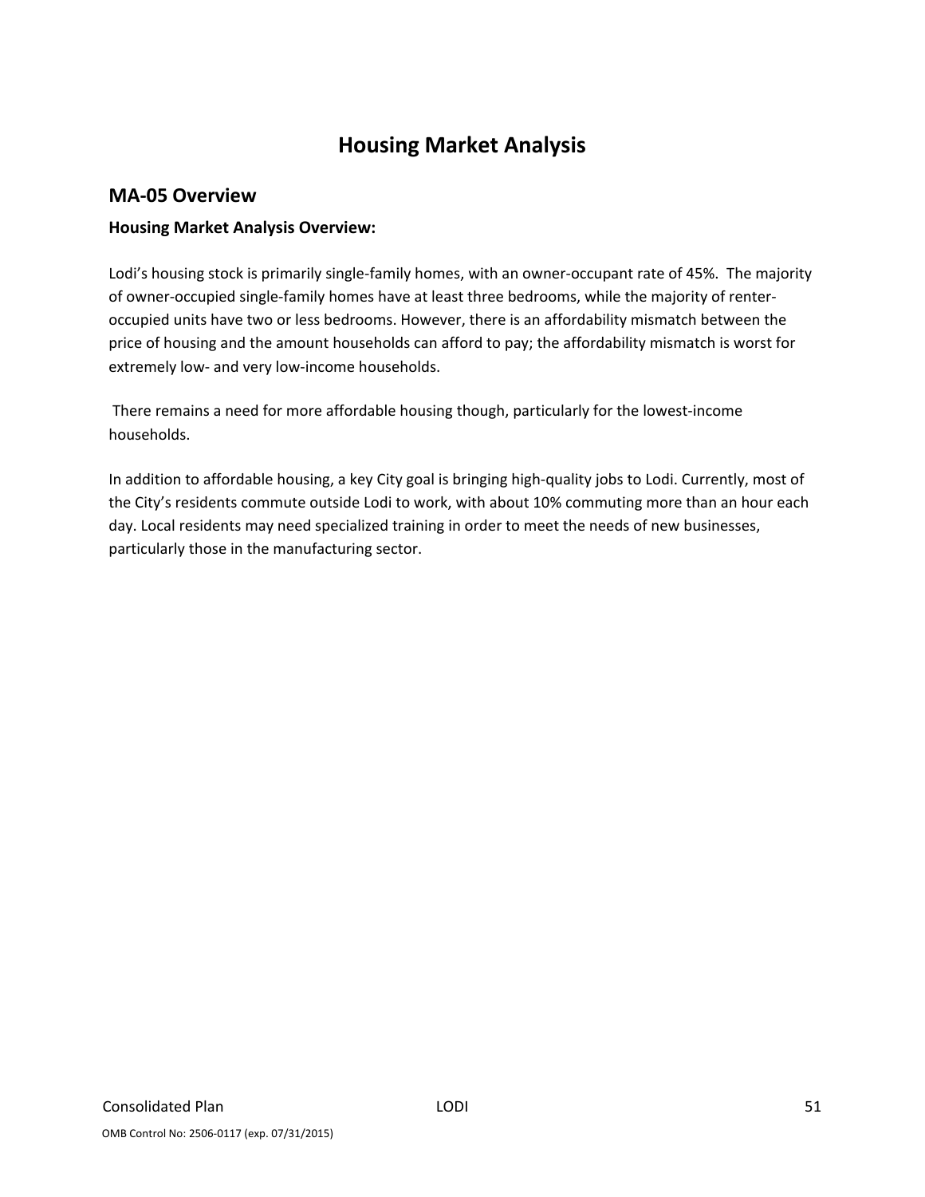# Housing Market Analysis

## MA-05 Overview

### Housing Market Analysis Overview:

Lodi's housing stock is primarily single-family homes, with an owner-occupant rate of 45%. The majority of owner-occupied single-family homes have at least three bedrooms, while the majority of renter-occupied units have two or less bedrooms. However, there is an affordability mismatch between the price of housing and the amount households can afford to pay; the affordability mismatch is worst for extremely low- and very low-income households.

There remains a need for more affordable housing though, particularly for the lowest-income households.

In addition to affordable housing, a key City goal is bringing high-quality jobs to Lodi. Currently, most of the City's residents commute outside Lodi to work, with about 10% commuting more than an hour each day. Local residents may need specialized training in order to meet the needs of new businesses, particularly those in the manufacturing sector.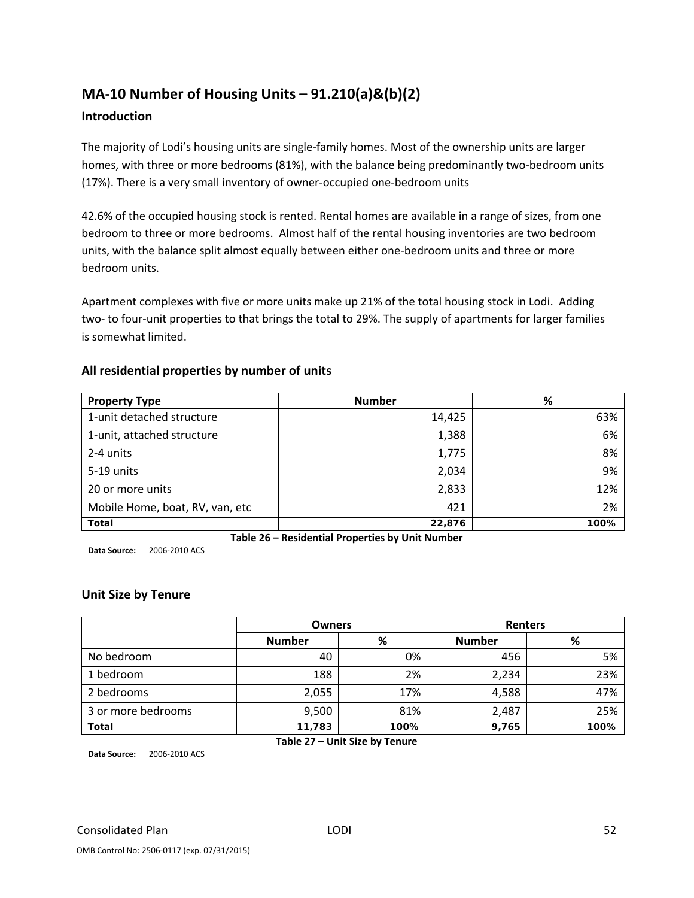## MA-10 Number of Housing Units – 91.210(a)&(b)(2)

### Introduction

The majority of Lodi's housing units are single-family homes. Most of the ownership units are larger homes, with three or more bedrooms (81%), with the balance being predominantly two-bedroom units (17%). There is a very small inventory of owner-occupied one-bedroom units

42.6% of the occupied housing stock is rented. Rental homes are available in a range of sizes, from one bedroom to three or more bedrooms. Almost half of the rental housing inventories are two bedroom units, with the balance split almost equally between either one-bedroom units and three or more bedroom units.

Apartment complexes with five or more units make up 21% of the total housing stock in Lodi. Adding two- to four-unit properties to that brings the total to 29%. The supply of apartments for larger families is somewhat limited.

### All residential properties by number of units

| Property Type | Number | % |
|---|---|---|
| 1-unit detached structure | 14,425 | 63% |
| 1-unit, attached structure | 1,388 | 6% |
| 2-4 units | 1,775 | 8% |
| 5-19 units | 2,034 | 9% |
| 20 or more units | 2,833 | 12% |
| Mobile Home, boat, RV, van, etc | 421 | 2% |
| **Total** | **22,876** | **100%** |

**Table 26 – Residential Properties by Unit Number**

**Data Source:** 2006-2010 ACS

### Unit Size by Tenure

| | Owners | | Renters | |
|---|---|---|---|---|
| | Number | % | Number | % |
| No bedroom | 40 | 0% | 456 | 5% |
| 1 bedroom | 188 | 2% | 2,234 | 23% |
| 2 bedrooms | 2,055 | 17% | 4,588 | 47% |
| 3 or more bedrooms | 9,500 | 81% | 2,487 | 25% |
| **Total** | **11,783** | **100%** | **9,765** | **100%** |

**Table 27 – Unit Size by Tenure**

**Data Source:** 2006-2010 ACS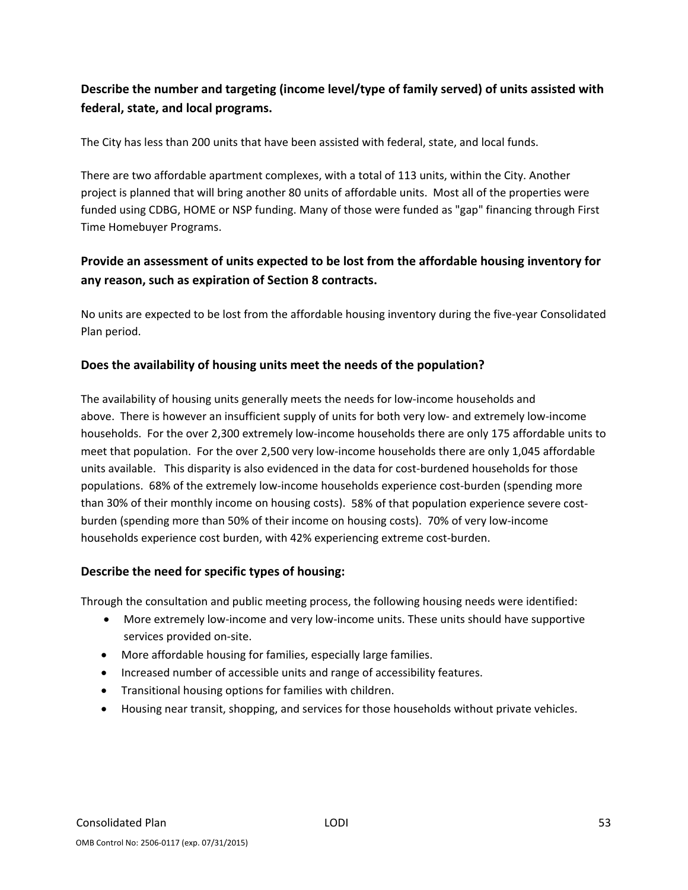### Describe the number and targeting (income level/type of family served) of units assisted with federal, state, and local programs.

The City has less than 200 units that have been assisted with federal, state, and local funds.

There are two affordable apartment complexes, with a total of 113 units, within the City. Another project is planned that will bring another 80 units of affordable units. Most all of the properties were funded using CDBG, HOME or NSP funding. Many of those were funded as "gap" financing through First Time Homebuyer Programs.

### Provide an assessment of units expected to be lost from the affordable housing inventory for any reason, such as expiration of Section 8 contracts.

No units are expected to be lost from the affordable housing inventory during the five-year Consolidated Plan period.

### Does the availability of housing units meet the needs of the population?

The availability of housing units generally meets the needs for low-income households and above. There is however an insufficient supply of units for both very low- and extremely low-income households. For the over 2,300 extremely low-income households there are only 175 affordable units to meet that population. For the over 2,500 very low-income households there are only 1,045 affordable units available. This disparity is also evidenced in the data for cost-burdened households for those populations. 68% of the extremely low-income households experience cost-burden (spending more than 30% of their monthly income on housing costs). 58% of that population experience severe cost-burden (spending more than 50% of their income on housing costs). 70% of very low-income households experience cost burden, with 42% experiencing extreme cost-burden.

### Describe the need for specific types of housing:

Through the consultation and public meeting process, the following housing needs were identified:

- More extremely low-income and very low-income units. These units should have supportive services provided on-site.
- More affordable housing for families, especially large families.
- Increased number of accessible units and range of accessibility features.
- Transitional housing options for families with children.
- Housing near transit, shopping, and services for those households without private vehicles.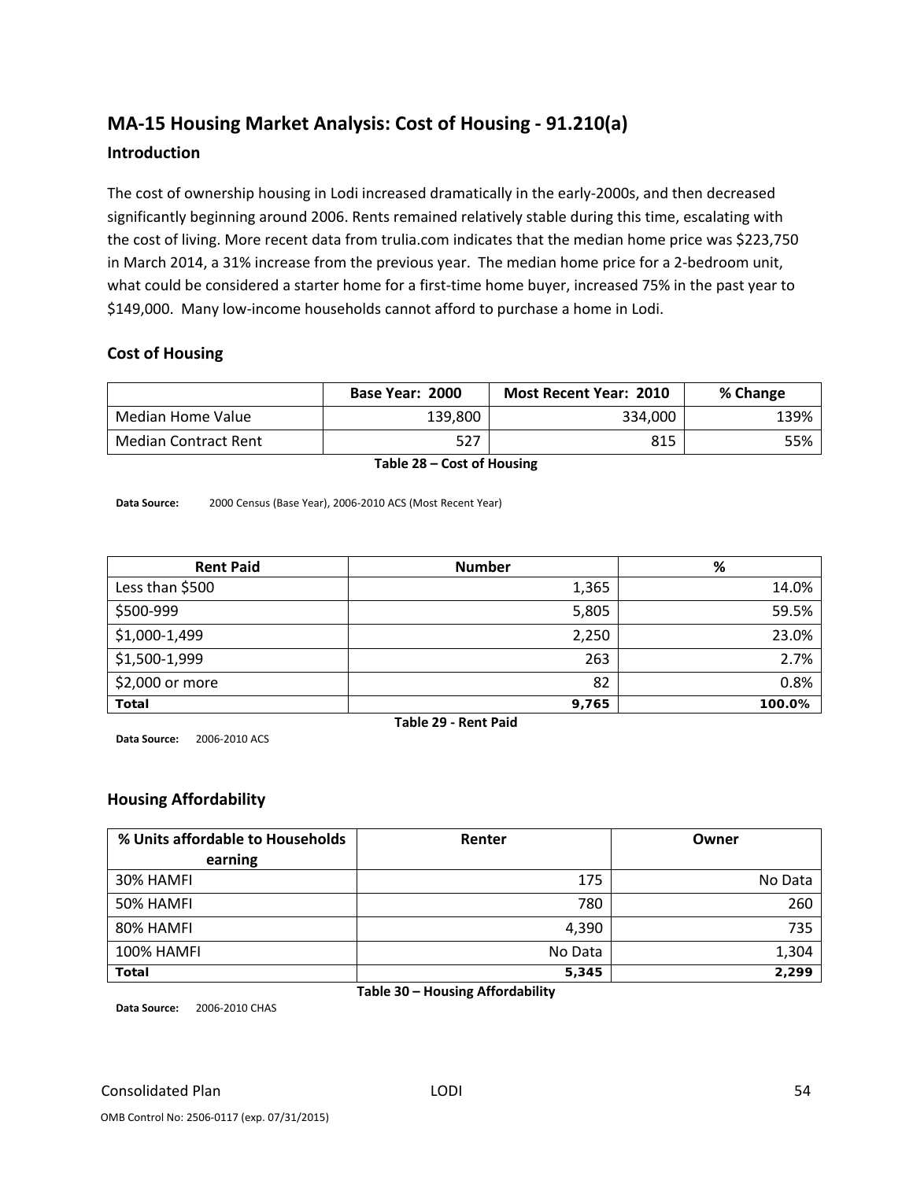## MA-15 Housing Market Analysis: Cost of Housing - 91.210(a)

### Introduction

The cost of ownership housing in Lodi increased dramatically in the early-2000s, and then decreased significantly beginning around 2006. Rents remained relatively stable during this time, escalating with the cost of living. More recent data from trulia.com indicates that the median home price was $223,750 in March 2014, a 31% increase from the previous year. The median home price for a 2-bedroom unit, what could be considered a starter home for a first-time home buyer, increased 75% in the past year to $149,000. Many low-income households cannot afford to purchase a home in Lodi.

### Cost of Housing

| | Base Year: 2000 | Most Recent Year: 2010 | % Change |
|---|---|---|---|
| Median Home Value | 139,800 | 334,000 | 139% |
| Median Contract Rent | 527 | 815 | 55% |

**Table 28 – Cost of Housing**

**Data Source:** 2000 Census (Base Year), 2006-2010 ACS (Most Recent Year)

| Rent Paid | Number | % |
|---|---|---|
| Less than $500 | 1,365 | 14.0% |
| $500-999 | 5,805 | 59.5% |
| $1,000-1,499 | 2,250 | 23.0% |
| $1,500-1,999 | 263 | 2.7% |
| $2,000 or more | 82 | 0.8% |
| **Total** | **9,765** | **100.0%** |

**Table 29 - Rent Paid**

**Data Source:** 2006-2010 ACS

### Housing Affordability

| % Units affordable to Households earning | Renter | Owner |
|---|---|---|
| 30% HAMFI | 175 | No Data |
| 50% HAMFI | 780 | 260 |
| 80% HAMFI | 4,390 | 735 |
| 100% HAMFI | No Data | 1,304 |
| **Total** | **5,345** | **2,299** |

**Table 30 – Housing Affordability**

**Data Source:** 2006-2010 CHAS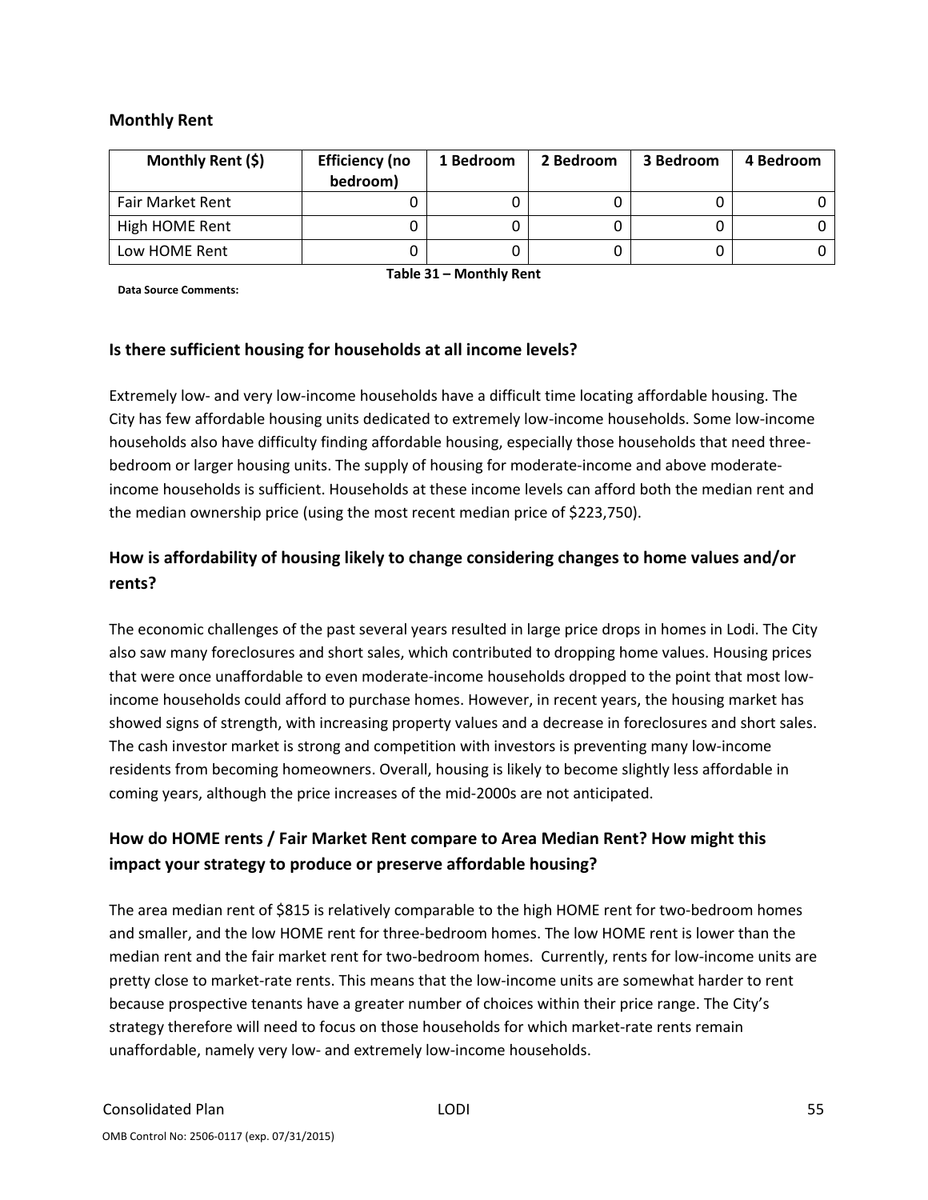### Monthly Rent

| Monthly Rent ($) | Efficiency (no bedroom) | 1 Bedroom | 2 Bedroom | 3 Bedroom | 4 Bedroom |
|---|---|---|---|---|---|
| Fair Market Rent | 0 | 0 | 0 | 0 | 0 |
| High HOME Rent | 0 | 0 | 0 | 0 | 0 |
| Low HOME Rent | 0 | 0 | 0 | 0 | 0 |

**Table 31 – Monthly Rent**

**Data Source Comments:**

### Is there sufficient housing for households at all income levels?

Extremely low- and very low-income households have a difficult time locating affordable housing. The City has few affordable housing units dedicated to extremely low-income households. Some low-income households also have difficulty finding affordable housing, especially those households that need three-bedroom or larger housing units. The supply of housing for moderate-income and above moderate-income households is sufficient. Households at these income levels can afford both the median rent and the median ownership price (using the most recent median price of $223,750).

### How is affordability of housing likely to change considering changes to home values and/or rents?

The economic challenges of the past several years resulted in large price drops in homes in Lodi. The City also saw many foreclosures and short sales, which contributed to dropping home values. Housing prices that were once unaffordable to even moderate-income households dropped to the point that most low-income households could afford to purchase homes. However, in recent years, the housing market has showed signs of strength, with increasing property values and a decrease in foreclosures and short sales. The cash investor market is strong and competition with investors is preventing many low-income residents from becoming homeowners. Overall, housing is likely to become slightly less affordable in coming years, although the price increases of the mid-2000s are not anticipated.

### How do HOME rents / Fair Market Rent compare to Area Median Rent? How might this impact your strategy to produce or preserve affordable housing?

The area median rent of $815 is relatively comparable to the high HOME rent for two-bedroom homes and smaller, and the low HOME rent for three-bedroom homes. The low HOME rent is lower than the median rent and the fair market rent for two-bedroom homes. Currently, rents for low-income units are pretty close to market-rate rents. This means that the low-income units are somewhat harder to rent because prospective tenants have a greater number of choices within their price range. The City's strategy therefore will need to focus on those households for which market-rate rents remain unaffordable, namely very low- and extremely low-income households.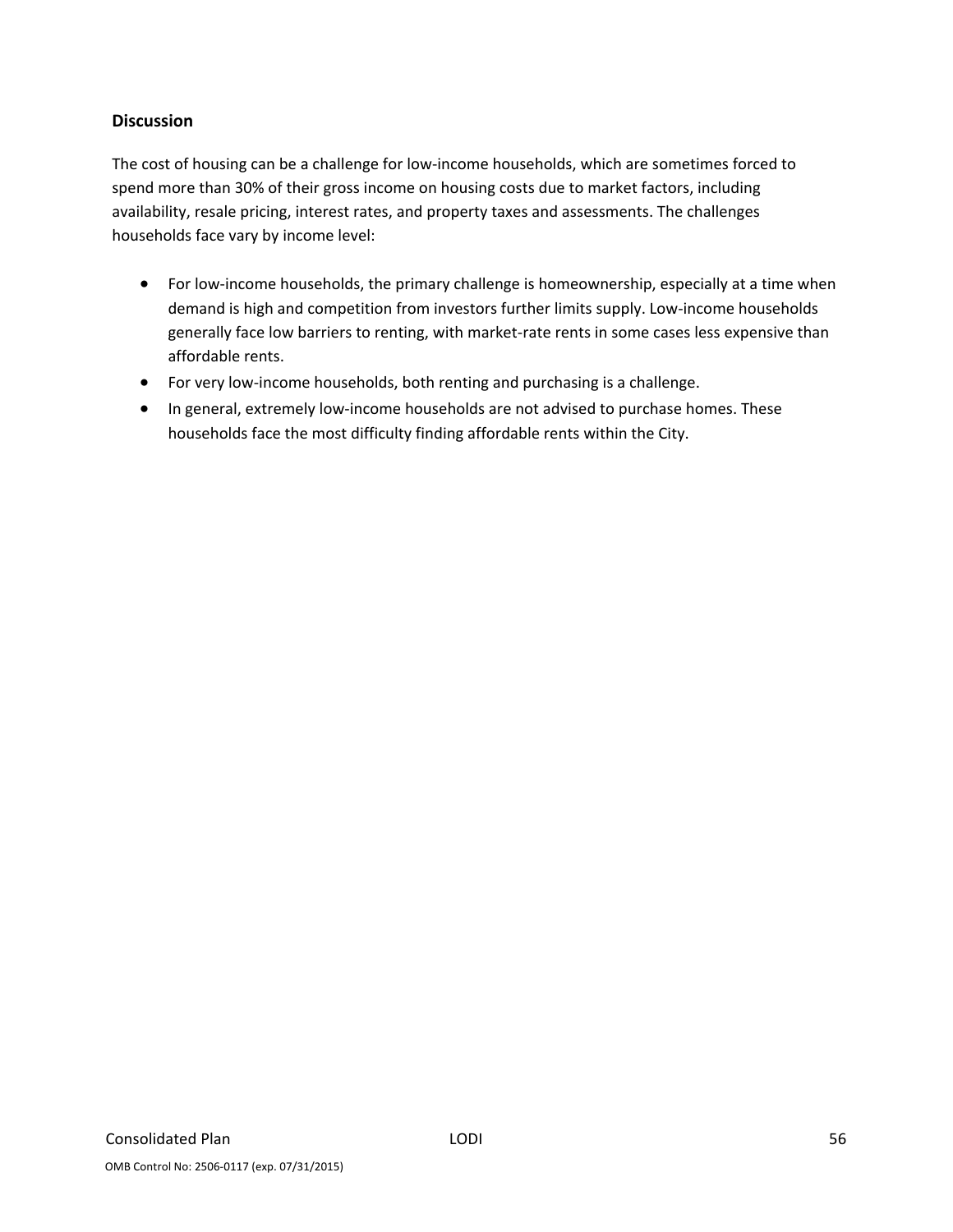## Discussion

The cost of housing can be a challenge for low-income households, which are sometimes forced to spend more than 30% of their gross income on housing costs due to market factors, including availability, resale pricing, interest rates, and property taxes and assessments. The challenges households face vary by income level:

- For low-income households, the primary challenge is homeownership, especially at a time when demand is high and competition from investors further limits supply. Low-income households generally face low barriers to renting, with market-rate rents in some cases less expensive than affordable rents.
- For very low-income households, both renting and purchasing is a challenge.
- In general, extremely low-income households are not advised to purchase homes. These households face the most difficulty finding affordable rents within the City.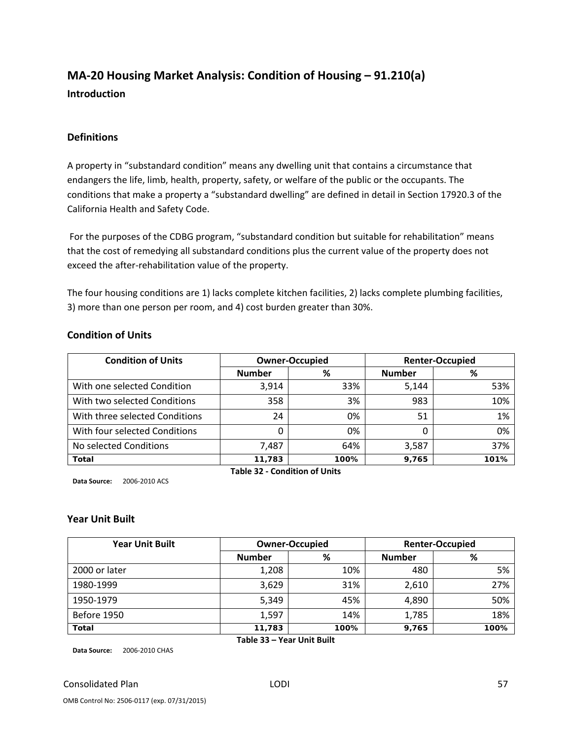## MA-20 Housing Market Analysis: Condition of Housing – 91.210(a)

### Introduction

### Definitions

A property in "substandard condition" means any dwelling unit that contains a circumstance that endangers the life, limb, health, property, safety, or welfare of the public or the occupants. The conditions that make a property a "substandard dwelling" are defined in detail in Section 17920.3 of the California Health and Safety Code.

For the purposes of the CDBG program, "substandard condition but suitable for rehabilitation" means that the cost of remedying all substandard conditions plus the current value of the property does not exceed the after-rehabilitation value of the property.

The four housing conditions are 1) lacks complete kitchen facilities, 2) lacks complete plumbing facilities, 3) more than one person per room, and 4) cost burden greater than 30%.

### Condition of Units

| Condition of Units | Owner-Occupied | | Renter-Occupied | |
|---|---|---|---|---|
| | Number | % | Number | % |
| With one selected Condition | 3,914 | 33% | 5,144 | 53% |
| With two selected Conditions | 358 | 3% | 983 | 10% |
| With three selected Conditions | 24 | 0% | 51 | 1% |
| With four selected Conditions | 0 | 0% | 0 | 0% |
| No selected Conditions | 7,487 | 64% | 3,587 | 37% |
| **Total** | **11,783** | **100%** | **9,765** | **101%** |

**Table 32 - Condition of Units**

**Data Source:** 2006-2010 ACS

### Year Unit Built

| Year Unit Built | Owner-Occupied | | Renter-Occupied | |
|---|---|---|---|---|
| | Number | % | Number | % |
| 2000 or later | 1,208 | 10% | 480 | 5% |
| 1980-1999 | 3,629 | 31% | 2,610 | 27% |
| 1950-1979 | 5,349 | 45% | 4,890 | 50% |
| Before 1950 | 1,597 | 14% | 1,785 | 18% |
| **Total** | **11,783** | **100%** | **9,765** | **100%** |

**Table 33 – Year Unit Built**

**Data Source:** 2006-2010 CHAS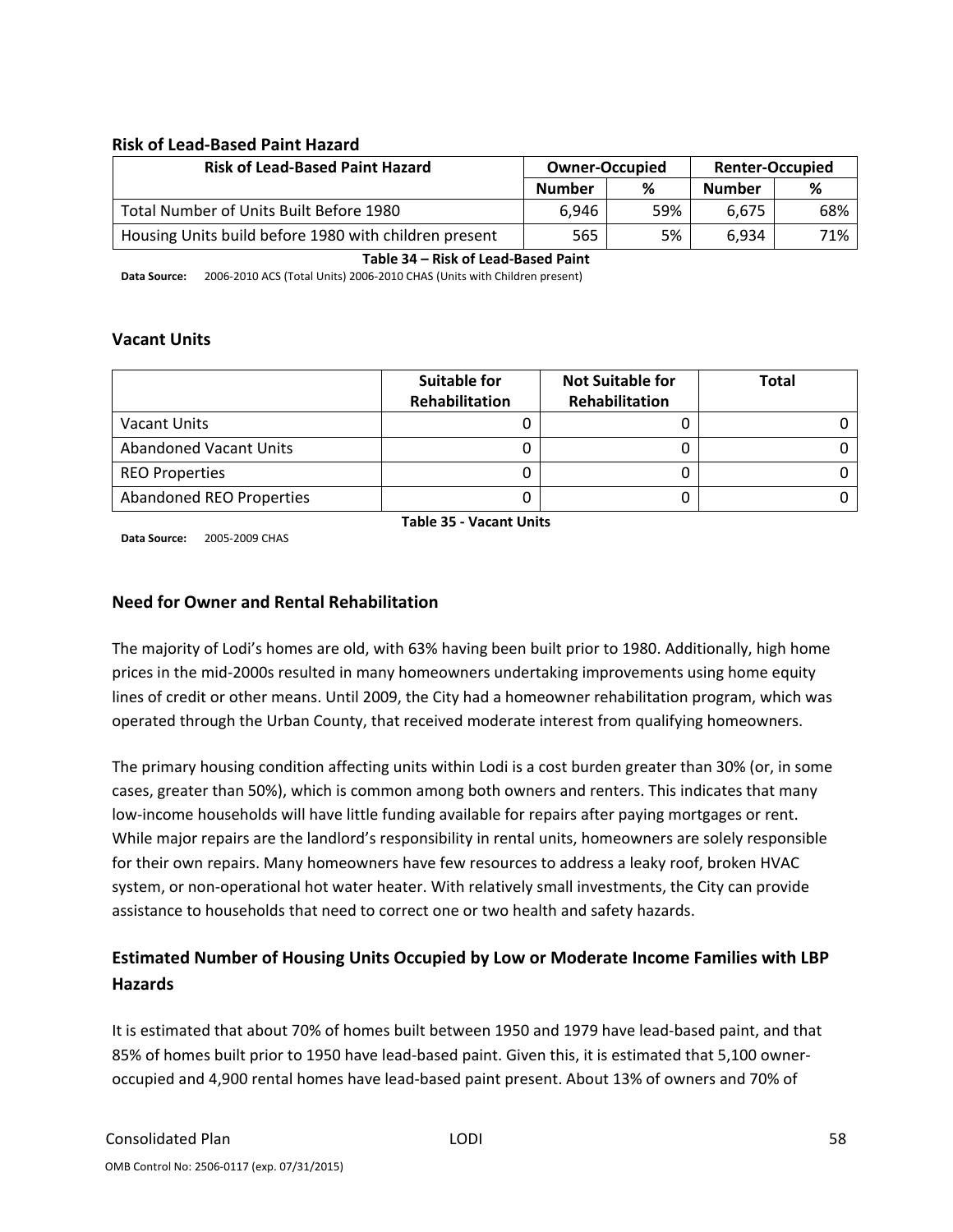### Risk of Lead-Based Paint Hazard

| Risk of Lead-Based Paint Hazard | Owner-Occupied | | Renter-Occupied | |
|---|---|---|---|---|
| | Number | % | Number | % |
| Total Number of Units Built Before 1980 | 6,946 | 59% | 6,675 | 68% |
| Housing Units build before 1980 with children present | 565 | 5% | 6,934 | 71% |

**Table 34 – Risk of Lead-Based Paint**

**Data Source:** 2006-2010 ACS (Total Units) 2006-2010 CHAS (Units with Children present)

### Vacant Units

| | Suitable for Rehabilitation | Not Suitable for Rehabilitation | Total |
|---|---|---|---|
| Vacant Units | 0 | 0 | 0 |
| Abandoned Vacant Units | 0 | 0 | 0 |
| REO Properties | 0 | 0 | 0 |
| Abandoned REO Properties | 0 | 0 | 0 |

**Table 35 - Vacant Units**

**Data Source:** 2005-2009 CHAS

### Need for Owner and Rental Rehabilitation

The majority of Lodi's homes are old, with 63% having been built prior to 1980. Additionally, high home prices in the mid-2000s resulted in many homeowners undertaking improvements using home equity lines of credit or other means. Until 2009, the City had a homeowner rehabilitation program, which was operated through the Urban County, that received moderate interest from qualifying homeowners.

The primary housing condition affecting units within Lodi is a cost burden greater than 30% (or, in some cases, greater than 50%), which is common among both owners and renters. This indicates that many low-income households will have little funding available for repairs after paying mortgages or rent. While major repairs are the landlord's responsibility in rental units, homeowners are solely responsible for their own repairs. Many homeowners have few resources to address a leaky roof, broken HVAC system, or non-operational hot water heater. With relatively small investments, the City can provide assistance to households that need to correct one or two health and safety hazards.

### Estimated Number of Housing Units Occupied by Low or Moderate Income Families with LBP Hazards

It is estimated that about 70% of homes built between 1950 and 1979 have lead-based paint, and that 85% of homes built prior to 1950 have lead-based paint. Given this, it is estimated that 5,100 owner-occupied and 4,900 rental homes have lead-based paint present. About 13% of owners and 70% of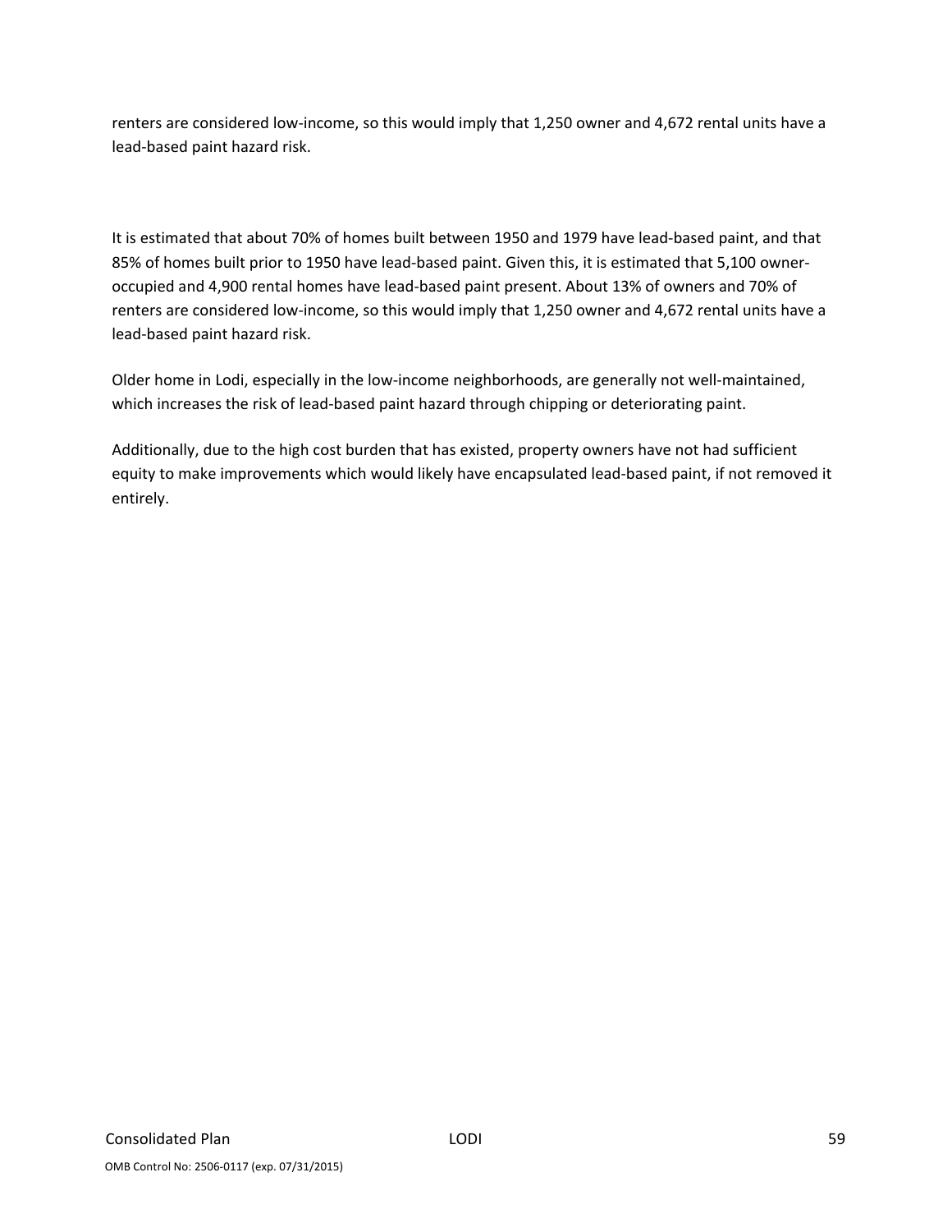renters are considered low-income, so this would imply that 1,250 owner and 4,672 rental units have a lead-based paint hazard risk.

It is estimated that about 70% of homes built between 1950 and 1979 have lead-based paint, and that 85% of homes built prior to 1950 have lead-based paint. Given this, it is estimated that 5,100 owner-occupied and 4,900 rental homes have lead-based paint present. About 13% of owners and 70% of renters are considered low-income, so this would imply that 1,250 owner and 4,672 rental units have a lead-based paint hazard risk.

Older home in Lodi, especially in the low-income neighborhoods, are generally not well-maintained, which increases the risk of lead-based paint hazard through chipping or deteriorating paint.

Additionally, due to the high cost burden that has existed, property owners have not had sufficient equity to make improvements which would likely have encapsulated lead-based paint, if not removed it entirely.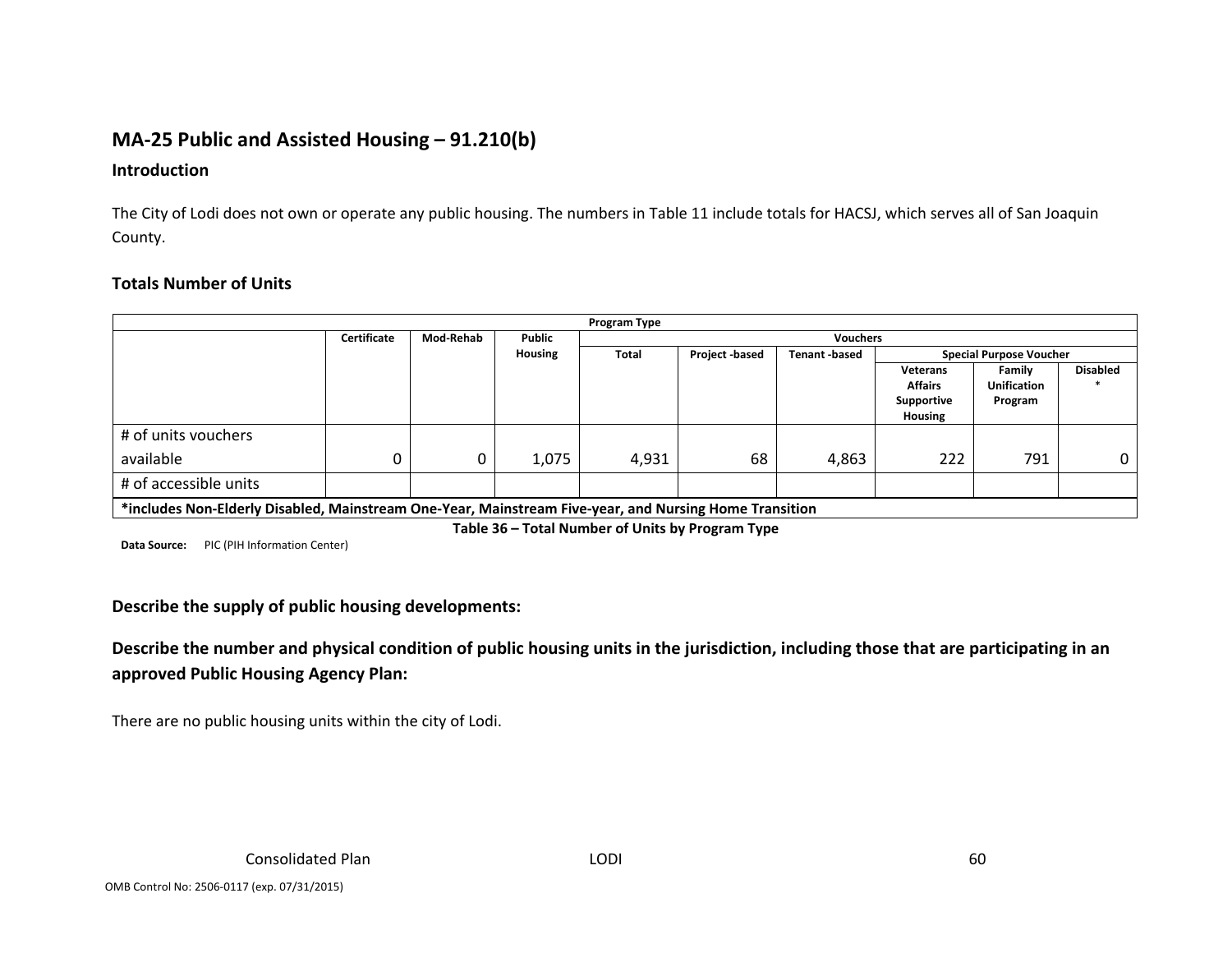## MA-25 Public and Assisted Housing – 91.210(b)

### Introduction

The City of Lodi does not own or operate any public housing. The numbers in Table 11 include totals for HACSJ, which serves all of San Joaquin County.

### Totals Number of Units

| Program Type | | | | | | | | | |
|---|---|---|---|---|---|---|---|---|---|
| | Certificate | Mod-Rehab | Public Housing | Vouchers | | | | | |
| | | | | Total | Project -based | Tenant -based | Special Purpose Voucher | | |
| | | | | | | | Veterans Affairs Supportive Housing | Family Unification Program | Disabled * |
| # of units vouchers available | 0 | 0 | 1,075 | 4,931 | 68 | 4,863 | 222 | 791 | 0 |
| # of accessible units | | | | | | | | | |
| *includes Non-Elderly Disabled, Mainstream One-Year, Mainstream Five-year, and Nursing Home Transition | | | | | | | | | |

**Table 36 – Total Number of Units by Program Type**

**Data Source:** PIC (PIH Information Center)

### Describe the supply of public housing developments:

### Describe the number and physical condition of public housing units in the jurisdiction, including those that are participating in an approved Public Housing Agency Plan:

There are no public housing units within the city of Lodi.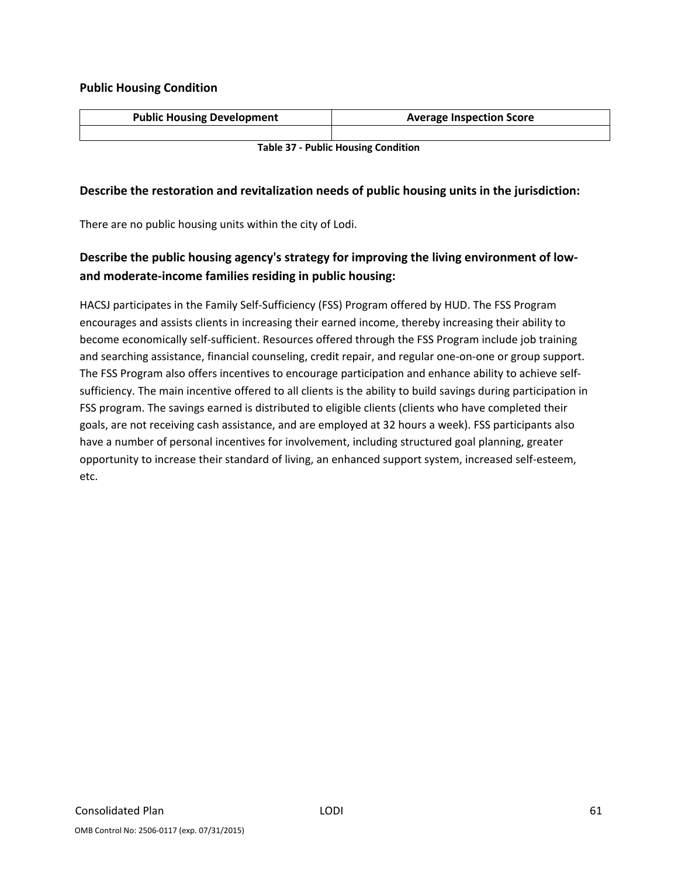### Public Housing Condition

| Public Housing Development | Average Inspection Score |
|---|---|
| | |

**Table 37 - Public Housing Condition**

## Describe the restoration and revitalization needs of public housing units in the jurisdiction:

There are no public housing units within the city of Lodi.

## Describe the public housing agency's strategy for improving the living environment of low- and moderate-income families residing in public housing:

HACSJ participates in the Family Self-Sufficiency (FSS) Program offered by HUD. The FSS Program encourages and assists clients in increasing their earned income, thereby increasing their ability to become economically self-sufficient. Resources offered through the FSS Program include job training and searching assistance, financial counseling, credit repair, and regular one-on-one or group support. The FSS Program also offers incentives to encourage participation and enhance ability to achieve self-sufficiency. The main incentive offered to all clients is the ability to build savings during participation in FSS program. The savings earned is distributed to eligible clients (clients who have completed their goals, are not receiving cash assistance, and are employed at 32 hours a week). FSS participants also have a number of personal incentives for involvement, including structured goal planning, greater opportunity to increase their standard of living, an enhanced support system, increased self-esteem, etc.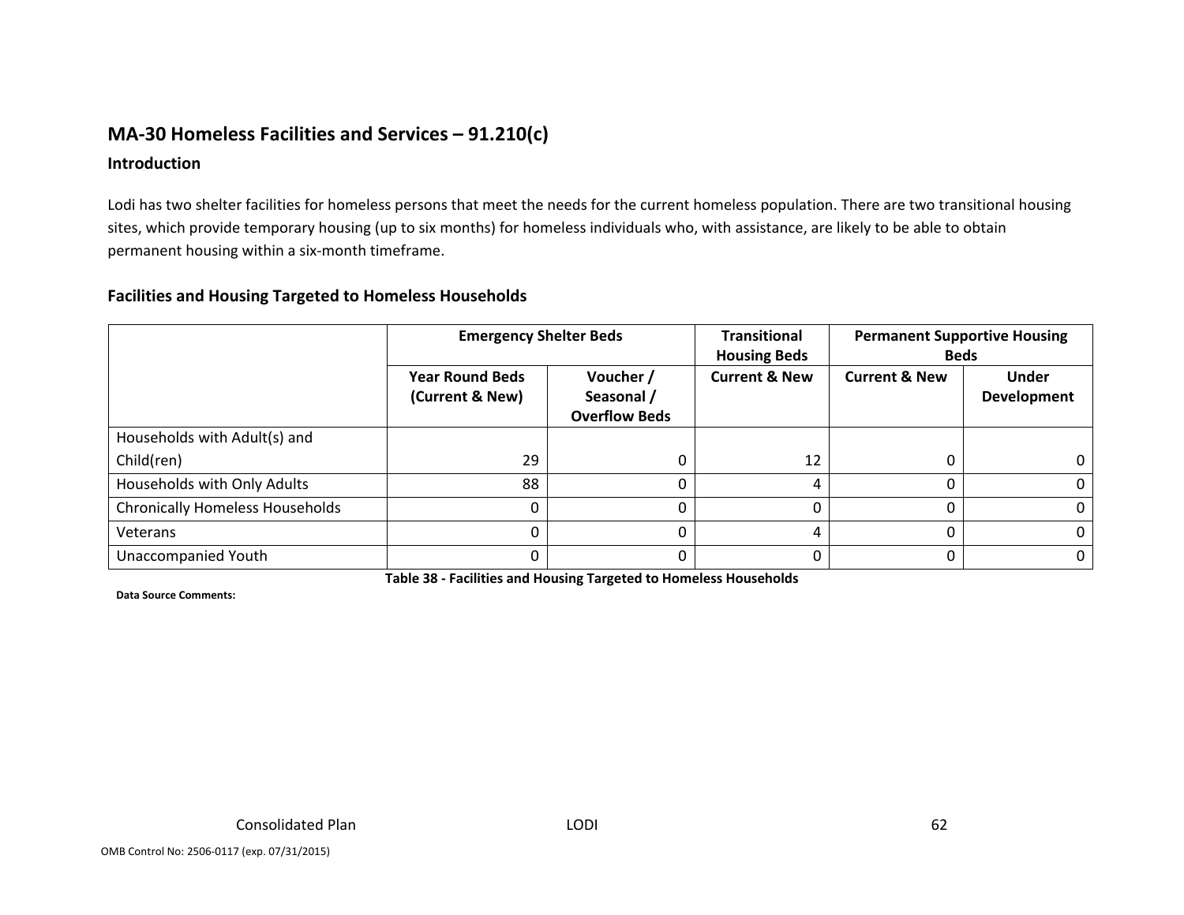## MA-30 Homeless Facilities and Services – 91.210(c)

### Introduction

Lodi has two shelter facilities for homeless persons that meet the needs for the current homeless population. There are two transitional housing sites, which provide temporary housing (up to six months) for homeless individuals who, with assistance, are likely to be able to obtain permanent housing within a six-month timeframe.

### Facilities and Housing Targeted to Homeless Households

| | Emergency Shelter Beds | | Transitional Housing Beds | Permanent Supportive Housing Beds | |
|---|---|---|---|---|---|
| | Year Round Beds (Current & New) | Voucher / Seasonal / Overflow Beds | Current & New | Current & New | Under Development |
| Households with Adult(s) and Child(ren) | 29 | 0 | 12 | 0 | 0 |
| Households with Only Adults | 88 | 0 | 4 | 0 | 0 |
| Chronically Homeless Households | 0 | 0 | 0 | 0 | 0 |
| Veterans | 0 | 0 | 4 | 0 | 0 |
| Unaccompanied Youth | 0 | 0 | 0 | 0 | 0 |

**Table 38 - Facilities and Housing Targeted to Homeless Households**

**Data Source Comments:**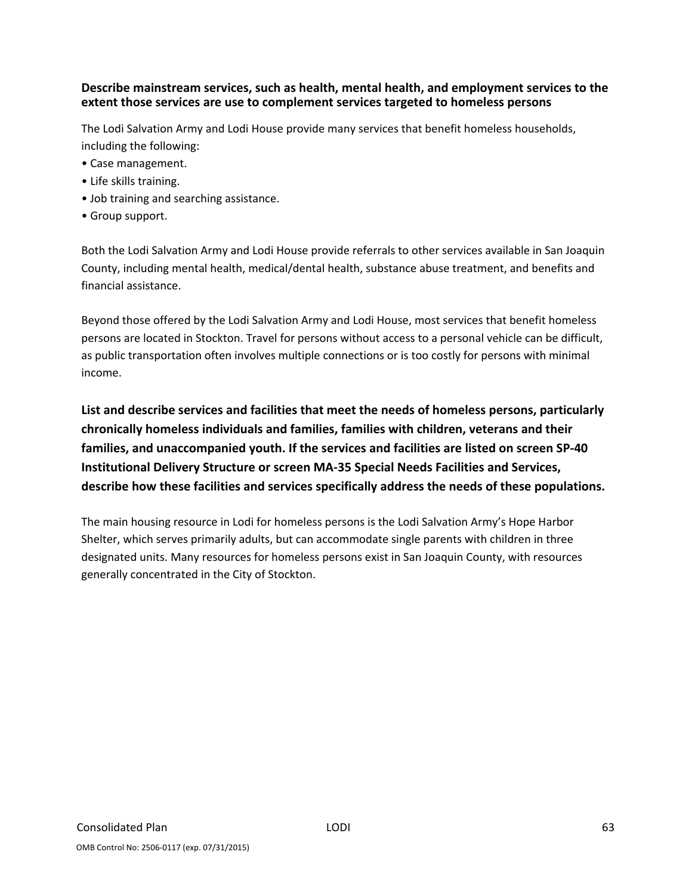**Describe mainstream services, such as health, mental health, and employment services to the extent those services are use to complement services targeted to homeless persons**

The Lodi Salvation Army and Lodi House provide many services that benefit homeless households, including the following:

- Case management.
- Life skills training.
- Job training and searching assistance.
- Group support.

Both the Lodi Salvation Army and Lodi House provide referrals to other services available in San Joaquin County, including mental health, medical/dental health, substance abuse treatment, and benefits and financial assistance.

Beyond those offered by the Lodi Salvation Army and Lodi House, most services that benefit homeless persons are located in Stockton. Travel for persons without access to a personal vehicle can be difficult, as public transportation often involves multiple connections or is too costly for persons with minimal income.

**List and describe services and facilities that meet the needs of homeless persons, particularly chronically homeless individuals and families, families with children, veterans and their families, and unaccompanied youth. If the services and facilities are listed on screen SP-40 Institutional Delivery Structure or screen MA-35 Special Needs Facilities and Services, describe how these facilities and services specifically address the needs of these populations.**

The main housing resource in Lodi for homeless persons is the Lodi Salvation Army's Hope Harbor Shelter, which serves primarily adults, but can accommodate single parents with children in three designated units. Many resources for homeless persons exist in San Joaquin County, with resources generally concentrated in the City of Stockton.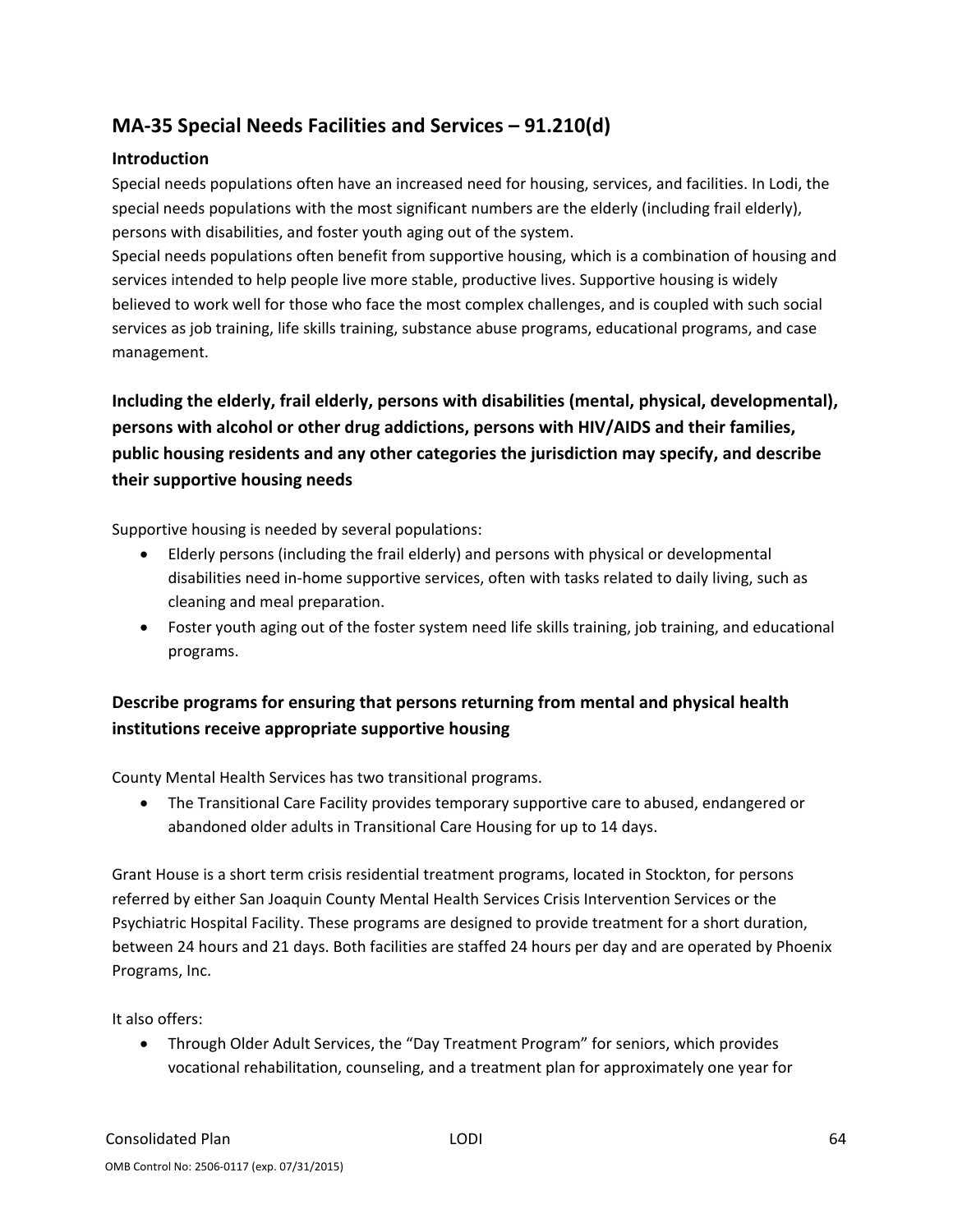## MA-35 Special Needs Facilities and Services – 91.210(d)

### Introduction

Special needs populations often have an increased need for housing, services, and facilities. In Lodi, the special needs populations with the most significant numbers are the elderly (including frail elderly), persons with disabilities, and foster youth aging out of the system.

Special needs populations often benefit from supportive housing, which is a combination of housing and services intended to help people live more stable, productive lives. Supportive housing is widely believed to work well for those who face the most complex challenges, and is coupled with such social services as job training, life skills training, substance abuse programs, educational programs, and case management.

### Including the elderly, frail elderly, persons with disabilities (mental, physical, developmental), persons with alcohol or other drug addictions, persons with HIV/AIDS and their families, public housing residents and any other categories the jurisdiction may specify, and describe their supportive housing needs

Supportive housing is needed by several populations:

- Elderly persons (including the frail elderly) and persons with physical or developmental disabilities need in-home supportive services, often with tasks related to daily living, such as cleaning and meal preparation.
- Foster youth aging out of the foster system need life skills training, job training, and educational programs.

### Describe programs for ensuring that persons returning from mental and physical health institutions receive appropriate supportive housing

County Mental Health Services has two transitional programs.

- The Transitional Care Facility provides temporary supportive care to abused, endangered or abandoned older adults in Transitional Care Housing for up to 14 days.

Grant House is a short term crisis residential treatment programs, located in Stockton, for persons referred by either San Joaquin County Mental Health Services Crisis Intervention Services or the Psychiatric Hospital Facility. These programs are designed to provide treatment for a short duration, between 24 hours and 21 days. Both facilities are staffed 24 hours per day and are operated by Phoenix Programs, Inc.

It also offers:

- Through Older Adult Services, the "Day Treatment Program" for seniors, which provides vocational rehabilitation, counseling, and a treatment plan for approximately one year for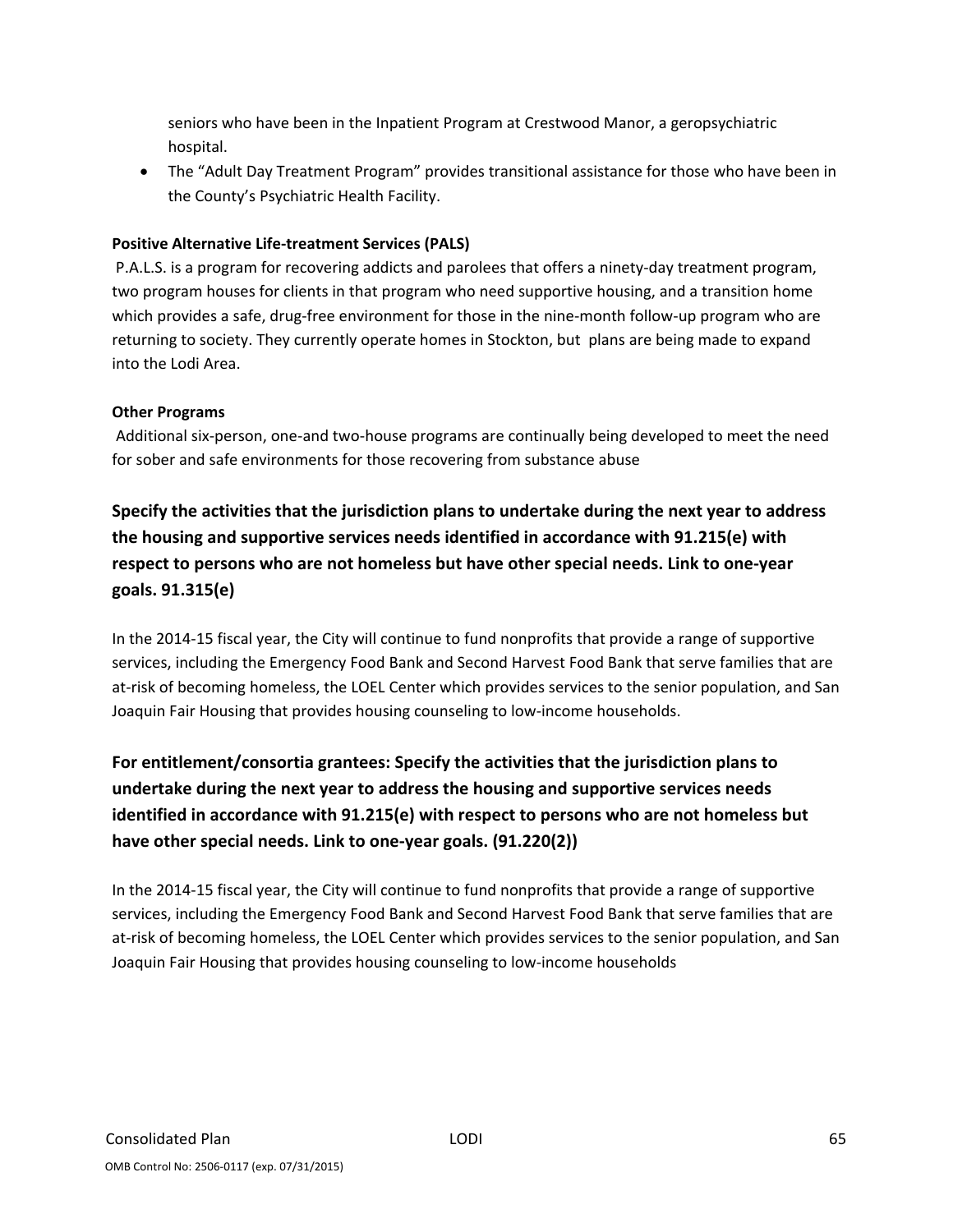seniors who have been in the Inpatient Program at Crestwood Manor, a geropsychiatric hospital.

- The "Adult Day Treatment Program" provides transitional assistance for those who have been in the County's Psychiatric Health Facility.

**Positive Alternative Life-treatment Services (PALS)**

P.A.L.S. is a program for recovering addicts and parolees that offers a ninety-day treatment program, two program houses for clients in that program who need supportive housing, and a transition home which provides a safe, drug-free environment for those in the nine-month follow-up program who are returning to society. They currently operate homes in Stockton, but plans are being made to expand into the Lodi Area.

**Other Programs**

Additional six-person, one-and two-house programs are continually being developed to meet the need for sober and safe environments for those recovering from substance abuse

## Specify the activities that the jurisdiction plans to undertake during the next year to address the housing and supportive services needs identified in accordance with 91.215(e) with respect to persons who are not homeless but have other special needs. Link to one-year goals. 91.315(e)

In the 2014-15 fiscal year, the City will continue to fund nonprofits that provide a range of supportive services, including the Emergency Food Bank and Second Harvest Food Bank that serve families that are at-risk of becoming homeless, the LOEL Center which provides services to the senior population, and San Joaquin Fair Housing that provides housing counseling to low-income households.

## For entitlement/consortia grantees: Specify the activities that the jurisdiction plans to undertake during the next year to address the housing and supportive services needs identified in accordance with 91.215(e) with respect to persons who are not homeless but have other special needs. Link to one-year goals. (91.220(2))

In the 2014-15 fiscal year, the City will continue to fund nonprofits that provide a range of supportive services, including the Emergency Food Bank and Second Harvest Food Bank that serve families that are at-risk of becoming homeless, the LOEL Center which provides services to the senior population, and San Joaquin Fair Housing that provides housing counseling to low-income households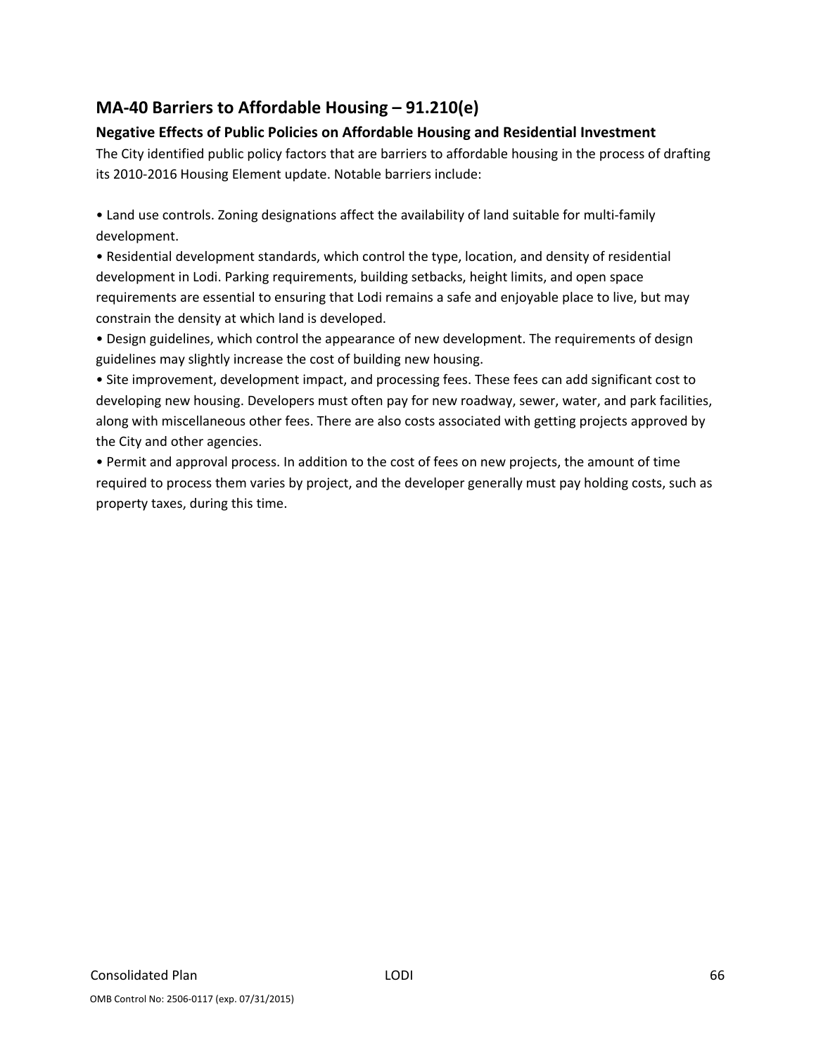## MA-40 Barriers to Affordable Housing – 91.210(e)

### Negative Effects of Public Policies on Affordable Housing and Residential Investment

The City identified public policy factors that are barriers to affordable housing in the process of drafting its 2010-2016 Housing Element update. Notable barriers include:

- Land use controls. Zoning designations affect the availability of land suitable for multi-family development.
- Residential development standards, which control the type, location, and density of residential development in Lodi. Parking requirements, building setbacks, height limits, and open space requirements are essential to ensuring that Lodi remains a safe and enjoyable place to live, but may constrain the density at which land is developed.
- Design guidelines, which control the appearance of new development. The requirements of design guidelines may slightly increase the cost of building new housing.
- Site improvement, development impact, and processing fees. These fees can add significant cost to developing new housing. Developers must often pay for new roadway, sewer, water, and park facilities, along with miscellaneous other fees. There are also costs associated with getting projects approved by the City and other agencies.
- Permit and approval process. In addition to the cost of fees on new projects, the amount of time required to process them varies by project, and the developer generally must pay holding costs, such as property taxes, during this time.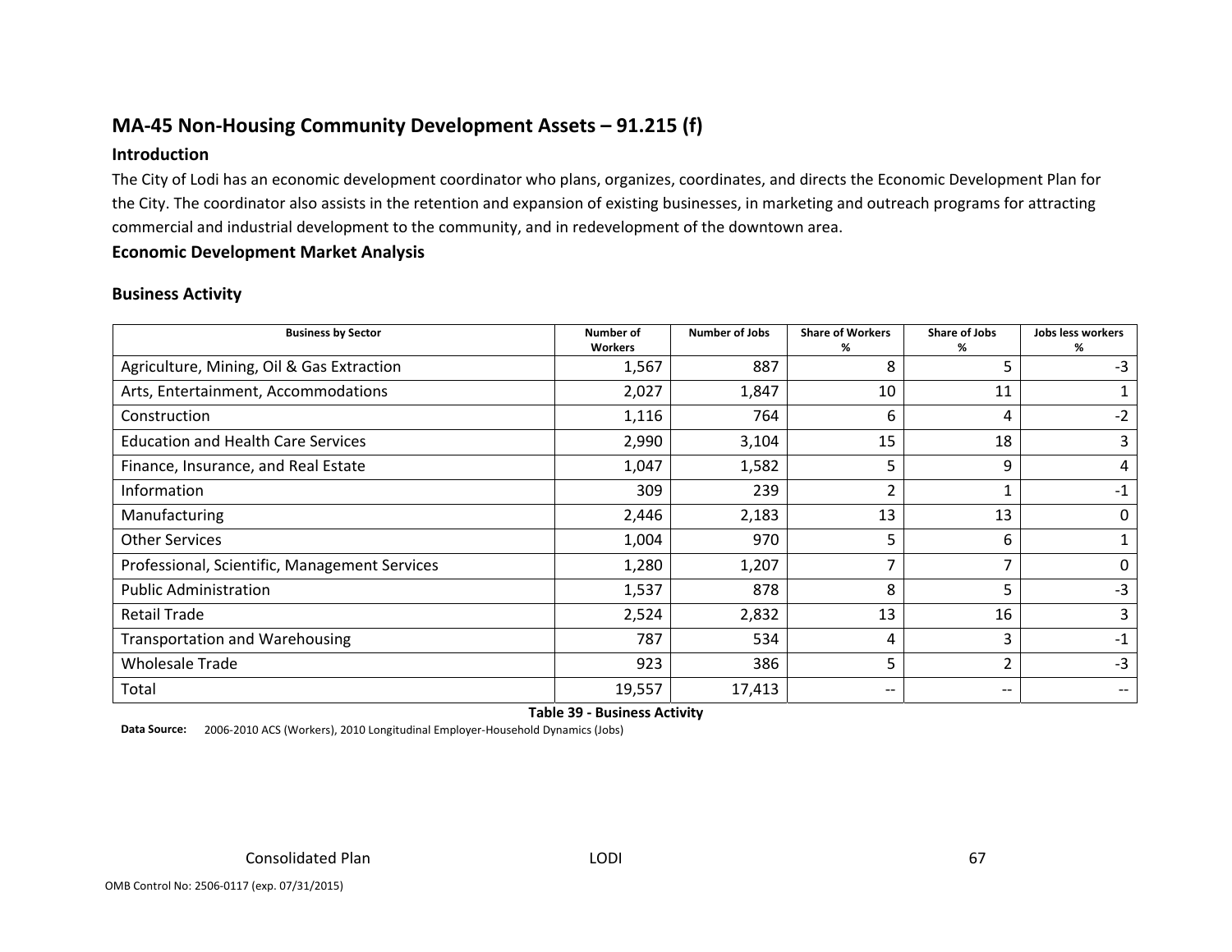## MA-45 Non-Housing Community Development Assets – 91.215 (f)

### Introduction

The City of Lodi has an economic development coordinator who plans, organizes, coordinates, and directs the Economic Development Plan for the City. The coordinator also assists in the retention and expansion of existing businesses, in marketing and outreach programs for attracting commercial and industrial development to the community, and in redevelopment of the downtown area.

### Economic Development Market Analysis

### Business Activity

| Business by Sector | Number of Workers | Number of Jobs | Share of Workers % | Share of Jobs % | Jobs less workers % |
|---|---|---|---|---|---|
| Agriculture, Mining, Oil & Gas Extraction | 1,567 | 887 | 8 | 5 | -3 |
| Arts, Entertainment, Accommodations | 2,027 | 1,847 | 10 | 11 | 1 |
| Construction | 1,116 | 764 | 6 | 4 | -2 |
| Education and Health Care Services | 2,990 | 3,104 | 15 | 18 | 3 |
| Finance, Insurance, and Real Estate | 1,047 | 1,582 | 5 | 9 | 4 |
| Information | 309 | 239 | 2 | 1 | -1 |
| Manufacturing | 2,446 | 2,183 | 13 | 13 | 0 |
| Other Services | 1,004 | 970 | 5 | 6 | 1 |
| Professional, Scientific, Management Services | 1,280 | 1,207 | 7 | 7 | 0 |
| Public Administration | 1,537 | 878 | 8 | 5 | -3 |
| Retail Trade | 2,524 | 2,832 | 13 | 16 | 3 |
| Transportation and Warehousing | 787 | 534 | 4 | 3 | -1 |
| Wholesale Trade | 923 | 386 | 5 | 2 | -3 |
| Total | 19,557 | 17,413 | -- | -- | -- |

**Table 39 - Business Activity**

**Data Source:** 2006-2010 ACS (Workers), 2010 Longitudinal Employer-Household Dynamics (Jobs)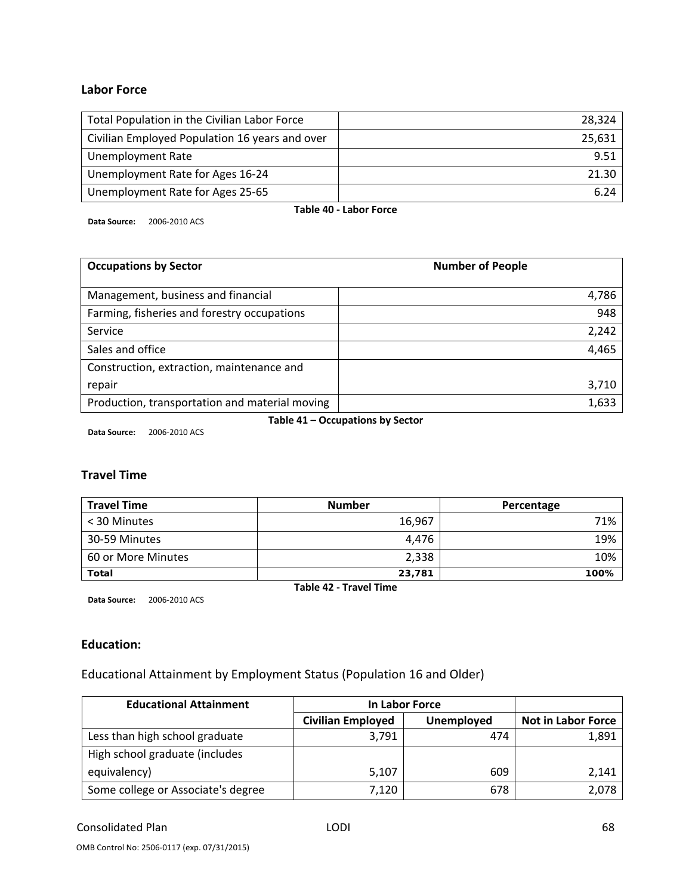### Labor Force

| | |
|---|---|
| Total Population in the Civilian Labor Force | 28,324 |
| Civilian Employed Population 16 years and over | 25,631 |
| Unemployment Rate | 9.51 |
| Unemployment Rate for Ages 16-24 | 21.30 |
| Unemployment Rate for Ages 25-65 | 6.24 |

**Table 40 - Labor Force**

**Data Source:** 2006-2010 ACS

| Occupations by Sector | Number of People |
|---|---|
| Management, business and financial | 4,786 |
| Farming, fisheries and forestry occupations | 948 |
| Service | 2,242 |
| Sales and office | 4,465 |
| Construction, extraction, maintenance and repair | 3,710 |
| Production, transportation and material moving | 1,633 |

**Table 41 – Occupations by Sector**

**Data Source:** 2006-2010 ACS

### Travel Time

| Travel Time | Number | Percentage |
|---|---|---|
| < 30 Minutes | 16,967 | 71% |
| 30-59 Minutes | 4,476 | 19% |
| 60 or More Minutes | 2,338 | 10% |
| **Total** | **23,781** | **100%** |

**Table 42 - Travel Time**

**Data Source:** 2006-2010 ACS

### Education:

Educational Attainment by Employment Status (Population 16 and Older)

| Educational Attainment | In Labor Force | | |
|---|---|---|---|
| | Civilian Employed | Unemployed | Not in Labor Force |
| Less than high school graduate | 3,791 | 474 | 1,891 |
| High school graduate (includes equivalency) | 5,107 | 609 | 2,141 |
| Some college or Associate's degree | 7,120 | 678 | 2,078 |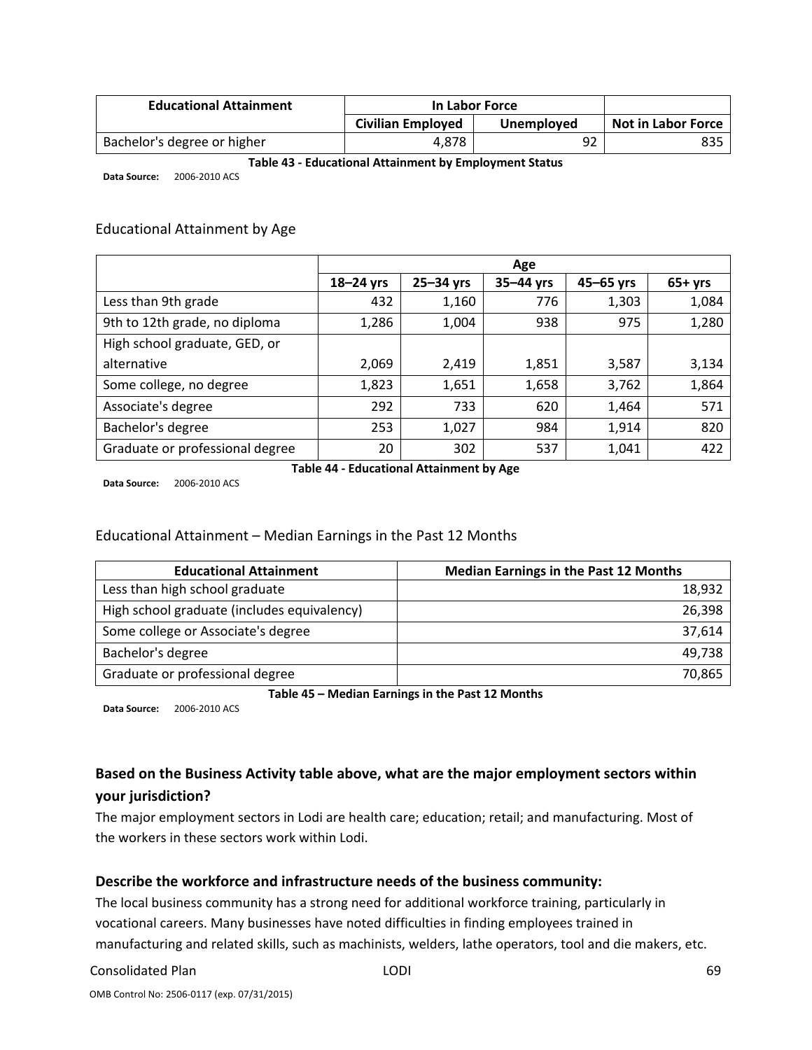| Educational Attainment | In Labor Force | | |
|---|---|---|---|
| | Civilian Employed | Unemployed | Not in Labor Force |
| Bachelor's degree or higher | 4,878 | 92 | 835 |

**Table 43 - Educational Attainment by Employment Status**

**Data Source:** 2006-2010 ACS

## Educational Attainment by Age

| | Age | | | | |
|---|---|---|---|---|---|
| | 18–24 yrs | 25–34 yrs | 35–44 yrs | 45–65 yrs | 65+ yrs |
| Less than 9th grade | 432 | 1,160 | 776 | 1,303 | 1,084 |
| 9th to 12th grade, no diploma | 1,286 | 1,004 | 938 | 975 | 1,280 |
| High school graduate, GED, or alternative | 2,069 | 2,419 | 1,851 | 3,587 | 3,134 |
| Some college, no degree | 1,823 | 1,651 | 1,658 | 3,762 | 1,864 |
| Associate's degree | 292 | 733 | 620 | 1,464 | 571 |
| Bachelor's degree | 253 | 1,027 | 984 | 1,914 | 820 |
| Graduate or professional degree | 20 | 302 | 537 | 1,041 | 422 |

**Table 44 - Educational Attainment by Age**

**Data Source:** 2006-2010 ACS

## Educational Attainment – Median Earnings in the Past 12 Months

| Educational Attainment | Median Earnings in the Past 12 Months |
|---|---|
| Less than high school graduate | 18,932 |
| High school graduate (includes equivalency) | 26,398 |
| Some college or Associate's degree | 37,614 |
| Bachelor's degree | 49,738 |
| Graduate or professional degree | 70,865 |

**Table 45 – Median Earnings in the Past 12 Months**

**Data Source:** 2006-2010 ACS

### Based on the Business Activity table above, what are the major employment sectors within your jurisdiction?

The major employment sectors in Lodi are health care; education; retail; and manufacturing. Most of the workers in these sectors work within Lodi.

### Describe the workforce and infrastructure needs of the business community:

The local business community has a strong need for additional workforce training, particularly in vocational careers. Many businesses have noted difficulties in finding employees trained in manufacturing and related skills, such as machinists, welders, lathe operators, tool and die makers, etc.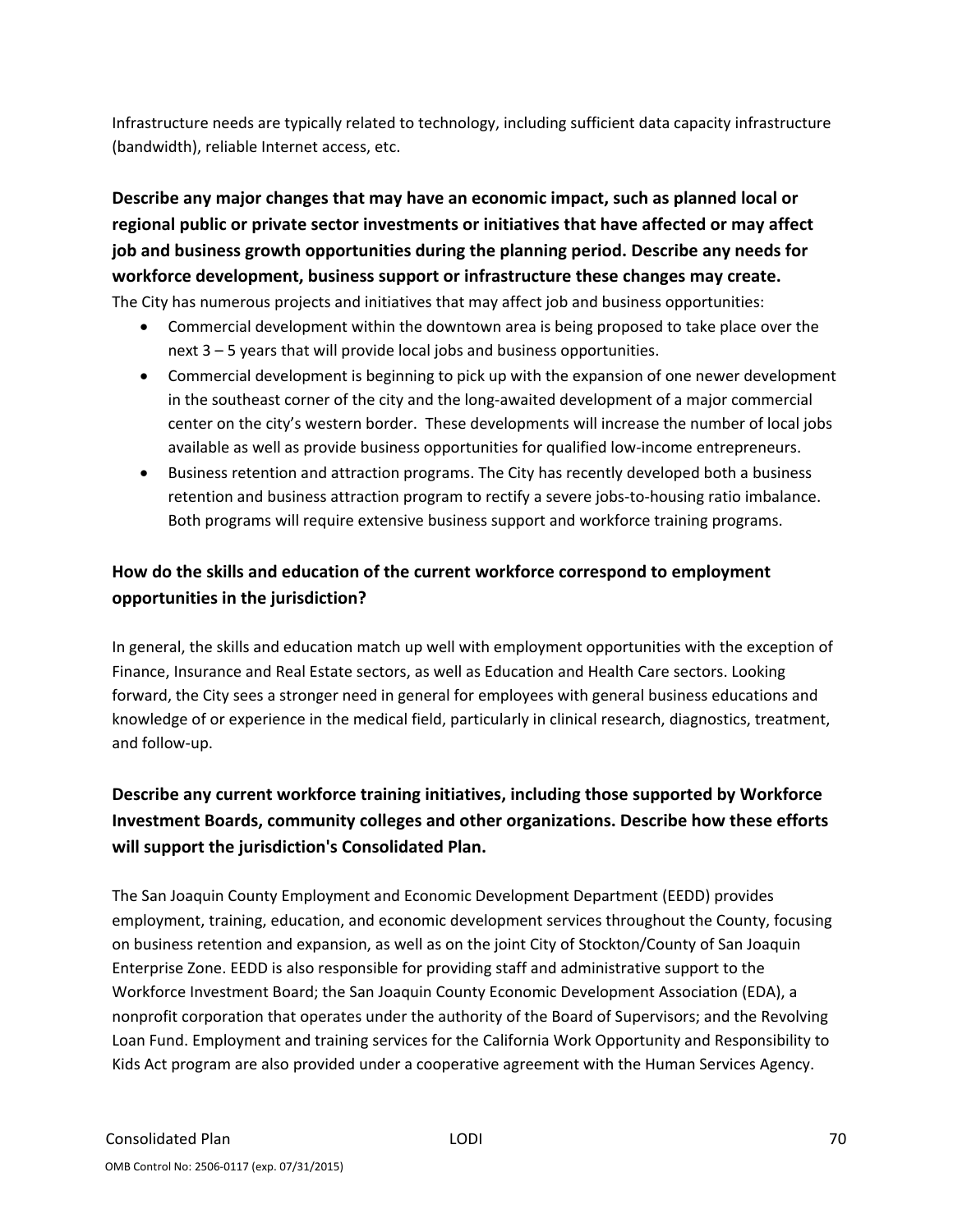Infrastructure needs are typically related to technology, including sufficient data capacity infrastructure (bandwidth), reliable Internet access, etc.

**Describe any major changes that may have an economic impact, such as planned local or regional public or private sector investments or initiatives that have affected or may affect job and business growth opportunities during the planning period. Describe any needs for workforce development, business support or infrastructure these changes may create.**

The City has numerous projects and initiatives that may affect job and business opportunities:

- Commercial development within the downtown area is being proposed to take place over the next 3 – 5 years that will provide local jobs and business opportunities.
- Commercial development is beginning to pick up with the expansion of one newer development in the southeast corner of the city and the long-awaited development of a major commercial center on the city's western border. These developments will increase the number of local jobs available as well as provide business opportunities for qualified low-income entrepreneurs.
- Business retention and attraction programs. The City has recently developed both a business retention and business attraction program to rectify a severe jobs-to-housing ratio imbalance. Both programs will require extensive business support and workforce training programs.

**How do the skills and education of the current workforce correspond to employment opportunities in the jurisdiction?**

In general, the skills and education match up well with employment opportunities with the exception of Finance, Insurance and Real Estate sectors, as well as Education and Health Care sectors. Looking forward, the City sees a stronger need in general for employees with general business educations and knowledge of or experience in the medical field, particularly in clinical research, diagnostics, treatment, and follow-up.

**Describe any current workforce training initiatives, including those supported by Workforce Investment Boards, community colleges and other organizations. Describe how these efforts will support the jurisdiction's Consolidated Plan.**

The San Joaquin County Employment and Economic Development Department (EEDD) provides employment, training, education, and economic development services throughout the County, focusing on business retention and expansion, as well as on the joint City of Stockton/County of San Joaquin Enterprise Zone. EEDD is also responsible for providing staff and administrative support to the Workforce Investment Board; the San Joaquin County Economic Development Association (EDA), a nonprofit corporation that operates under the authority of the Board of Supervisors; and the Revolving Loan Fund. Employment and training services for the California Work Opportunity and Responsibility to Kids Act program are also provided under a cooperative agreement with the Human Services Agency.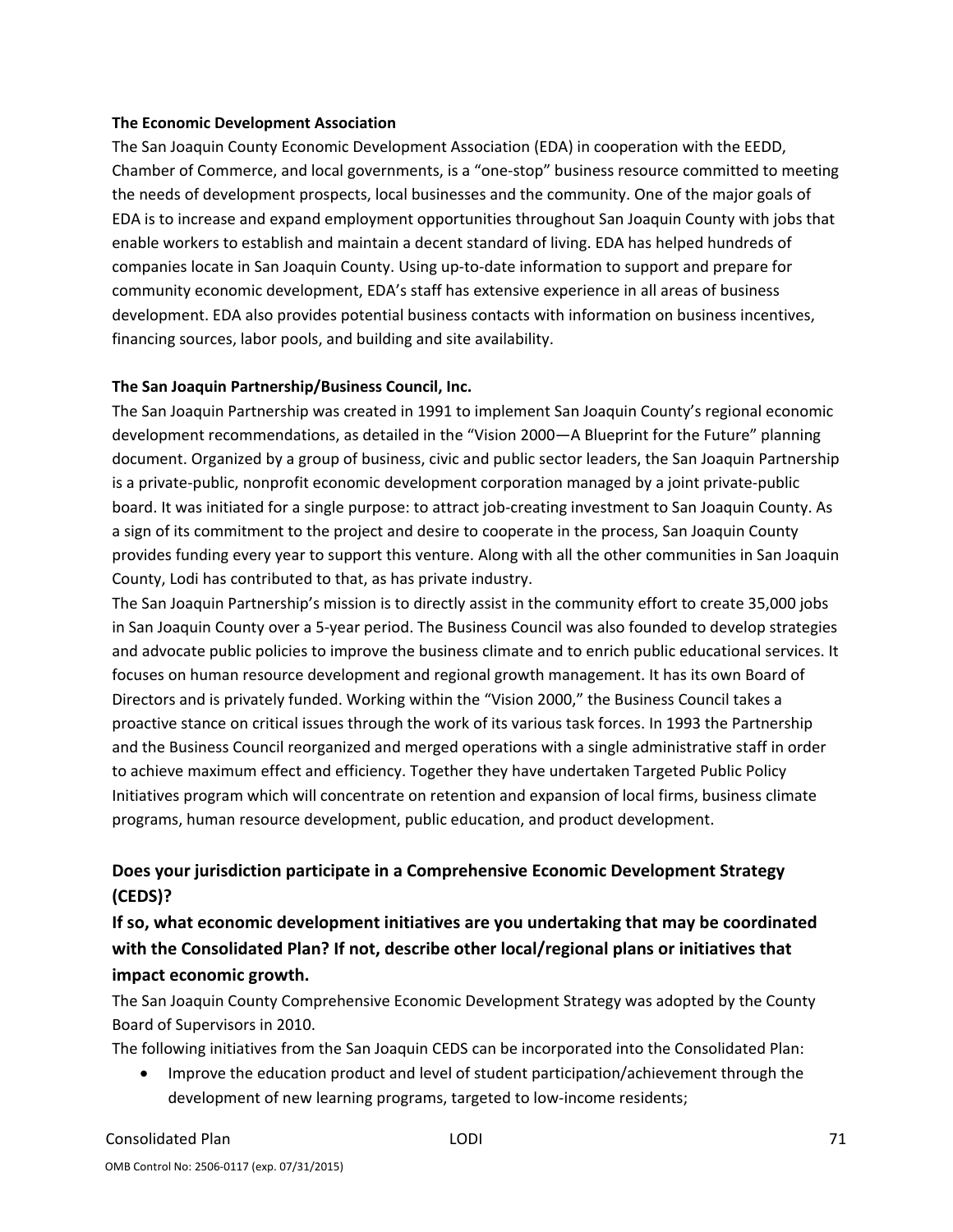**The Economic Development Association**

The San Joaquin County Economic Development Association (EDA) in cooperation with the EEDD, Chamber of Commerce, and local governments, is a "one-stop" business resource committed to meeting the needs of development prospects, local businesses and the community. One of the major goals of EDA is to increase and expand employment opportunities throughout San Joaquin County with jobs that enable workers to establish and maintain a decent standard of living. EDA has helped hundreds of companies locate in San Joaquin County. Using up-to-date information to support and prepare for community economic development, EDA's staff has extensive experience in all areas of business development. EDA also provides potential business contacts with information on business incentives, financing sources, labor pools, and building and site availability.

**The San Joaquin Partnership/Business Council, Inc.**

The San Joaquin Partnership was created in 1991 to implement San Joaquin County's regional economic development recommendations, as detailed in the "Vision 2000—A Blueprint for the Future" planning document. Organized by a group of business, civic and public sector leaders, the San Joaquin Partnership is a private-public, nonprofit economic development corporation managed by a joint private-public board. It was initiated for a single purpose: to attract job-creating investment to San Joaquin County. As a sign of its commitment to the project and desire to cooperate in the process, San Joaquin County provides funding every year to support this venture. Along with all the other communities in San Joaquin County, Lodi has contributed to that, as has private industry.

The San Joaquin Partnership's mission is to directly assist in the community effort to create 35,000 jobs in San Joaquin County over a 5-year period. The Business Council was also founded to develop strategies and advocate public policies to improve the business climate and to enrich public educational services. It focuses on human resource development and regional growth management. It has its own Board of Directors and is privately funded. Working within the "Vision 2000," the Business Council takes a proactive stance on critical issues through the work of its various task forces. In 1993 the Partnership and the Business Council reorganized and merged operations with a single administrative staff in order to achieve maximum effect and efficiency. Together they have undertaken Targeted Public Policy Initiatives program which will concentrate on retention and expansion of local firms, business climate programs, human resource development, public education, and product development.

### Does your jurisdiction participate in a Comprehensive Economic Development Strategy (CEDS)?

### If so, what economic development initiatives are you undertaking that may be coordinated with the Consolidated Plan? If not, describe other local/regional plans or initiatives that impact economic growth.

The San Joaquin County Comprehensive Economic Development Strategy was adopted by the County Board of Supervisors in 2010.

The following initiatives from the San Joaquin CEDS can be incorporated into the Consolidated Plan:

- Improve the education product and level of student participation/achievement through the development of new learning programs, targeted to low-income residents;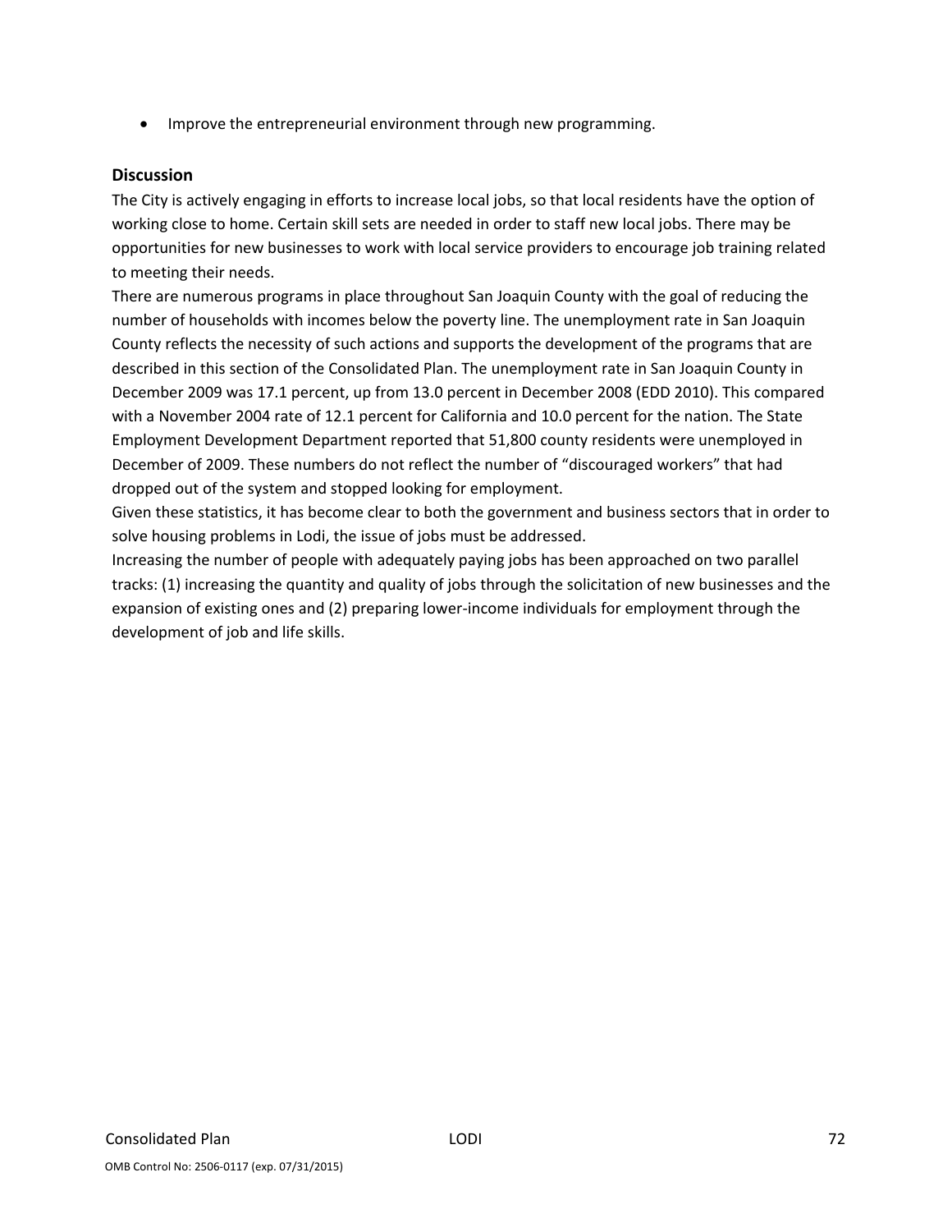- Improve the entrepreneurial environment through new programming.

## Discussion

The City is actively engaging in efforts to increase local jobs, so that local residents have the option of working close to home. Certain skill sets are needed in order to staff new local jobs. There may be opportunities for new businesses to work with local service providers to encourage job training related to meeting their needs.

There are numerous programs in place throughout San Joaquin County with the goal of reducing the number of households with incomes below the poverty line. The unemployment rate in San Joaquin County reflects the necessity of such actions and supports the development of the programs that are described in this section of the Consolidated Plan. The unemployment rate in San Joaquin County in December 2009 was 17.1 percent, up from 13.0 percent in December 2008 (EDD 2010). This compared with a November 2004 rate of 12.1 percent for California and 10.0 percent for the nation. The State Employment Development Department reported that 51,800 county residents were unemployed in December of 2009. These numbers do not reflect the number of "discouraged workers" that had dropped out of the system and stopped looking for employment.

Given these statistics, it has become clear to both the government and business sectors that in order to solve housing problems in Lodi, the issue of jobs must be addressed.

Increasing the number of people with adequately paying jobs has been approached on two parallel tracks: (1) increasing the quantity and quality of jobs through the solicitation of new businesses and the expansion of existing ones and (2) preparing lower-income individuals for employment through the development of job and life skills.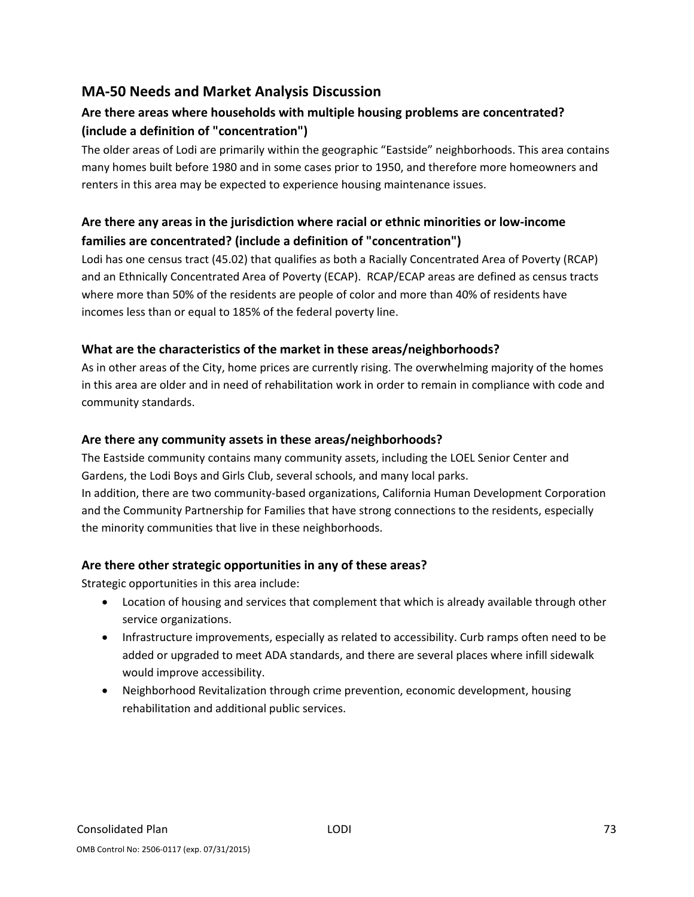## MA-50 Needs and Market Analysis Discussion

### Are there areas where households with multiple housing problems are concentrated? (include a definition of "concentration")

The older areas of Lodi are primarily within the geographic "Eastside" neighborhoods. This area contains many homes built before 1980 and in some cases prior to 1950, and therefore more homeowners and renters in this area may be expected to experience housing maintenance issues.

### Are there any areas in the jurisdiction where racial or ethnic minorities or low-income families are concentrated? (include a definition of "concentration")

Lodi has one census tract (45.02) that qualifies as both a Racially Concentrated Area of Poverty (RCAP) and an Ethnically Concentrated Area of Poverty (ECAP). RCAP/ECAP areas are defined as census tracts where more than 50% of the residents are people of color and more than 40% of residents have incomes less than or equal to 185% of the federal poverty line.

### What are the characteristics of the market in these areas/neighborhoods?

As in other areas of the City, home prices are currently rising. The overwhelming majority of the homes in this area are older and in need of rehabilitation work in order to remain in compliance with code and community standards.

### Are there any community assets in these areas/neighborhoods?

The Eastside community contains many community assets, including the LOEL Senior Center and Gardens, the Lodi Boys and Girls Club, several schools, and many local parks.

In addition, there are two community-based organizations, California Human Development Corporation and the Community Partnership for Families that have strong connections to the residents, especially the minority communities that live in these neighborhoods.

### Are there other strategic opportunities in any of these areas?

Strategic opportunities in this area include:

- Location of housing and services that complement that which is already available through other service organizations.
- Infrastructure improvements, especially as related to accessibility. Curb ramps often need to be added or upgraded to meet ADA standards, and there are several places where infill sidewalk would improve accessibility.
- Neighborhood Revitalization through crime prevention, economic development, housing rehabilitation and additional public services.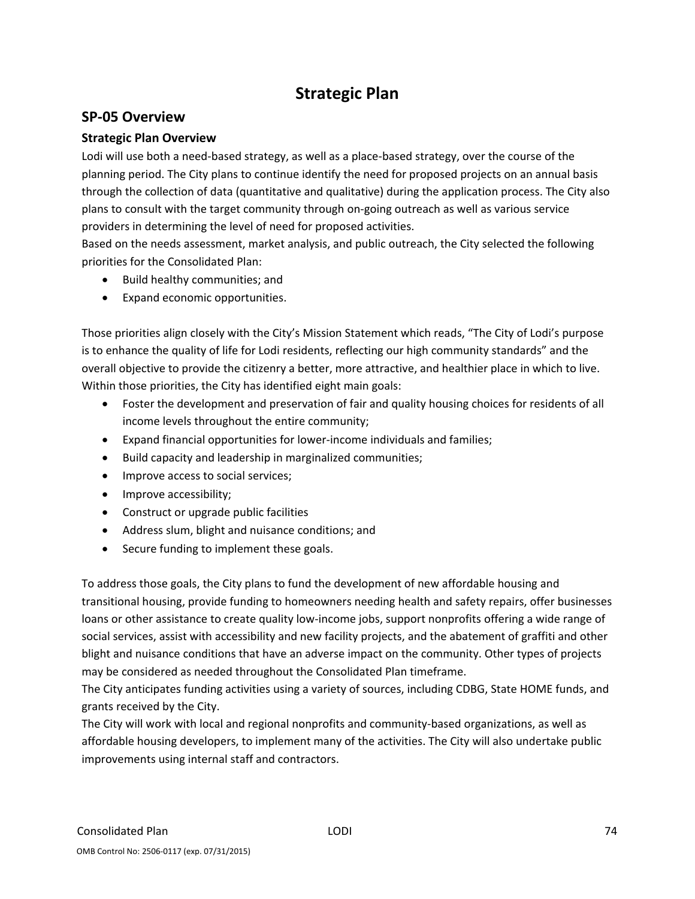# Strategic Plan

## SP-05 Overview

### Strategic Plan Overview

Lodi will use both a need-based strategy, as well as a place-based strategy, over the course of the planning period. The City plans to continue identify the need for proposed projects on an annual basis through the collection of data (quantitative and qualitative) during the application process. The City also plans to consult with the target community through on-going outreach as well as various service providers in determining the level of need for proposed activities.

Based on the needs assessment, market analysis, and public outreach, the City selected the following priorities for the Consolidated Plan:

- Build healthy communities; and
- Expand economic opportunities.

Those priorities align closely with the City's Mission Statement which reads, "The City of Lodi's purpose is to enhance the quality of life for Lodi residents, reflecting our high community standards" and the overall objective to provide the citizenry a better, more attractive, and healthier place in which to live. Within those priorities, the City has identified eight main goals:

- Foster the development and preservation of fair and quality housing choices for residents of all income levels throughout the entire community;
- Expand financial opportunities for lower-income individuals and families;
- Build capacity and leadership in marginalized communities;
- Improve access to social services;
- Improve accessibility;
- Construct or upgrade public facilities
- Address slum, blight and nuisance conditions; and
- Secure funding to implement these goals.

To address those goals, the City plans to fund the development of new affordable housing and transitional housing, provide funding to homeowners needing health and safety repairs, offer businesses loans or other assistance to create quality low-income jobs, support nonprofits offering a wide range of social services, assist with accessibility and new facility projects, and the abatement of graffiti and other blight and nuisance conditions that have an adverse impact on the community. Other types of projects may be considered as needed throughout the Consolidated Plan timeframe.

The City anticipates funding activities using a variety of sources, including CDBG, State HOME funds, and grants received by the City.

The City will work with local and regional nonprofits and community-based organizations, as well as affordable housing developers, to implement many of the activities. The City will also undertake public improvements using internal staff and contractors.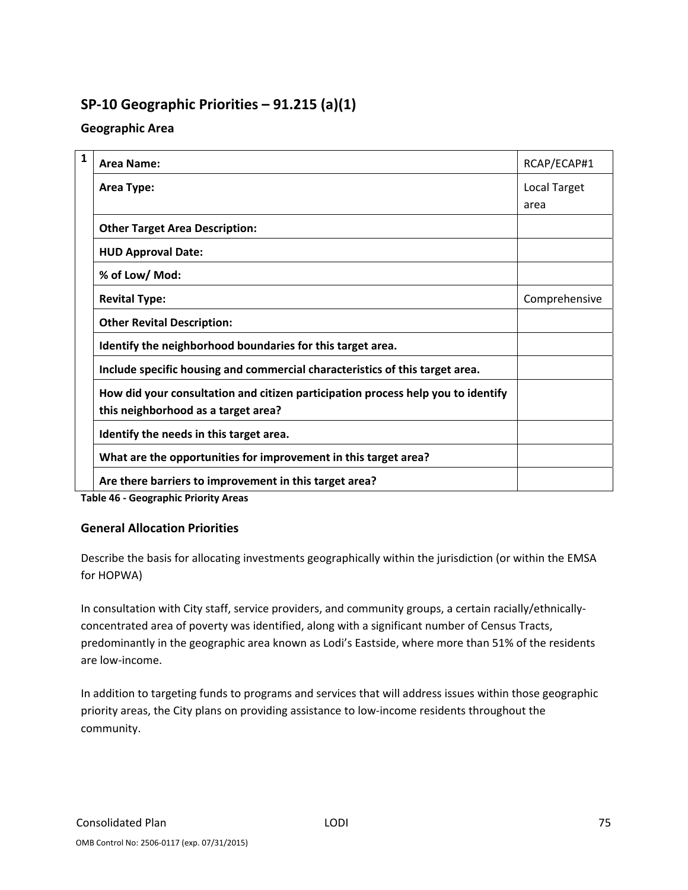## SP-10 Geographic Priorities – 91.215 (a)(1)

### Geographic Area

| 1 | Area Name: | RCAP/ECAP#1 |
|---|---|---|
| | Area Type: | Local Target area |
| | Other Target Area Description: | |
| | HUD Approval Date: | |
| | % of Low/ Mod: | |
| | Revital Type: | Comprehensive |
| | Other Revital Description: | |
| | Identify the neighborhood boundaries for this target area. | |
| | Include specific housing and commercial characteristics of this target area. | |
| | How did your consultation and citizen participation process help you to identify this neighborhood as a target area? | |
| | Identify the needs in this target area. | |
| | What are the opportunities for improvement in this target area? | |
| | Are there barriers to improvement in this target area? | |

**Table 46 - Geographic Priority Areas**

### General Allocation Priorities

Describe the basis for allocating investments geographically within the jurisdiction (or within the EMSA for HOPWA)

In consultation with City staff, service providers, and community groups, a certain racially/ethnically-concentrated area of poverty was identified, along with a significant number of Census Tracts, predominantly in the geographic area known as Lodi's Eastside, where more than 51% of the residents are low-income.

In addition to targeting funds to programs and services that will address issues within those geographic priority areas, the City plans on providing assistance to low-income residents throughout the community.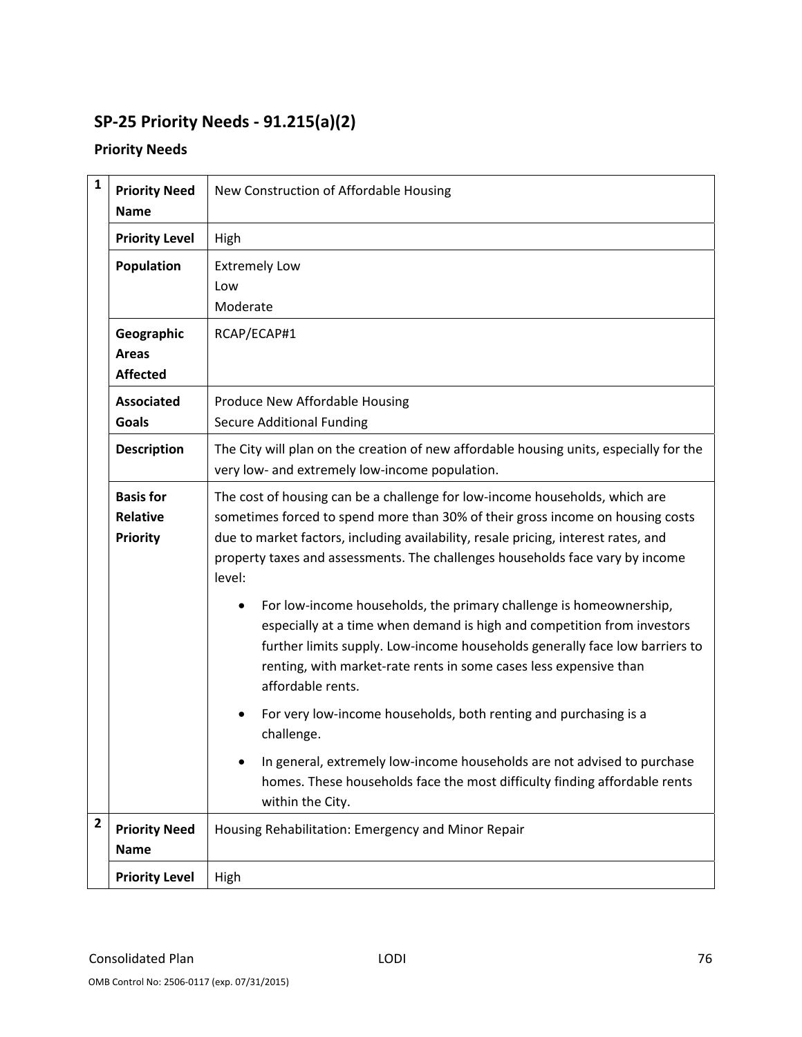## SP-25 Priority Needs - 91.215(a)(2)

### Priority Needs

| # | | |
|---|---|---|
| 1 | **Priority Need Name** | New Construction of Affordable Housing |
| | **Priority Level** | High |
| | **Population** | Extremely Low<br>Low<br>Moderate |
| | **Geographic Areas Affected** | RCAP/ECAP#1 |
| | **Associated Goals** | Produce New Affordable Housing<br>Secure Additional Funding |
| | **Description** | The City will plan on the creation of new affordable housing units, especially for the very low- and extremely low-income population. |
| | **Basis for Relative Priority** | The cost of housing can be a challenge for low-income households, which are sometimes forced to spend more than 30% of their gross income on housing costs due to market factors, including availability, resale pricing, interest rates, and property taxes and assessments. The challenges households face vary by income level:<br>• For low-income households, the primary challenge is homeownership, especially at a time when demand is high and competition from investors further limits supply. Low-income households generally face low barriers to renting, with market-rate rents in some cases less expensive than affordable rents.<br>• For very low-income households, both renting and purchasing is a challenge.<br>• In general, extremely low-income households are not advised to purchase homes. These households face the most difficulty finding affordable rents within the City. |
| 2 | **Priority Need Name** | Housing Rehabilitation: Emergency and Minor Repair |
| | **Priority Level** | High |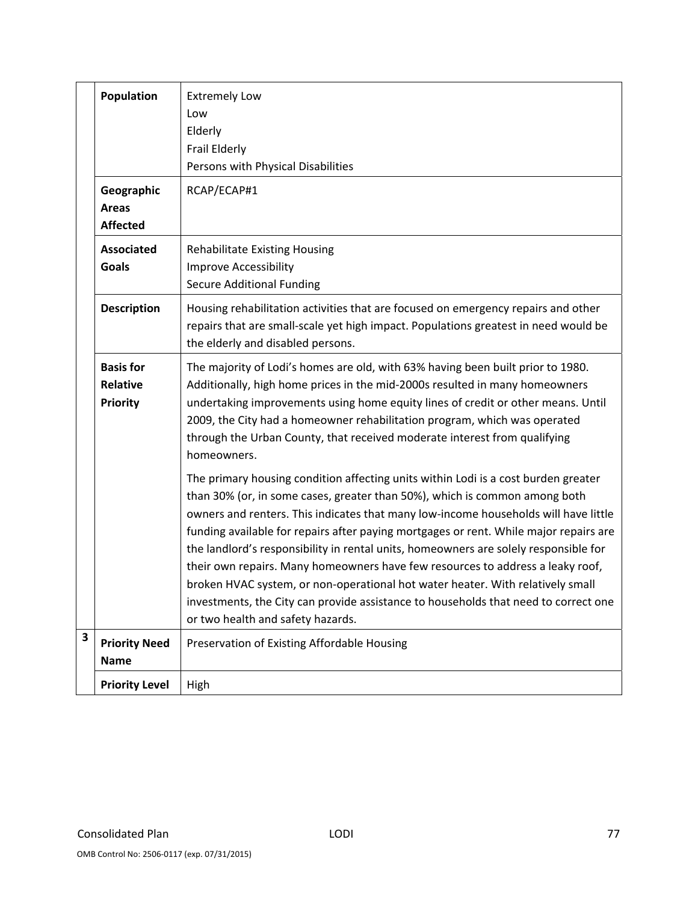| | | |
|---|---|---|
| | **Population** | Extremely Low<br>Low<br>Elderly<br>Frail Elderly<br>Persons with Physical Disabilities |
| | **Geographic Areas Affected** | RCAP/ECAP#1 |
| | **Associated Goals** | Rehabilitate Existing Housing<br>Improve Accessibility<br>Secure Additional Funding |
| | **Description** | Housing rehabilitation activities that are focused on emergency repairs and other repairs that are small-scale yet high impact. Populations greatest in need would be the elderly and disabled persons. |
| | **Basis for Relative Priority** | The majority of Lodi's homes are old, with 63% having been built prior to 1980. Additionally, high home prices in the mid-2000s resulted in many homeowners undertaking improvements using home equity lines of credit or other means. Until 2009, the City had a homeowner rehabilitation program, which was operated through the Urban County, that received moderate interest from qualifying homeowners.<br><br>The primary housing condition affecting units within Lodi is a cost burden greater than 30% (or, in some cases, greater than 50%), which is common among both owners and renters. This indicates that many low-income households will have little funding available for repairs after paying mortgages or rent. While major repairs are the landlord's responsibility in rental units, homeowners are solely responsible for their own repairs. Many homeowners have few resources to address a leaky roof, broken HVAC system, or non-operational hot water heater. With relatively small investments, the City can provide assistance to households that need to correct one or two health and safety hazards. |
| **3** | **Priority Need Name** | Preservation of Existing Affordable Housing |
| | **Priority Level** | High |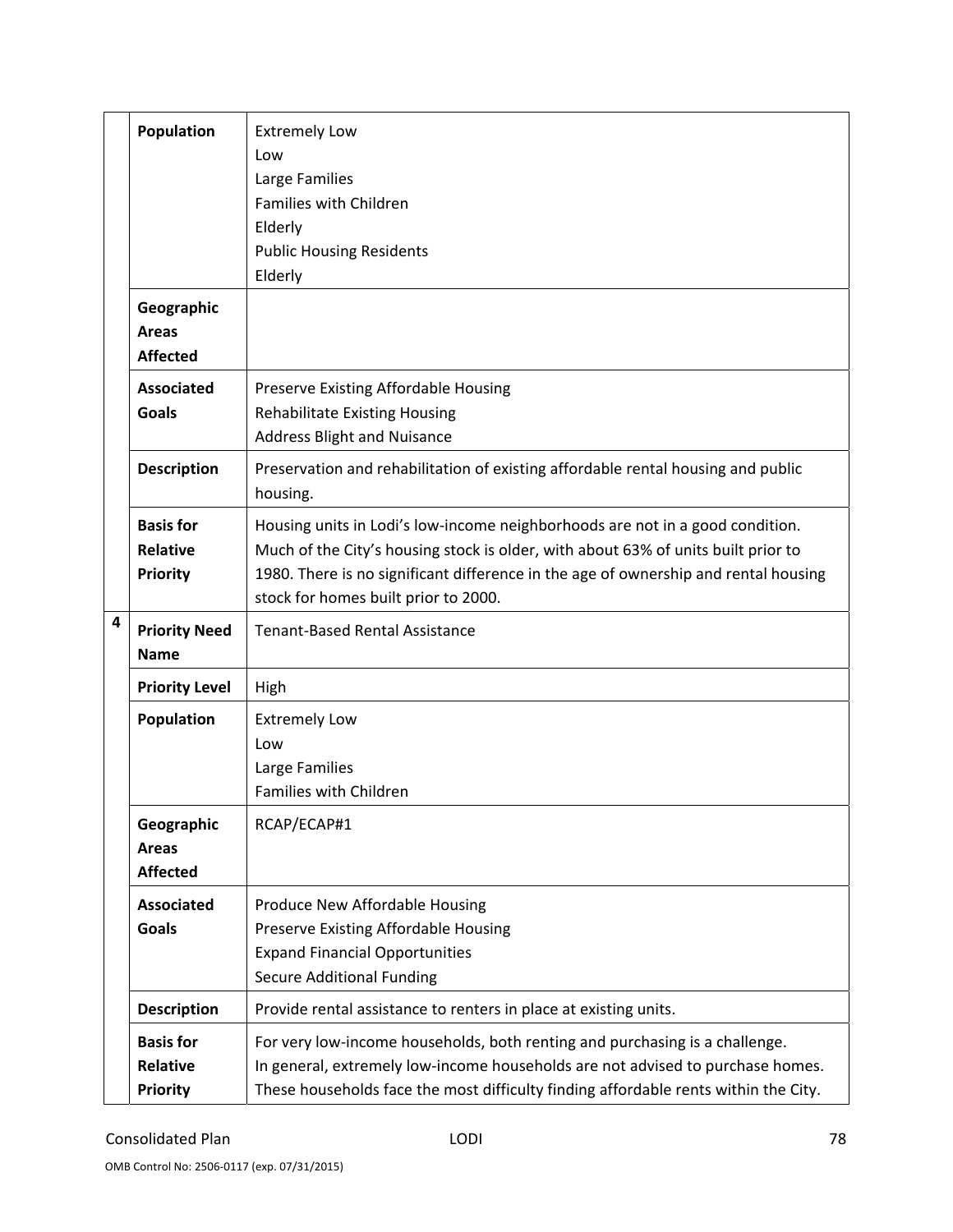| | | |
|---|---|---|
| | **Population** | Extremely Low<br>Low<br>Large Families<br>Families with Children<br>Elderly<br>Public Housing Residents<br>Elderly |
| | **Geographic Areas Affected** | |
| | **Associated Goals** | Preserve Existing Affordable Housing<br>Rehabilitate Existing Housing<br>Address Blight and Nuisance |
| | **Description** | Preservation and rehabilitation of existing affordable rental housing and public housing. |
| | **Basis for Relative Priority** | Housing units in Lodi's low-income neighborhoods are not in a good condition. Much of the City's housing stock is older, with about 63% of units built prior to 1980. There is no significant difference in the age of ownership and rental housing stock for homes built prior to 2000. |
| **4** | **Priority Need Name** | Tenant-Based Rental Assistance |
| | **Priority Level** | High |
| | **Population** | Extremely Low<br>Low<br>Large Families<br>Families with Children |
| | **Geographic Areas Affected** | RCAP/ECAP#1 |
| | **Associated Goals** | Produce New Affordable Housing<br>Preserve Existing Affordable Housing<br>Expand Financial Opportunities<br>Secure Additional Funding |
| | **Description** | Provide rental assistance to renters in place at existing units. |
| | **Basis for Relative Priority** | For very low-income households, both renting and purchasing is a challenge.<br>In general, extremely low-income households are not advised to purchase homes.<br>These households face the most difficulty finding affordable rents within the City. |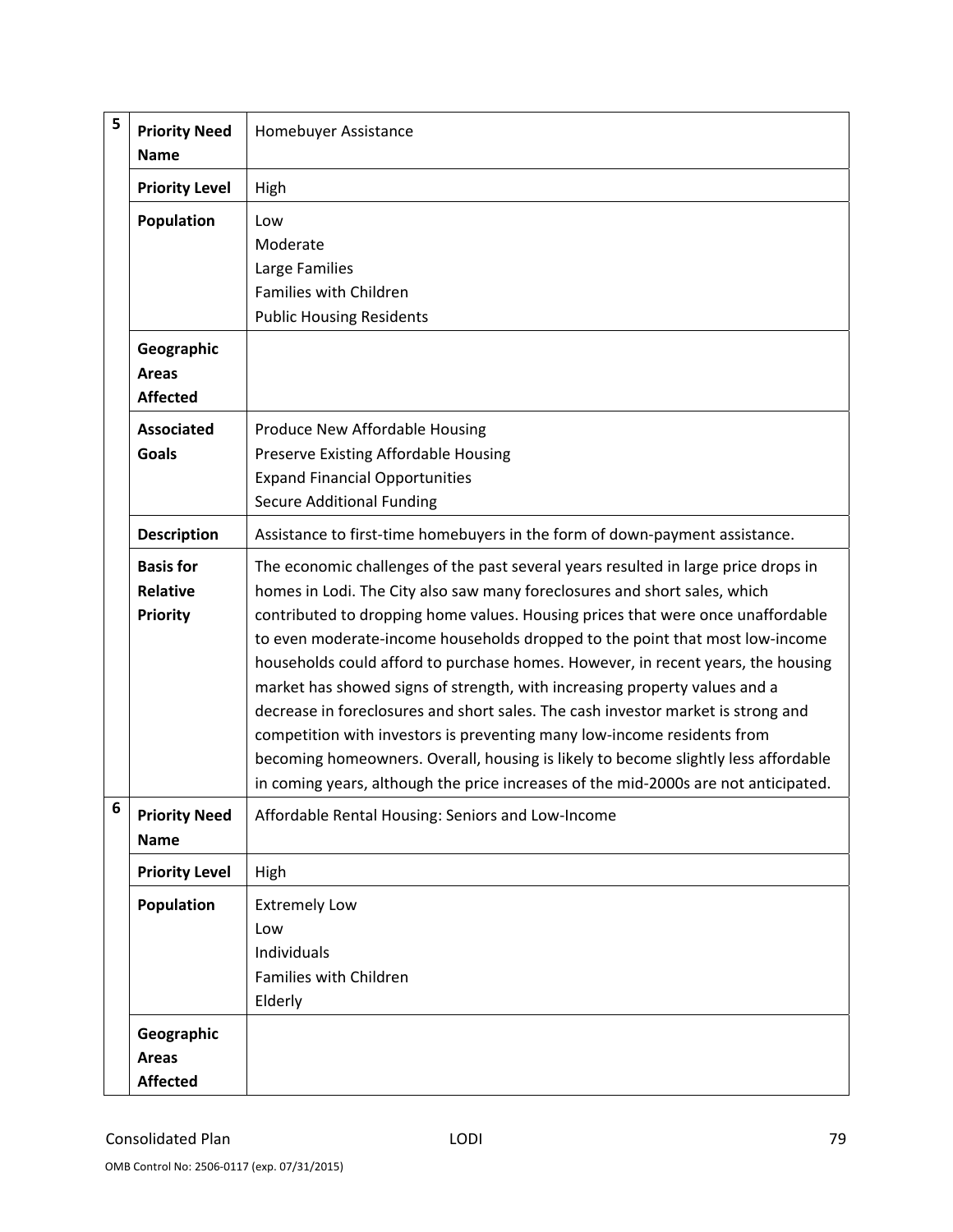| | | |
|---|---|---|
| 5 | **Priority Need Name** | Homebuyer Assistance |
| | **Priority Level** | High |
| | **Population** | Low<br>Moderate<br>Large Families<br>Families with Children<br>Public Housing Residents |
| | **Geographic Areas Affected** | |
| | **Associated Goals** | Produce New Affordable Housing<br>Preserve Existing Affordable Housing<br>Expand Financial Opportunities<br>Secure Additional Funding |
| | **Description** | Assistance to first-time homebuyers in the form of down-payment assistance. |
| | **Basis for Relative Priority** | The economic challenges of the past several years resulted in large price drops in homes in Lodi. The City also saw many foreclosures and short sales, which contributed to dropping home values. Housing prices that were once unaffordable to even moderate-income households dropped to the point that most low-income households could afford to purchase homes. However, in recent years, the housing market has showed signs of strength, with increasing property values and a decrease in foreclosures and short sales. The cash investor market is strong and competition with investors is preventing many low-income residents from becoming homeowners. Overall, housing is likely to become slightly less affordable in coming years, although the price increases of the mid-2000s are not anticipated. |
| 6 | **Priority Need Name** | Affordable Rental Housing: Seniors and Low-Income |
| | **Priority Level** | High |
| | **Population** | Extremely Low<br>Low<br>Individuals<br>Families with Children<br>Elderly |
| | **Geographic Areas Affected** | |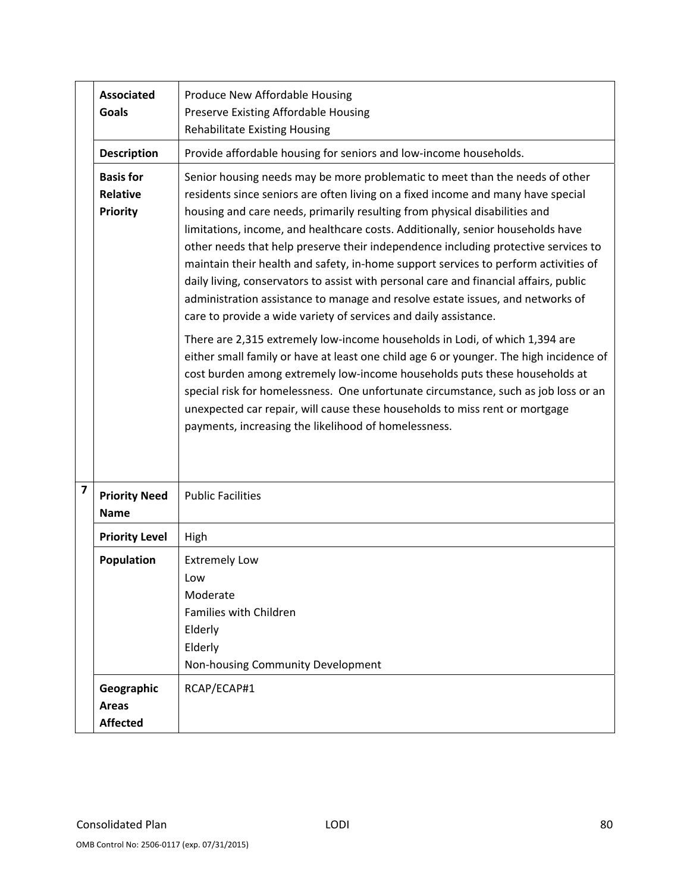| | | |
|---|---|---|
| | **Associated Goals** | Produce New Affordable Housing<br>Preserve Existing Affordable Housing<br>Rehabilitate Existing Housing |
| | **Description** | Provide affordable housing for seniors and low-income households. |
| | **Basis for Relative Priority** | Senior housing needs may be more problematic to meet than the needs of other residents since seniors are often living on a fixed income and many have special housing and care needs, primarily resulting from physical disabilities and limitations, income, and healthcare costs. Additionally, senior households have other needs that help preserve their independence including protective services to maintain their health and safety, in-home support services to perform activities of daily living, conservators to assist with personal care and financial affairs, public administration assistance to manage and resolve estate issues, and networks of care to provide a wide variety of services and daily assistance.<br><br>There are 2,315 extremely low-income households in Lodi, of which 1,394 are either small family or have at least one child age 6 or younger. The high incidence of cost burden among extremely low-income households puts these households at special risk for homelessness. One unfortunate circumstance, such as job loss or an unexpected car repair, will cause these households to miss rent or mortgage payments, increasing the likelihood of homelessness. |
| **7** | **Priority Need Name** | Public Facilities |
| | **Priority Level** | High |
| | **Population** | Extremely Low<br>Low<br>Moderate<br>Families with Children<br>Elderly<br>Elderly<br>Non-housing Community Development |
| | **Geographic Areas Affected** | RCAP/ECAP#1 |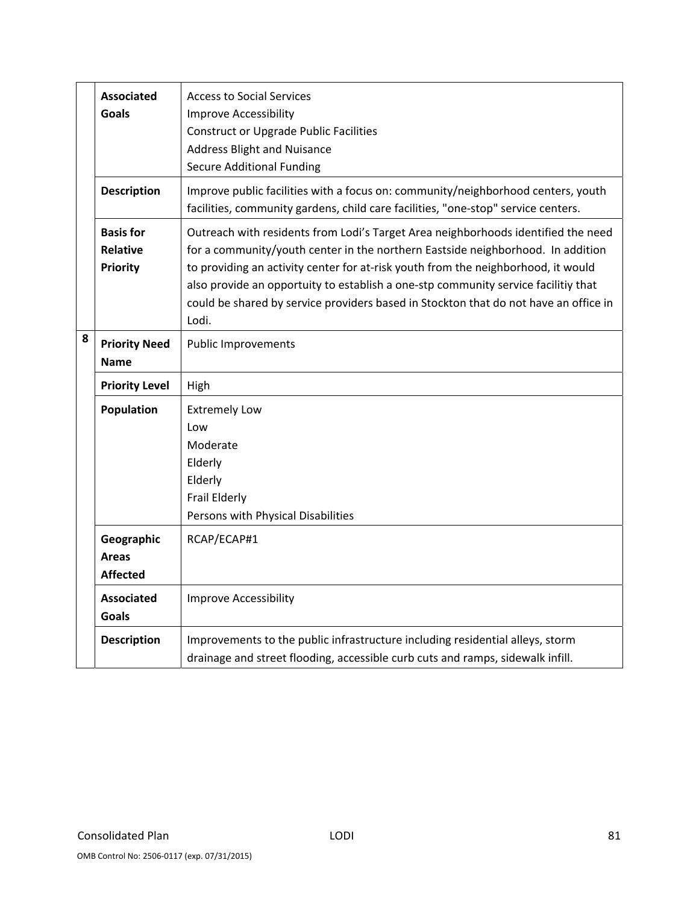| | | |
|---|---|---|
| | **Associated Goals** | Access to Social Services<br>Improve Accessibility<br>Construct or Upgrade Public Facilities<br>Address Blight and Nuisance<br>Secure Additional Funding |
| | **Description** | Improve public facilities with a focus on: community/neighborhood centers, youth facilities, community gardens, child care facilities, "one-stop" service centers. |
| | **Basis for Relative Priority** | Outreach with residents from Lodi's Target Area neighborhoods identified the need for a community/youth center in the northern Eastside neighborhood. In addition to providing an activity center for at-risk youth from the neighborhood, it would also provide an opportuity to establish a one-stp community service facilitiy that could be shared by service providers based in Stockton that do not have an office in Lodi. |
| 8 | **Priority Need Name** | Public Improvements |
| | **Priority Level** | High |
| | **Population** | Extremely Low<br>Low<br>Moderate<br>Elderly<br>Elderly<br>Frail Elderly<br>Persons with Physical Disabilities |
| | **Geographic Areas Affected** | RCAP/ECAP#1 |
| | **Associated Goals** | Improve Accessibility |
| | **Description** | Improvements to the public infrastructure including residential alleys, storm drainage and street flooding, accessible curb cuts and ramps, sidewalk infill. |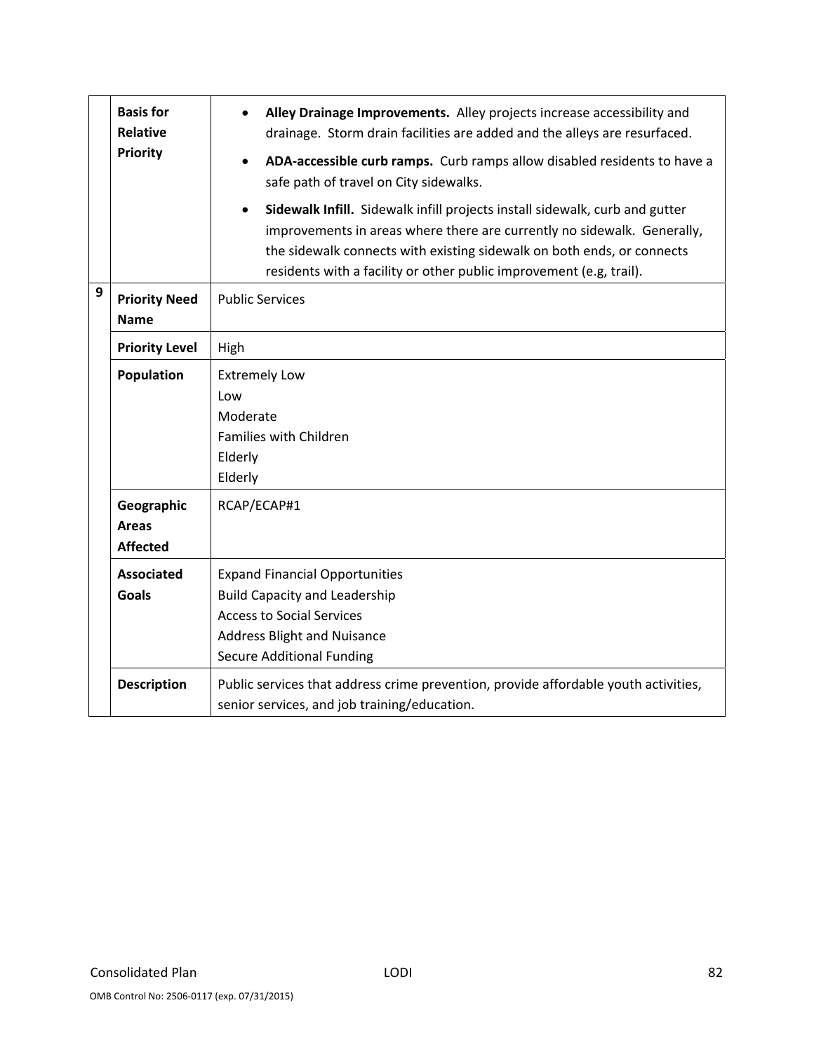| | | |
|---|---|---|
| | **Basis for Relative Priority** | • **Alley Drainage Improvements.** Alley projects increase accessibility and drainage. Storm drain facilities are added and the alleys are resurfaced.<br>• **ADA-accessible curb ramps.** Curb ramps allow disabled residents to have a safe path of travel on City sidewalks.<br>• **Sidewalk Infill.** Sidewalk infill projects install sidewalk, curb and gutter improvements in areas where there are currently no sidewalk. Generally, the sidewalk connects with existing sidewalk on both ends, or connects residents with a facility or other public improvement (e.g, trail). |
| 9 | **Priority Need Name** | Public Services |
| | **Priority Level** | High |
| | **Population** | Extremely Low<br>Low<br>Moderate<br>Families with Children<br>Elderly<br>Elderly |
| | **Geographic Areas Affected** | RCAP/ECAP#1 |
| | **Associated Goals** | Expand Financial Opportunities<br>Build Capacity and Leadership<br>Access to Social Services<br>Address Blight and Nuisance<br>Secure Additional Funding |
| | **Description** | Public services that address crime prevention, provide affordable youth activities, senior services, and job training/education. |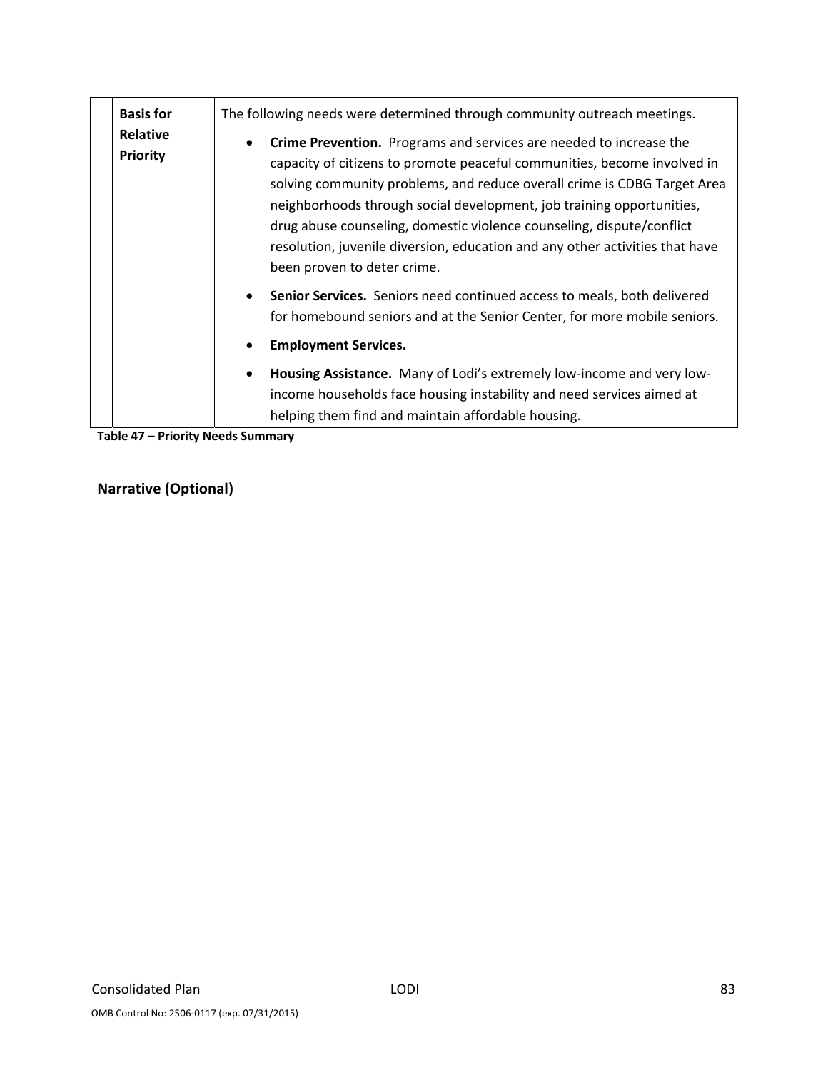| | Basis for Relative Priority | The following needs were determined through community outreach meetings.<br><br>• **Crime Prevention.** Programs and services are needed to increase the capacity of citizens to promote peaceful communities, become involved in solving community problems, and reduce overall crime is CDBG Target Area neighborhoods through social development, job training opportunities, drug abuse counseling, domestic violence counseling, dispute/conflict resolution, juvenile diversion, education and any other activities that have been proven to deter crime.<br>• **Senior Services.** Seniors need continued access to meals, both delivered for homebound seniors and at the Senior Center, for more mobile seniors.<br>• **Employment Services.**<br>• **Housing Assistance.** Many of Lodi's extremely low-income and very low-income households face housing instability and need services aimed at helping them find and maintain affordable housing. |
|---|---|---|

**Table 47 – Priority Needs Summary**

## Narrative (Optional)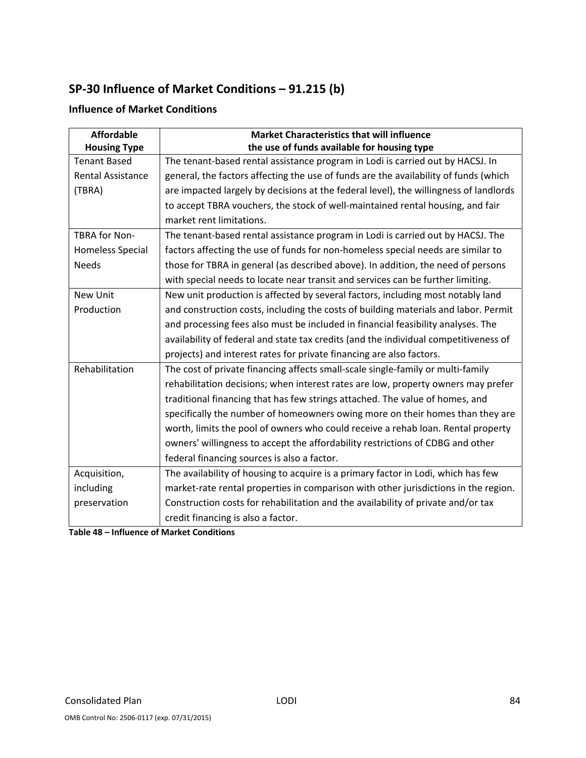## SP-30 Influence of Market Conditions – 91.215 (b)

### Influence of Market Conditions

| Affordable Housing Type | Market Characteristics that will influence the use of funds available for housing type |
|---|---|
| Tenant Based Rental Assistance (TBRA) | The tenant-based rental assistance program in Lodi is carried out by HACSJ. In general, the factors affecting the use of funds are the availability of funds (which are impacted largely by decisions at the federal level), the willingness of landlords to accept TBRA vouchers, the stock of well-maintained rental housing, and fair market rent limitations. |
| TBRA for Non-Homeless Special Needs | The tenant-based rental assistance program in Lodi is carried out by HACSJ. The factors affecting the use of funds for non-homeless special needs are similar to those for TBRA in general (as described above). In addition, the need of persons with special needs to locate near transit and services can be further limiting. |
| New Unit Production | New unit production is affected by several factors, including most notably land and construction costs, including the costs of building materials and labor. Permit and processing fees also must be included in financial feasibility analyses. The availability of federal and state tax credits (and the individual competitiveness of projects) and interest rates for private financing are also factors. |
| Rehabilitation | The cost of private financing affects small-scale single-family or multi-family rehabilitation decisions; when interest rates are low, property owners may prefer traditional financing that has few strings attached. The value of homes, and specifically the number of homeowners owing more on their homes than they are worth, limits the pool of owners who could receive a rehab loan. Rental property owners' willingness to accept the affordability restrictions of CDBG and other federal financing sources is also a factor. |
| Acquisition, including preservation | The availability of housing to acquire is a primary factor in Lodi, which has few market-rate rental properties in comparison with other jurisdictions in the region. Construction costs for rehabilitation and the availability of private and/or tax credit financing is also a factor. |

**Table 48 – Influence of Market Conditions**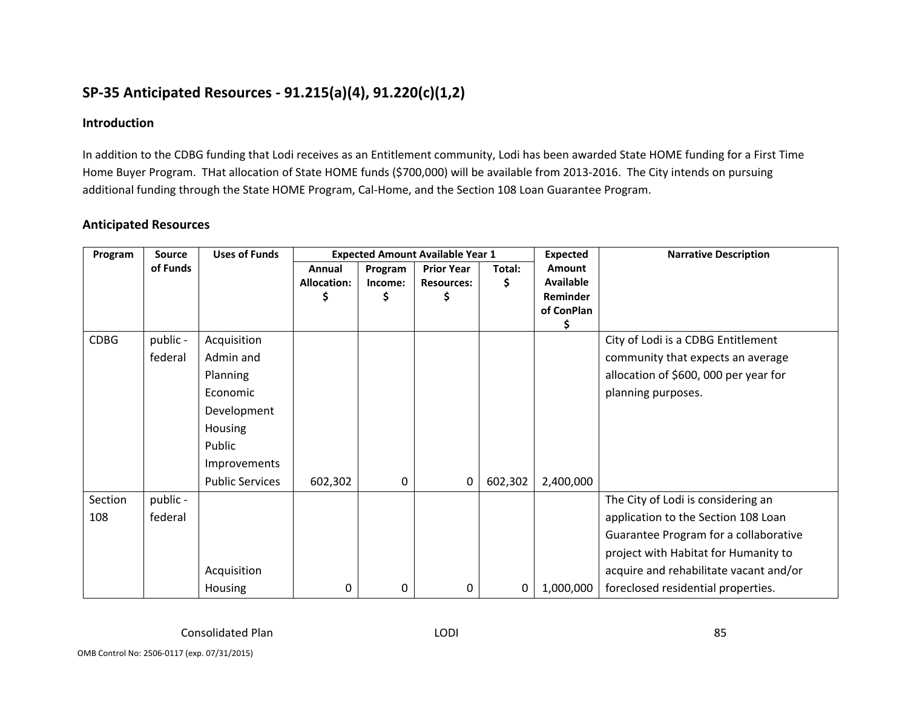## SP-35 Anticipated Resources - 91.215(a)(4), 91.220(c)(1,2)

### Introduction

In addition to the CDBG funding that Lodi receives as an Entitlement community, Lodi has been awarded State HOME funding for a First Time Home Buyer Program. THat allocation of State HOME funds ($700,000) will be available from 2013-2016. The City intends on pursuing additional funding through the State HOME Program, Cal-Home, and the Section 108 Loan Guarantee Program.

### Anticipated Resources

| Program | Source of Funds | Uses of Funds | Expected Amount Available Year 1 | | | | Expected Amount Available Reminder of ConPlan $ | Narrative Description |
|---|---|---|---|---|---|---|---|---|
| | | | Annual Allocation: $ | Program Income: $ | Prior Year Resources: $ | Total: $ | | |
| CDBG | public - federal | Acquisition<br>Admin and Planning<br>Economic Development<br>Housing<br>Public Improvements<br>Public Services | 602,302 | 0 | 0 | 602,302 | 2,400,000 | City of Lodi is a CDBG Entitlement community that expects an average allocation of $600, 000 per year for planning purposes. |
| Section 108 | public - federal | Acquisition<br>Housing | 0 | 0 | 0 | 0 | 1,000,000 | The City of Lodi is considering an application to the Section 108 Loan Guarantee Program for a collaborative project with Habitat for Humanity to acquire and rehabilitate vacant and/or foreclosed residential properties. |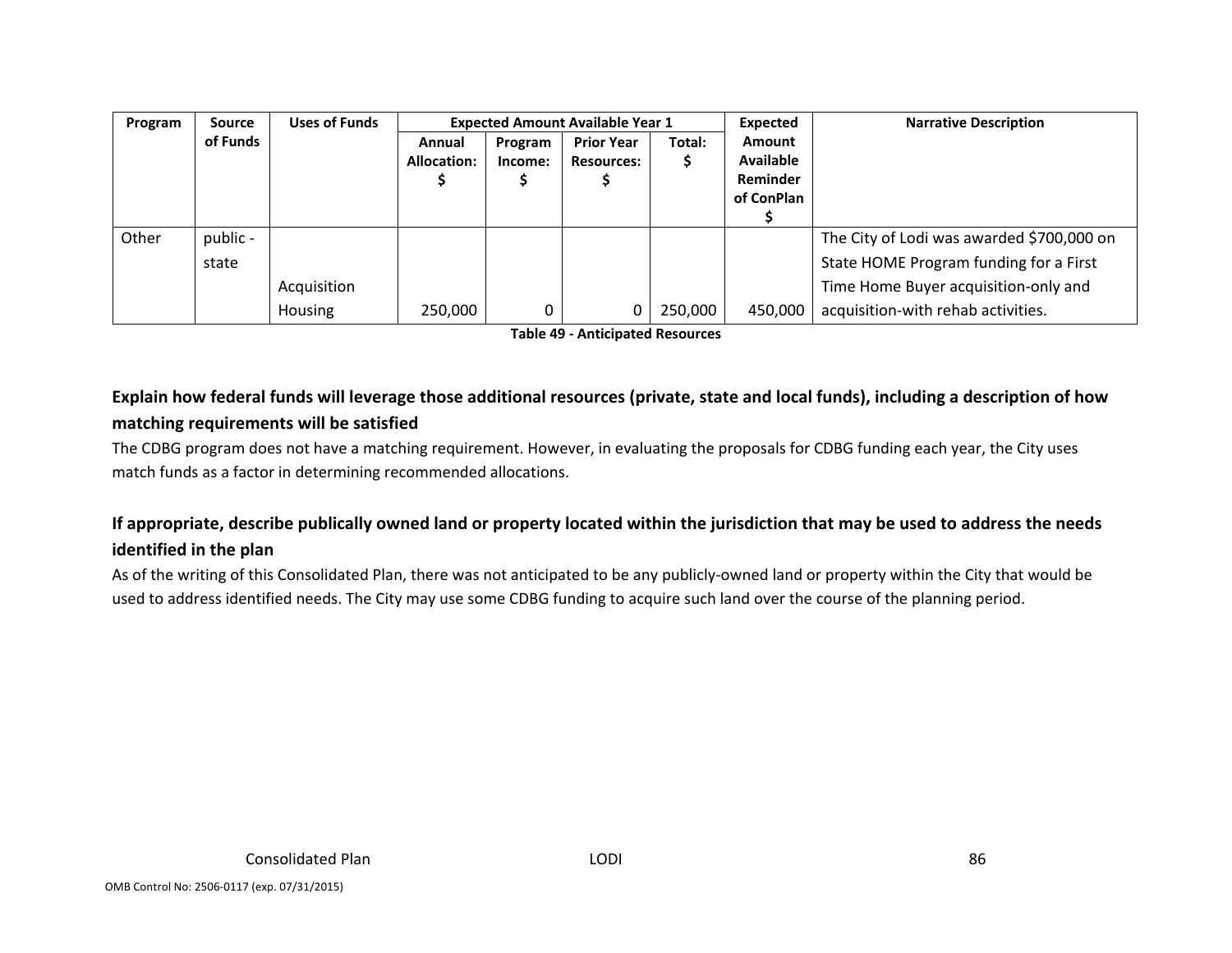| Program | Source of Funds | Uses of Funds | Expected Amount Available Year 1 | | | | Expected Amount Available Reminder of ConPlan $ | Narrative Description |
|---|---|---|---|---|---|---|---|---|
| | | | Annual Allocation: $ | Program Income: $ | Prior Year Resources: $ | Total: $ | | |
| Other | public - state | Acquisition Housing | 250,000 | 0 | 0 | 250,000 | 450,000 | The City of Lodi was awarded $700,000 on State HOME Program funding for a First Time Home Buyer acquisition-only and acquisition-with rehab activities. |

**Table 49 - Anticipated Resources**

## Explain how federal funds will leverage those additional resources (private, state and local funds), including a description of how matching requirements will be satisfied

The CDBG program does not have a matching requirement. However, in evaluating the proposals for CDBG funding each year, the City uses match funds as a factor in determining recommended allocations.

## If appropriate, describe publically owned land or property located within the jurisdiction that may be used to address the needs identified in the plan

As of the writing of this Consolidated Plan, there was not anticipated to be any publicly-owned land or property within the City that would be used to address identified needs. The City may use some CDBG funding to acquire such land over the course of the planning period.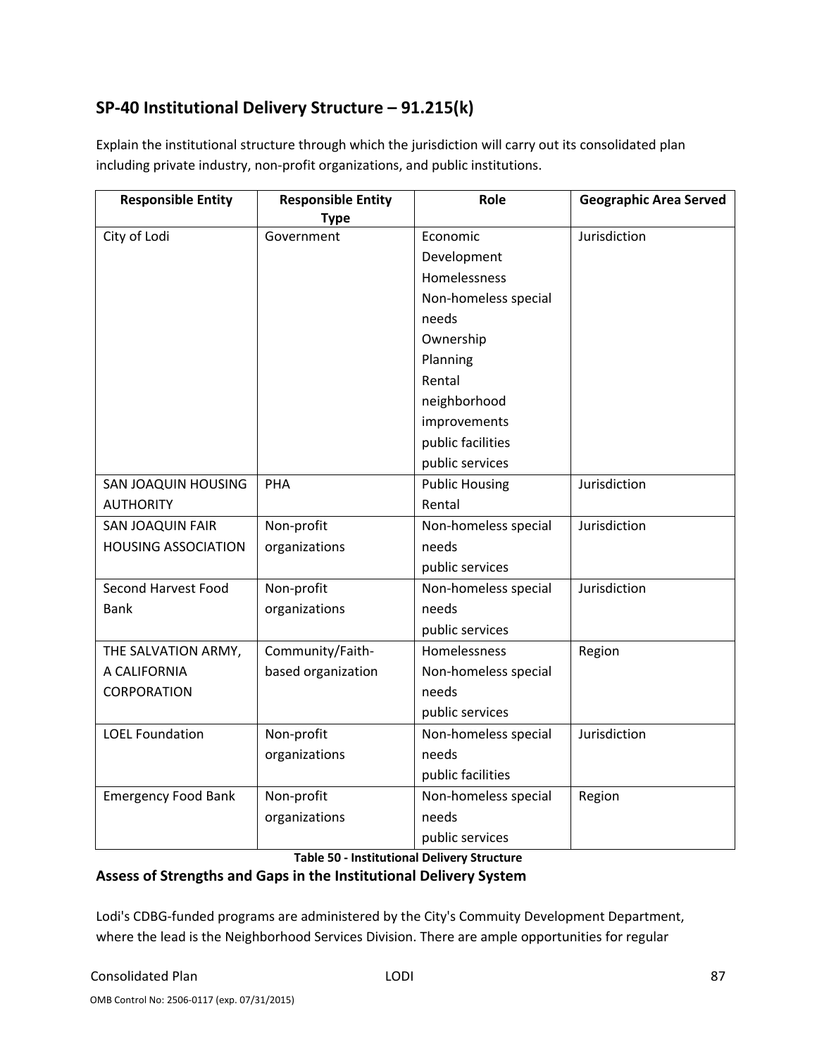## SP-40 Institutional Delivery Structure – 91.215(k)

Explain the institutional structure through which the jurisdiction will carry out its consolidated plan including private industry, non-profit organizations, and public institutions.

| Responsible Entity | Responsible Entity Type | Role | Geographic Area Served |
|---|---|---|---|
| City of Lodi | Government | Economic Development<br>Homelessness<br>Non-homeless special needs<br>Ownership<br>Planning<br>Rental<br>neighborhood improvements<br>public facilities<br>public services | Jurisdiction |
| SAN JOAQUIN HOUSING AUTHORITY | PHA | Public Housing<br>Rental | Jurisdiction |
| SAN JOAQUIN FAIR HOUSING ASSOCIATION | Non-profit organizations | Non-homeless special needs<br>public services | Jurisdiction |
| Second Harvest Food Bank | Non-profit organizations | Non-homeless special needs<br>public services | Jurisdiction |
| THE SALVATION ARMY, A CALIFORNIA CORPORATION | Community/Faith-based organization | Homelessness<br>Non-homeless special needs<br>public services | Region |
| LOEL Foundation | Non-profit organizations | Non-homeless special needs<br>public facilities | Jurisdiction |
| Emergency Food Bank | Non-profit organizations | Non-homeless special needs<br>public services | Region |

**Table 50 - Institutional Delivery Structure**

### Assess of Strengths and Gaps in the Institutional Delivery System

Lodi's CDBG-funded programs are administered by the City's Commuity Development Department, where the lead is the Neighborhood Services Division. There are ample opportunities for regular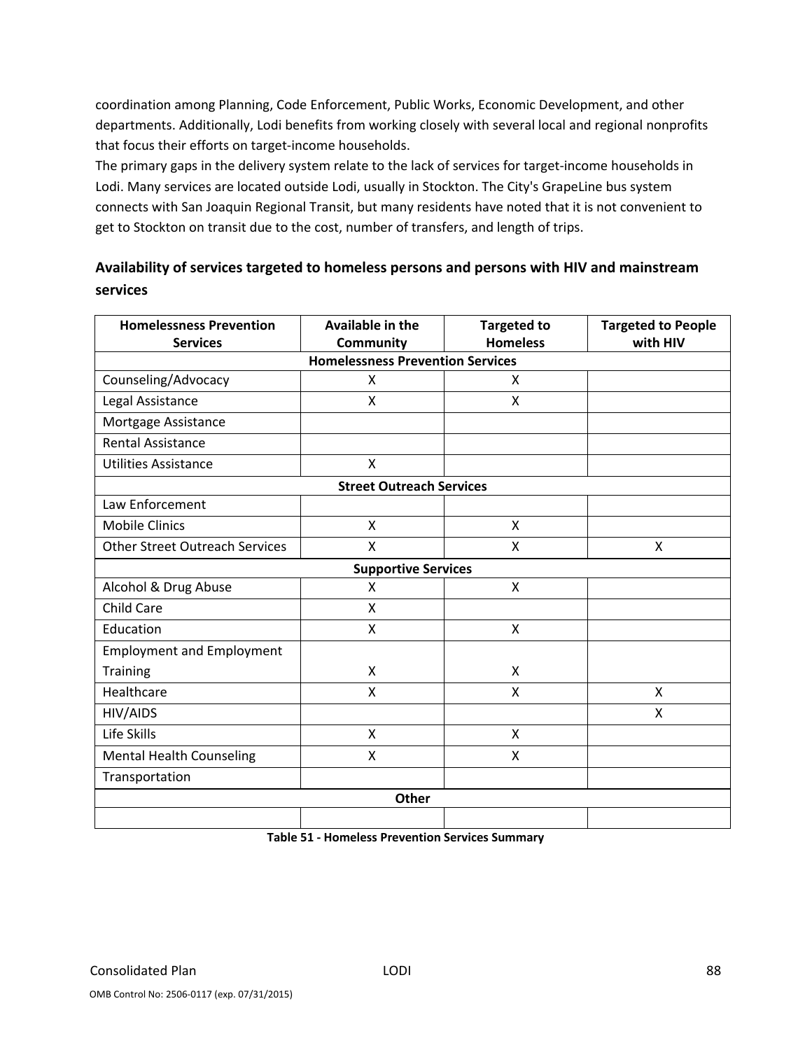coordination among Planning, Code Enforcement, Public Works, Economic Development, and other departments. Additionally, Lodi benefits from working closely with several local and regional nonprofits that focus their efforts on target-income households.

The primary gaps in the delivery system relate to the lack of services for target-income households in Lodi. Many services are located outside Lodi, usually in Stockton. The City's GrapeLine bus system connects with San Joaquin Regional Transit, but many residents have noted that it is not convenient to get to Stockton on transit due to the cost, number of transfers, and length of trips.

### Availability of services targeted to homeless persons and persons with HIV and mainstream services

| Homelessness Prevention Services | Available in the Community | Targeted to Homeless | Targeted to People with HIV |
|---|---|---|---|
| **Homelessness Prevention Services** | | | |
| Counseling/Advocacy | X | X | |
| Legal Assistance | X | X | |
| Mortgage Assistance | | | |
| Rental Assistance | | | |
| Utilities Assistance | X | | |
| **Street Outreach Services** | | | |
| Law Enforcement | | | |
| Mobile Clinics | X | X | |
| Other Street Outreach Services | X | X | X |
| **Supportive Services** | | | |
| Alcohol & Drug Abuse | X | X | |
| Child Care | X | | |
| Education | X | X | |
| Employment and Employment Training | X | X | |
| Healthcare | X | X | X |
| HIV/AIDS | | | X |
| Life Skills | X | X | |
| Mental Health Counseling | X | X | |
| Transportation | | | |
| **Other** | | | |
| | | | |

**Table 51 - Homeless Prevention Services Summary**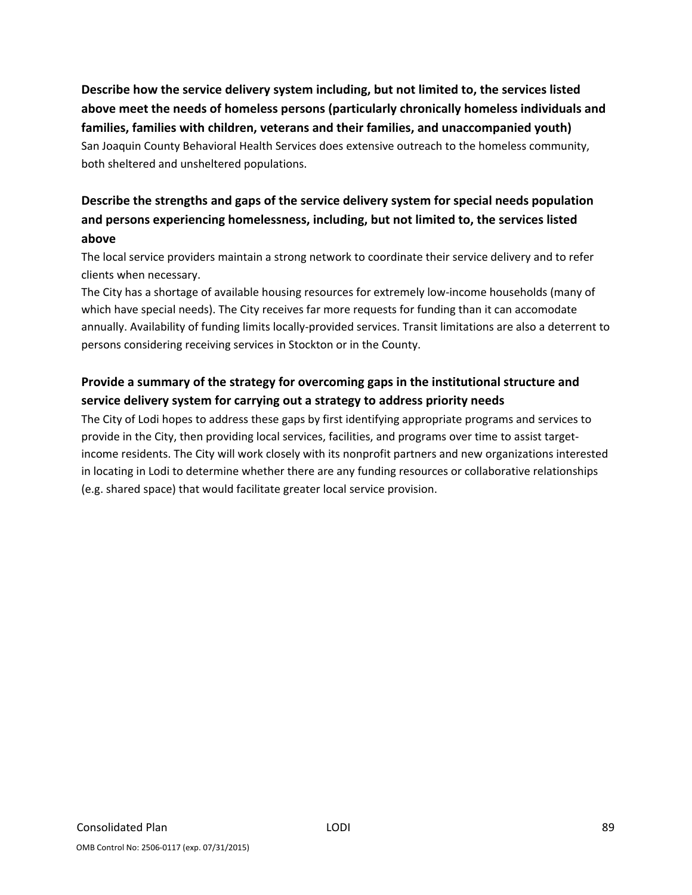**Describe how the service delivery system including, but not limited to, the services listed above meet the needs of homeless persons (particularly chronically homeless individuals and families, families with children, veterans and their families, and unaccompanied youth)**

San Joaquin County Behavioral Health Services does extensive outreach to the homeless community, both sheltered and unsheltered populations.

**Describe the strengths and gaps of the service delivery system for special needs population and persons experiencing homelessness, including, but not limited to, the services listed above**

The local service providers maintain a strong network to coordinate their service delivery and to refer clients when necessary.

The City has a shortage of available housing resources for extremely low-income households (many of which have special needs). The City receives far more requests for funding than it can accomodate annually. Availability of funding limits locally-provided services. Transit limitations are also a deterrent to persons considering receiving services in Stockton or in the County.

**Provide a summary of the strategy for overcoming gaps in the institutional structure and service delivery system for carrying out a strategy to address priority needs**

The City of Lodi hopes to address these gaps by first identifying appropriate programs and services to provide in the City, then providing local services, facilities, and programs over time to assist target-income residents. The City will work closely with its nonprofit partners and new organizations interested in locating in Lodi to determine whether there are any funding resources or collaborative relationships (e.g. shared space) that would facilitate greater local service provision.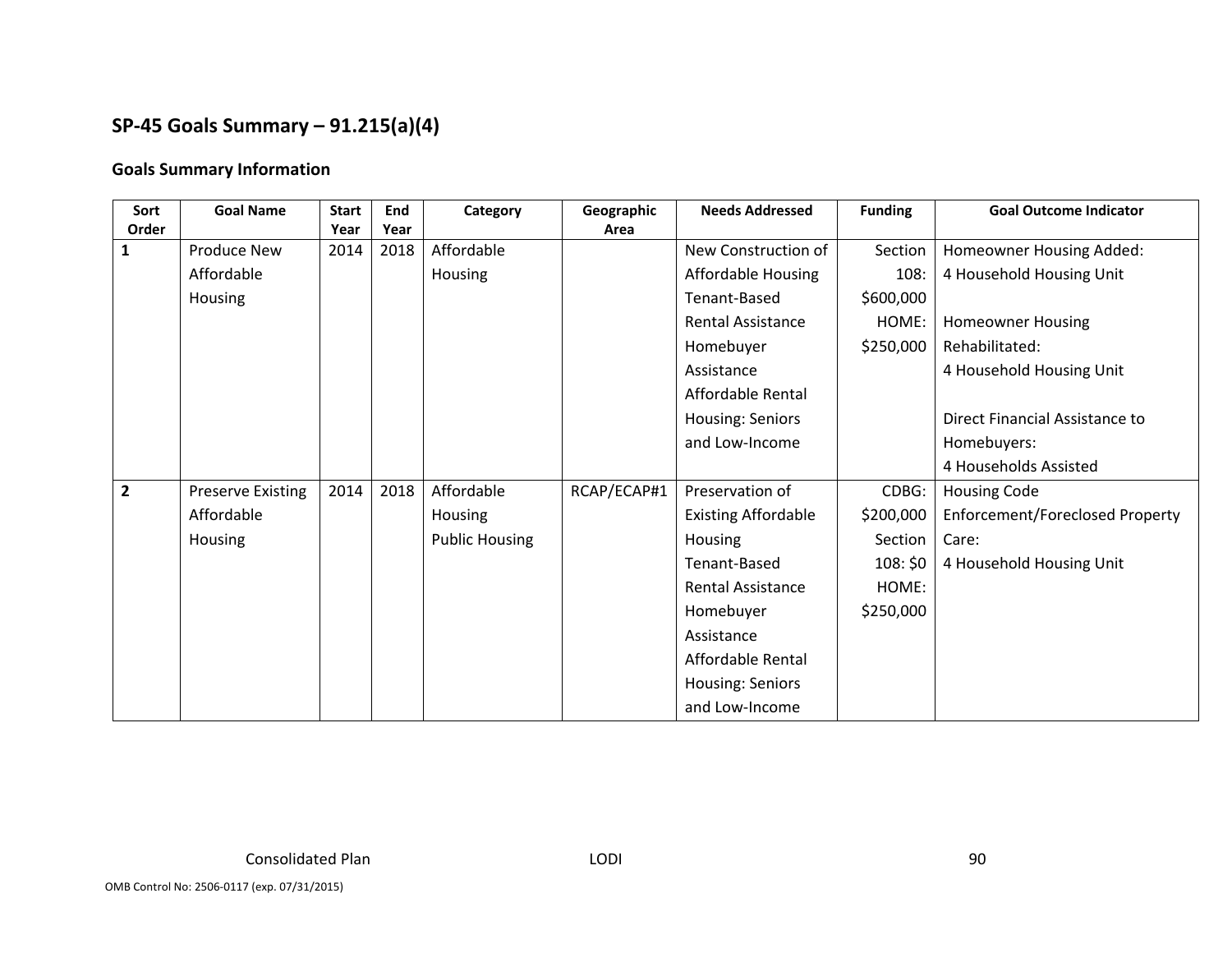## SP-45 Goals Summary – 91.215(a)(4)

### Goals Summary Information

| Sort Order | Goal Name | Start Year | End Year | Category | Geographic Area | Needs Addressed | Funding | Goal Outcome Indicator |
|---|---|---|---|---|---|---|---|---|
| 1 | Produce New Affordable Housing | 2014 | 2018 | Affordable Housing | | New Construction of Affordable Housing<br>Tenant-Based Rental Assistance<br>Homebuyer Assistance<br>Affordable Rental Housing: Seniors and Low-Income | Section 108: $600,000<br>HOME: $250,000 | Homeowner Housing Added:<br>4 Household Housing Unit<br><br>Homeowner Housing Rehabilitated:<br>4 Household Housing Unit<br><br>Direct Financial Assistance to Homebuyers:<br>4 Households Assisted |
| 2 | Preserve Existing Affordable Housing | 2014 | 2018 | Affordable Housing<br>Public Housing | RCAP/ECAP#1 | Preservation of Existing Affordable Housing<br>Tenant-Based Rental Assistance<br>Homebuyer Assistance<br>Affordable Rental Housing: Seniors and Low-Income | CDBG: $200,000<br>Section 108: $0<br>HOME: $250,000 | Housing Code Enforcement/Foreclosed Property Care:<br>4 Household Housing Unit |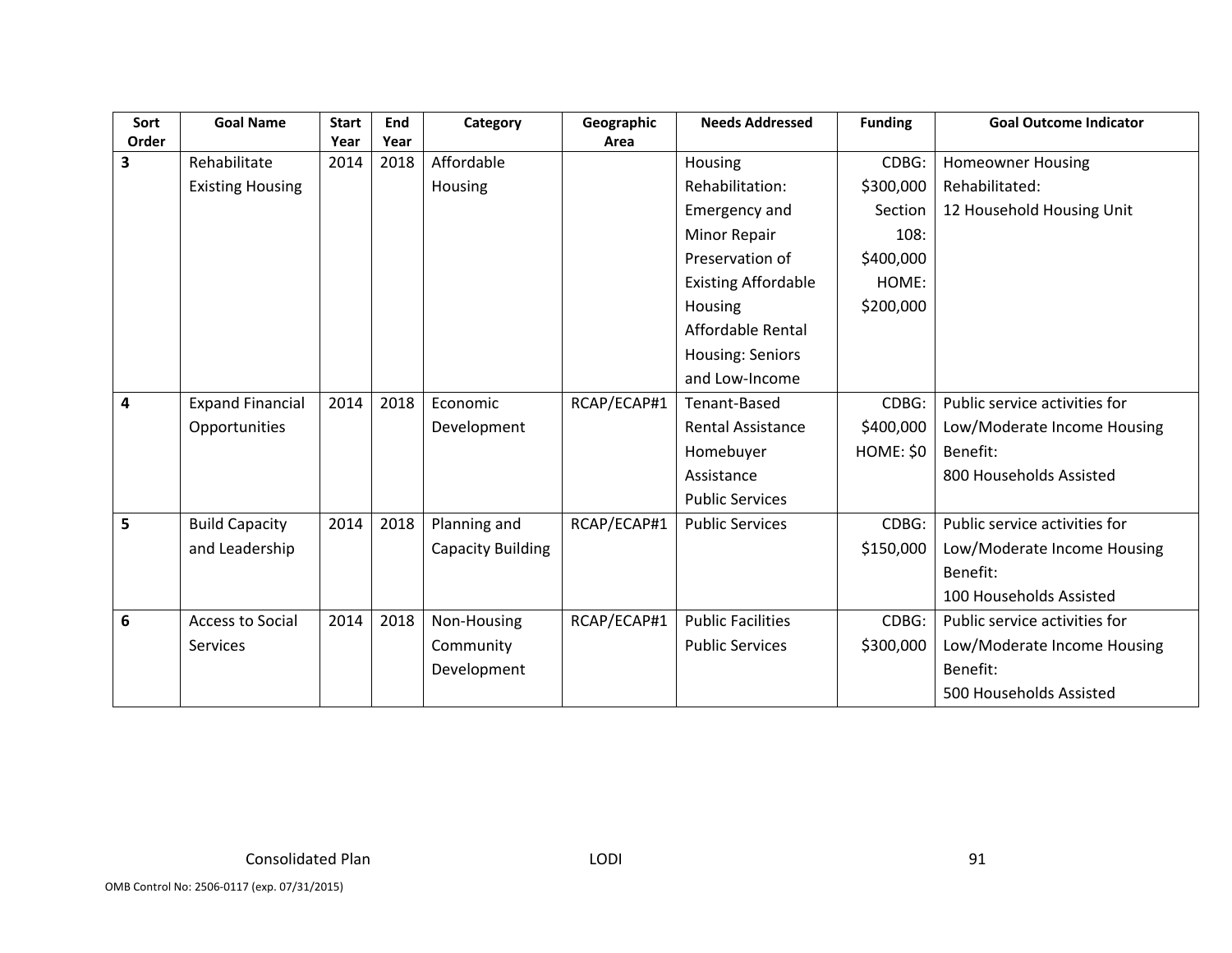| Sort Order | Goal Name | Start Year | End Year | Category | Geographic Area | Needs Addressed | Funding | Goal Outcome Indicator |
|---|---|---|---|---|---|---|---|---|
| **3** | Rehabilitate Existing Housing | 2014 | 2018 | Affordable Housing | | Housing Rehabilitation: Emergency and Minor Repair<br>Preservation of Existing Affordable Housing<br>Affordable Rental Housing: Seniors and Low-Income | CDBG: $300,000<br>Section 108: $400,000<br>HOME: $200,000 | Homeowner Housing Rehabilitated:<br>12 Household Housing Unit |
| **4** | Expand Financial Opportunities | 2014 | 2018 | Economic Development | RCAP/ECAP#1 | Tenant-Based Rental Assistance<br>Homebuyer Assistance<br>Public Services | CDBG: $400,000<br>HOME: $0 | Public service activities for Low/Moderate Income Housing Benefit:<br>800 Households Assisted |
| **5** | Build Capacity and Leadership | 2014 | 2018 | Planning and Capacity Building | RCAP/ECAP#1 | Public Services | CDBG: $150,000 | Public service activities for Low/Moderate Income Housing Benefit:<br>100 Households Assisted |
| **6** | Access to Social Services | 2014 | 2018 | Non-Housing Community Development | RCAP/ECAP#1 | Public Facilities<br>Public Services | CDBG: $300,000 | Public service activities for Low/Moderate Income Housing Benefit:<br>500 Households Assisted |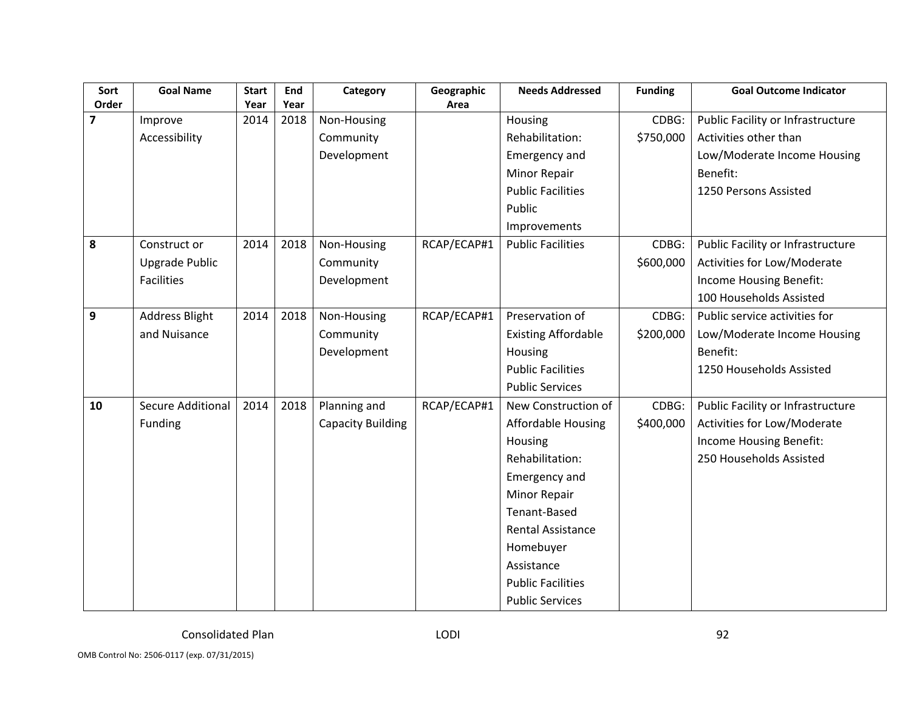| Sort Order | Goal Name | Start Year | End Year | Category | Geographic Area | Needs Addressed | Funding | Goal Outcome Indicator |
|---|---|---|---|---|---|---|---|---|
| **7** | Improve Accessibility | 2014 | 2018 | Non-Housing Community Development | | Housing Rehabilitation: Emergency and Minor Repair<br>Public Facilities<br>Public Improvements | CDBG: $750,000 | Public Facility or Infrastructure Activities other than Low/Moderate Income Housing Benefit:<br>1250 Persons Assisted |
| **8** | Construct or Upgrade Public Facilities | 2014 | 2018 | Non-Housing Community Development | RCAP/ECAP#1 | Public Facilities | CDBG: $600,000 | Public Facility or Infrastructure Activities for Low/Moderate Income Housing Benefit:<br>100 Households Assisted |
| **9** | Address Blight and Nuisance | 2014 | 2018 | Non-Housing Community Development | RCAP/ECAP#1 | Preservation of Existing Affordable Housing<br>Public Facilities<br>Public Services | CDBG: $200,000 | Public service activities for Low/Moderate Income Housing Benefit:<br>1250 Households Assisted |
| **10** | Secure Additional Funding | 2014 | 2018 | Planning and Capacity Building | RCAP/ECAP#1 | New Construction of Affordable Housing<br>Housing Rehabilitation: Emergency and Minor Repair<br>Tenant-Based Rental Assistance<br>Homebuyer Assistance<br>Public Facilities<br>Public Services | CDBG: $400,000 | Public Facility or Infrastructure Activities for Low/Moderate Income Housing Benefit:<br>250 Households Assisted |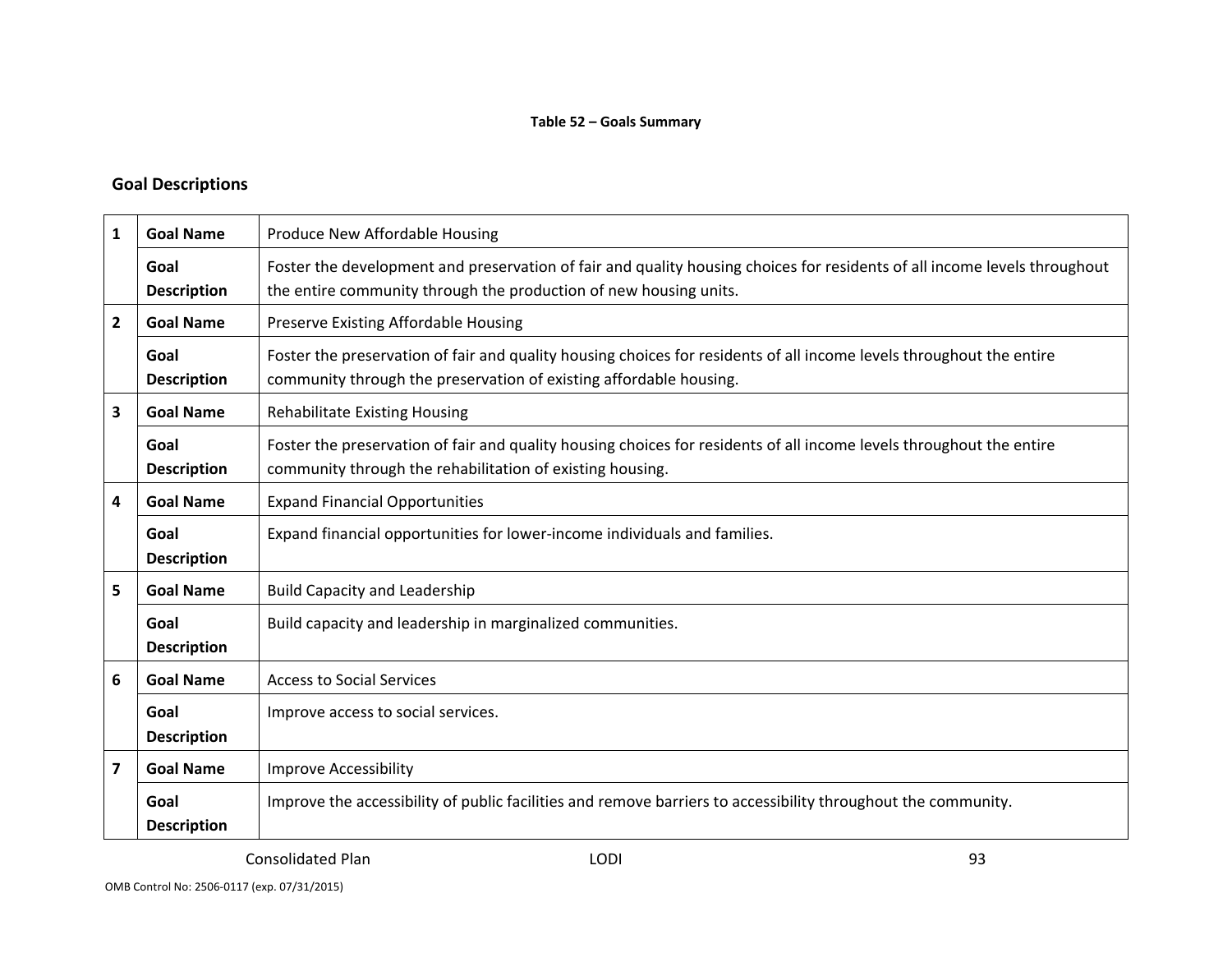**Table 52 – Goals Summary**

## Goal Descriptions

| | | |
|---|---|---|
| **1** | **Goal Name** | Produce New Affordable Housing |
| | **Goal Description** | Foster the development and preservation of fair and quality housing choices for residents of all income levels throughout the entire community through the production of new housing units. |
| **2** | **Goal Name** | Preserve Existing Affordable Housing |
| | **Goal Description** | Foster the preservation of fair and quality housing choices for residents of all income levels throughout the entire community through the preservation of existing affordable housing. |
| **3** | **Goal Name** | Rehabilitate Existing Housing |
| | **Goal Description** | Foster the preservation of fair and quality housing choices for residents of all income levels throughout the entire community through the rehabilitation of existing housing. |
| **4** | **Goal Name** | Expand Financial Opportunities |
| | **Goal Description** | Expand financial opportunities for lower-income individuals and families. |
| **5** | **Goal Name** | Build Capacity and Leadership |
| | **Goal Description** | Build capacity and leadership in marginalized communities. |
| **6** | **Goal Name** | Access to Social Services |
| | **Goal Description** | Improve access to social services. |
| **7** | **Goal Name** | Improve Accessibility |
| | **Goal Description** | Improve the accessibility of public facilities and remove barriers to accessibility throughout the community. |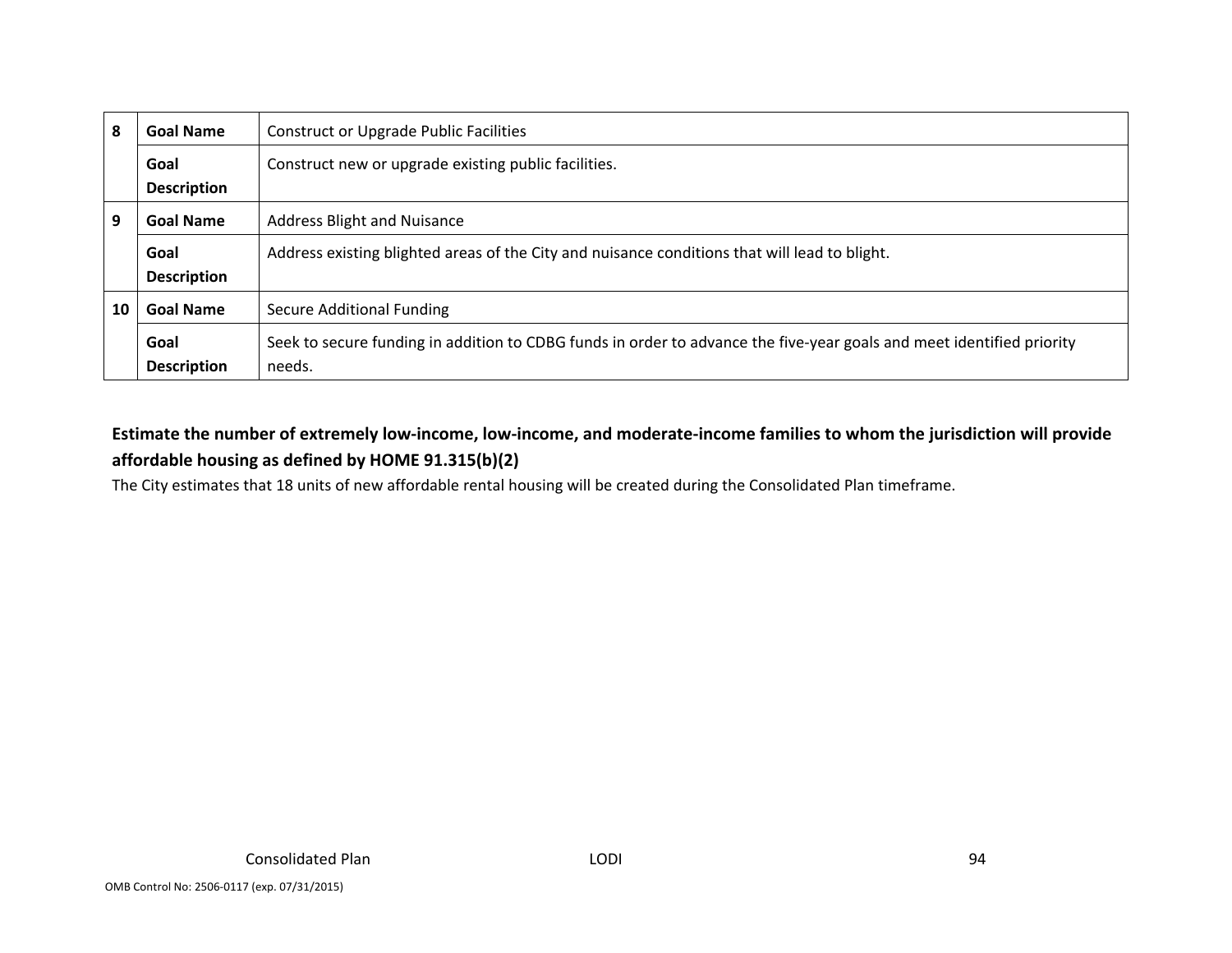| | | |
|---|---|---|
| 8 | **Goal Name** | Construct or Upgrade Public Facilities |
| | **Goal Description** | Construct new or upgrade existing public facilities. |
| 9 | **Goal Name** | Address Blight and Nuisance |
| | **Goal Description** | Address existing blighted areas of the City and nuisance conditions that will lead to blight. |
| 10 | **Goal Name** | Secure Additional Funding |
| | **Goal Description** | Seek to secure funding in addition to CDBG funds in order to advance the five-year goals and meet identified priority needs. |

**Estimate the number of extremely low-income, low-income, and moderate-income families to whom the jurisdiction will provide affordable housing as defined by HOME 91.315(b)(2)**

The City estimates that 18 units of new affordable rental housing will be created during the Consolidated Plan timeframe.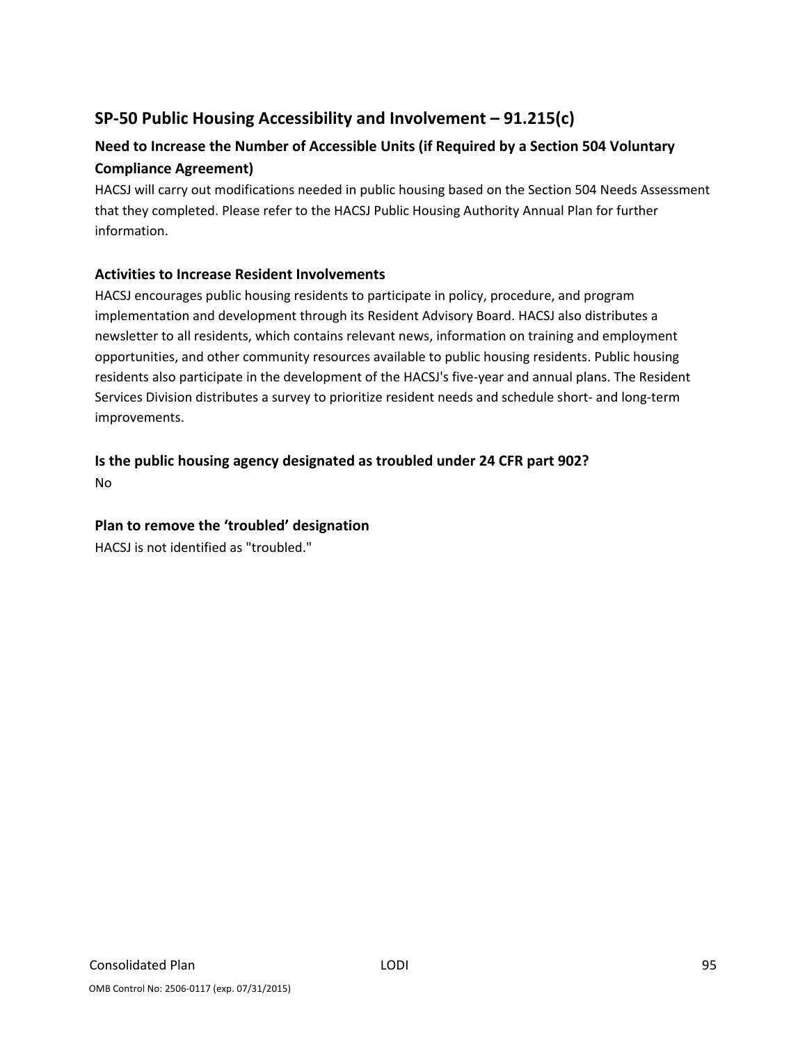## SP-50 Public Housing Accessibility and Involvement – 91.215(c)

### Need to Increase the Number of Accessible Units (if Required by a Section 504 Voluntary Compliance Agreement)

HACSJ will carry out modifications needed in public housing based on the Section 504 Needs Assessment that they completed. Please refer to the HACSJ Public Housing Authority Annual Plan for further information.

### Activities to Increase Resident Involvements

HACSJ encourages public housing residents to participate in policy, procedure, and program implementation and development through its Resident Advisory Board. HACSJ also distributes a newsletter to all residents, which contains relevant news, information on training and employment opportunities, and other community resources available to public housing residents. Public housing residents also participate in the development of the HACSJ's five-year and annual plans. The Resident Services Division distributes a survey to prioritize resident needs and schedule short- and long-term improvements.

### Is the public housing agency designated as troubled under 24 CFR part 902?

No

### Plan to remove the 'troubled' designation

HACSJ is not identified as "troubled."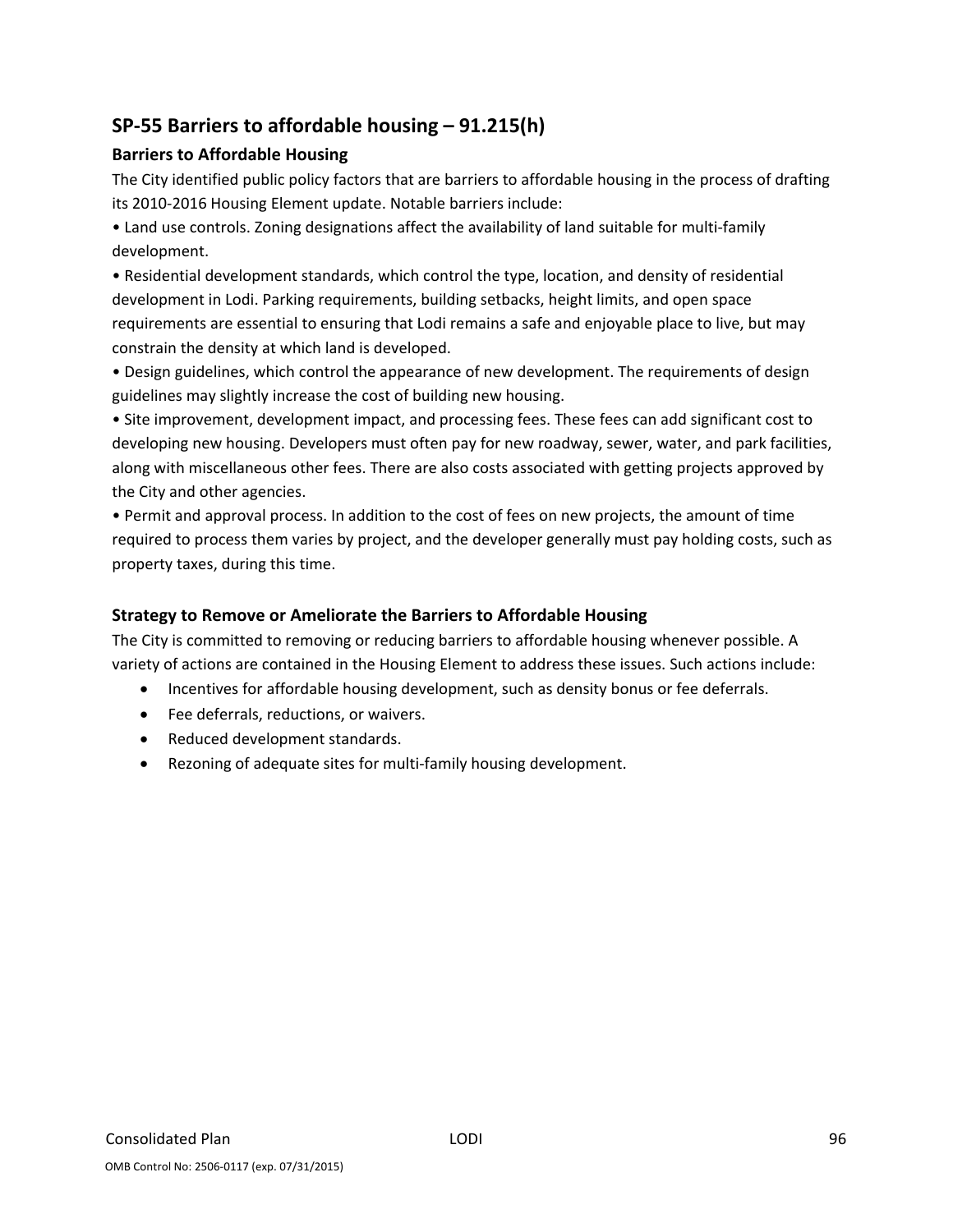## SP-55 Barriers to affordable housing – 91.215(h)

### Barriers to Affordable Housing

The City identified public policy factors that are barriers to affordable housing in the process of drafting its 2010-2016 Housing Element update. Notable barriers include:

• Land use controls. Zoning designations affect the availability of land suitable for multi-family development.

• Residential development standards, which control the type, location, and density of residential development in Lodi. Parking requirements, building setbacks, height limits, and open space requirements are essential to ensuring that Lodi remains a safe and enjoyable place to live, but may constrain the density at which land is developed.

• Design guidelines, which control the appearance of new development. The requirements of design guidelines may slightly increase the cost of building new housing.

• Site improvement, development impact, and processing fees. These fees can add significant cost to developing new housing. Developers must often pay for new roadway, sewer, water, and park facilities, along with miscellaneous other fees. There are also costs associated with getting projects approved by the City and other agencies.

• Permit and approval process. In addition to the cost of fees on new projects, the amount of time required to process them varies by project, and the developer generally must pay holding costs, such as property taxes, during this time.

### Strategy to Remove or Ameliorate the Barriers to Affordable Housing

The City is committed to removing or reducing barriers to affordable housing whenever possible. A variety of actions are contained in the Housing Element to address these issues. Such actions include:

- Incentives for affordable housing development, such as density bonus or fee deferrals.
- Fee deferrals, reductions, or waivers.
- Reduced development standards.
- Rezoning of adequate sites for multi-family housing development.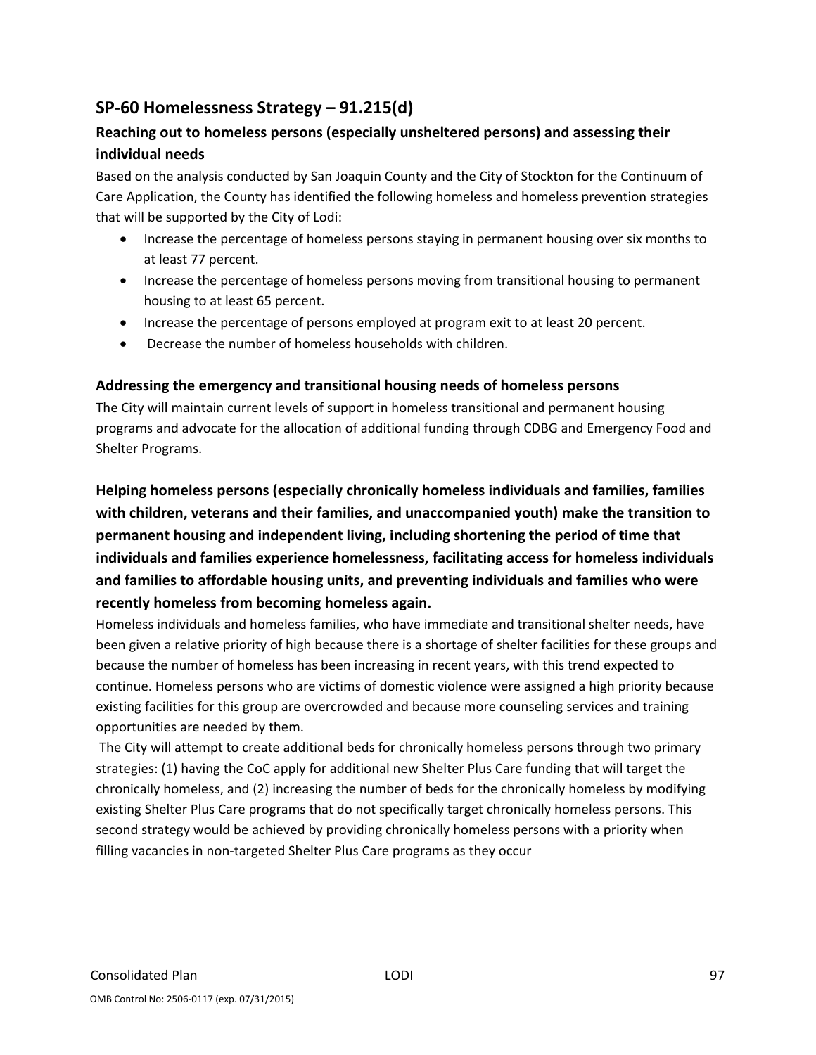## SP-60 Homelessness Strategy – 91.215(d)

### Reaching out to homeless persons (especially unsheltered persons) and assessing their individual needs

Based on the analysis conducted by San Joaquin County and the City of Stockton for the Continuum of Care Application, the County has identified the following homeless and homeless prevention strategies that will be supported by the City of Lodi:

- Increase the percentage of homeless persons staying in permanent housing over six months to at least 77 percent.
- Increase the percentage of homeless persons moving from transitional housing to permanent housing to at least 65 percent.
- Increase the percentage of persons employed at program exit to at least 20 percent.
- Decrease the number of homeless households with children.

### Addressing the emergency and transitional housing needs of homeless persons

The City will maintain current levels of support in homeless transitional and permanent housing programs and advocate for the allocation of additional funding through CDBG and Emergency Food and Shelter Programs.

### Helping homeless persons (especially chronically homeless individuals and families, families with children, veterans and their families, and unaccompanied youth) make the transition to permanent housing and independent living, including shortening the period of time that individuals and families experience homelessness, facilitating access for homeless individuals and families to affordable housing units, and preventing individuals and families who were recently homeless from becoming homeless again.

Homeless individuals and homeless families, who have immediate and transitional shelter needs, have been given a relative priority of high because there is a shortage of shelter facilities for these groups and because the number of homeless has been increasing in recent years, with this trend expected to continue. Homeless persons who are victims of domestic violence were assigned a high priority because existing facilities for this group are overcrowded and because more counseling services and training opportunities are needed by them.

The City will attempt to create additional beds for chronically homeless persons through two primary strategies: (1) having the CoC apply for additional new Shelter Plus Care funding that will target the chronically homeless, and (2) increasing the number of beds for the chronically homeless by modifying existing Shelter Plus Care programs that do not specifically target chronically homeless persons. This second strategy would be achieved by providing chronically homeless persons with a priority when filling vacancies in non-targeted Shelter Plus Care programs as they occur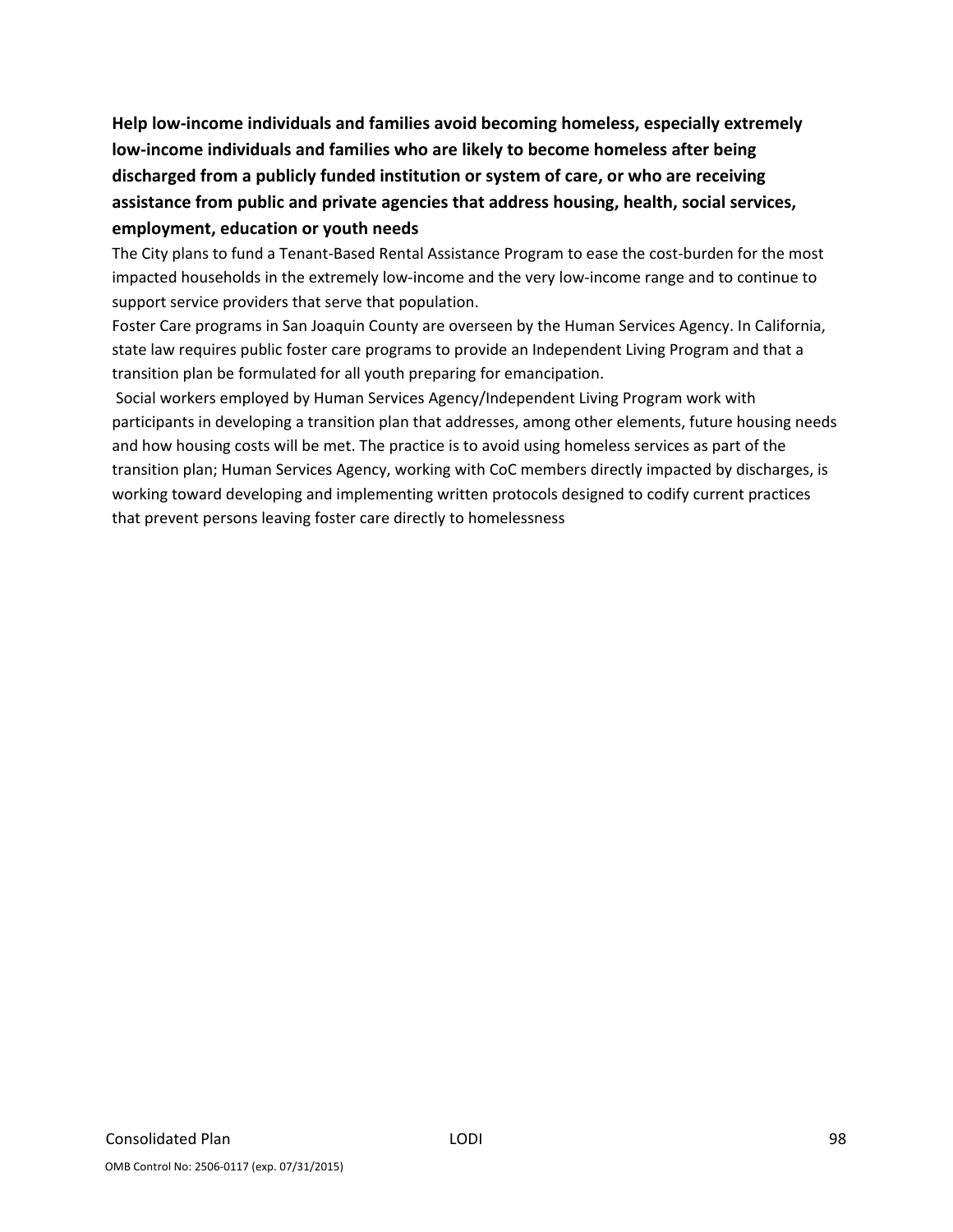**Help low-income individuals and families avoid becoming homeless, especially extremely low-income individuals and families who are likely to become homeless after being discharged from a publicly funded institution or system of care, or who are receiving assistance from public and private agencies that address housing, health, social services, employment, education or youth needs**

The City plans to fund a Tenant-Based Rental Assistance Program to ease the cost-burden for the most impacted households in the extremely low-income and the very low-income range and to continue to support service providers that serve that population.

Foster Care programs in San Joaquin County are overseen by the Human Services Agency. In California, state law requires public foster care programs to provide an Independent Living Program and that a transition plan be formulated for all youth preparing for emancipation.

Social workers employed by Human Services Agency/Independent Living Program work with participants in developing a transition plan that addresses, among other elements, future housing needs and how housing costs will be met. The practice is to avoid using homeless services as part of the transition plan; Human Services Agency, working with CoC members directly impacted by discharges, is working toward developing and implementing written protocols designed to codify current practices that prevent persons leaving foster care directly to homelessness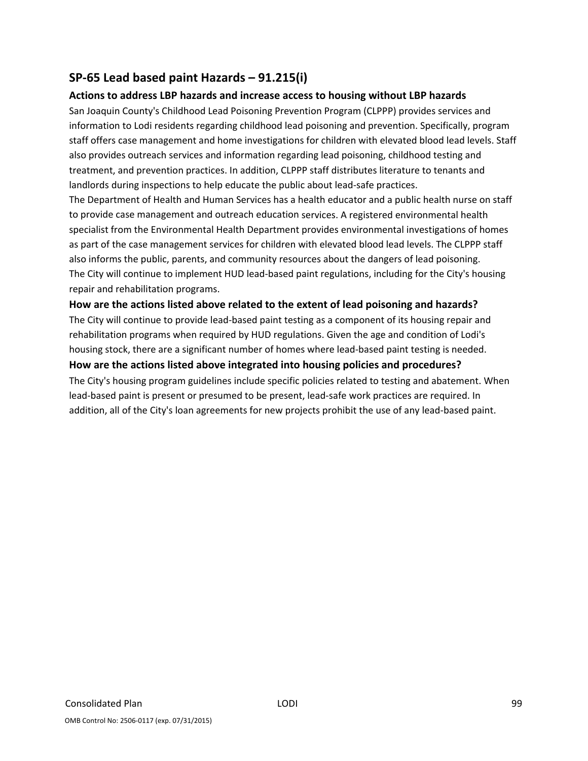## SP-65 Lead based paint Hazards – 91.215(i)

### Actions to address LBP hazards and increase access to housing without LBP hazards

San Joaquin County's Childhood Lead Poisoning Prevention Program (CLPPP) provides services and information to Lodi residents regarding childhood lead poisoning and prevention. Specifically, program staff offers case management and home investigations for children with elevated blood lead levels. Staff also provides outreach services and information regarding lead poisoning, childhood testing and treatment, and prevention practices. In addition, CLPPP staff distributes literature to tenants and landlords during inspections to help educate the public about lead-safe practices.

The Department of Health and Human Services has a health educator and a public health nurse on staff to provide case management and outreach education services. A registered environmental health specialist from the Environmental Health Department provides environmental investigations of homes as part of the case management services for children with elevated blood lead levels. The CLPPP staff also informs the public, parents, and community resources about the dangers of lead poisoning.

The City will continue to implement HUD lead-based paint regulations, including for the City's housing repair and rehabilitation programs.

### How are the actions listed above related to the extent of lead poisoning and hazards?

The City will continue to provide lead-based paint testing as a component of its housing repair and rehabilitation programs when required by HUD regulations. Given the age and condition of Lodi's housing stock, there are a significant number of homes where lead-based paint testing is needed.

### How are the actions listed above integrated into housing policies and procedures?

The City's housing program guidelines include specific policies related to testing and abatement. When lead-based paint is present or presumed to be present, lead-safe work practices are required. In addition, all of the City's loan agreements for new projects prohibit the use of any lead-based paint.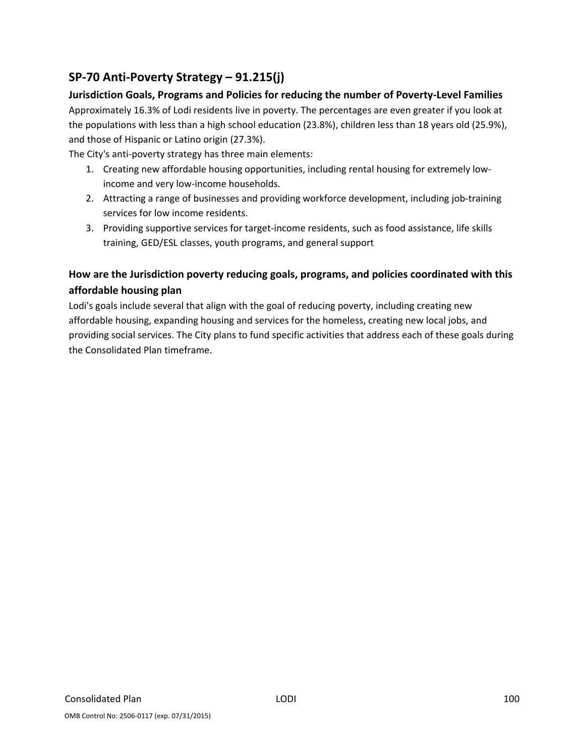## SP-70 Anti-Poverty Strategy – 91.215(j)

### Jurisdiction Goals, Programs and Policies for reducing the number of Poverty-Level Families

Approximately 16.3% of Lodi residents live in poverty. The percentages are even greater if you look at the populations with less than a high school education (23.8%), children less than 18 years old (25.9%), and those of Hispanic or Latino origin (27.3%).

The City's anti-poverty strategy has three main elements:

1. Creating new affordable housing opportunities, including rental housing for extremely low-income and very low-income households.
2. Attracting a range of businesses and providing workforce development, including job-training services for low income residents.
3. Providing supportive services for target-income residents, such as food assistance, life skills training, GED/ESL classes, youth programs, and general support

### How are the Jurisdiction poverty reducing goals, programs, and policies coordinated with this affordable housing plan

Lodi's goals include several that align with the goal of reducing poverty, including creating new affordable housing, expanding housing and services for the homeless, creating new local jobs, and providing social services. The City plans to fund specific activities that address each of these goals during the Consolidated Plan timeframe.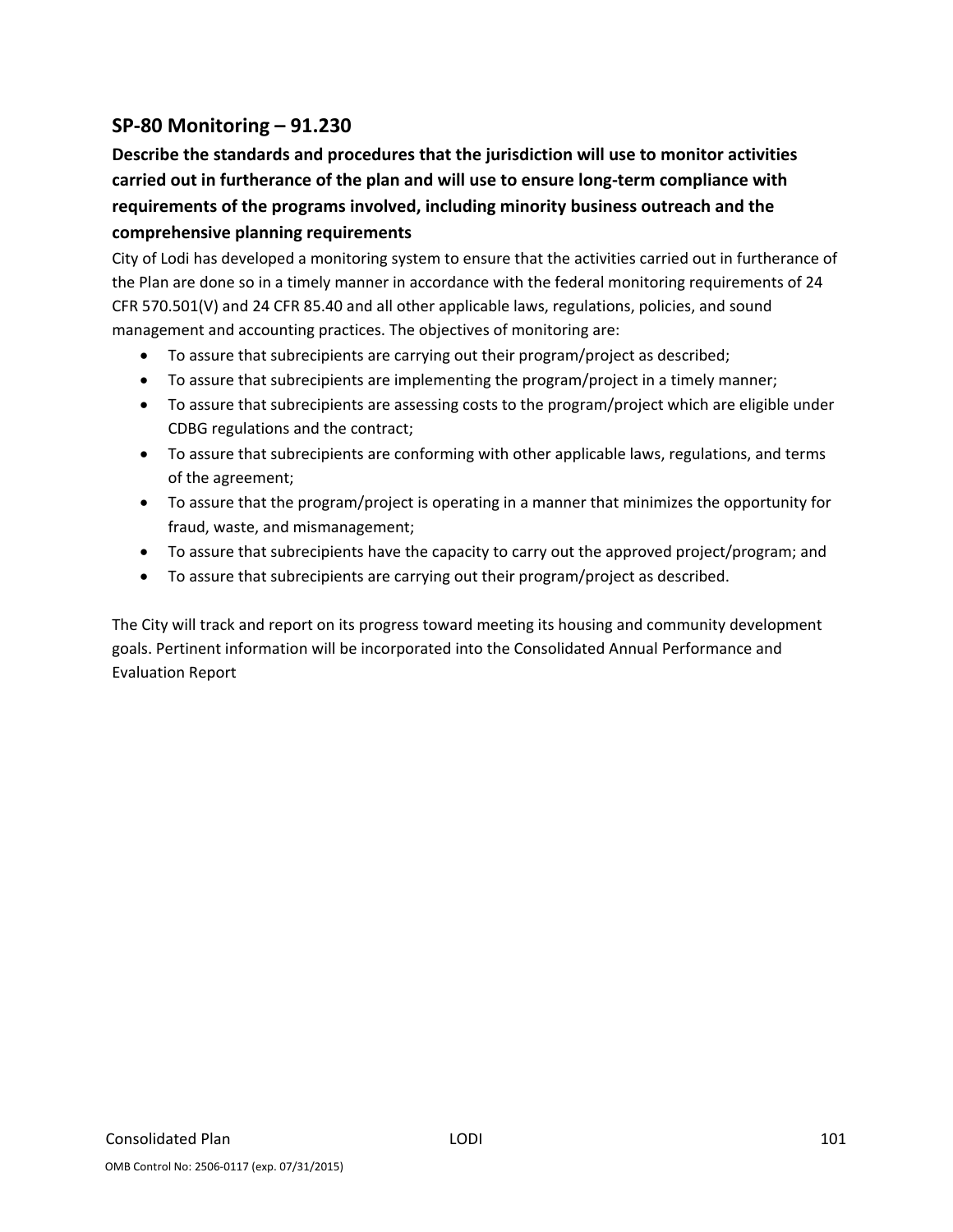## SP-80 Monitoring – 91.230

### Describe the standards and procedures that the jurisdiction will use to monitor activities carried out in furtherance of the plan and will use to ensure long-term compliance with requirements of the programs involved, including minority business outreach and the comprehensive planning requirements

City of Lodi has developed a monitoring system to ensure that the activities carried out in furtherance of the Plan are done so in a timely manner in accordance with the federal monitoring requirements of 24 CFR 570.501(V) and 24 CFR 85.40 and all other applicable laws, regulations, policies, and sound management and accounting practices. The objectives of monitoring are:

- To assure that subrecipients are carrying out their program/project as described;
- To assure that subrecipients are implementing the program/project in a timely manner;
- To assure that subrecipients are assessing costs to the program/project which are eligible under CDBG regulations and the contract;
- To assure that subrecipients are conforming with other applicable laws, regulations, and terms of the agreement;
- To assure that the program/project is operating in a manner that minimizes the opportunity for fraud, waste, and mismanagement;
- To assure that subrecipients have the capacity to carry out the approved project/program; and
- To assure that subrecipients are carrying out their program/project as described.

The City will track and report on its progress toward meeting its housing and community development goals. Pertinent information will be incorporated into the Consolidated Annual Performance and Evaluation Report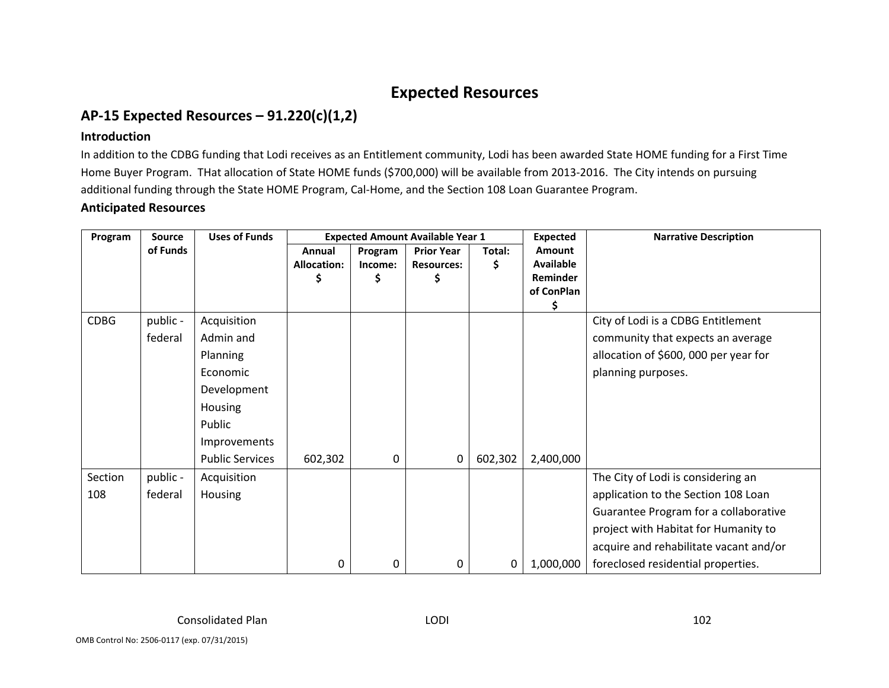# Expected Resources

## AP-15 Expected Resources – 91.220(c)(1,2)

### Introduction

In addition to the CDBG funding that Lodi receives as an Entitlement community, Lodi has been awarded State HOME funding for a First Time Home Buyer Program. THat allocation of State HOME funds ($700,000) will be available from 2013-2016. The City intends on pursuing additional funding through the State HOME Program, Cal-Home, and the Section 108 Loan Guarantee Program.

### Anticipated Resources

| Program | Source of Funds | Uses of Funds | Expected Amount Available Year 1 | | | | Expected Amount Available Reminder of ConPlan $ | Narrative Description |
|---|---|---|---|---|---|---|---|---|
| | | | Annual Allocation: $ | Program Income: $ | Prior Year Resources: $ | Total: $ | | |
| CDBG | public - federal | Acquisition<br>Admin and Planning<br>Economic Development<br>Housing<br>Public Improvements<br>Public Services | 602,302 | 0 | 0 | 602,302 | 2,400,000 | City of Lodi is a CDBG Entitlement community that expects an average allocation of $600, 000 per year for planning purposes. |
| Section 108 | public - federal | Acquisition<br>Housing | 0 | 0 | 0 | 0 | 1,000,000 | The City of Lodi is considering an application to the Section 108 Loan Guarantee Program for a collaborative project with Habitat for Humanity to acquire and rehabilitate vacant and/or foreclosed residential properties. |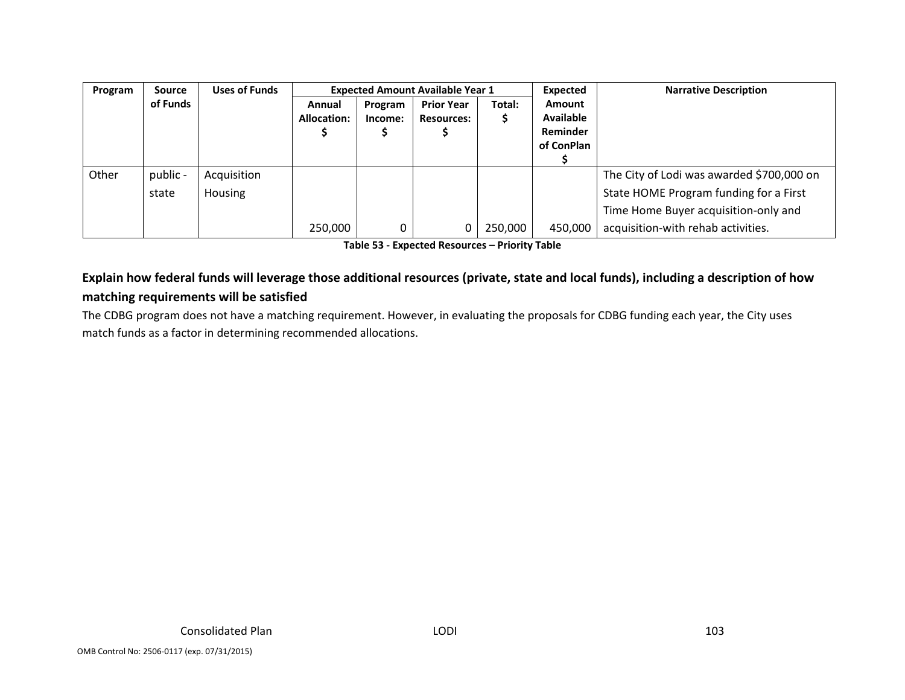| Program | Source of Funds | Uses of Funds | Expected Amount Available Year 1 | | | | Expected Amount Available Reminder of ConPlan $ | Narrative Description |
|---|---|---|---|---|---|---|---|---|
| | | | Annual Allocation: $ | Program Income: $ | Prior Year Resources: $ | Total: $ | | |
| Other | public - state | Acquisition Housing | 250,000 | 0 | 0 | 250,000 | 450,000 | The City of Lodi was awarded $700,000 on State HOME Program funding for a First Time Home Buyer acquisition-only and acquisition-with rehab activities. |

**Table 53 - Expected Resources – Priority Table**

**Explain how federal funds will leverage those additional resources (private, state and local funds), including a description of how matching requirements will be satisfied**

The CDBG program does not have a matching requirement. However, in evaluating the proposals for CDBG funding each year, the City uses match funds as a factor in determining recommended allocations.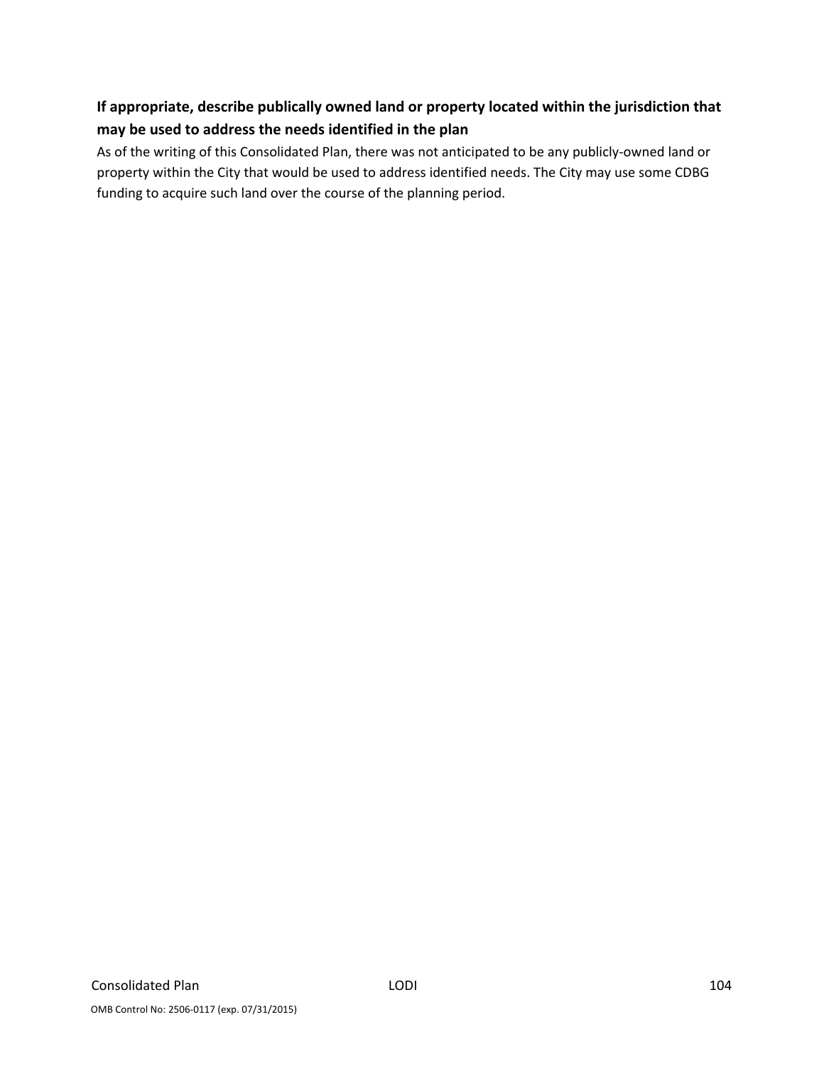**If appropriate, describe publically owned land or property located within the jurisdiction that may be used to address the needs identified in the plan**

As of the writing of this Consolidated Plan, there was not anticipated to be any publicly-owned land or property within the City that would be used to address identified needs. The City may use some CDBG funding to acquire such land over the course of the planning period.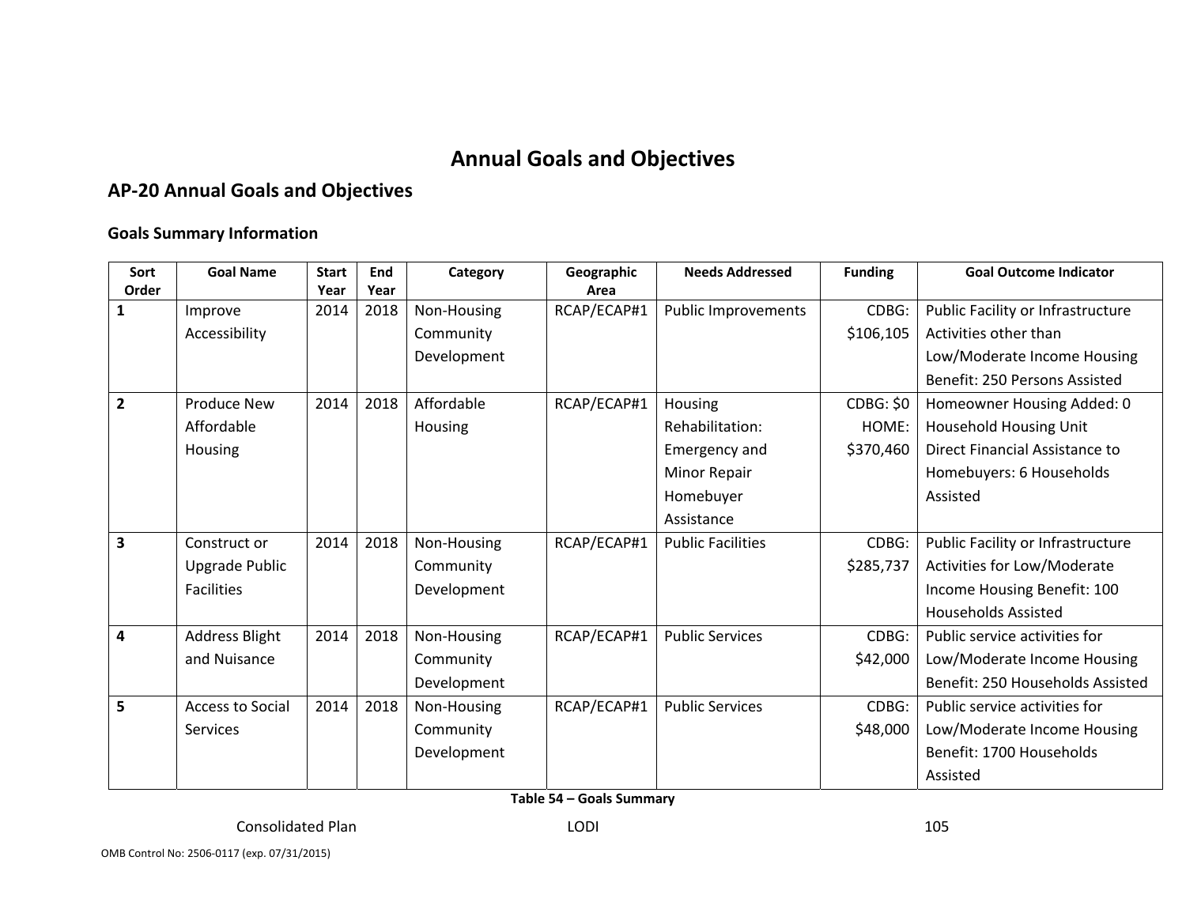# Annual Goals and Objectives

## AP-20 Annual Goals and Objectives

### Goals Summary Information

| Sort Order | Goal Name | Start Year | End Year | Category | Geographic Area | Needs Addressed | Funding | Goal Outcome Indicator |
|---|---|---|---|---|---|---|---|---|
| 1 | Improve Accessibility | 2014 | 2018 | Non-Housing Community Development | RCAP/ECAP#1 | Public Improvements | CDBG: $106,105 | Public Facility or Infrastructure Activities other than Low/Moderate Income Housing Benefit: 250 Persons Assisted |
| 2 | Produce New Affordable Housing | 2014 | 2018 | Affordable Housing | RCAP/ECAP#1 | Housing Rehabilitation: Emergency and Minor Repair Homebuyer Assistance | CDBG: $0 HOME: $370,460 | Homeowner Housing Added: 0 Household Housing Unit Direct Financial Assistance to Homebuyers: 6 Households Assisted |
| 3 | Construct or Upgrade Public Facilities | 2014 | 2018 | Non-Housing Community Development | RCAP/ECAP#1 | Public Facilities | CDBG: $285,737 | Public Facility or Infrastructure Activities for Low/Moderate Income Housing Benefit: 100 Households Assisted |
| 4 | Address Blight and Nuisance | 2014 | 2018 | Non-Housing Community Development | RCAP/ECAP#1 | Public Services | CDBG: $42,000 | Public service activities for Low/Moderate Income Housing Benefit: 250 Households Assisted |
| 5 | Access to Social Services | 2014 | 2018 | Non-Housing Community Development | RCAP/ECAP#1 | Public Services | CDBG: $48,000 | Public service activities for Low/Moderate Income Housing Benefit: 1700 Households Assisted |

**Table 54 – Goals Summary**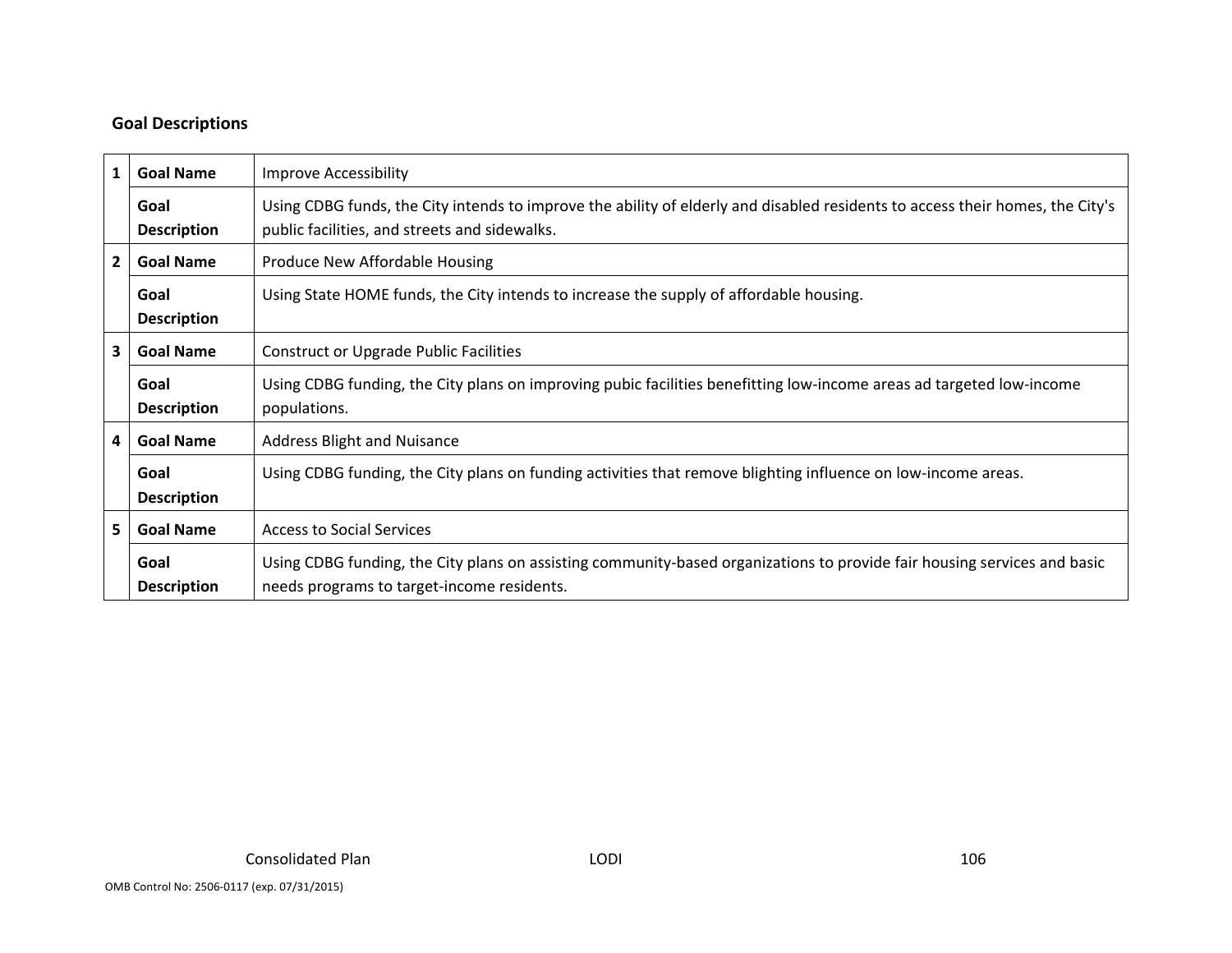## Goal Descriptions

| | | |
|---|---|---|
| 1 | **Goal Name** | Improve Accessibility |
| | **Goal Description** | Using CDBG funds, the City intends to improve the ability of elderly and disabled residents to access their homes, the City's public facilities, and streets and sidewalks. |
| 2 | **Goal Name** | Produce New Affordable Housing |
| | **Goal Description** | Using State HOME funds, the City intends to increase the supply of affordable housing. |
| 3 | **Goal Name** | Construct or Upgrade Public Facilities |
| | **Goal Description** | Using CDBG funding, the City plans on improving pubic facilities benefitting low-income areas ad targeted low-income populations. |
| 4 | **Goal Name** | Address Blight and Nuisance |
| | **Goal Description** | Using CDBG funding, the City plans on funding activities that remove blighting influence on low-income areas. |
| 5 | **Goal Name** | Access to Social Services |
| | **Goal Description** | Using CDBG funding, the City plans on assisting community-based organizations to provide fair housing services and basic needs programs to target-income residents. |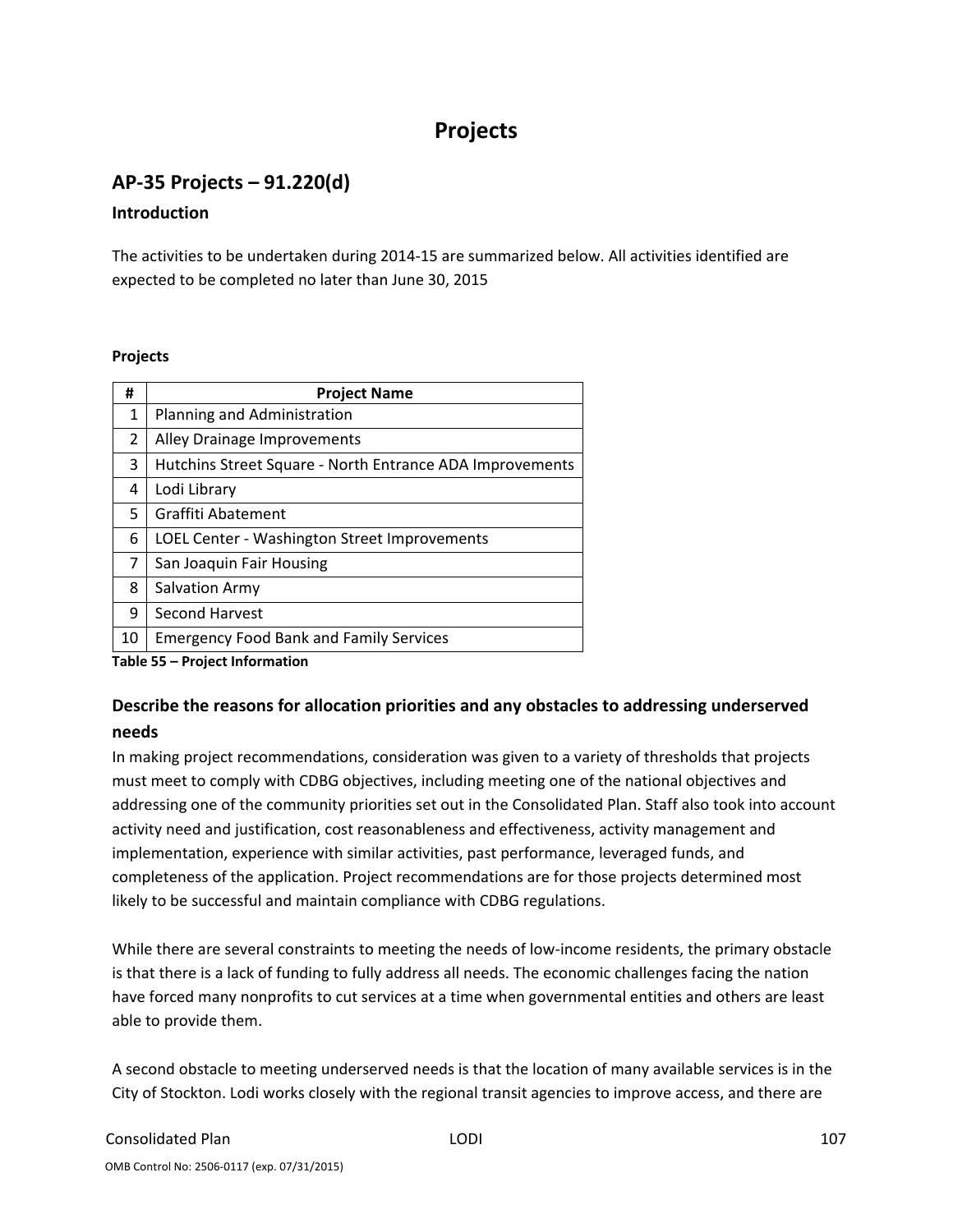# Projects

## AP-35 Projects – 91.220(d)

### Introduction

The activities to be undertaken during 2014-15 are summarized below. All activities identified are expected to be completed no later than June 30, 2015

**Projects**

| # | Project Name |
|---|---|
| 1 | Planning and Administration |
| 2 | Alley Drainage Improvements |
| 3 | Hutchins Street Square - North Entrance ADA Improvements |
| 4 | Lodi Library |
| 5 | Graffiti Abatement |
| 6 | LOEL Center - Washington Street Improvements |
| 7 | San Joaquin Fair Housing |
| 8 | Salvation Army |
| 9 | Second Harvest |
| 10 | Emergency Food Bank and Family Services |

**Table 55 – Project Information**

### Describe the reasons for allocation priorities and any obstacles to addressing underserved needs

In making project recommendations, consideration was given to a variety of thresholds that projects must meet to comply with CDBG objectives, including meeting one of the national objectives and addressing one of the community priorities set out in the Consolidated Plan. Staff also took into account activity need and justification, cost reasonableness and effectiveness, activity management and implementation, experience with similar activities, past performance, leveraged funds, and completeness of the application. Project recommendations are for those projects determined most likely to be successful and maintain compliance with CDBG regulations.

While there are several constraints to meeting the needs of low-income residents, the primary obstacle is that there is a lack of funding to fully address all needs. The economic challenges facing the nation have forced many nonprofits to cut services at a time when governmental entities and others are least able to provide them.

A second obstacle to meeting underserved needs is that the location of many available services is in the City of Stockton. Lodi works closely with the regional transit agencies to improve access, and there are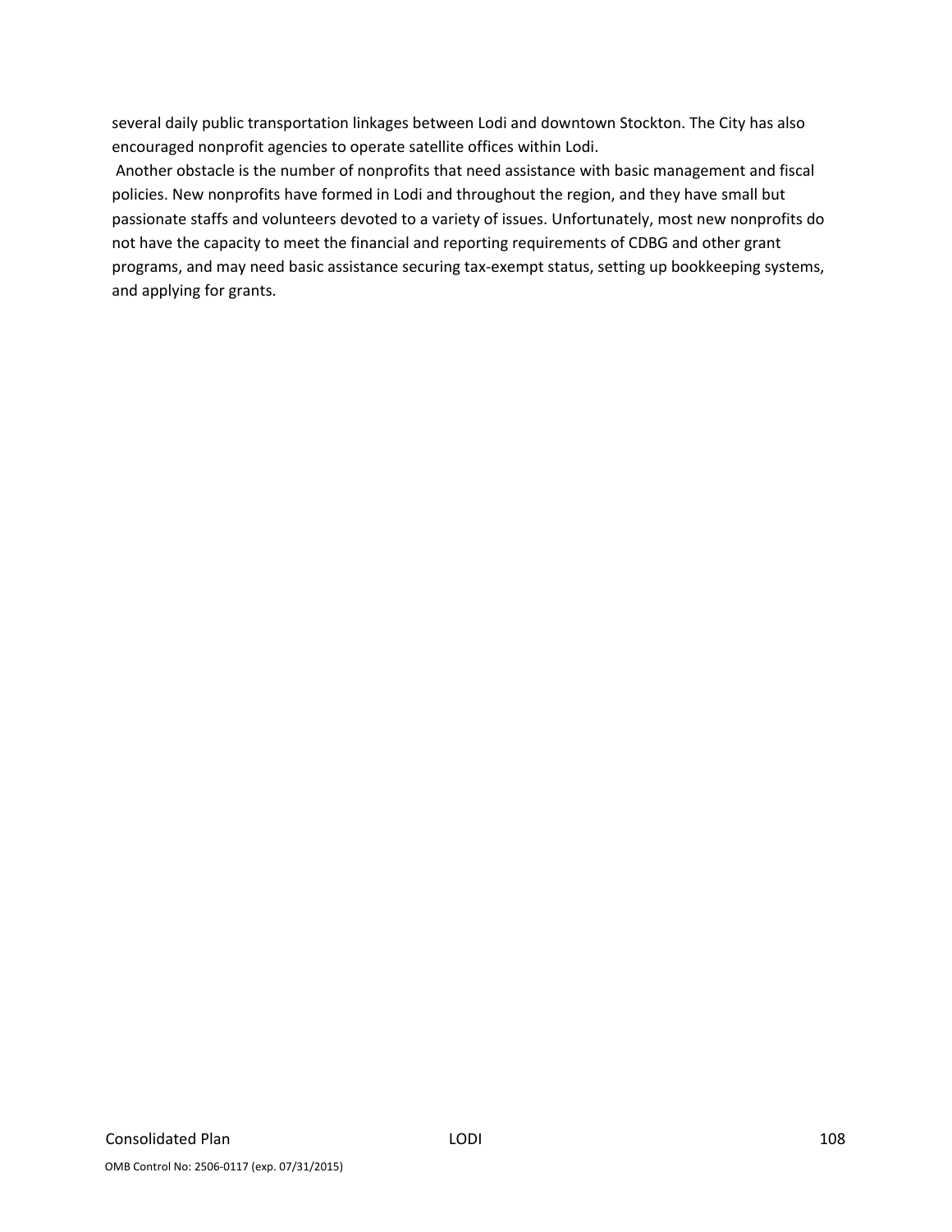several daily public transportation linkages between Lodi and downtown Stockton. The City has also encouraged nonprofit agencies to operate satellite offices within Lodi.

Another obstacle is the number of nonprofits that need assistance with basic management and fiscal policies. New nonprofits have formed in Lodi and throughout the region, and they have small but passionate staffs and volunteers devoted to a variety of issues. Unfortunately, most new nonprofits do not have the capacity to meet the financial and reporting requirements of CDBG and other grant programs, and may need basic assistance securing tax-exempt status, setting up bookkeeping systems, and applying for grants.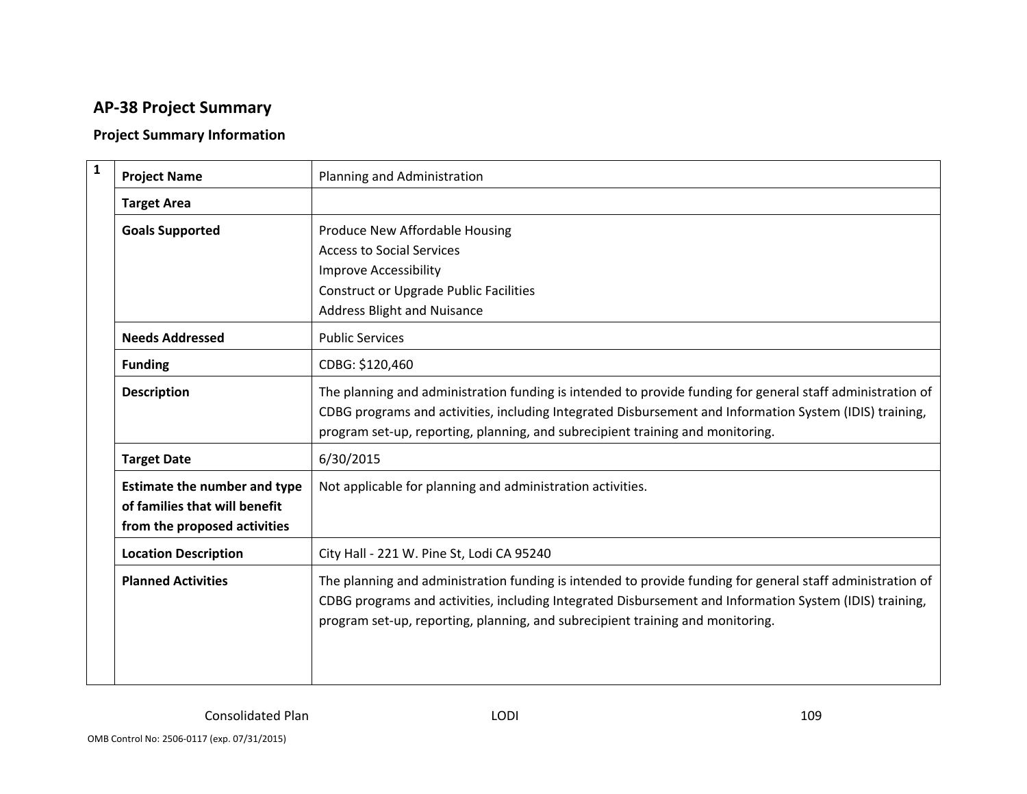## AP-38 Project Summary

### Project Summary Information

| 1 | | |
|---|---|---|
| | **Project Name** | Planning and Administration |
| | **Target Area** | |
| | **Goals Supported** | Produce New Affordable Housing<br>Access to Social Services<br>Improve Accessibility<br>Construct or Upgrade Public Facilities<br>Address Blight and Nuisance |
| | **Needs Addressed** | Public Services |
| | **Funding** | CDBG: $120,460 |
| | **Description** | The planning and administration funding is intended to provide funding for general staff administration of CDBG programs and activities, including Integrated Disbursement and Information System (IDIS) training, program set-up, reporting, planning, and subrecipient training and monitoring. |
| | **Target Date** | 6/30/2015 |
| | **Estimate the number and type of families that will benefit from the proposed activities** | Not applicable for planning and administration activities. |
| | **Location Description** | City Hall - 221 W. Pine St, Lodi CA 95240 |
| | **Planned Activities** | The planning and administration funding is intended to provide funding for general staff administration of CDBG programs and activities, including Integrated Disbursement and Information System (IDIS) training, program set-up, reporting, planning, and subrecipient training and monitoring. |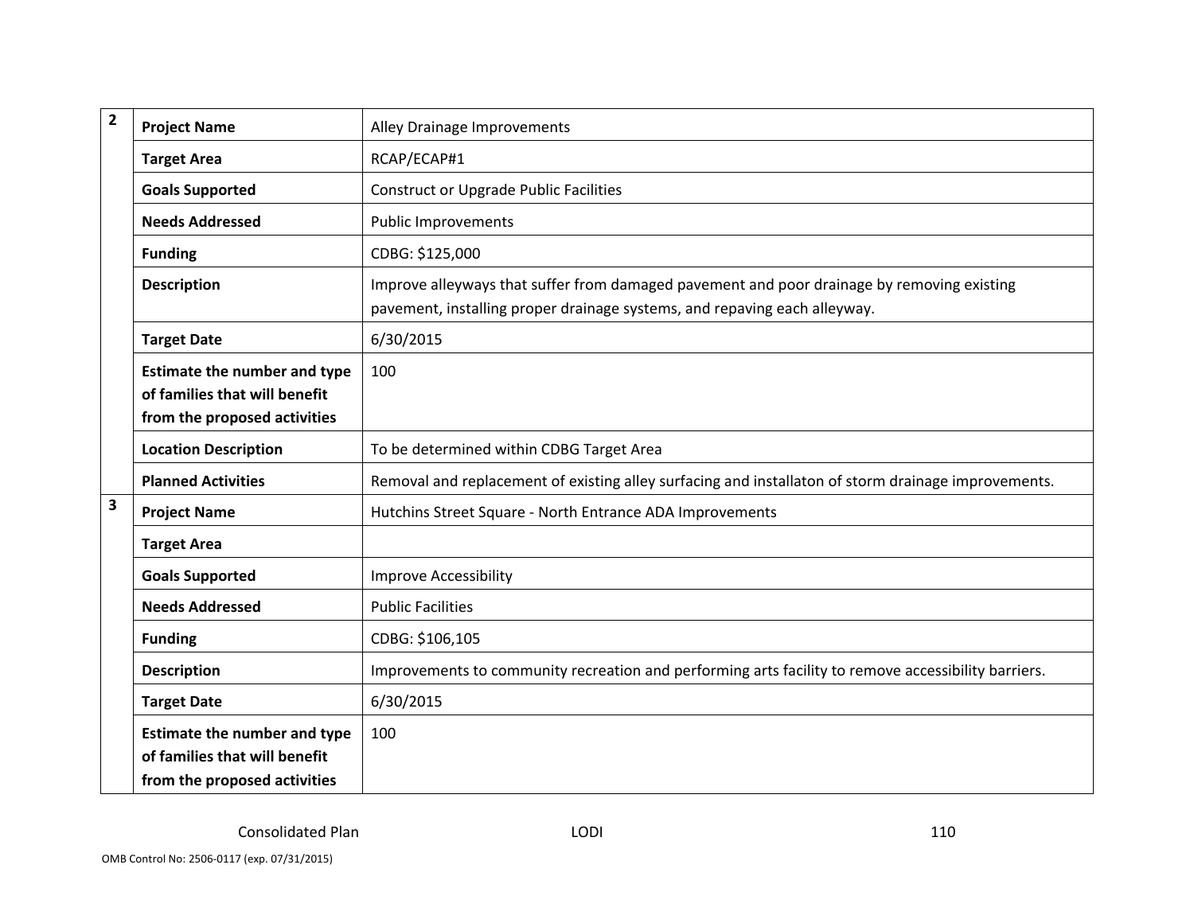| | | |
|---|---|---|
| 2 | **Project Name** | Alley Drainage Improvements |
| | **Target Area** | RCAP/ECAP#1 |
| | **Goals Supported** | Construct or Upgrade Public Facilities |
| | **Needs Addressed** | Public Improvements |
| | **Funding** | CDBG: $125,000 |
| | **Description** | Improve alleyways that suffer from damaged pavement and poor drainage by removing existing pavement, installing proper drainage systems, and repaving each alleyway. |
| | **Target Date** | 6/30/2015 |
| | **Estimate the number and type of families that will benefit from the proposed activities** | 100 |
| | **Location Description** | To be determined within CDBG Target Area |
| | **Planned Activities** | Removal and replacement of existing alley surfacing and installaton of storm drainage improvements. |
| 3 | **Project Name** | Hutchins Street Square - North Entrance ADA Improvements |
| | **Target Area** | |
| | **Goals Supported** | Improve Accessibility |
| | **Needs Addressed** | Public Facilities |
| | **Funding** | CDBG: $106,105 |
| | **Description** | Improvements to community recreation and performing arts facility to remove accessibility barriers. |
| | **Target Date** | 6/30/2015 |
| | **Estimate the number and type of families that will benefit from the proposed activities** | 100 |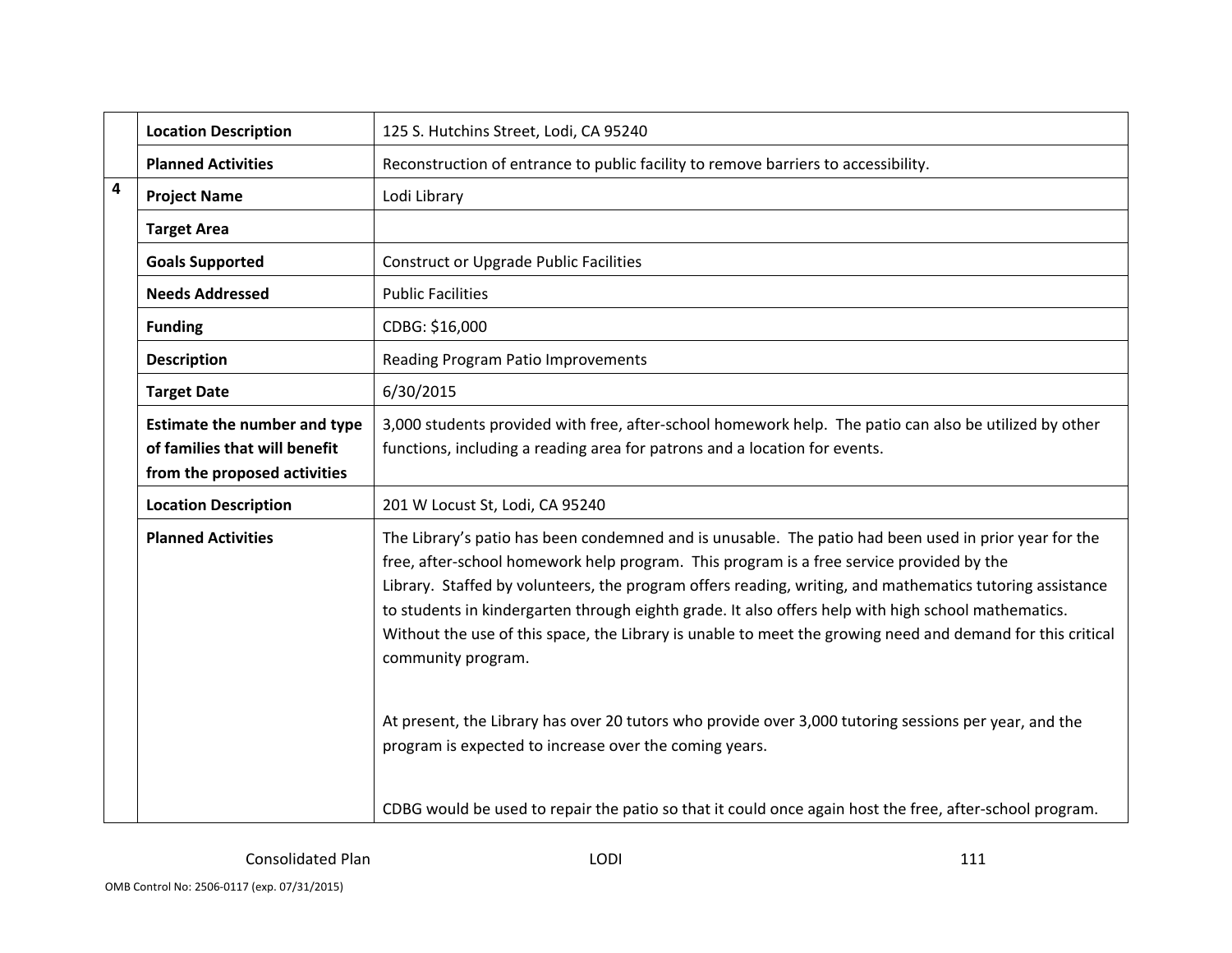| | | |
|---|---|---|
| | **Location Description** | 125 S. Hutchins Street, Lodi, CA 95240 |
| | **Planned Activities** | Reconstruction of entrance to public facility to remove barriers to accessibility. |
| **4** | **Project Name** | Lodi Library |
| | **Target Area** | |
| | **Goals Supported** | Construct or Upgrade Public Facilities |
| | **Needs Addressed** | Public Facilities |
| | **Funding** | CDBG: $16,000 |
| | **Description** | Reading Program Patio Improvements |
| | **Target Date** | 6/30/2015 |
| | **Estimate the number and type of families that will benefit from the proposed activities** | 3,000 students provided with free, after-school homework help. The patio can also be utilized by other functions, including a reading area for patrons and a location for events. |
| | **Location Description** | 201 W Locust St, Lodi, CA 95240 |
| | **Planned Activities** | The Library's patio has been condemned and is unusable. The patio had been used in prior year for the free, after-school homework help program. This program is a free service provided by the Library. Staffed by volunteers, the program offers reading, writing, and mathematics tutoring assistance to students in kindergarten through eighth grade. It also offers help with high school mathematics. Without the use of this space, the Library is unable to meet the growing need and demand for this critical community program.<br><br>At present, the Library has over 20 tutors who provide over 3,000 tutoring sessions per year, and the program is expected to increase over the coming years.<br><br>CDBG would be used to repair the patio so that it could once again host the free, after-school program. |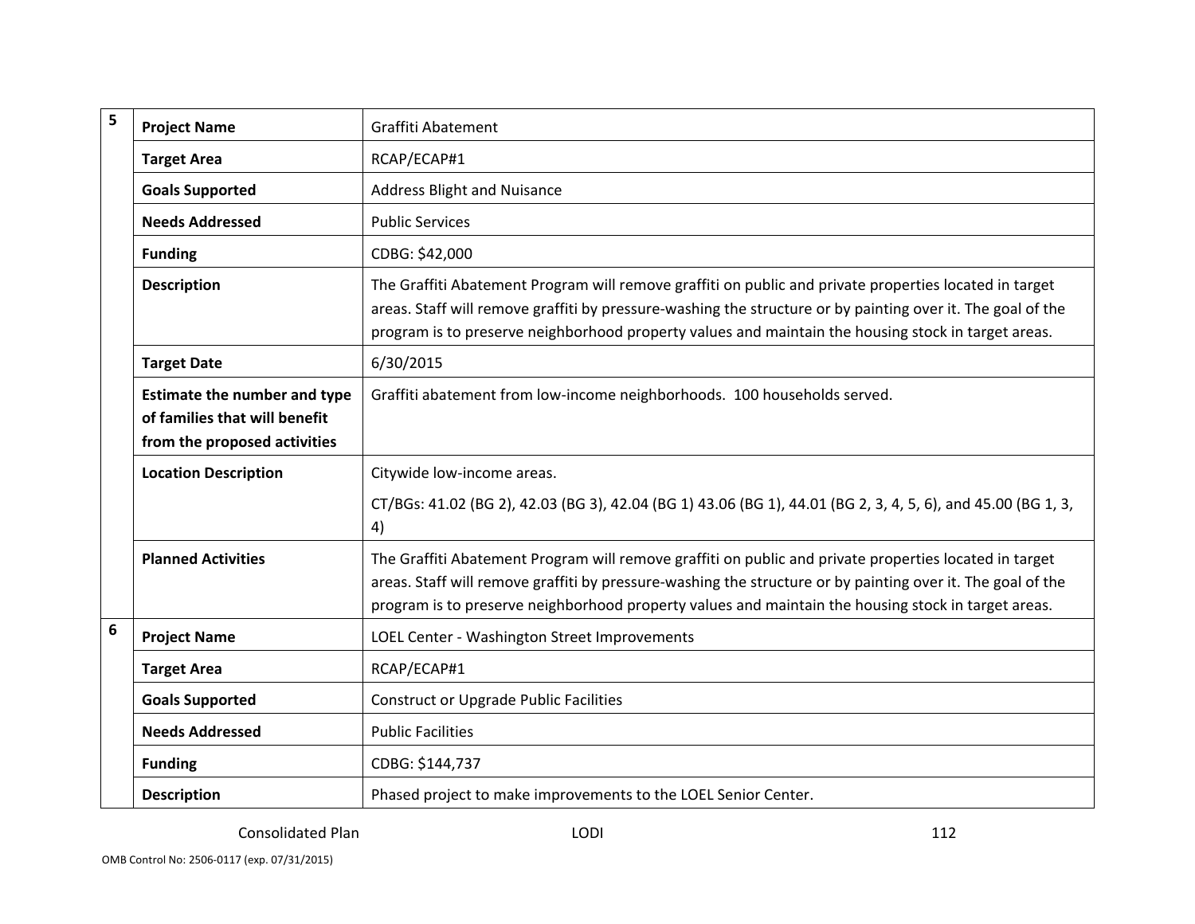| | | |
|---|---|---|
| 5 | **Project Name** | Graffiti Abatement |
| | **Target Area** | RCAP/ECAP#1 |
| | **Goals Supported** | Address Blight and Nuisance |
| | **Needs Addressed** | Public Services |
| | **Funding** | CDBG: $42,000 |
| | **Description** | The Graffiti Abatement Program will remove graffiti on public and private properties located in target areas. Staff will remove graffiti by pressure-washing the structure or by painting over it. The goal of the program is to preserve neighborhood property values and maintain the housing stock in target areas. |
| | **Target Date** | 6/30/2015 |
| | **Estimate the number and type of families that will benefit from the proposed activities** | Graffiti abatement from low-income neighborhoods. 100 households served. |
| | **Location Description** | Citywide low-income areas.<br><br>CT/BGs: 41.02 (BG 2), 42.03 (BG 3), 42.04 (BG 1) 43.06 (BG 1), 44.01 (BG 2, 3, 4, 5, 6), and 45.00 (BG 1, 3, 4) |
| | **Planned Activities** | The Graffiti Abatement Program will remove graffiti on public and private properties located in target areas. Staff will remove graffiti by pressure-washing the structure or by painting over it. The goal of the program is to preserve neighborhood property values and maintain the housing stock in target areas. |
| 6 | **Project Name** | LOEL Center - Washington Street Improvements |
| | **Target Area** | RCAP/ECAP#1 |
| | **Goals Supported** | Construct or Upgrade Public Facilities |
| | **Needs Addressed** | Public Facilities |
| | **Funding** | CDBG: $144,737 |
| | **Description** | Phased project to make improvements to the LOEL Senior Center. |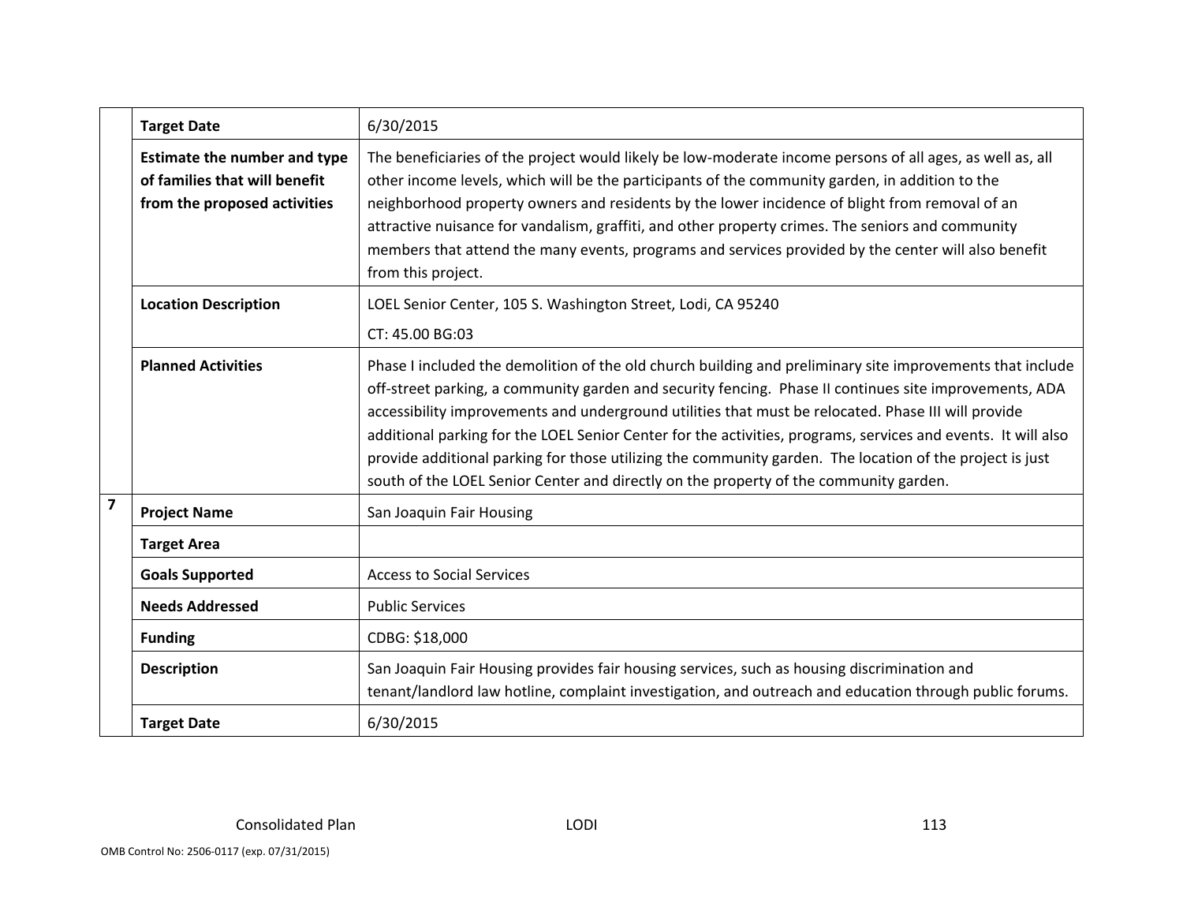| | | |
|---|---|---|
| | **Target Date** | 6/30/2015 |
| | **Estimate the number and type of families that will benefit from the proposed activities** | The beneficiaries of the project would likely be low-moderate income persons of all ages, as well as, all other income levels, which will be the participants of the community garden, in addition to the neighborhood property owners and residents by the lower incidence of blight from removal of an attractive nuisance for vandalism, graffiti, and other property crimes. The seniors and community members that attend the many events, programs and services provided by the center will also benefit from this project. |
| | **Location Description** | LOEL Senior Center, 105 S. Washington Street, Lodi, CA 95240<br>CT: 45.00 BG:03 |
| | **Planned Activities** | Phase I included the demolition of the old church building and preliminary site improvements that include off-street parking, a community garden and security fencing. Phase II continues site improvements, ADA accessibility improvements and underground utilities that must be relocated. Phase III will provide additional parking for the LOEL Senior Center for the activities, programs, services and events. It will also provide additional parking for those utilizing the community garden. The location of the project is just south of the LOEL Senior Center and directly on the property of the community garden. |
| **7** | **Project Name** | San Joaquin Fair Housing |
| | **Target Area** | |
| | **Goals Supported** | Access to Social Services |
| | **Needs Addressed** | Public Services |
| | **Funding** | CDBG: $18,000 |
| | **Description** | San Joaquin Fair Housing provides fair housing services, such as housing discrimination and tenant/landlord law hotline, complaint investigation, and outreach and education through public forums. |
| | **Target Date** | 6/30/2015 |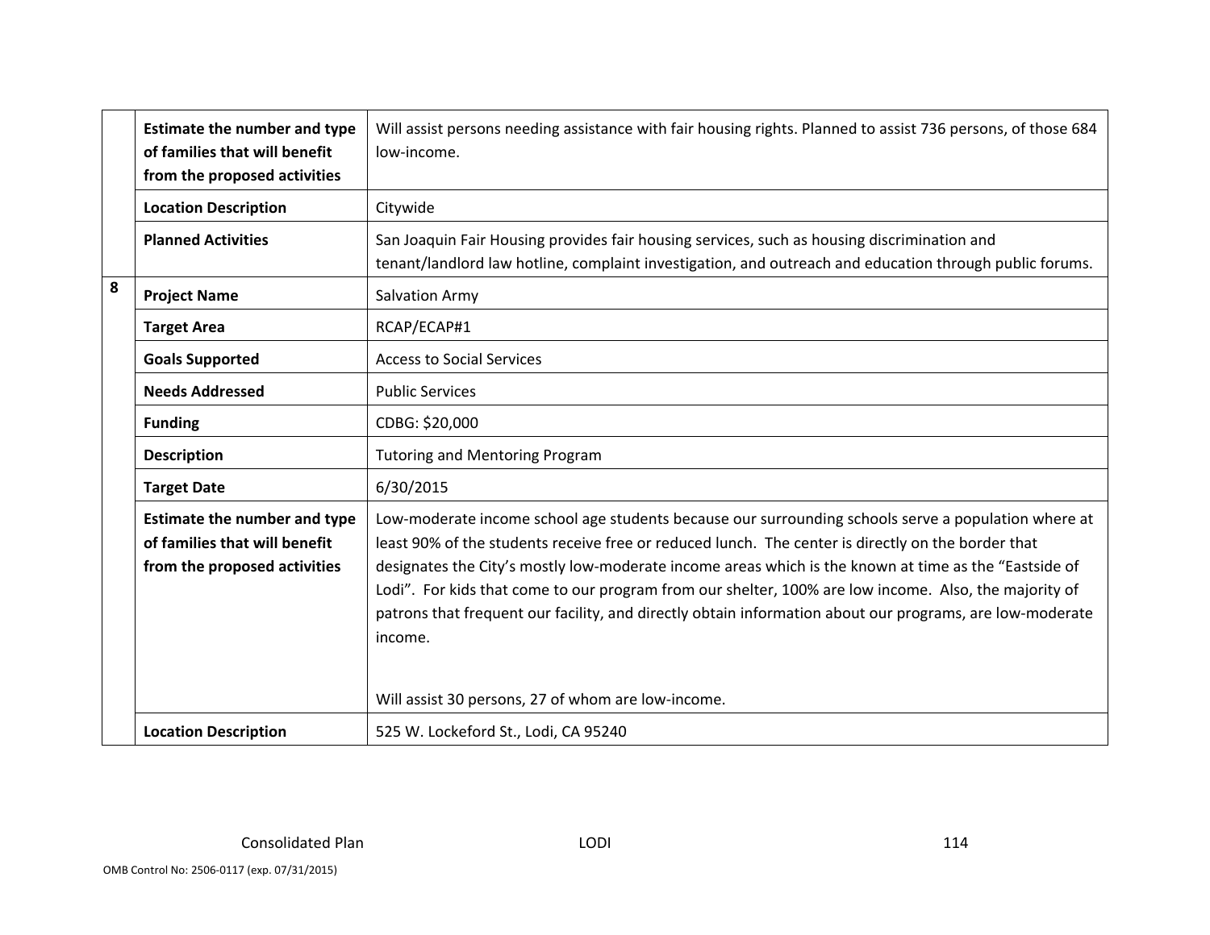| | | |
|---|---|---|
| | **Estimate the number and type of families that will benefit from the proposed activities** | Will assist persons needing assistance with fair housing rights. Planned to assist 736 persons, of those 684 low-income. |
| | **Location Description** | Citywide |
| | **Planned Activities** | San Joaquin Fair Housing provides fair housing services, such as housing discrimination and tenant/landlord law hotline, complaint investigation, and outreach and education through public forums. |
| **8** | **Project Name** | Salvation Army |
| | **Target Area** | RCAP/ECAP#1 |
| | **Goals Supported** | Access to Social Services |
| | **Needs Addressed** | Public Services |
| | **Funding** | CDBG: $20,000 |
| | **Description** | Tutoring and Mentoring Program |
| | **Target Date** | 6/30/2015 |
| | **Estimate the number and type of families that will benefit from the proposed activities** | Low-moderate income school age students because our surrounding schools serve a population where at least 90% of the students receive free or reduced lunch. The center is directly on the border that designates the City's mostly low-moderate income areas which is the known at time as the "Eastside of Lodi". For kids that come to our program from our shelter, 100% are low income. Also, the majority of patrons that frequent our facility, and directly obtain information about our programs, are low-moderate income.<br><br>Will assist 30 persons, 27 of whom are low-income. |
| | **Location Description** | 525 W. Lockeford St., Lodi, CA 95240 |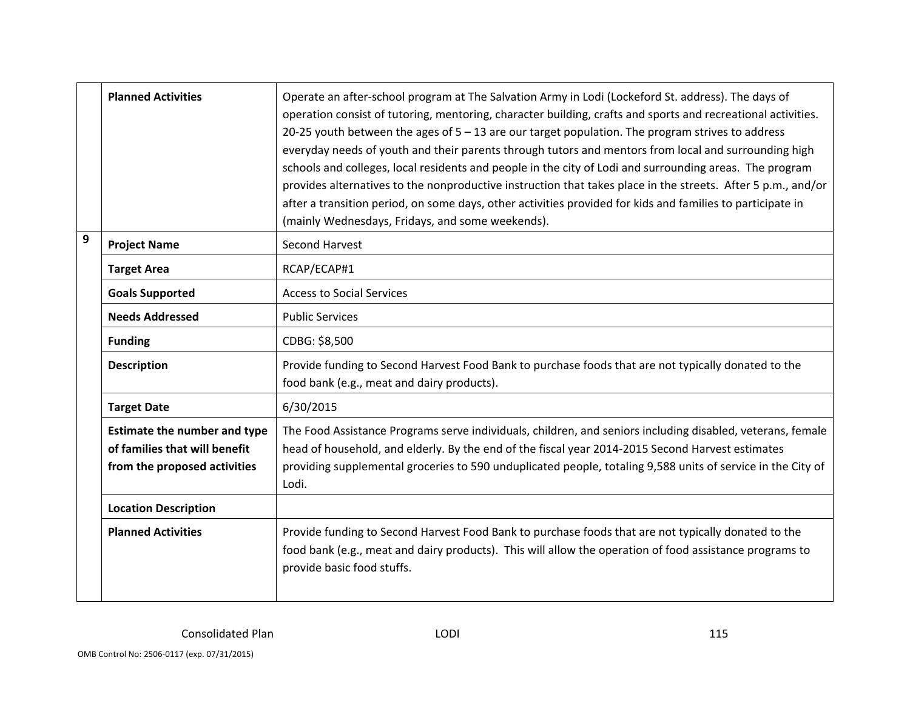|   |   |   |
|---|---|---|
|   | **Planned Activities** | Operate an after-school program at The Salvation Army in Lodi (Lockeford St. address). The days of operation consist of tutoring, mentoring, character building, crafts and sports and recreational activities. 20-25 youth between the ages of 5 – 13 are our target population. The program strives to address everyday needs of youth and their parents through tutors and mentors from local and surrounding high schools and colleges, local residents and people in the city of Lodi and surrounding areas. The program provides alternatives to the nonproductive instruction that takes place in the streets. After 5 p.m., and/or after a transition period, on some days, other activities provided for kids and families to participate in (mainly Wednesdays, Fridays, and some weekends). |
| **9** | **Project Name** | Second Harvest |
|   | **Target Area** | RCAP/ECAP#1 |
|   | **Goals Supported** | Access to Social Services |
|   | **Needs Addressed** | Public Services |
|   | **Funding** | CDBG: $8,500 |
|   | **Description** | Provide funding to Second Harvest Food Bank to purchase foods that are not typically donated to the food bank (e.g., meat and dairy products). |
|   | **Target Date** | 6/30/2015 |
|   | **Estimate the number and type of families that will benefit from the proposed activities** | The Food Assistance Programs serve individuals, children, and seniors including disabled, veterans, female head of household, and elderly. By the end of the fiscal year 2014-2015 Second Harvest estimates providing supplemental groceries to 590 unduplicated people, totaling 9,588 units of service in the City of Lodi. |
|   | **Location Description** |   |
|   | **Planned Activities** | Provide funding to Second Harvest Food Bank to purchase foods that are not typically donated to the food bank (e.g., meat and dairy products). This will allow the operation of food assistance programs to provide basic food stuffs. |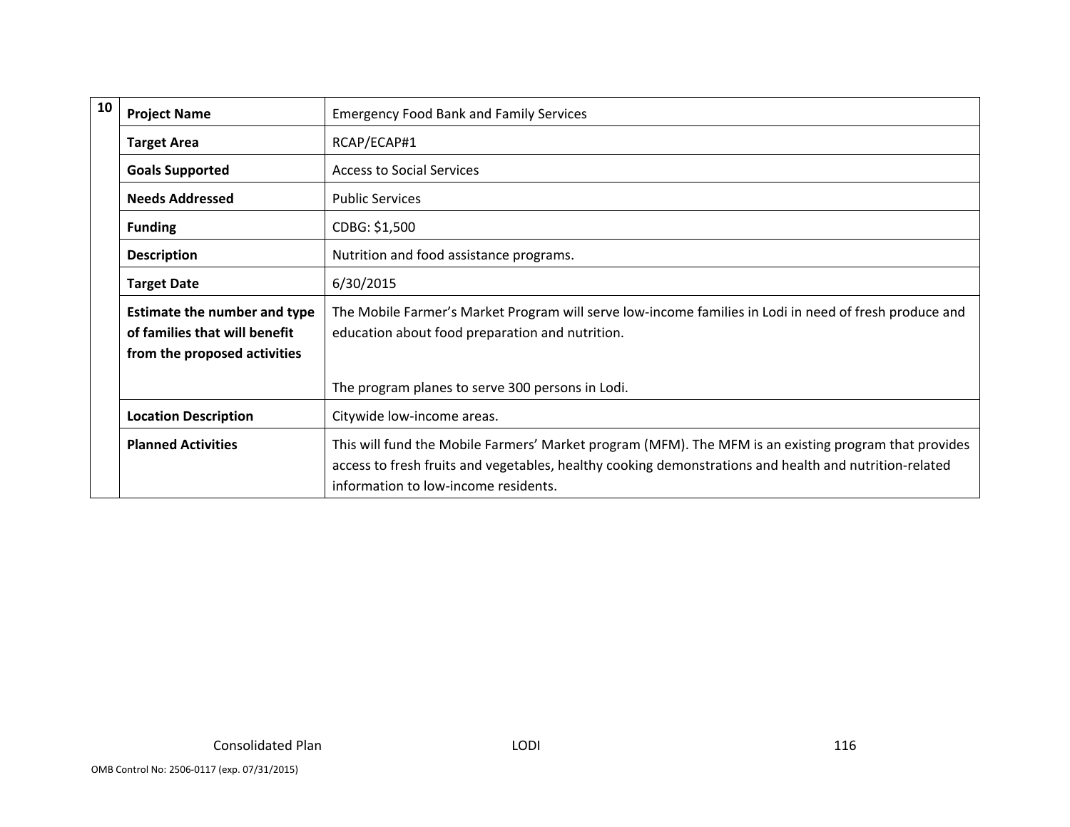| 10 | | |
|---|---|---|
| | **Project Name** | Emergency Food Bank and Family Services |
| | **Target Area** | RCAP/ECAP#1 |
| | **Goals Supported** | Access to Social Services |
| | **Needs Addressed** | Public Services |
| | **Funding** | CDBG: $1,500 |
| | **Description** | Nutrition and food assistance programs. |
| | **Target Date** | 6/30/2015 |
| | **Estimate the number and type of families that will benefit from the proposed activities** | The Mobile Farmer's Market Program will serve low-income families in Lodi in need of fresh produce and education about food preparation and nutrition.<br><br>The program planes to serve 300 persons in Lodi. |
| | **Location Description** | Citywide low-income areas. |
| | **Planned Activities** | This will fund the Mobile Farmers' Market program (MFM). The MFM is an existing program that provides access to fresh fruits and vegetables, healthy cooking demonstrations and health and nutrition-related information to low-income residents. |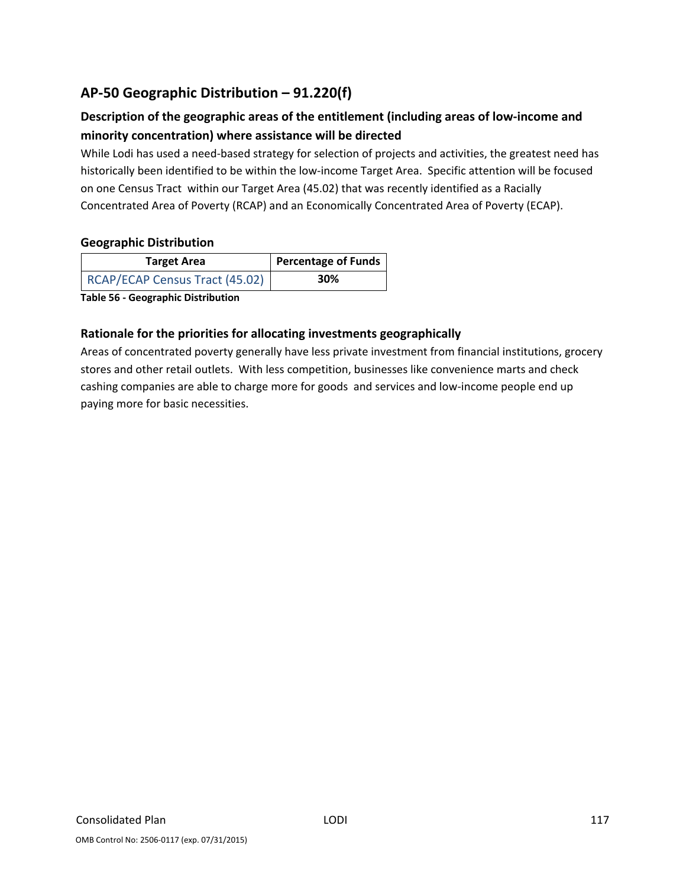## AP-50 Geographic Distribution – 91.220(f)

### Description of the geographic areas of the entitlement (including areas of low-income and minority concentration) where assistance will be directed

While Lodi has used a need-based strategy for selection of projects and activities, the greatest need has historically been identified to be within the low-income Target Area. Specific attention will be focused on one Census Tract within our Target Area (45.02) that was recently identified as a Racially Concentrated Area of Poverty (RCAP) and an Economically Concentrated Area of Poverty (ECAP).

### Geographic Distribution

| Target Area | Percentage of Funds |
|---|---|
| RCAP/ECAP Census Tract (45.02) | **30%** |

**Table 56 - Geographic Distribution**

### Rationale for the priorities for allocating investments geographically

Areas of concentrated poverty generally have less private investment from financial institutions, grocery stores and other retail outlets. With less competition, businesses like convenience marts and check cashing companies are able to charge more for goods and services and low-income people end up paying more for basic necessities.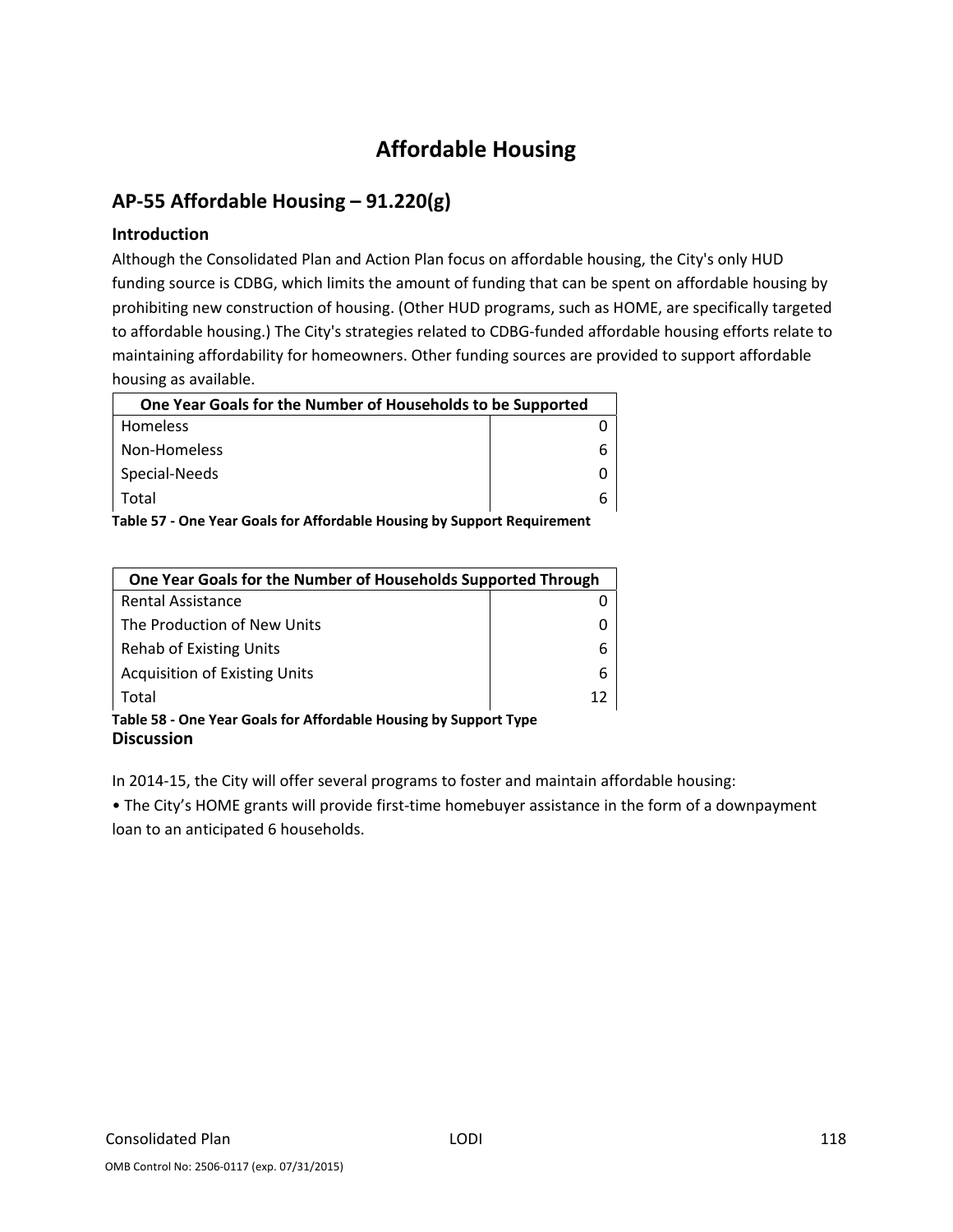# Affordable Housing

## AP-55 Affordable Housing – 91.220(g)

### Introduction

Although the Consolidated Plan and Action Plan focus on affordable housing, the City's only HUD funding source is CDBG, which limits the amount of funding that can be spent on affordable housing by prohibiting new construction of housing. (Other HUD programs, such as HOME, are specifically targeted to affordable housing.) The City's strategies related to CDBG-funded affordable housing efforts relate to maintaining affordability for homeowners. Other funding sources are provided to support affordable housing as available.

| One Year Goals for the Number of Households to be Supported | |
|---|---|
| Homeless | 0 |
| Non-Homeless | 6 |
| Special-Needs | 0 |
| Total | 6 |

**Table 57 - One Year Goals for Affordable Housing by Support Requirement**

| One Year Goals for the Number of Households Supported Through | |
|---|---|
| Rental Assistance | 0 |
| The Production of New Units | 0 |
| Rehab of Existing Units | 6 |
| Acquisition of Existing Units | 6 |
| Total | 12 |

**Table 58 - One Year Goals for Affordable Housing by Support Type**

### Discussion

In 2014-15, the City will offer several programs to foster and maintain affordable housing:

- The City's HOME grants will provide first-time homebuyer assistance in the form of a downpayment loan to an anticipated 6 households.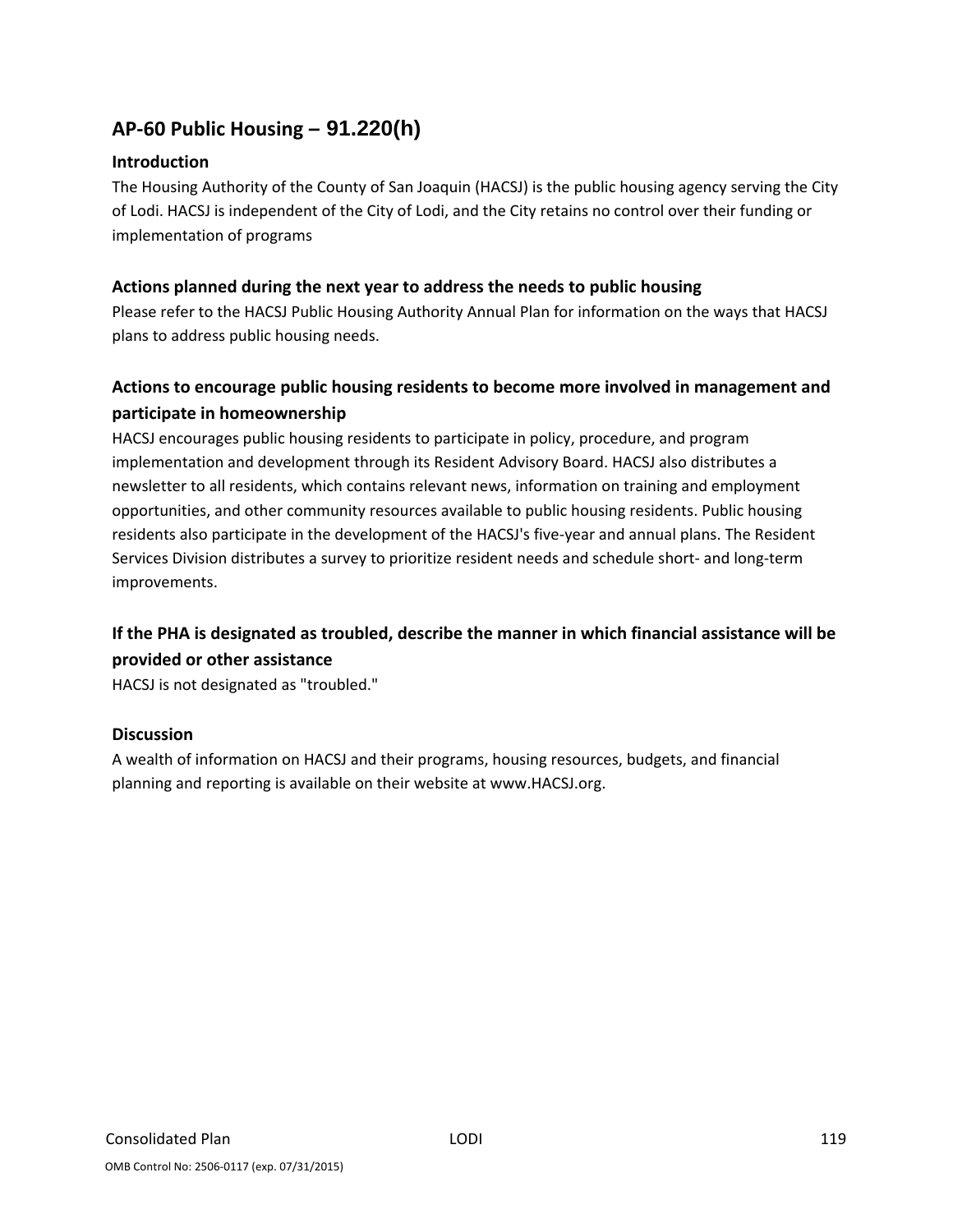## AP-60 Public Housing – 91.220(h)

### Introduction

The Housing Authority of the County of San Joaquin (HACSJ) is the public housing agency serving the City of Lodi. HACSJ is independent of the City of Lodi, and the City retains no control over their funding or implementation of programs

### Actions planned during the next year to address the needs to public housing

Please refer to the HACSJ Public Housing Authority Annual Plan for information on the ways that HACSJ plans to address public housing needs.

### Actions to encourage public housing residents to become more involved in management and participate in homeownership

HACSJ encourages public housing residents to participate in policy, procedure, and program implementation and development through its Resident Advisory Board. HACSJ also distributes a newsletter to all residents, which contains relevant news, information on training and employment opportunities, and other community resources available to public housing residents. Public housing residents also participate in the development of the HACSJ's five-year and annual plans. The Resident Services Division distributes a survey to prioritize resident needs and schedule short- and long-term improvements.

### If the PHA is designated as troubled, describe the manner in which financial assistance will be provided or other assistance

HACSJ is not designated as "troubled."

### Discussion

A wealth of information on HACSJ and their programs, housing resources, budgets, and financial planning and reporting is available on their website at www.HACSJ.org.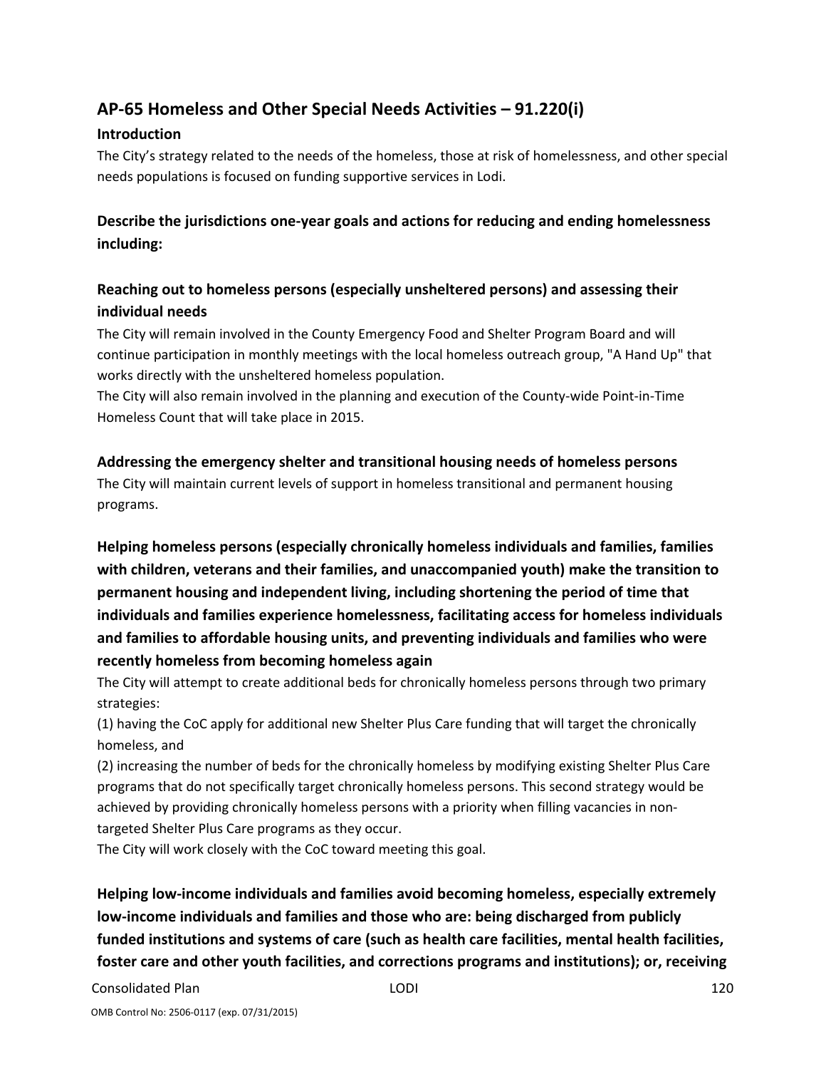## AP-65 Homeless and Other Special Needs Activities – 91.220(i)

### Introduction

The City's strategy related to the needs of the homeless, those at risk of homelessness, and other special needs populations is focused on funding supportive services in Lodi.

### Describe the jurisdictions one-year goals and actions for reducing and ending homelessness including:

### Reaching out to homeless persons (especially unsheltered persons) and assessing their individual needs

The City will remain involved in the County Emergency Food and Shelter Program Board and will continue participation in monthly meetings with the local homeless outreach group, "A Hand Up" that works directly with the unsheltered homeless population.

The City will also remain involved in the planning and execution of the County-wide Point-in-Time Homeless Count that will take place in 2015.

### Addressing the emergency shelter and transitional housing needs of homeless persons

The City will maintain current levels of support in homeless transitional and permanent housing programs.

### Helping homeless persons (especially chronically homeless individuals and families, families with children, veterans and their families, and unaccompanied youth) make the transition to permanent housing and independent living, including shortening the period of time that individuals and families experience homelessness, facilitating access for homeless individuals and families to affordable housing units, and preventing individuals and families who were recently homeless from becoming homeless again

The City will attempt to create additional beds for chronically homeless persons through two primary strategies:

(1) having the CoC apply for additional new Shelter Plus Care funding that will target the chronically homeless, and

(2) increasing the number of beds for the chronically homeless by modifying existing Shelter Plus Care programs that do not specifically target chronically homeless persons. This second strategy would be achieved by providing chronically homeless persons with a priority when filling vacancies in non-targeted Shelter Plus Care programs as they occur.

The City will work closely with the CoC toward meeting this goal.

### Helping low-income individuals and families avoid becoming homeless, especially extremely low-income individuals and families and those who are: being discharged from publicly funded institutions and systems of care (such as health care facilities, mental health facilities, foster care and other youth facilities, and corrections programs and institutions); or, receiving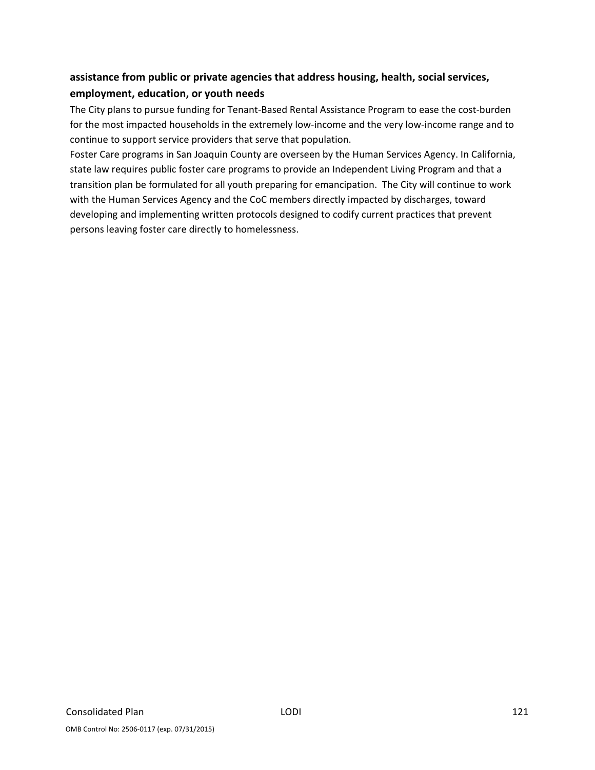**assistance from public or private agencies that address housing, health, social services, employment, education, or youth needs**

The City plans to pursue funding for Tenant-Based Rental Assistance Program to ease the cost-burden for the most impacted households in the extremely low-income and the very low-income range and to continue to support service providers that serve that population.

Foster Care programs in San Joaquin County are overseen by the Human Services Agency. In California, state law requires public foster care programs to provide an Independent Living Program and that a transition plan be formulated for all youth preparing for emancipation. The City will continue to work with the Human Services Agency and the CoC members directly impacted by discharges, toward developing and implementing written protocols designed to codify current practices that prevent persons leaving foster care directly to homelessness.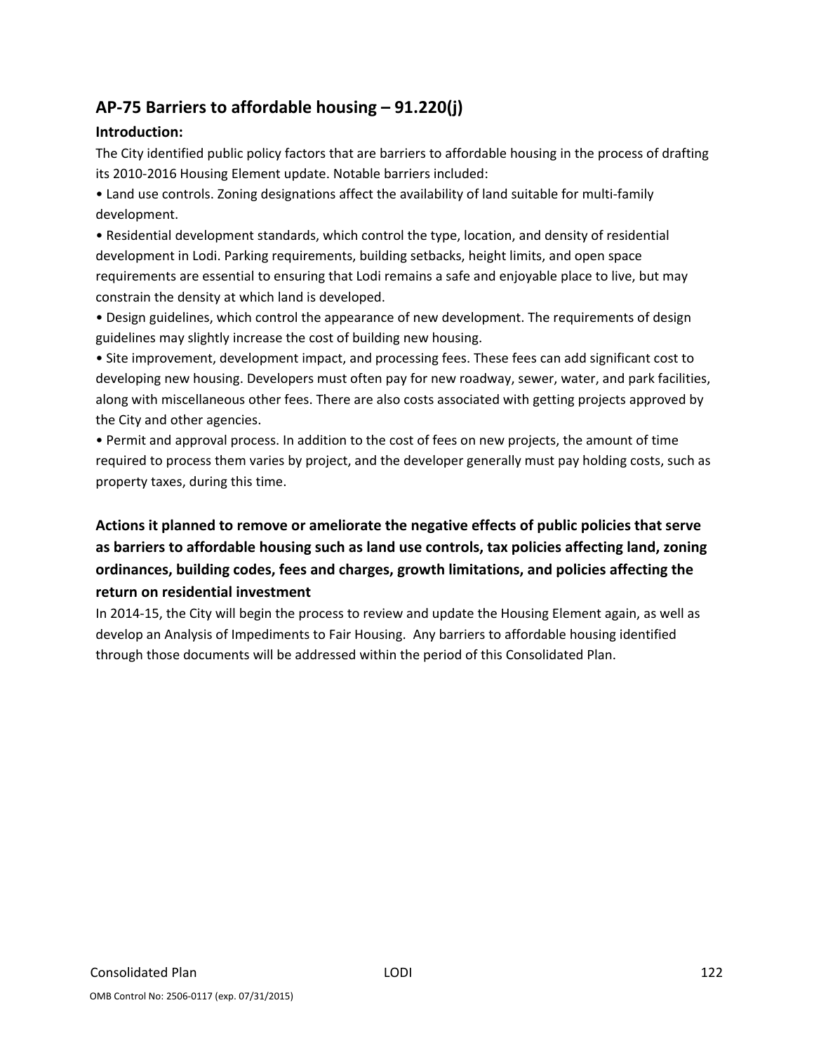## AP-75 Barriers to affordable housing – 91.220(j)

### Introduction:

The City identified public policy factors that are barriers to affordable housing in the process of drafting its 2010-2016 Housing Element update. Notable barriers included:

- Land use controls. Zoning designations affect the availability of land suitable for multi-family development.
- Residential development standards, which control the type, location, and density of residential development in Lodi. Parking requirements, building setbacks, height limits, and open space requirements are essential to ensuring that Lodi remains a safe and enjoyable place to live, but may constrain the density at which land is developed.
- Design guidelines, which control the appearance of new development. The requirements of design guidelines may slightly increase the cost of building new housing.
- Site improvement, development impact, and processing fees. These fees can add significant cost to developing new housing. Developers must often pay for new roadway, sewer, water, and park facilities, along with miscellaneous other fees. There are also costs associated with getting projects approved by the City and other agencies.
- Permit and approval process. In addition to the cost of fees on new projects, the amount of time required to process them varies by project, and the developer generally must pay holding costs, such as property taxes, during this time.

### Actions it planned to remove or ameliorate the negative effects of public policies that serve as barriers to affordable housing such as land use controls, tax policies affecting land, zoning ordinances, building codes, fees and charges, growth limitations, and policies affecting the return on residential investment

In 2014-15, the City will begin the process to review and update the Housing Element again, as well as develop an Analysis of Impediments to Fair Housing. Any barriers to affordable housing identified through those documents will be addressed within the period of this Consolidated Plan.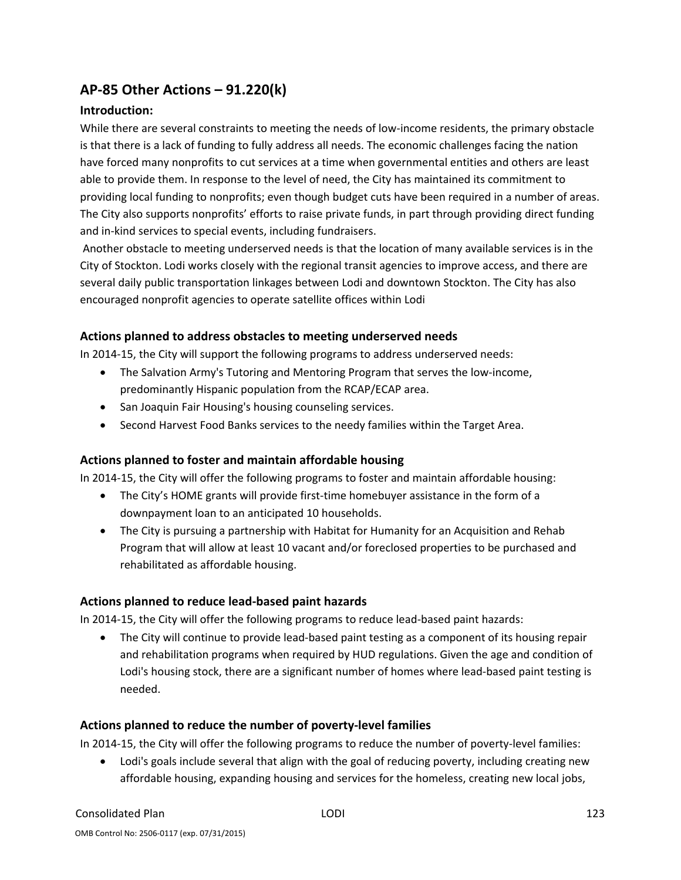## AP-85 Other Actions – 91.220(k)

### Introduction:

While there are several constraints to meeting the needs of low-income residents, the primary obstacle is that there is a lack of funding to fully address all needs. The economic challenges facing the nation have forced many nonprofits to cut services at a time when governmental entities and others are least able to provide them. In response to the level of need, the City has maintained its commitment to providing local funding to nonprofits; even though budget cuts have been required in a number of areas. The City also supports nonprofits' efforts to raise private funds, in part through providing direct funding and in-kind services to special events, including fundraisers.

Another obstacle to meeting underserved needs is that the location of many available services is in the City of Stockton. Lodi works closely with the regional transit agencies to improve access, and there are several daily public transportation linkages between Lodi and downtown Stockton. The City has also encouraged nonprofit agencies to operate satellite offices within Lodi

### Actions planned to address obstacles to meeting underserved needs

In 2014-15, the City will support the following programs to address underserved needs:

- The Salvation Army's Tutoring and Mentoring Program that serves the low-income, predominantly Hispanic population from the RCAP/ECAP area.
- San Joaquin Fair Housing's housing counseling services.
- Second Harvest Food Banks services to the needy families within the Target Area.

### Actions planned to foster and maintain affordable housing

In 2014-15, the City will offer the following programs to foster and maintain affordable housing:

- The City's HOME grants will provide first-time homebuyer assistance in the form of a downpayment loan to an anticipated 10 households.
- The City is pursuing a partnership with Habitat for Humanity for an Acquisition and Rehab Program that will allow at least 10 vacant and/or foreclosed properties to be purchased and rehabilitated as affordable housing.

### Actions planned to reduce lead-based paint hazards

In 2014-15, the City will offer the following programs to reduce lead-based paint hazards:

- The City will continue to provide lead-based paint testing as a component of its housing repair and rehabilitation programs when required by HUD regulations. Given the age and condition of Lodi's housing stock, there are a significant number of homes where lead-based paint testing is needed.

### Actions planned to reduce the number of poverty-level families

In 2014-15, the City will offer the following programs to reduce the number of poverty-level families:

- Lodi's goals include several that align with the goal of reducing poverty, including creating new affordable housing, expanding housing and services for the homeless, creating new local jobs,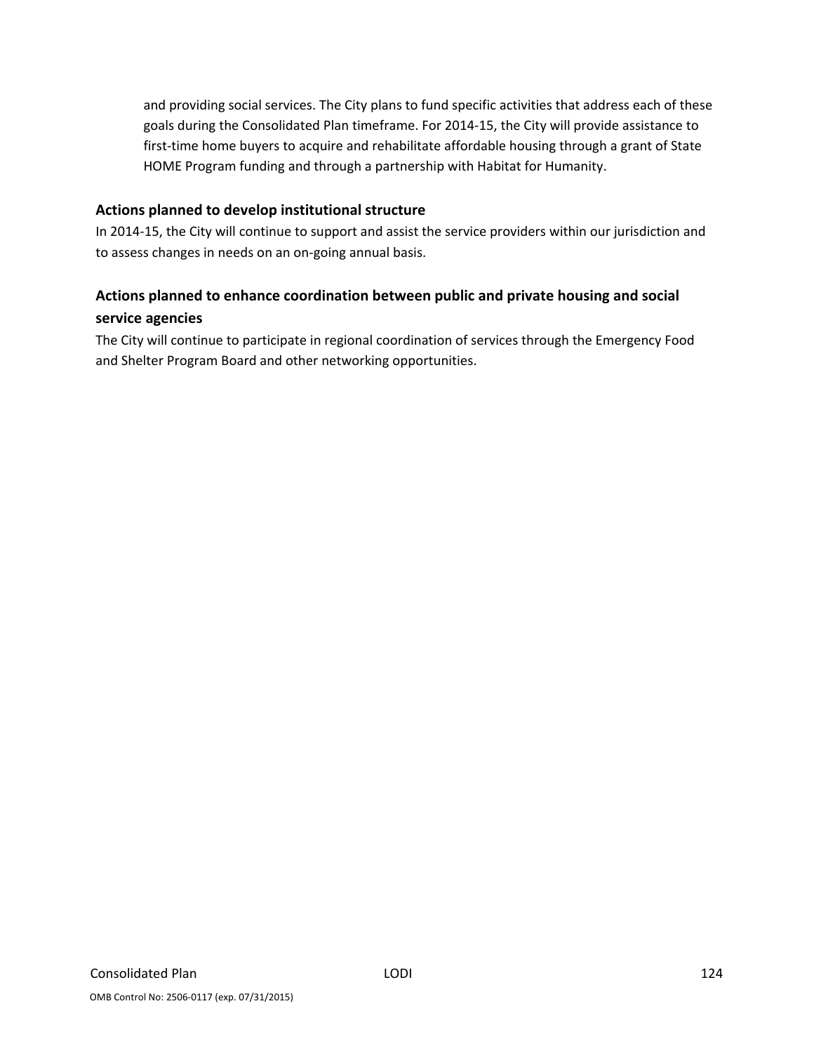and providing social services. The City plans to fund specific activities that address each of these goals during the Consolidated Plan timeframe. For 2014-15, the City will provide assistance to first-time home buyers to acquire and rehabilitate affordable housing through a grant of State HOME Program funding and through a partnership with Habitat for Humanity.

## Actions planned to develop institutional structure

In 2014-15, the City will continue to support and assist the service providers within our jurisdiction and to assess changes in needs on an on-going annual basis.

## Actions planned to enhance coordination between public and private housing and social service agencies

The City will continue to participate in regional coordination of services through the Emergency Food and Shelter Program Board and other networking opportunities.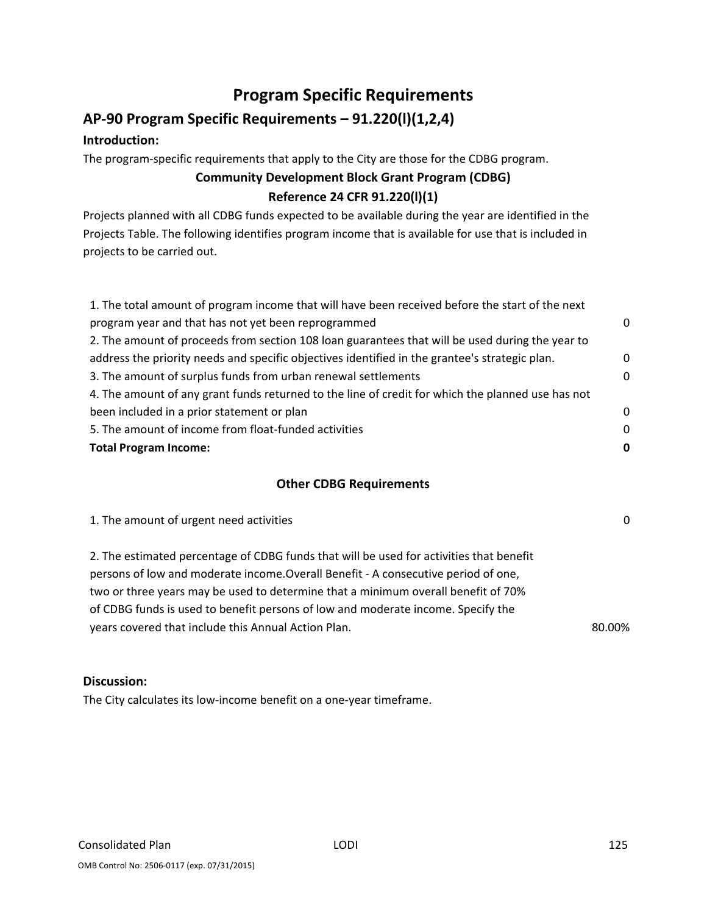# Program Specific Requirements

## AP-90 Program Specific Requirements – 91.220(l)(1,2,4)

### Introduction:

The program-specific requirements that apply to the City are those for the CDBG program.

**Community Development Block Grant Program (CDBG)**

**Reference 24 CFR 91.220(l)(1)**

Projects planned with all CDBG funds expected to be available during the year are identified in the Projects Table. The following identifies program income that is available for use that is included in projects to be carried out.

| | |
|---|---|
| 1. The total amount of program income that will have been received before the start of the next program year and that has not yet been reprogrammed | 0 |
| 2. The amount of proceeds from section 108 loan guarantees that will be used during the year to address the priority needs and specific objectives identified in the grantee's strategic plan. | 0 |
| 3. The amount of surplus funds from urban renewal settlements | 0 |
| 4. The amount of any grant funds returned to the line of credit for which the planned use has not been included in a prior statement or plan | 0 |
| 5. The amount of income from float-funded activities | 0 |
| **Total Program Income:** | **0** |

**Other CDBG Requirements**

| | |
|---|---|
| 1. The amount of urgent need activities | 0 |
| 2. The estimated percentage of CDBG funds that will be used for activities that benefit persons of low and moderate income.Overall Benefit - A consecutive period of one, two or three years may be used to determine that a minimum overall benefit of 70% of CDBG funds is used to benefit persons of low and moderate income. Specify the years covered that include this Annual Action Plan. | 80.00% |

### Discussion:

The City calculates its low-income benefit on a one-year timeframe.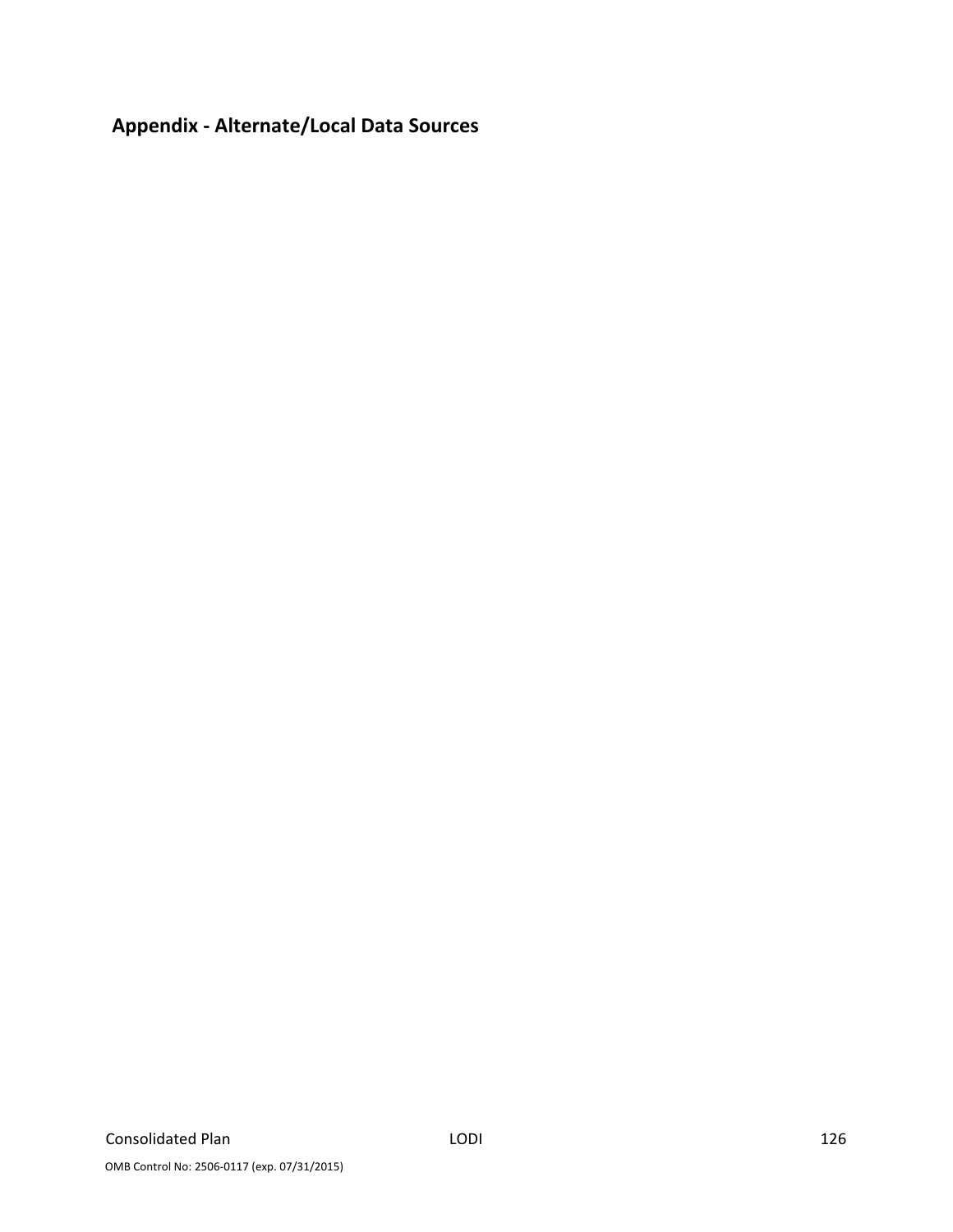# Appendix - Alternate/Local Data Sources